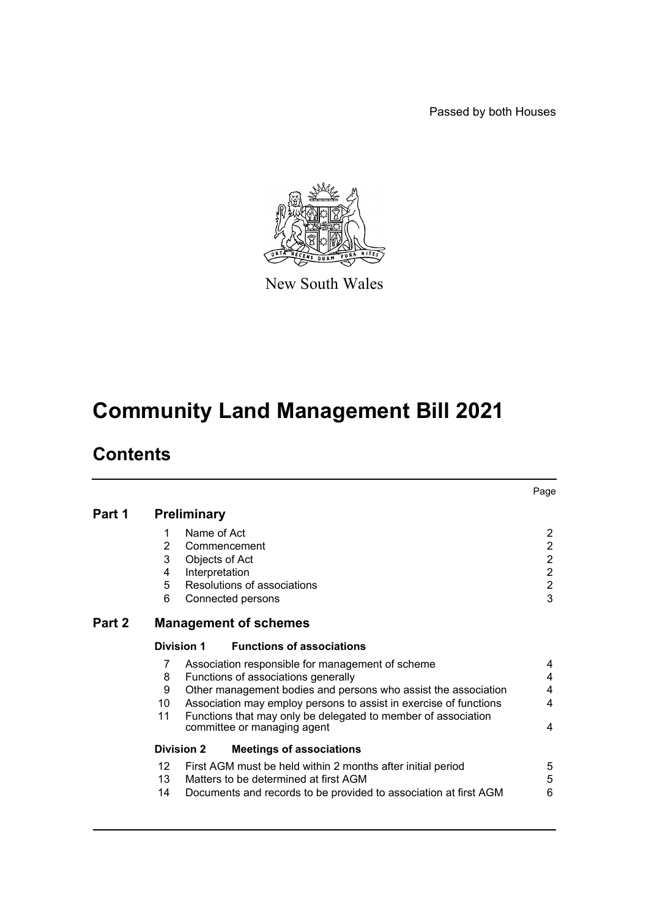Passed by both Houses

New South Wales

# Community Land Management Bill 2021

## Contents

| | | | Page |
|---|---|---|---|
| **Part 1** | **Preliminary** | | |
| | 1 | Name of Act | 2 |
| | 2 | Commencement | 2 |
| | 3 | Objects of Act | 2 |
| | 4 | Interpretation | 2 |
| | 5 | Resolutions of associations | 2 |
| | 6 | Connected persons | 3 |
| **Part 2** | **Management of schemes** | | |
| | **Division 1** | **Functions of associations** | |
| | 7 | Association responsible for management of scheme | 4 |
| | 8 | Functions of associations generally | 4 |
| | 9 | Other management bodies and persons who assist the association | 4 |
| | 10 | Association may employ persons to assist in exercise of functions | 4 |
| | 11 | Functions that may only be delegated to member of association committee or managing agent | 4 |
| | **Division 2** | **Meetings of associations** | |
| | 12 | First AGM must be held within 2 months after initial period | 5 |
| | 13 | Matters to be determined at first AGM | 5 |
| | 14 | Documents and records to be provided to association at first AGM | 6 |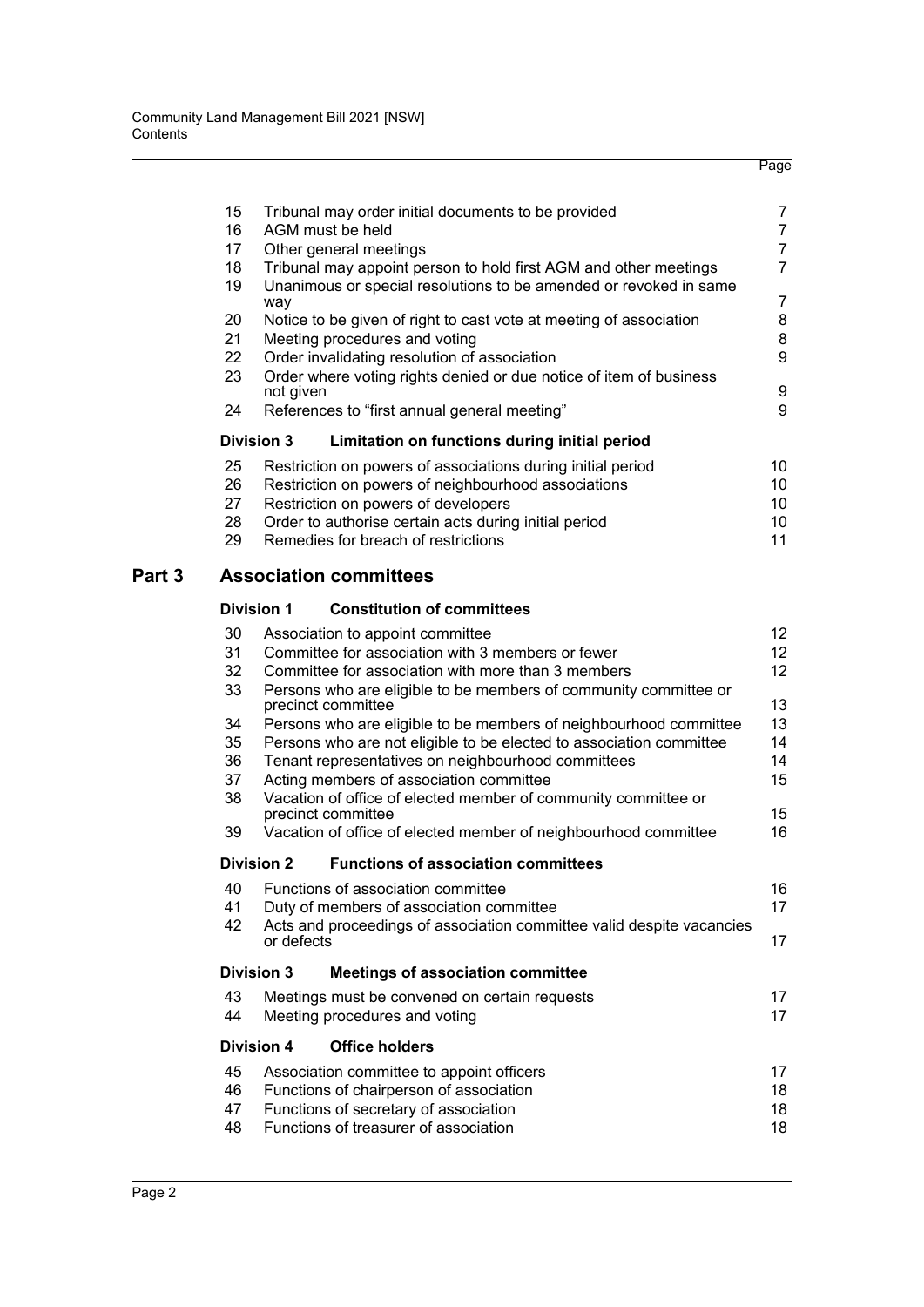| | | Page |
|---|---|---|
| 15 | Tribunal may order initial documents to be provided | 7 |
| 16 | AGM must be held | 7 |
| 17 | Other general meetings | 7 |
| 18 | Tribunal may appoint person to hold first AGM and other meetings | 7 |
| 19 | Unanimous or special resolutions to be amended or revoked in same way | 7 |
| 20 | Notice to be given of right to cast vote at meeting of association | 8 |
| 21 | Meeting procedures and voting | 8 |
| 22 | Order invalidating resolution of association | 9 |
| 23 | Order where voting rights denied or due notice of item of business not given | 9 |
| 24 | References to "first annual general meeting" | 9 |

**Division 3 Limitation on functions during initial period**

| | | |
|---|---|---|
| 25 | Restriction on powers of associations during initial period | 10 |
| 26 | Restriction on powers of neighbourhood associations | 10 |
| 27 | Restriction on powers of developers | 10 |
| 28 | Order to authorise certain acts during initial period | 10 |
| 29 | Remedies for breach of restrictions | 11 |

## Part 3 Association committees

**Division 1 Constitution of committees**

| | | |
|---|---|---|
| 30 | Association to appoint committee | 12 |
| 31 | Committee for association with 3 members or fewer | 12 |
| 32 | Committee for association with more than 3 members | 12 |
| 33 | Persons who are eligible to be members of community committee or precinct committee | 13 |
| 34 | Persons who are eligible to be members of neighbourhood committee | 13 |
| 35 | Persons who are not eligible to be elected to association committee | 14 |
| 36 | Tenant representatives on neighbourhood committees | 14 |
| 37 | Acting members of association committee | 15 |
| 38 | Vacation of office of elected member of community committee or precinct committee | 15 |
| 39 | Vacation of office of elected member of neighbourhood committee | 16 |

**Division 2 Functions of association committees**

| | | |
|---|---|---|
| 40 | Functions of association committee | 16 |
| 41 | Duty of members of association committee | 17 |
| 42 | Acts and proceedings of association committee valid despite vacancies or defects | 17 |

**Division 3 Meetings of association committee**

| | | |
|---|---|---|
| 43 | Meetings must be convened on certain requests | 17 |
| 44 | Meeting procedures and voting | 17 |

**Division 4 Office holders**

| | | |
|---|---|---|
| 45 | Association committee to appoint officers | 17 |
| 46 | Functions of chairperson of association | 18 |
| 47 | Functions of secretary of association | 18 |
| 48 | Functions of treasurer of association | 18 |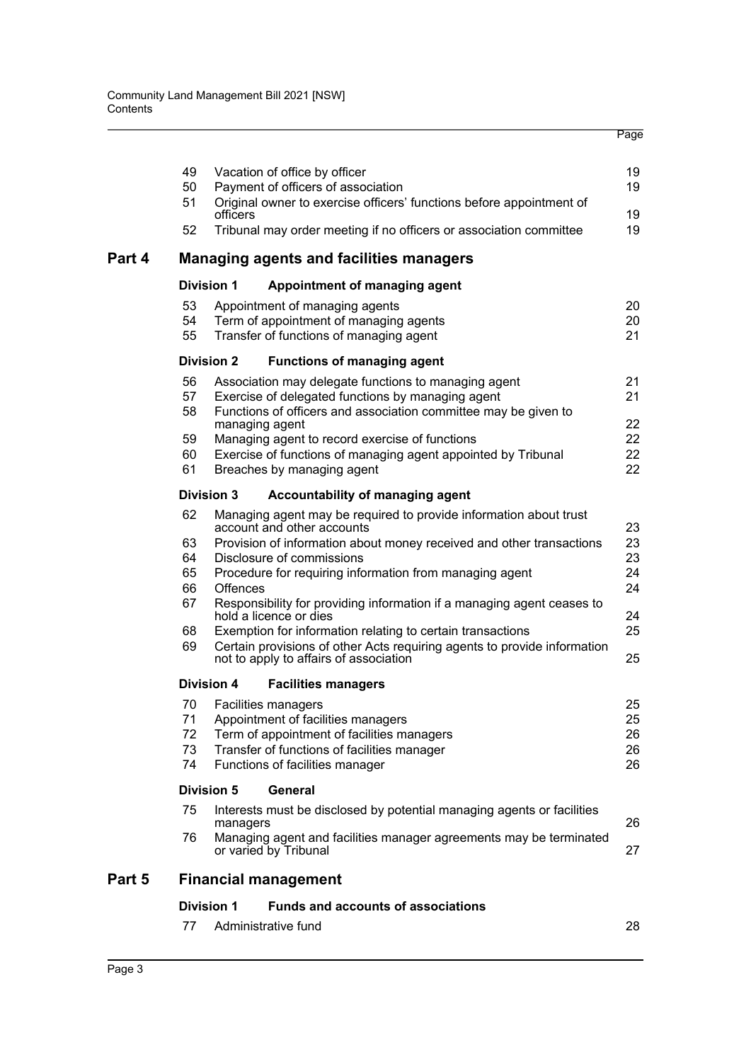| | | Page |
|---|---|---|
| 49 | Vacation of office by officer | 19 |
| 50 | Payment of officers of association | 19 |
| 51 | Original owner to exercise officers' functions before appointment of officers | 19 |
| 52 | Tribunal may order meeting if no officers or association committee | 19 |

## Part 4 Managing agents and facilities managers

### Division 1 Appointment of managing agent

| | | |
|---|---|---|
| 53 | Appointment of managing agents | 20 |
| 54 | Term of appointment of managing agents | 20 |
| 55 | Transfer of functions of managing agent | 21 |

### Division 2 Functions of managing agent

| | | |
|---|---|---|
| 56 | Association may delegate functions to managing agent | 21 |
| 57 | Exercise of delegated functions by managing agent | 21 |
| 58 | Functions of officers and association committee may be given to managing agent | 22 |
| 59 | Managing agent to record exercise of functions | 22 |
| 60 | Exercise of functions of managing agent appointed by Tribunal | 22 |
| 61 | Breaches by managing agent | 22 |

### Division 3 Accountability of managing agent

| | | |
|---|---|---|
| 62 | Managing agent may be required to provide information about trust account and other accounts | 23 |
| 63 | Provision of information about money received and other transactions | 23 |
| 64 | Disclosure of commissions | 23 |
| 65 | Procedure for requiring information from managing agent | 24 |
| 66 | Offences | 24 |
| 67 | Responsibility for providing information if a managing agent ceases to hold a licence or dies | 24 |
| 68 | Exemption for information relating to certain transactions | 25 |
| 69 | Certain provisions of other Acts requiring agents to provide information not to apply to affairs of association | 25 |

### Division 4 Facilities managers

| | | |
|---|---|---|
| 70 | Facilities managers | 25 |
| 71 | Appointment of facilities managers | 25 |
| 72 | Term of appointment of facilities managers | 26 |
| 73 | Transfer of functions of facilities manager | 26 |
| 74 | Functions of facilities manager | 26 |

### Division 5 General

| | | |
|---|---|---|
| 75 | Interests must be disclosed by potential managing agents or facilities managers | 26 |
| 76 | Managing agent and facilities manager agreements may be terminated or varied by Tribunal | 27 |

## Part 5 Financial management

### Division 1 Funds and accounts of associations

| | | |
|---|---|---|
| 77 | Administrative fund | 28 |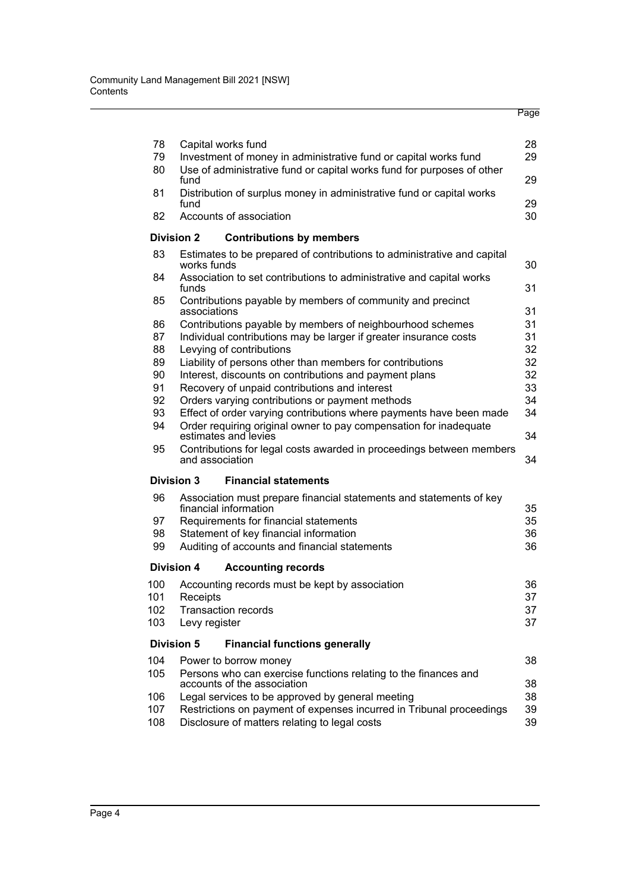| | | Page |
|---|---|---|
| 78 | Capital works fund | 28 |
| 79 | Investment of money in administrative fund or capital works fund | 29 |
| 80 | Use of administrative fund or capital works fund for purposes of other fund | 29 |
| 81 | Distribution of surplus money in administrative fund or capital works fund | 29 |
| 82 | Accounts of association | 30 |
| **Division 2** | **Contributions by members** | |
| 83 | Estimates to be prepared of contributions to administrative and capital works funds | 30 |
| 84 | Association to set contributions to administrative and capital works funds | 31 |
| 85 | Contributions payable by members of community and precinct associations | 31 |
| 86 | Contributions payable by members of neighbourhood schemes | 31 |
| 87 | Individual contributions may be larger if greater insurance costs | 31 |
| 88 | Levying of contributions | 32 |
| 89 | Liability of persons other than members for contributions | 32 |
| 90 | Interest, discounts on contributions and payment plans | 32 |
| 91 | Recovery of unpaid contributions and interest | 33 |
| 92 | Orders varying contributions or payment methods | 34 |
| 93 | Effect of order varying contributions where payments have been made | 34 |
| 94 | Order requiring original owner to pay compensation for inadequate estimates and levies | 34 |
| 95 | Contributions for legal costs awarded in proceedings between members and association | 34 |
| **Division 3** | **Financial statements** | |
| 96 | Association must prepare financial statements and statements of key financial information | 35 |
| 97 | Requirements for financial statements | 35 |
| 98 | Statement of key financial information | 36 |
| 99 | Auditing of accounts and financial statements | 36 |
| **Division 4** | **Accounting records** | |
| 100 | Accounting records must be kept by association | 36 |
| 101 | Receipts | 37 |
| 102 | Transaction records | 37 |
| 103 | Levy register | 37 |
| **Division 5** | **Financial functions generally** | |
| 104 | Power to borrow money | 38 |
| 105 | Persons who can exercise functions relating to the finances and accounts of the association | 38 |
| 106 | Legal services to be approved by general meeting | 38 |
| 107 | Restrictions on payment of expenses incurred in Tribunal proceedings | 39 |
| 108 | Disclosure of matters relating to legal costs | 39 |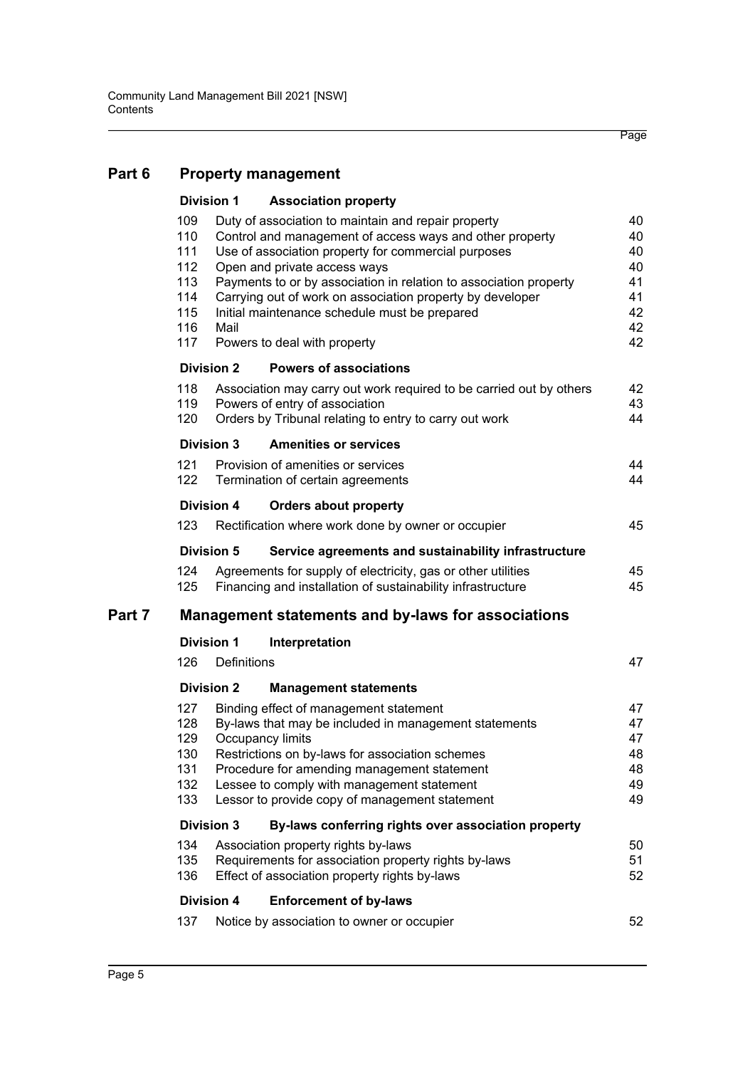## Part 6 Property management

### Division 1 Association property

| | | Page |
|---|---|---|
| 109 | Duty of association to maintain and repair property | 40 |
| 110 | Control and management of access ways and other property | 40 |
| 111 | Use of association property for commercial purposes | 40 |
| 112 | Open and private access ways | 40 |
| 113 | Payments to or by association in relation to association property | 41 |
| 114 | Carrying out of work on association property by developer | 41 |
| 115 | Initial maintenance schedule must be prepared | 42 |
| 116 | Mail | 42 |
| 117 | Powers to deal with property | 42 |

### Division 2 Powers of associations

| | | |
|---|---|---|
| 118 | Association may carry out work required to be carried out by others | 42 |
| 119 | Powers of entry of association | 43 |
| 120 | Orders by Tribunal relating to entry to carry out work | 44 |

### Division 3 Amenities or services

| | | |
|---|---|---|
| 121 | Provision of amenities or services | 44 |
| 122 | Termination of certain agreements | 44 |

### Division 4 Orders about property

| | | |
|---|---|---|
| 123 | Rectification where work done by owner or occupier | 45 |

### Division 5 Service agreements and sustainability infrastructure

| | | |
|---|---|---|
| 124 | Agreements for supply of electricity, gas or other utilities | 45 |
| 125 | Financing and installation of sustainability infrastructure | 45 |

## Part 7 Management statements and by-laws for associations

### Division 1 Interpretation

| | | |
|---|---|---|
| 126 | Definitions | 47 |

### Division 2 Management statements

| | | |
|---|---|---|
| 127 | Binding effect of management statement | 47 |
| 128 | By-laws that may be included in management statements | 47 |
| 129 | Occupancy limits | 47 |
| 130 | Restrictions on by-laws for association schemes | 48 |
| 131 | Procedure for amending management statement | 48 |
| 132 | Lessee to comply with management statement | 49 |
| 133 | Lessor to provide copy of management statement | 49 |

### Division 3 By-laws conferring rights over association property

| | | |
|---|---|---|
| 134 | Association property rights by-laws | 50 |
| 135 | Requirements for association property rights by-laws | 51 |
| 136 | Effect of association property rights by-laws | 52 |

### Division 4 Enforcement of by-laws

| | | |
|---|---|---|
| 137 | Notice by association to owner or occupier | 52 |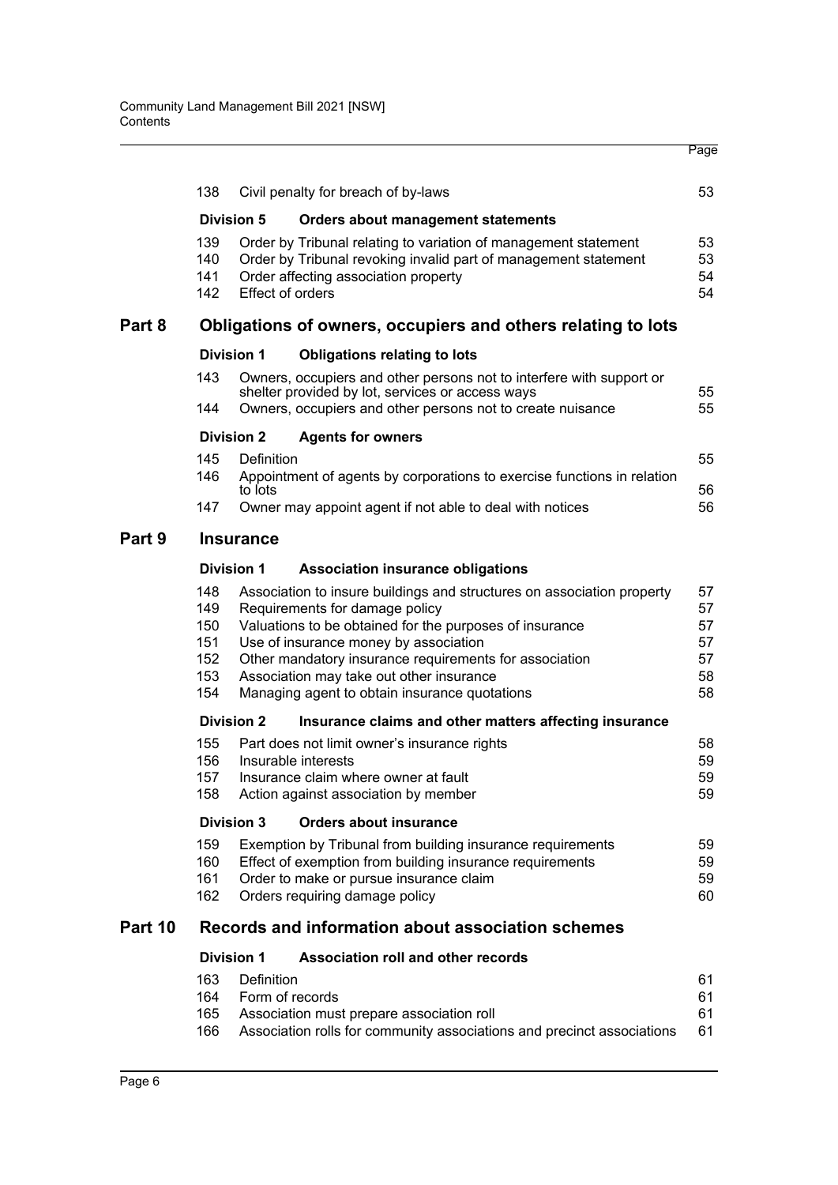| | | Page |
|---|---|---|
| 138 | Civil penalty for breach of by-laws | 53 |
| **Division 5** | **Orders about management statements** | |
| 139 | Order by Tribunal relating to variation of management statement | 53 |
| 140 | Order by Tribunal revoking invalid part of management statement | 53 |
| 141 | Order affecting association property | 54 |
| 142 | Effect of orders | 54 |

## Part 8 Obligations of owners, occupiers and others relating to lots

| | | |
|---|---|---|
| **Division 1** | **Obligations relating to lots** | |
| 143 | Owners, occupiers and other persons not to interfere with support or shelter provided by lot, services or access ways | 55 |
| 144 | Owners, occupiers and other persons not to create nuisance | 55 |
| **Division 2** | **Agents for owners** | |
| 145 | Definition | 55 |
| 146 | Appointment of agents by corporations to exercise functions in relation to lots | 56 |
| 147 | Owner may appoint agent if not able to deal with notices | 56 |

## Part 9 Insurance

| | | |
|---|---|---|
| **Division 1** | **Association insurance obligations** | |
| 148 | Association to insure buildings and structures on association property | 57 |
| 149 | Requirements for damage policy | 57 |
| 150 | Valuations to be obtained for the purposes of insurance | 57 |
| 151 | Use of insurance money by association | 57 |
| 152 | Other mandatory insurance requirements for association | 57 |
| 153 | Association may take out other insurance | 58 |
| 154 | Managing agent to obtain insurance quotations | 58 |
| **Division 2** | **Insurance claims and other matters affecting insurance** | |
| 155 | Part does not limit owner's insurance rights | 58 |
| 156 | Insurable interests | 59 |
| 157 | Insurance claim where owner at fault | 59 |
| 158 | Action against association by member | 59 |
| **Division 3** | **Orders about insurance** | |
| 159 | Exemption by Tribunal from building insurance requirements | 59 |
| 160 | Effect of exemption from building insurance requirements | 59 |
| 161 | Order to make or pursue insurance claim | 59 |
| 162 | Orders requiring damage policy | 60 |

## Part 10 Records and information about association schemes

| | | |
|---|---|---|
| **Division 1** | **Association roll and other records** | |
| 163 | Definition | 61 |
| 164 | Form of records | 61 |
| 165 | Association must prepare association roll | 61 |
| 166 | Association rolls for community associations and precinct associations | 61 |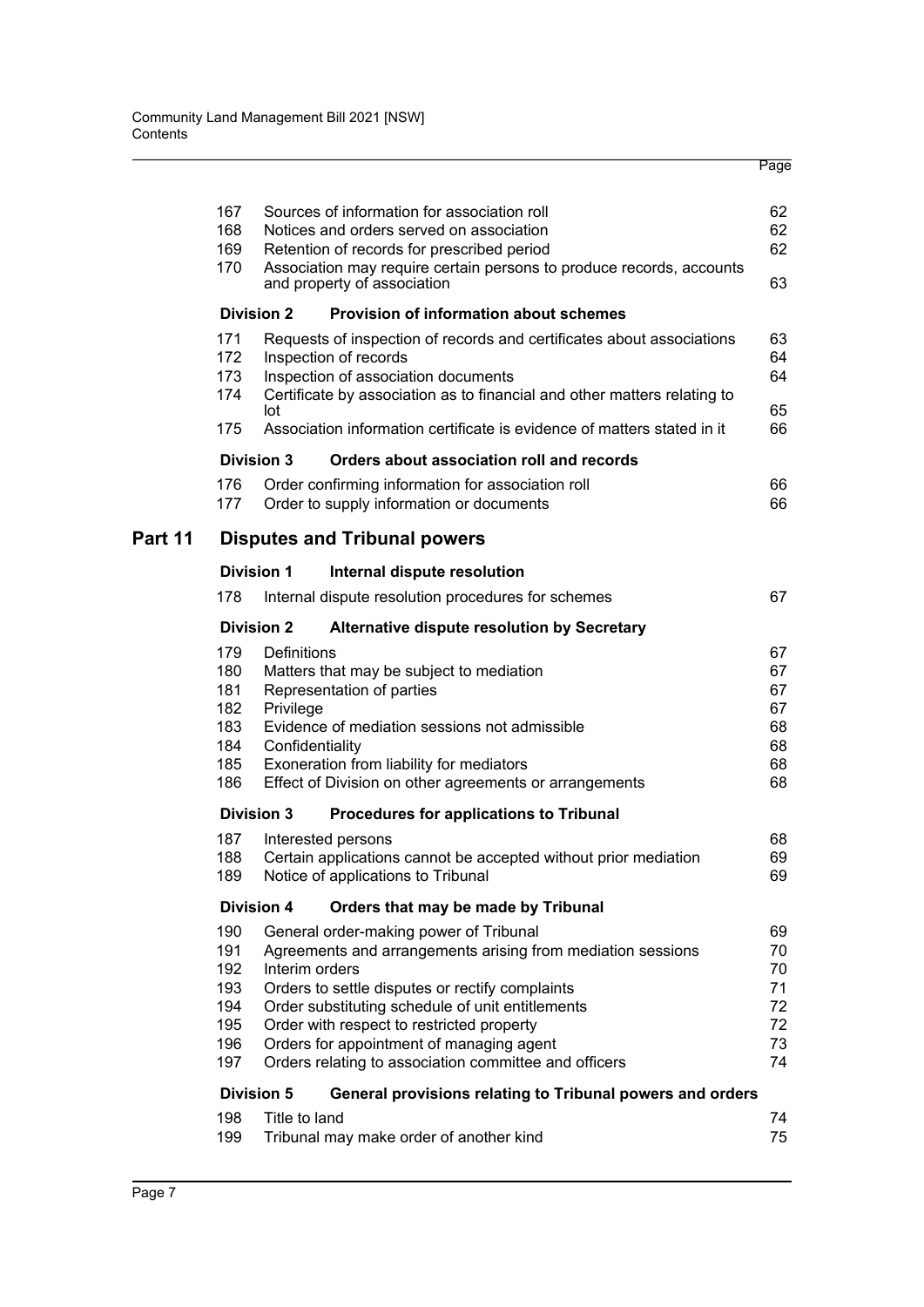| | | Page |
|---|---|---|
| 167 | Sources of information for association roll | 62 |
| 168 | Notices and orders served on association | 62 |
| 169 | Retention of records for prescribed period | 62 |
| 170 | Association may require certain persons to produce records, accounts and property of association | 63 |
| **Division 2** | **Provision of information about schemes** | |
| 171 | Requests of inspection of records and certificates about associations | 63 |
| 172 | Inspection of records | 64 |
| 173 | Inspection of association documents | 64 |
| 174 | Certificate by association as to financial and other matters relating to lot | 65 |
| 175 | Association information certificate is evidence of matters stated in it | 66 |
| **Division 3** | **Orders about association roll and records** | |
| 176 | Order confirming information for association roll | 66 |
| 177 | Order to supply information or documents | 66 |

## Part 11 Disputes and Tribunal powers

| | | |
|---|---|---|
| **Division 1** | **Internal dispute resolution** | |
| 178 | Internal dispute resolution procedures for schemes | 67 |
| **Division 2** | **Alternative dispute resolution by Secretary** | |
| 179 | Definitions | 67 |
| 180 | Matters that may be subject to mediation | 67 |
| 181 | Representation of parties | 67 |
| 182 | Privilege | 67 |
| 183 | Evidence of mediation sessions not admissible | 68 |
| 184 | Confidentiality | 68 |
| 185 | Exoneration from liability for mediators | 68 |
| 186 | Effect of Division on other agreements or arrangements | 68 |
| **Division 3** | **Procedures for applications to Tribunal** | |
| 187 | Interested persons | 68 |
| 188 | Certain applications cannot be accepted without prior mediation | 69 |
| 189 | Notice of applications to Tribunal | 69 |
| **Division 4** | **Orders that may be made by Tribunal** | |
| 190 | General order-making power of Tribunal | 69 |
| 191 | Agreements and arrangements arising from mediation sessions | 70 |
| 192 | Interim orders | 70 |
| 193 | Orders to settle disputes or rectify complaints | 71 |
| 194 | Order substituting schedule of unit entitlements | 72 |
| 195 | Order with respect to restricted property | 72 |
| 196 | Orders for appointment of managing agent | 73 |
| 197 | Orders relating to association committee and officers | 74 |
| **Division 5** | **General provisions relating to Tribunal powers and orders** | |
| 198 | Title to land | 74 |
| 199 | Tribunal may make order of another kind | 75 |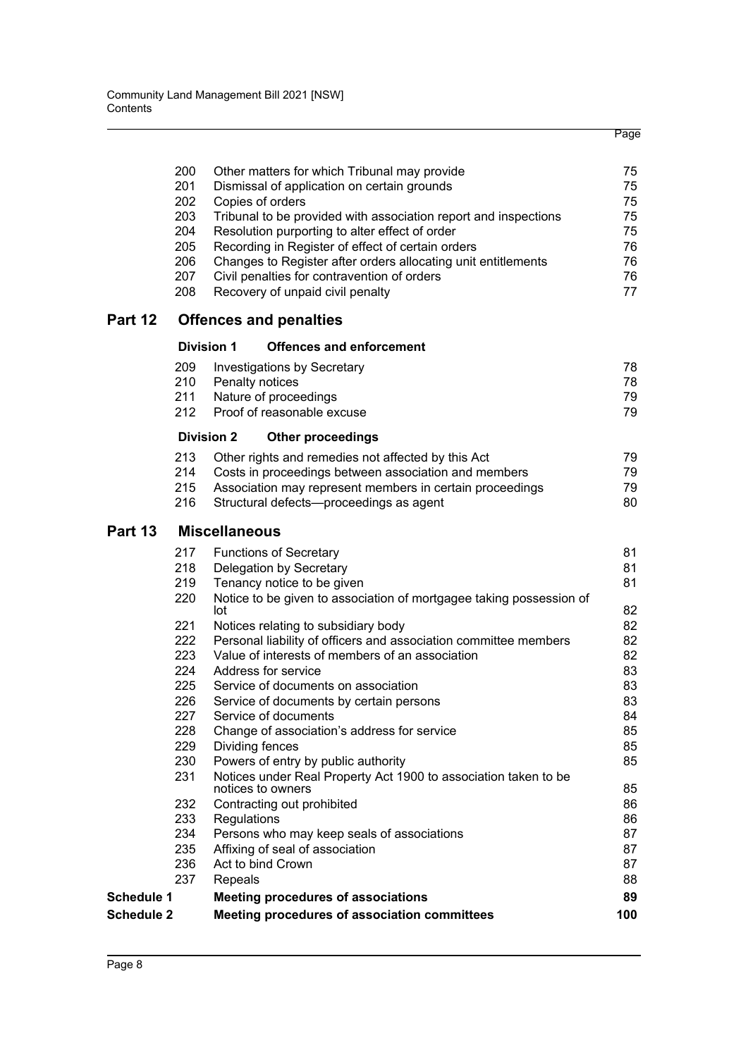| | | Page |
|---|---|---|
| 200 | Other matters for which Tribunal may provide | 75 |
| 201 | Dismissal of application on certain grounds | 75 |
| 202 | Copies of orders | 75 |
| 203 | Tribunal to be provided with association report and inspections | 75 |
| 204 | Resolution purporting to alter effect of order | 75 |
| 205 | Recording in Register of effect of certain orders | 76 |
| 206 | Changes to Register after orders allocating unit entitlements | 76 |
| 207 | Civil penalties for contravention of orders | 76 |
| 208 | Recovery of unpaid civil penalty | 77 |

## Part 12 Offences and penalties

### Division 1 Offences and enforcement

| | | |
|---|---|---|
| 209 | Investigations by Secretary | 78 |
| 210 | Penalty notices | 78 |
| 211 | Nature of proceedings | 79 |
| 212 | Proof of reasonable excuse | 79 |

### Division 2 Other proceedings

| | | |
|---|---|---|
| 213 | Other rights and remedies not affected by this Act | 79 |
| 214 | Costs in proceedings between association and members | 79 |
| 215 | Association may represent members in certain proceedings | 79 |
| 216 | Structural defects—proceedings as agent | 80 |

## Part 13 Miscellaneous

| | | |
|---|---|---|
| 217 | Functions of Secretary | 81 |
| 218 | Delegation by Secretary | 81 |
| 219 | Tenancy notice to be given | 81 |
| 220 | Notice to be given to association of mortgagee taking possession of lot | 82 |
| 221 | Notices relating to subsidiary body | 82 |
| 222 | Personal liability of officers and association committee members | 82 |
| 223 | Value of interests of members of an association | 82 |
| 224 | Address for service | 83 |
| 225 | Service of documents on association | 83 |
| 226 | Service of documents by certain persons | 83 |
| 227 | Service of documents | 84 |
| 228 | Change of association's address for service | 85 |
| 229 | Dividing fences | 85 |
| 230 | Powers of entry by public authority | 85 |
| 231 | Notices under Real Property Act 1900 to association taken to be notices to owners | 85 |
| 232 | Contracting out prohibited | 86 |
| 233 | Regulations | 86 |
| 234 | Persons who may keep seals of associations | 87 |
| 235 | Affixing of seal of association | 87 |
| 236 | Act to bind Crown | 87 |
| 237 | Repeals | 88 |

| | | |
|---|---|---|
| **Schedule 1** | **Meeting procedures of associations** | **89** |
| **Schedule 2** | **Meeting procedures of association committees** | **100** |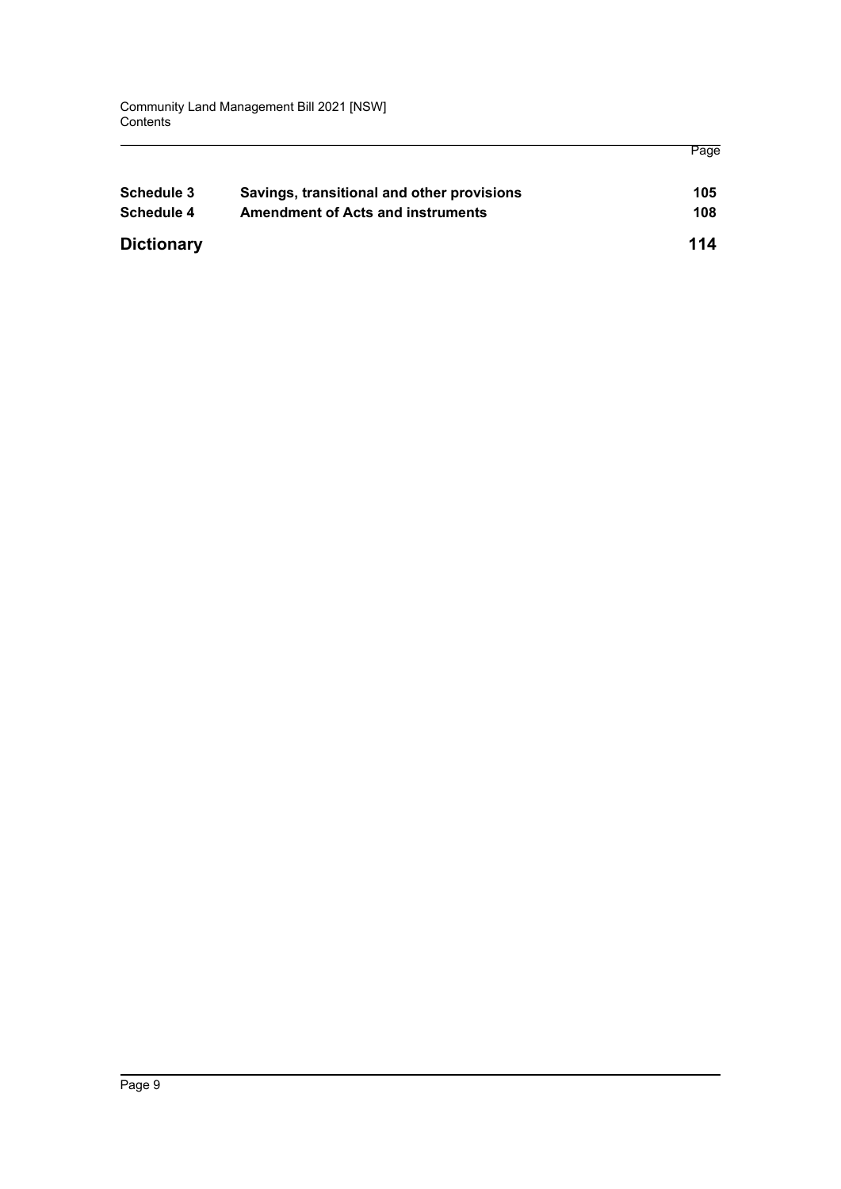| | | Page |
|---|---|---|
| **Schedule 3** | **Savings, transitional and other provisions** | **105** |
| **Schedule 4** | **Amendment of Acts and instruments** | **108** |
| **Dictionary** | | **114** |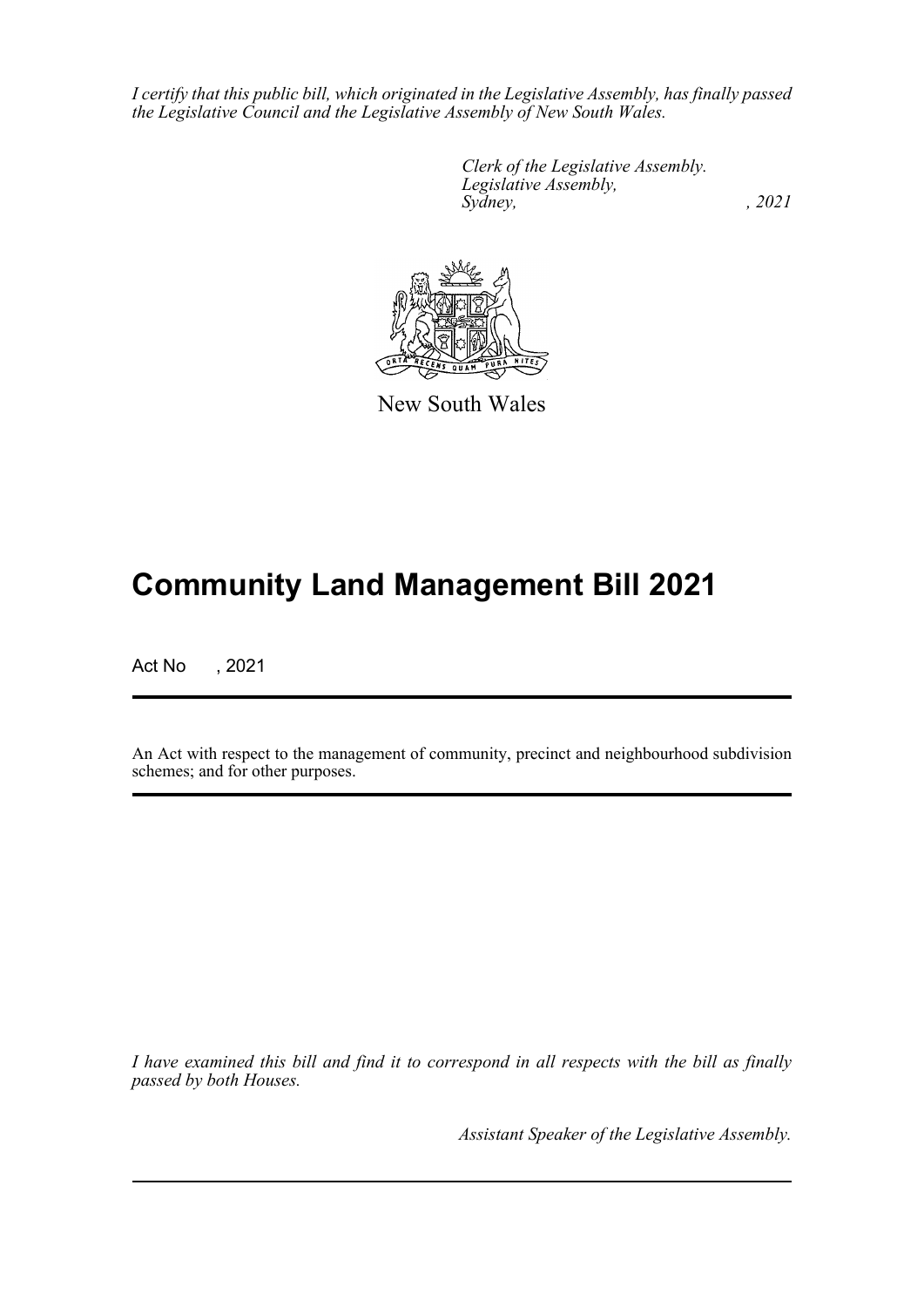*I certify that this public bill, which originated in the Legislative Assembly, has finally passed the Legislative Council and the Legislative Assembly of New South Wales.*

*Clerk of the Legislative Assembly.*
*Legislative Assembly,*
*Sydney, , 2021*

New South Wales

# Community Land Management Bill 2021

Act No , 2021

An Act with respect to the management of community, precinct and neighbourhood subdivision schemes; and for other purposes.

*I have examined this bill and find it to correspond in all respects with the bill as finally passed by both Houses.*

*Assistant Speaker of the Legislative Assembly.*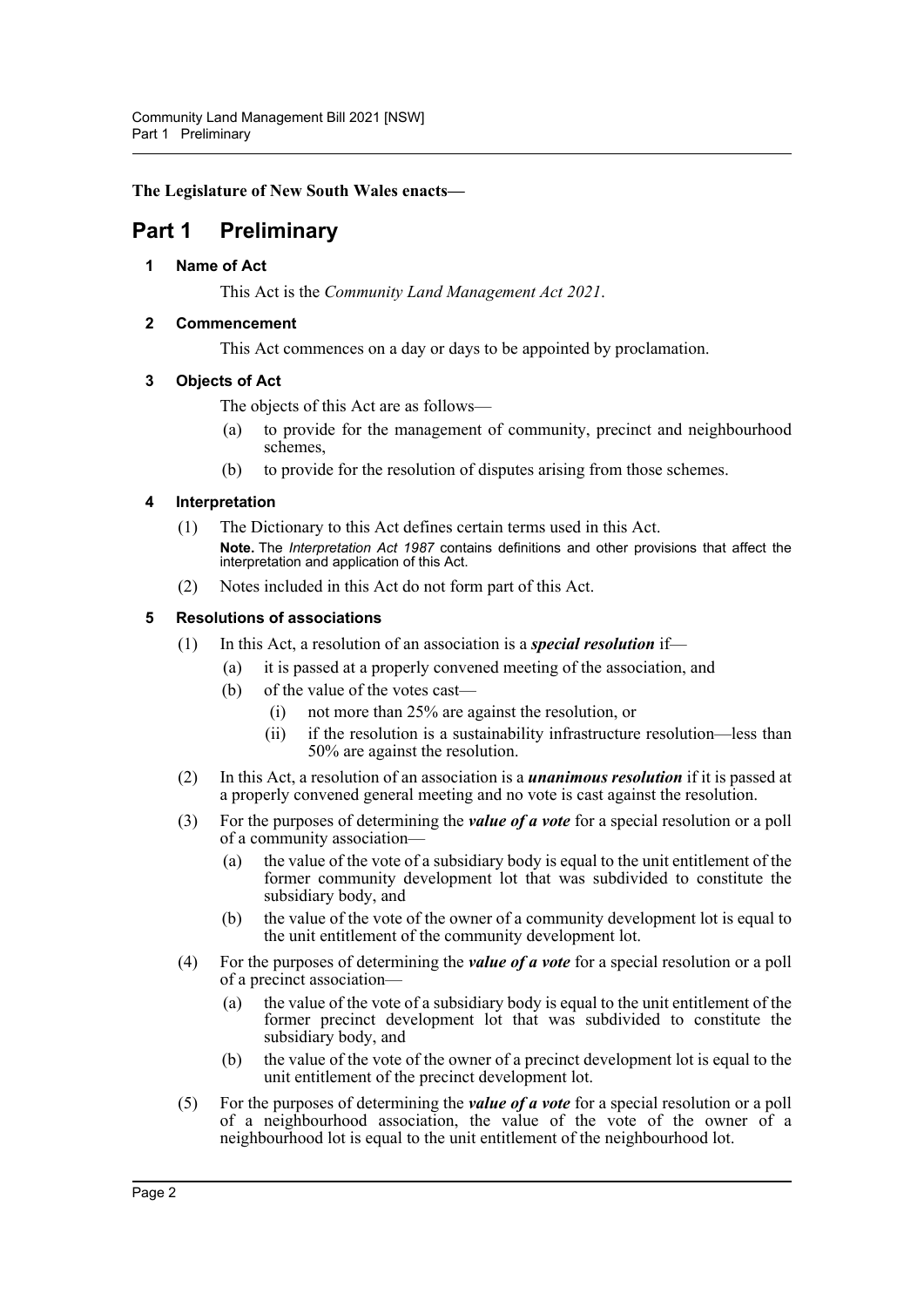**The Legislature of New South Wales enacts—**

# Part 1 Preliminary

### 1 Name of Act

This Act is the *Community Land Management Act 2021*.

### 2 Commencement

This Act commences on a day or days to be appointed by proclamation.

### 3 Objects of Act

The objects of this Act are as follows—

- (a) to provide for the management of community, precinct and neighbourhood schemes,
- (b) to provide for the resolution of disputes arising from those schemes.

### 4 Interpretation

(1) The Dictionary to this Act defines certain terms used in this Act.

**Note.** The *Interpretation Act 1987* contains definitions and other provisions that affect the interpretation and application of this Act.

(2) Notes included in this Act do not form part of this Act.

### 5 Resolutions of associations

(1) In this Act, a resolution of an association is a ***special resolution*** if—

- (a) it is passed at a properly convened meeting of the association, and
- (b) of the value of the votes cast—
  - (i) not more than 25% are against the resolution, or
  - (ii) if the resolution is a sustainability infrastructure resolution—less than 50% are against the resolution.

(2) In this Act, a resolution of an association is a ***unanimous resolution*** if it is passed at a properly convened general meeting and no vote is cast against the resolution.

(3) For the purposes of determining the ***value of a vote*** for a special resolution or a poll of a community association—

- (a) the value of the vote of a subsidiary body is equal to the unit entitlement of the former community development lot that was subdivided to constitute the subsidiary body, and
- (b) the value of the vote of the owner of a community development lot is equal to the unit entitlement of the community development lot.

(4) For the purposes of determining the ***value of a vote*** for a special resolution or a poll of a precinct association—

- (a) the value of the vote of a subsidiary body is equal to the unit entitlement of the former precinct development lot that was subdivided to constitute the subsidiary body, and
- (b) the value of the vote of the owner of a precinct development lot is equal to the unit entitlement of the precinct development lot.

(5) For the purposes of determining the ***value of a vote*** for a special resolution or a poll of a neighbourhood association, the value of the vote of the owner of a neighbourhood lot is equal to the unit entitlement of the neighbourhood lot.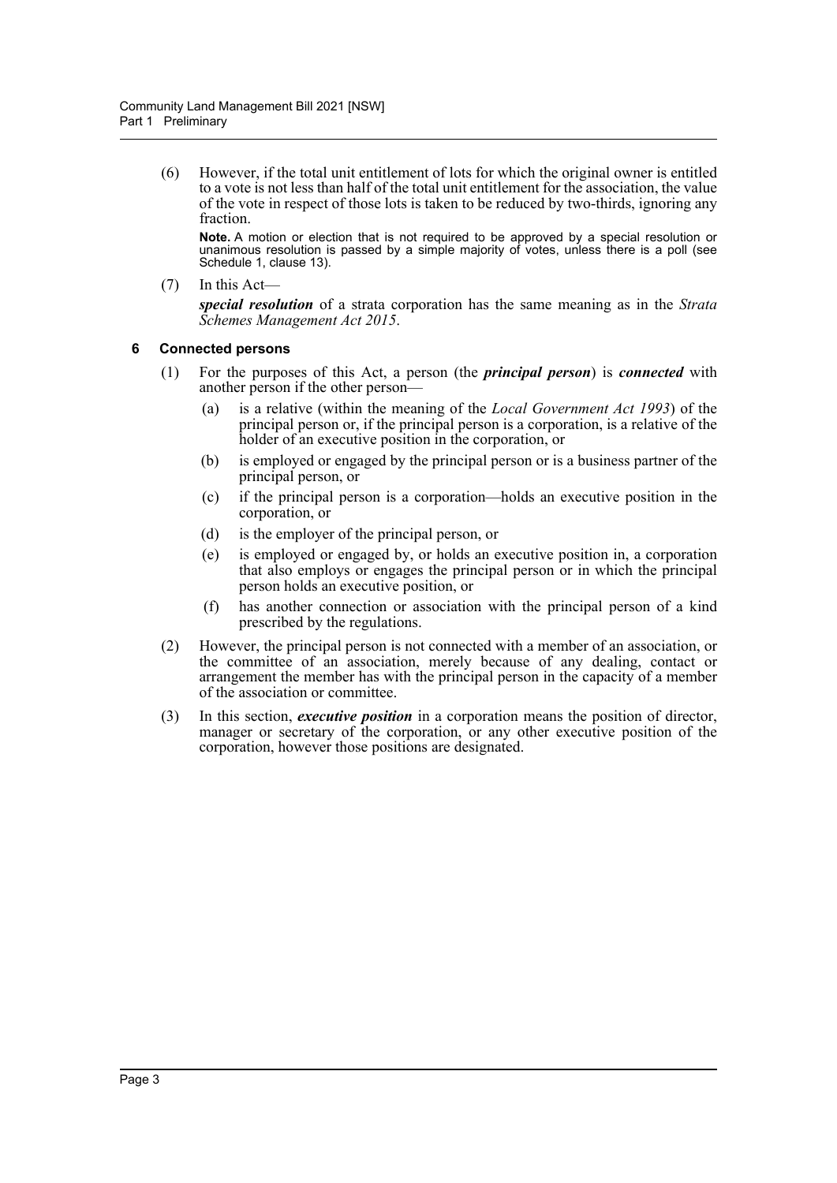(6) However, if the total unit entitlement of lots for which the original owner is entitled to a vote is not less than half of the total unit entitlement for the association, the value of the vote in respect of those lots is taken to be reduced by two-thirds, ignoring any fraction.

**Note.** A motion or election that is not required to be approved by a special resolution or unanimous resolution is passed by a simple majority of votes, unless there is a poll (see Schedule 1, clause 13).

(7) In this Act—

***special resolution*** of a strata corporation has the same meaning as in the *Strata Schemes Management Act 2015*.

### 6 Connected persons

(1) For the purposes of this Act, a person (the ***principal person***) is ***connected*** with another person if the other person—

- (a) is a relative (within the meaning of the *Local Government Act 1993*) of the principal person or, if the principal person is a corporation, is a relative of the holder of an executive position in the corporation, or
- (b) is employed or engaged by the principal person or is a business partner of the principal person, or
- (c) if the principal person is a corporation—holds an executive position in the corporation, or
- (d) is the employer of the principal person, or
- (e) is employed or engaged by, or holds an executive position in, a corporation that also employs or engages the principal person or in which the principal person holds an executive position, or
- (f) has another connection or association with the principal person of a kind prescribed by the regulations.

(2) However, the principal person is not connected with a member of an association, or the committee of an association, merely because of any dealing, contact or arrangement the member has with the principal person in the capacity of a member of the association or committee.

(3) In this section, ***executive position*** in a corporation means the position of director, manager or secretary of the corporation, or any other executive position of the corporation, however those positions are designated.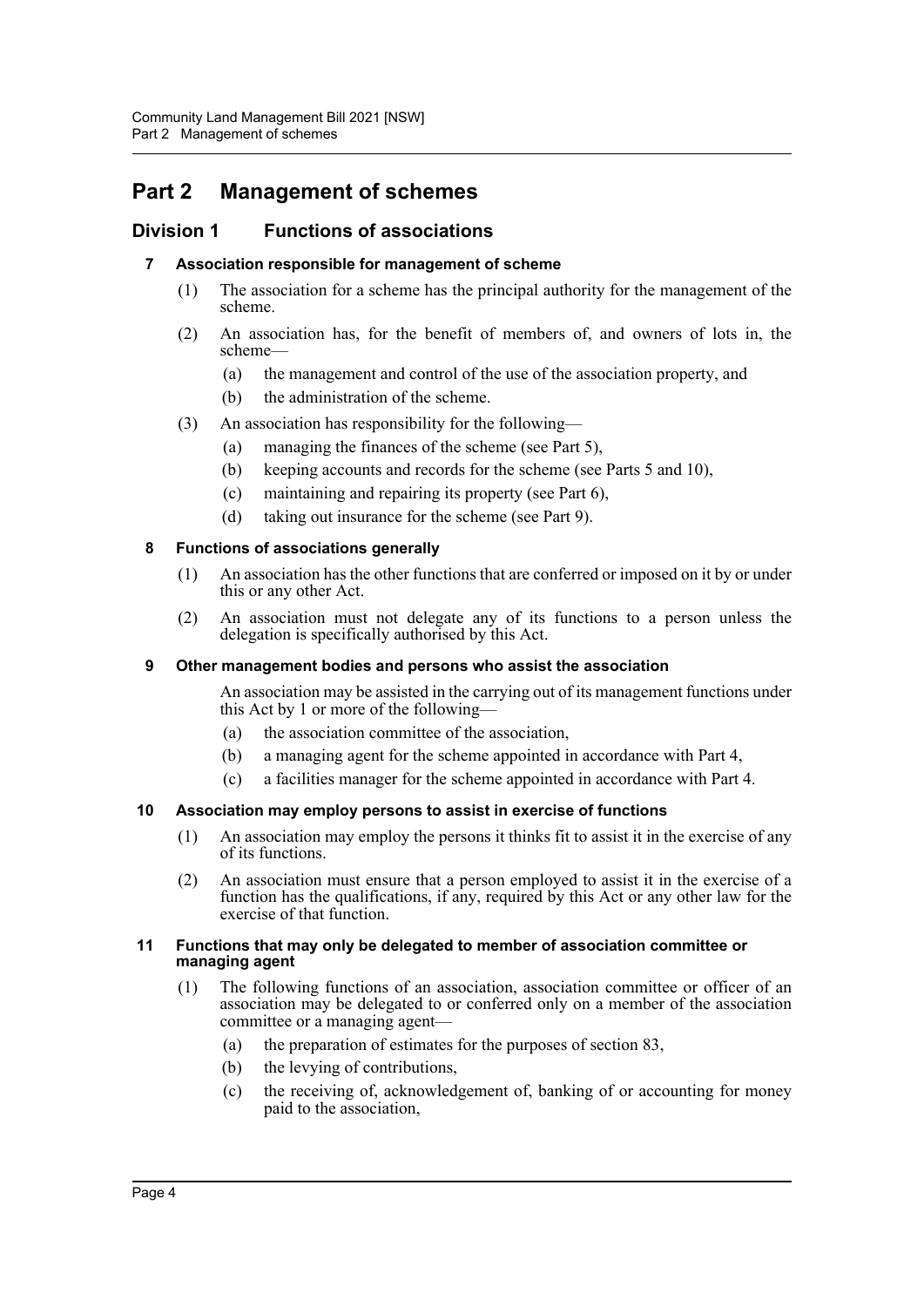# Part 2 Management of schemes

## Division 1 Functions of associations

### 7 Association responsible for management of scheme

(1) The association for a scheme has the principal authority for the management of the scheme.

(2) An association has, for the benefit of members of, and owners of lots in, the scheme—

- (a) the management and control of the use of the association property, and
- (b) the administration of the scheme.

(3) An association has responsibility for the following—

- (a) managing the finances of the scheme (see Part 5),
- (b) keeping accounts and records for the scheme (see Parts 5 and 10),
- (c) maintaining and repairing its property (see Part 6),
- (d) taking out insurance for the scheme (see Part 9).

### 8 Functions of associations generally

(1) An association has the other functions that are conferred or imposed on it by or under this or any other Act.

(2) An association must not delegate any of its functions to a person unless the delegation is specifically authorised by this Act.

### 9 Other management bodies and persons who assist the association

An association may be assisted in the carrying out of its management functions under this Act by 1 or more of the following—

- (a) the association committee of the association,
- (b) a managing agent for the scheme appointed in accordance with Part 4,
- (c) a facilities manager for the scheme appointed in accordance with Part 4.

### 10 Association may employ persons to assist in exercise of functions

(1) An association may employ the persons it thinks fit to assist it in the exercise of any of its functions.

(2) An association must ensure that a person employed to assist it in the exercise of a function has the qualifications, if any, required by this Act or any other law for the exercise of that function.

### 11 Functions that may only be delegated to member of association committee or managing agent

(1) The following functions of an association, association committee or officer of an association may be delegated to or conferred only on a member of the association committee or a managing agent—

- (a) the preparation of estimates for the purposes of section 83,
- (b) the levying of contributions,
- (c) the receiving of, acknowledgement of, banking of or accounting for money paid to the association,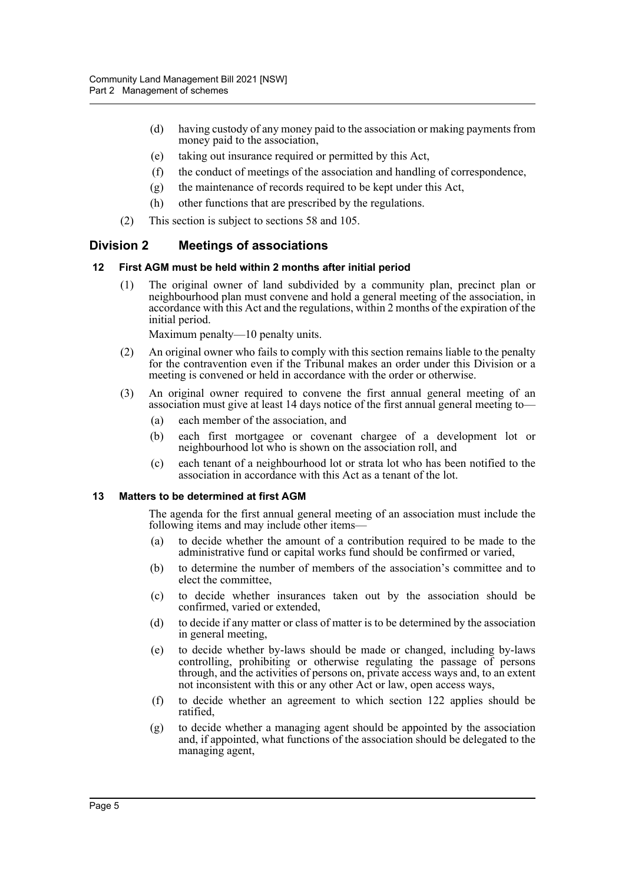(d) having custody of any money paid to the association or making payments from money paid to the association,

(e) taking out insurance required or permitted by this Act,

(f) the conduct of meetings of the association and handling of correspondence,

(g) the maintenance of records required to be kept under this Act,

(h) other functions that are prescribed by the regulations.

(2) This section is subject to sections 58 and 105.

## Division 2 Meetings of associations

### 12 First AGM must be held within 2 months after initial period

(1) The original owner of land subdivided by a community plan, precinct plan or neighbourhood plan must convene and hold a general meeting of the association, in accordance with this Act and the regulations, within 2 months of the expiration of the initial period.

Maximum penalty—10 penalty units.

(2) An original owner who fails to comply with this section remains liable to the penalty for the contravention even if the Tribunal makes an order under this Division or a meeting is convened or held in accordance with the order or otherwise.

(3) An original owner required to convene the first annual general meeting of an association must give at least 14 days notice of the first annual general meeting to—

(a) each member of the association, and

(b) each first mortgagee or covenant chargee of a development lot or neighbourhood lot who is shown on the association roll, and

(c) each tenant of a neighbourhood lot or strata lot who has been notified to the association in accordance with this Act as a tenant of the lot.

### 13 Matters to be determined at first AGM

The agenda for the first annual general meeting of an association must include the following items and may include other items—

(a) to decide whether the amount of a contribution required to be made to the administrative fund or capital works fund should be confirmed or varied,

(b) to determine the number of members of the association's committee and to elect the committee,

(c) to decide whether insurances taken out by the association should be confirmed, varied or extended,

(d) to decide if any matter or class of matter is to be determined by the association in general meeting,

(e) to decide whether by-laws should be made or changed, including by-laws controlling, prohibiting or otherwise regulating the passage of persons through, and the activities of persons on, private access ways and, to an extent not inconsistent with this or any other Act or law, open access ways,

(f) to decide whether an agreement to which section 122 applies should be ratified,

(g) to decide whether a managing agent should be appointed by the association and, if appointed, what functions of the association should be delegated to the managing agent,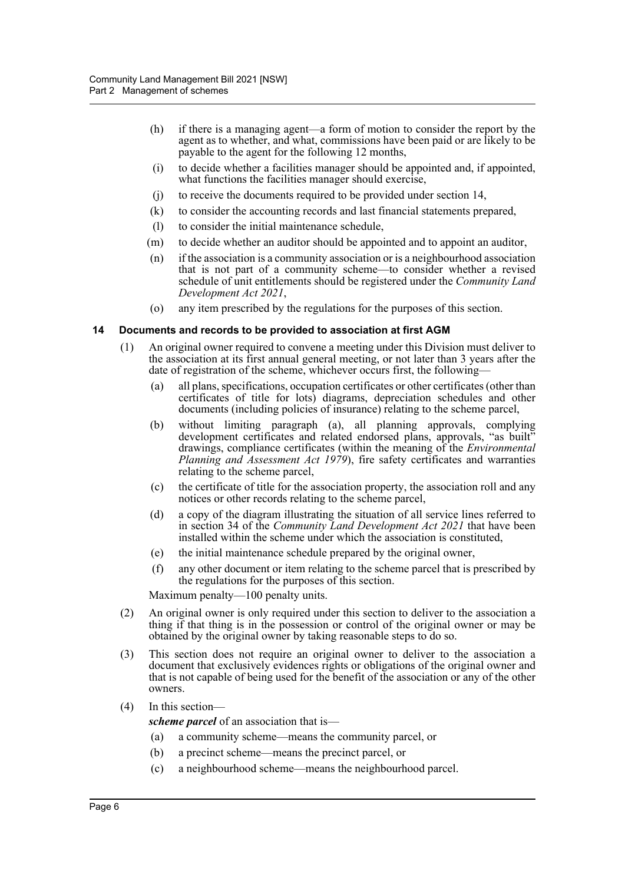(h) if there is a managing agent—a form of motion to consider the report by the agent as to whether, and what, commissions have been paid or are likely to be payable to the agent for the following 12 months,

(i) to decide whether a facilities manager should be appointed and, if appointed, what functions the facilities manager should exercise,

(j) to receive the documents required to be provided under section 14,

(k) to consider the accounting records and last financial statements prepared,

(l) to consider the initial maintenance schedule,

(m) to decide whether an auditor should be appointed and to appoint an auditor,

(n) if the association is a community association or is a neighbourhood association that is not part of a community scheme—to consider whether a revised schedule of unit entitlements should be registered under the *Community Land Development Act 2021*,

(o) any item prescribed by the regulations for the purposes of this section.

### 14 Documents and records to be provided to association at first AGM

(1) An original owner required to convene a meeting under this Division must deliver to the association at its first annual general meeting, or not later than 3 years after the date of registration of the scheme, whichever occurs first, the following—

(a) all plans, specifications, occupation certificates or other certificates (other than certificates of title for lots) diagrams, depreciation schedules and other documents (including policies of insurance) relating to the scheme parcel,

(b) without limiting paragraph (a), all planning approvals, complying development certificates and related endorsed plans, approvals, "as built" drawings, compliance certificates (within the meaning of the *Environmental Planning and Assessment Act 1979*), fire safety certificates and warranties relating to the scheme parcel,

(c) the certificate of title for the association property, the association roll and any notices or other records relating to the scheme parcel,

(d) a copy of the diagram illustrating the situation of all service lines referred to in section 34 of the *Community Land Development Act 2021* that have been installed within the scheme under which the association is constituted,

(e) the initial maintenance schedule prepared by the original owner,

(f) any other document or item relating to the scheme parcel that is prescribed by the regulations for the purposes of this section.

Maximum penalty—100 penalty units.

(2) An original owner is only required under this section to deliver to the association a thing if that thing is in the possession or control of the original owner or may be obtained by the original owner by taking reasonable steps to do so.

(3) This section does not require an original owner to deliver to the association a document that exclusively evidences rights or obligations of the original owner and that is not capable of being used for the benefit of the association or any of the other owners.

(4) In this section—

***scheme parcel*** of an association that is—

(a) a community scheme—means the community parcel, or

(b) a precinct scheme—means the precinct parcel, or

(c) a neighbourhood scheme—means the neighbourhood parcel.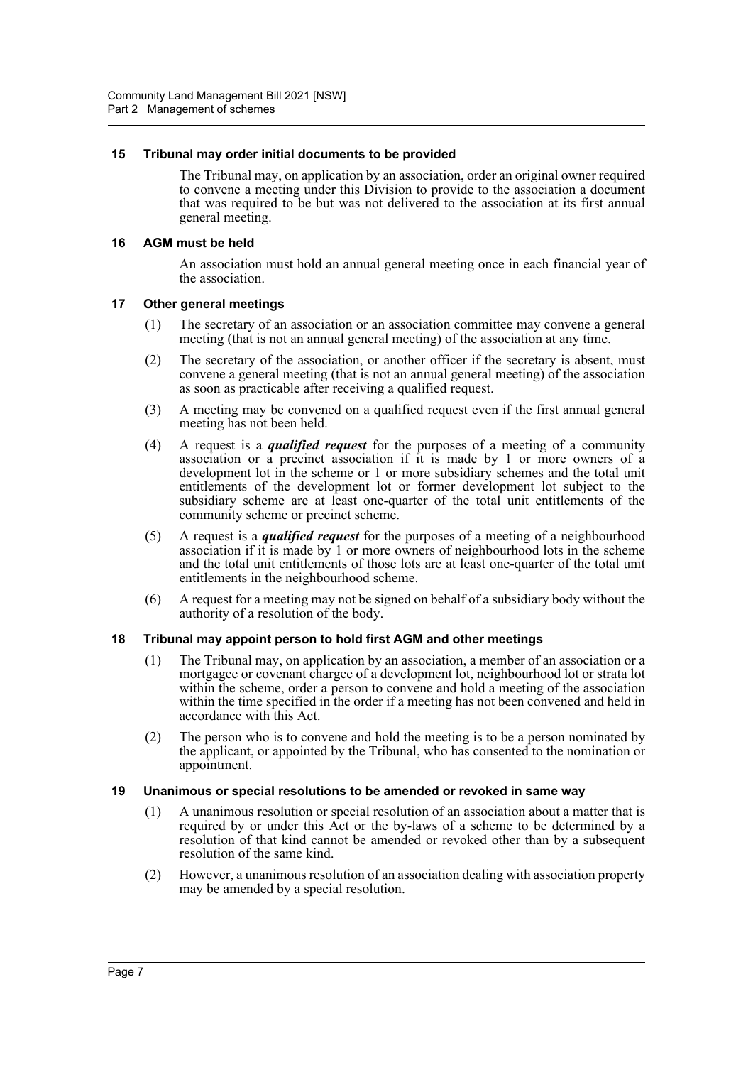### 15 Tribunal may order initial documents to be provided

The Tribunal may, on application by an association, order an original owner required to convene a meeting under this Division to provide to the association a document that was required to be but was not delivered to the association at its first annual general meeting.

### 16 AGM must be held

An association must hold an annual general meeting once in each financial year of the association.

### 17 Other general meetings

(1) The secretary of an association or an association committee may convene a general meeting (that is not an annual general meeting) of the association at any time.

(2) The secretary of the association, or another officer if the secretary is absent, must convene a general meeting (that is not an annual general meeting) of the association as soon as practicable after receiving a qualified request.

(3) A meeting may be convened on a qualified request even if the first annual general meeting has not been held.

(4) A request is a ***qualified request*** for the purposes of a meeting of a community association or a precinct association if it is made by 1 or more owners of a development lot in the scheme or 1 or more subsidiary schemes and the total unit entitlements of the development lot or former development lot subject to the subsidiary scheme are at least one-quarter of the total unit entitlements of the community scheme or precinct scheme.

(5) A request is a ***qualified request*** for the purposes of a meeting of a neighbourhood association if it is made by 1 or more owners of neighbourhood lots in the scheme and the total unit entitlements of those lots are at least one-quarter of the total unit entitlements in the neighbourhood scheme.

(6) A request for a meeting may not be signed on behalf of a subsidiary body without the authority of a resolution of the body.

### 18 Tribunal may appoint person to hold first AGM and other meetings

(1) The Tribunal may, on application by an association, a member of an association or a mortgagee or covenant chargee of a development lot, neighbourhood lot or strata lot within the scheme, order a person to convene and hold a meeting of the association within the time specified in the order if a meeting has not been convened and held in accordance with this Act.

(2) The person who is to convene and hold the meeting is to be a person nominated by the applicant, or appointed by the Tribunal, who has consented to the nomination or appointment.

### 19 Unanimous or special resolutions to be amended or revoked in same way

(1) A unanimous resolution or special resolution of an association about a matter that is required by or under this Act or the by-laws of a scheme to be determined by a resolution of that kind cannot be amended or revoked other than by a subsequent resolution of the same kind.

(2) However, a unanimous resolution of an association dealing with association property may be amended by a special resolution.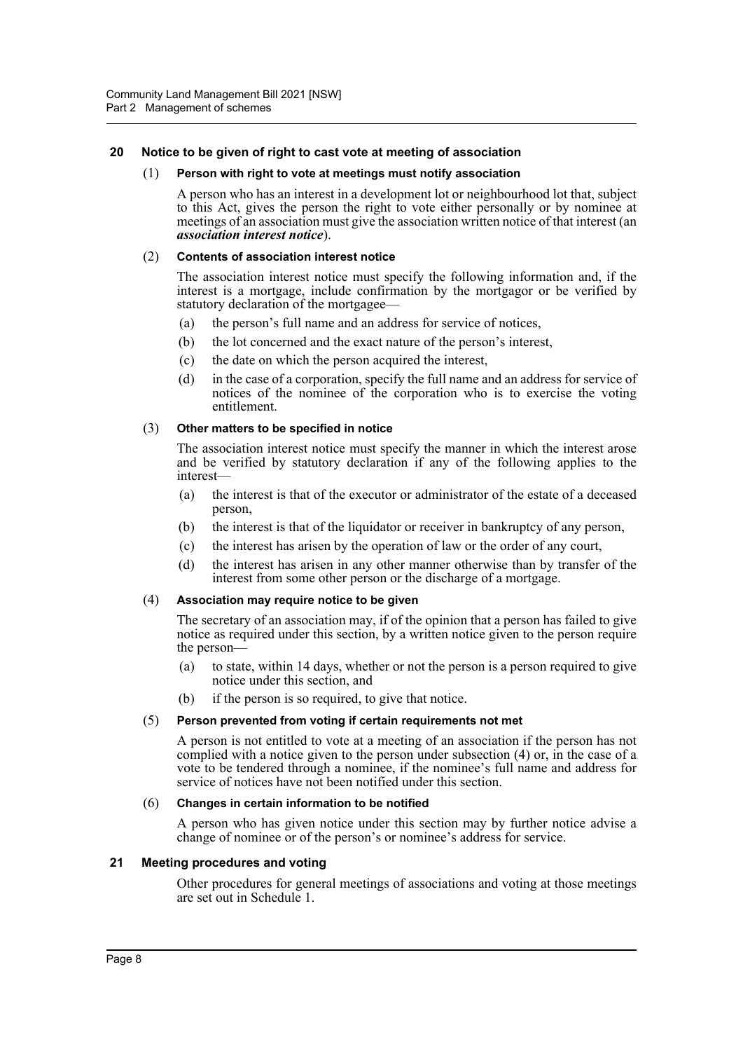## 20 Notice to be given of right to cast vote at meeting of association

(1) **Person with right to vote at meetings must notify association**

A person who has an interest in a development lot or neighbourhood lot that, subject to this Act, gives the person the right to vote either personally or by nominee at meetings of an association must give the association written notice of that interest (an ***association interest notice***).

(2) **Contents of association interest notice**

The association interest notice must specify the following information and, if the interest is a mortgage, include confirmation by the mortgagor or be verified by statutory declaration of the mortgagee—

(a) the person's full name and an address for service of notices,

(b) the lot concerned and the exact nature of the person's interest,

(c) the date on which the person acquired the interest,

(d) in the case of a corporation, specify the full name and an address for service of notices of the nominee of the corporation who is to exercise the voting entitlement.

(3) **Other matters to be specified in notice**

The association interest notice must specify the manner in which the interest arose and be verified by statutory declaration if any of the following applies to the interest—

(a) the interest is that of the executor or administrator of the estate of a deceased person,

(b) the interest is that of the liquidator or receiver in bankruptcy of any person,

(c) the interest has arisen by the operation of law or the order of any court,

(d) the interest has arisen in any other manner otherwise than by transfer of the interest from some other person or the discharge of a mortgage.

(4) **Association may require notice to be given**

The secretary of an association may, if of the opinion that a person has failed to give notice as required under this section, by a written notice given to the person require the person—

(a) to state, within 14 days, whether or not the person is a person required to give notice under this section, and

(b) if the person is so required, to give that notice.

(5) **Person prevented from voting if certain requirements not met**

A person is not entitled to vote at a meeting of an association if the person has not complied with a notice given to the person under subsection (4) or, in the case of a vote to be tendered through a nominee, if the nominee's full name and address for service of notices have not been notified under this section.

(6) **Changes in certain information to be notified**

A person who has given notice under this section may by further notice advise a change of nominee or of the person's or nominee's address for service.

## 21 Meeting procedures and voting

Other procedures for general meetings of associations and voting at those meetings are set out in Schedule 1.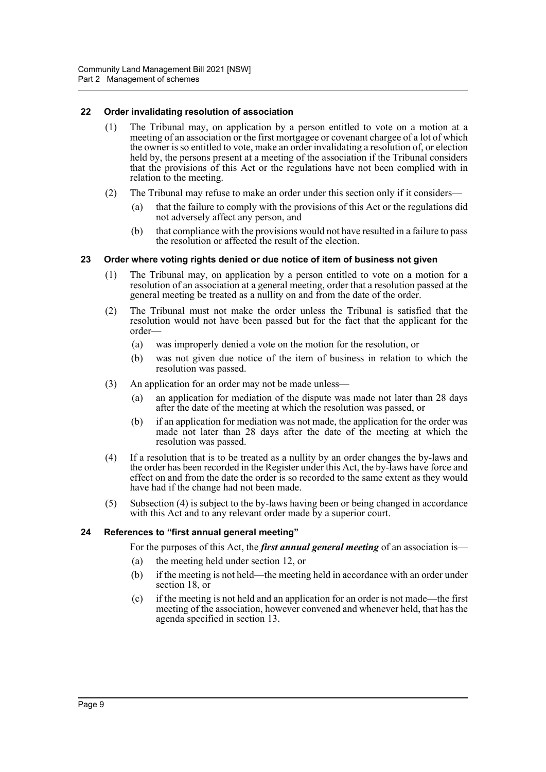### 22 Order invalidating resolution of association

(1) The Tribunal may, on application by a person entitled to vote on a motion at a meeting of an association or the first mortgagee or covenant chargee of a lot of which the owner is so entitled to vote, make an order invalidating a resolution of, or election held by, the persons present at a meeting of the association if the Tribunal considers that the provisions of this Act or the regulations have not been complied with in relation to the meeting.

(2) The Tribunal may refuse to make an order under this section only if it considers—

- (a) that the failure to comply with the provisions of this Act or the regulations did not adversely affect any person, and
- (b) that compliance with the provisions would not have resulted in a failure to pass the resolution or affected the result of the election.

### 23 Order where voting rights denied or due notice of item of business not given

(1) The Tribunal may, on application by a person entitled to vote on a motion for a resolution of an association at a general meeting, order that a resolution passed at the general meeting be treated as a nullity on and from the date of the order.

(2) The Tribunal must not make the order unless the Tribunal is satisfied that the resolution would not have been passed but for the fact that the applicant for the order—

- (a) was improperly denied a vote on the motion for the resolution, or
- (b) was not given due notice of the item of business in relation to which the resolution was passed.

(3) An application for an order may not be made unless—

- (a) an application for mediation of the dispute was made not later than 28 days after the date of the meeting at which the resolution was passed, or
- (b) if an application for mediation was not made, the application for the order was made not later than 28 days after the date of the meeting at which the resolution was passed.

(4) If a resolution that is to be treated as a nullity by an order changes the by-laws and the order has been recorded in the Register under this Act, the by-laws have force and effect on and from the date the order is so recorded to the same extent as they would have had if the change had not been made.

(5) Subsection (4) is subject to the by-laws having been or being changed in accordance with this Act and to any relevant order made by a superior court.

### 24 References to "first annual general meeting"

For the purposes of this Act, the ***first annual general meeting*** of an association is—

- (a) the meeting held under section 12, or
- (b) if the meeting is not held—the meeting held in accordance with an order under section 18, or
- (c) if the meeting is not held and an application for an order is not made—the first meeting of the association, however convened and whenever held, that has the agenda specified in section 13.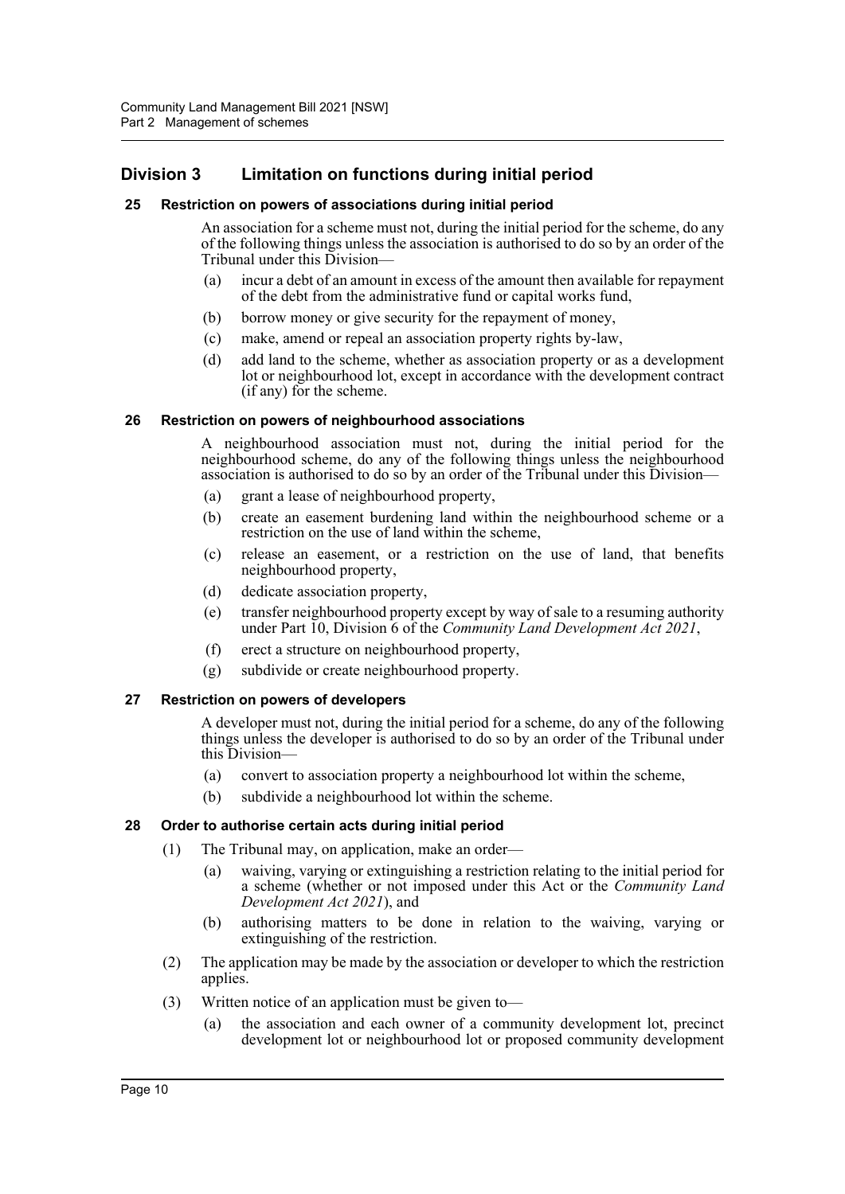## Division 3 Limitation on functions during initial period

### 25 Restriction on powers of associations during initial period

An association for a scheme must not, during the initial period for the scheme, do any of the following things unless the association is authorised to do so by an order of the Tribunal under this Division—

(a) incur a debt of an amount in excess of the amount then available for repayment of the debt from the administrative fund or capital works fund,

(b) borrow money or give security for the repayment of money,

(c) make, amend or repeal an association property rights by-law,

(d) add land to the scheme, whether as association property or as a development lot or neighbourhood lot, except in accordance with the development contract (if any) for the scheme.

### 26 Restriction on powers of neighbourhood associations

A neighbourhood association must not, during the initial period for the neighbourhood scheme, do any of the following things unless the neighbourhood association is authorised to do so by an order of the Tribunal under this Division—

(a) grant a lease of neighbourhood property,

(b) create an easement burdening land within the neighbourhood scheme or a restriction on the use of land within the scheme,

(c) release an easement, or a restriction on the use of land, that benefits neighbourhood property,

(d) dedicate association property,

(e) transfer neighbourhood property except by way of sale to a resuming authority under Part 10, Division 6 of the *Community Land Development Act 2021*,

(f) erect a structure on neighbourhood property,

(g) subdivide or create neighbourhood property.

### 27 Restriction on powers of developers

A developer must not, during the initial period for a scheme, do any of the following things unless the developer is authorised to do so by an order of the Tribunal under this Division—

(a) convert to association property a neighbourhood lot within the scheme,

(b) subdivide a neighbourhood lot within the scheme.

### 28 Order to authorise certain acts during initial period

(1) The Tribunal may, on application, make an order—

(a) waiving, varying or extinguishing a restriction relating to the initial period for a scheme (whether or not imposed under this Act or the *Community Land Development Act 2021*), and

(b) authorising matters to be done in relation to the waiving, varying or extinguishing of the restriction.

(2) The application may be made by the association or developer to which the restriction applies.

(3) Written notice of an application must be given to—

(a) the association and each owner of a community development lot, precinct development lot or neighbourhood lot or proposed community development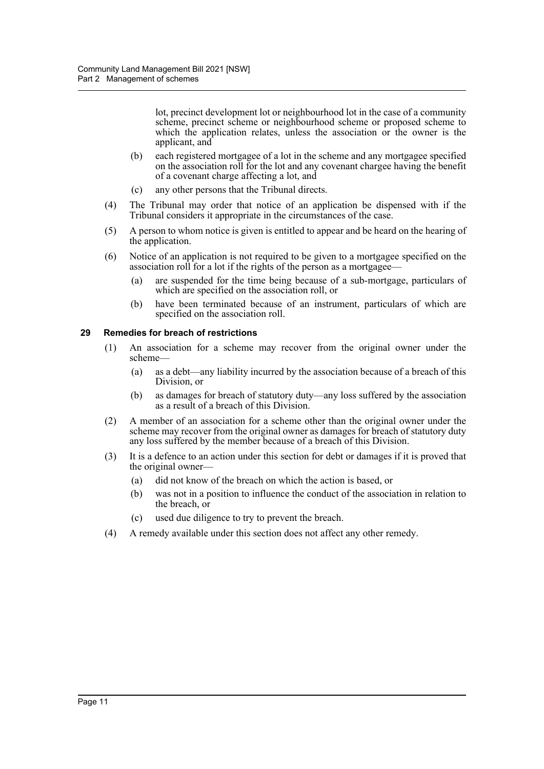lot, precinct development lot or neighbourhood lot in the case of a community scheme, precinct scheme or neighbourhood scheme or proposed scheme to which the application relates, unless the association or the owner is the applicant, and

(b) each registered mortgagee of a lot in the scheme and any mortgagee specified on the association roll for the lot and any covenant chargee having the benefit of a covenant charge affecting a lot, and

(c) any other persons that the Tribunal directs.

(4) The Tribunal may order that notice of an application be dispensed with if the Tribunal considers it appropriate in the circumstances of the case.

(5) A person to whom notice is given is entitled to appear and be heard on the hearing of the application.

(6) Notice of an application is not required to be given to a mortgagee specified on the association roll for a lot if the rights of the person as a mortgagee—

(a) are suspended for the time being because of a sub-mortgage, particulars of which are specified on the association roll, or

(b) have been terminated because of an instrument, particulars of which are specified on the association roll.

### 29 Remedies for breach of restrictions

(1) An association for a scheme may recover from the original owner under the scheme—

(a) as a debt—any liability incurred by the association because of a breach of this Division, or

(b) as damages for breach of statutory duty—any loss suffered by the association as a result of a breach of this Division.

(2) A member of an association for a scheme other than the original owner under the scheme may recover from the original owner as damages for breach of statutory duty any loss suffered by the member because of a breach of this Division.

(3) It is a defence to an action under this section for debt or damages if it is proved that the original owner—

(a) did not know of the breach on which the action is based, or

(b) was not in a position to influence the conduct of the association in relation to the breach, or

(c) used due diligence to try to prevent the breach.

(4) A remedy available under this section does not affect any other remedy.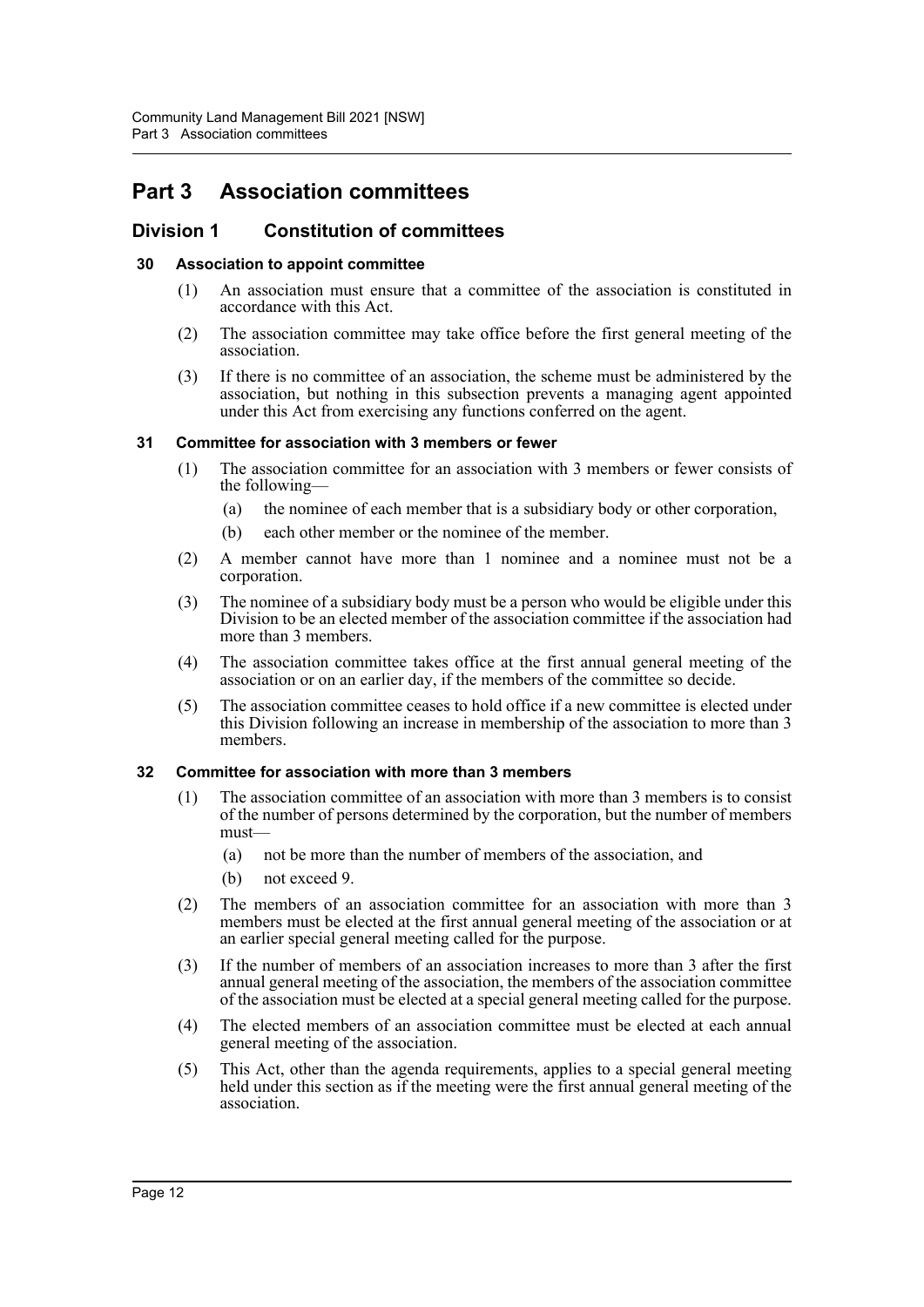# Part 3 Association committees

## Division 1 Constitution of committees

### 30 Association to appoint committee

(1) An association must ensure that a committee of the association is constituted in accordance with this Act.

(2) The association committee may take office before the first general meeting of the association.

(3) If there is no committee of an association, the scheme must be administered by the association, but nothing in this subsection prevents a managing agent appointed under this Act from exercising any functions conferred on the agent.

### 31 Committee for association with 3 members or fewer

(1) The association committee for an association with 3 members or fewer consists of the following—

(a) the nominee of each member that is a subsidiary body or other corporation,

(b) each other member or the nominee of the member.

(2) A member cannot have more than 1 nominee and a nominee must not be a corporation.

(3) The nominee of a subsidiary body must be a person who would be eligible under this Division to be an elected member of the association committee if the association had more than 3 members.

(4) The association committee takes office at the first annual general meeting of the association or on an earlier day, if the members of the committee so decide.

(5) The association committee ceases to hold office if a new committee is elected under this Division following an increase in membership of the association to more than 3 members.

### 32 Committee for association with more than 3 members

(1) The association committee of an association with more than 3 members is to consist of the number of persons determined by the corporation, but the number of members must—

(a) not be more than the number of members of the association, and

(b) not exceed 9.

(2) The members of an association committee for an association with more than 3 members must be elected at the first annual general meeting of the association or at an earlier special general meeting called for the purpose.

(3) If the number of members of an association increases to more than 3 after the first annual general meeting of the association, the members of the association committee of the association must be elected at a special general meeting called for the purpose.

(4) The elected members of an association committee must be elected at each annual general meeting of the association.

(5) This Act, other than the agenda requirements, applies to a special general meeting held under this section as if the meeting were the first annual general meeting of the association.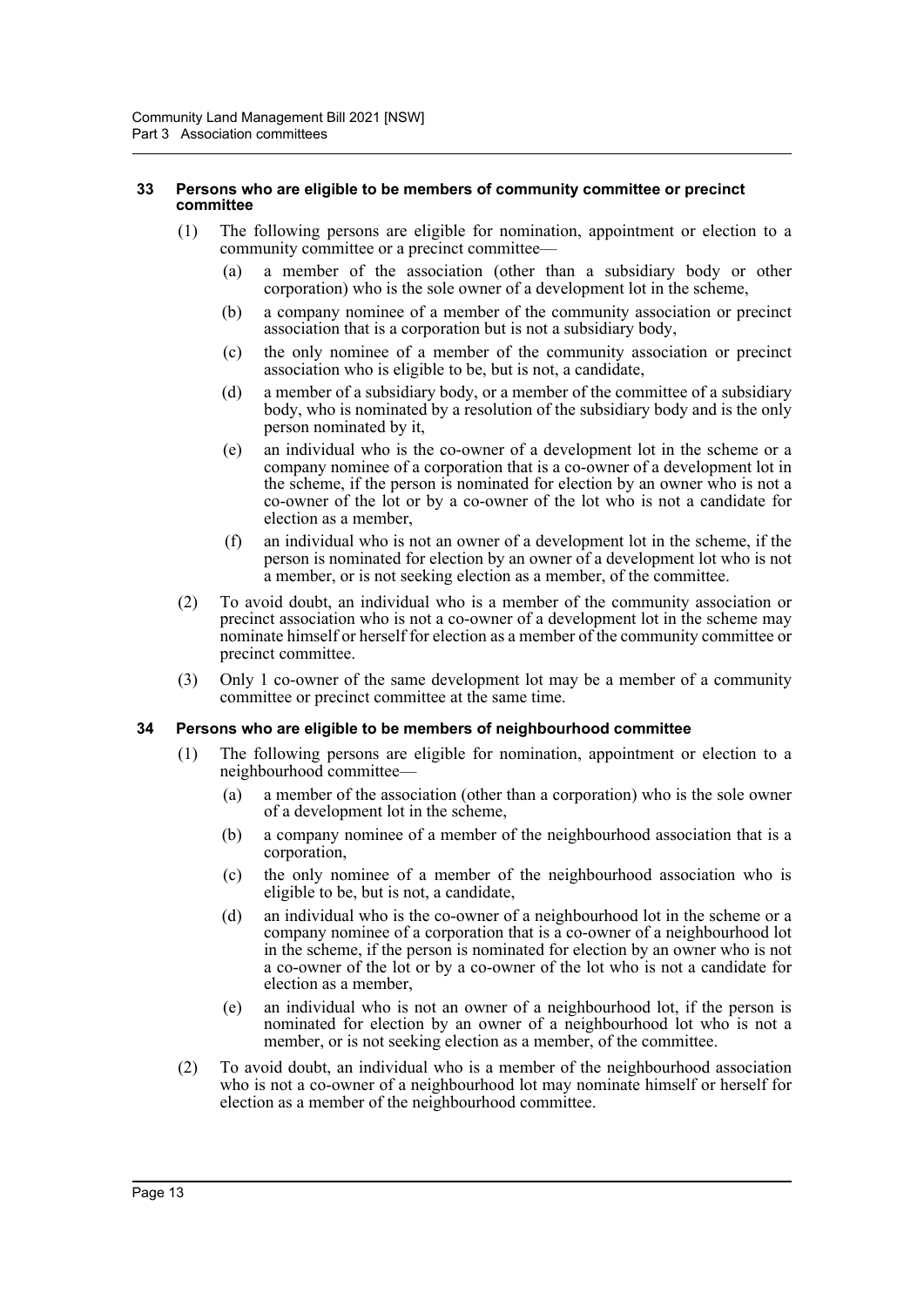#### 33 Persons who are eligible to be members of community committee or precinct committee

(1) The following persons are eligible for nomination, appointment or election to a community committee or a precinct committee—

(a) a member of the association (other than a subsidiary body or other corporation) who is the sole owner of a development lot in the scheme,

(b) a company nominee of a member of the community association or precinct association that is a corporation but is not a subsidiary body,

(c) the only nominee of a member of the community association or precinct association who is eligible to be, but is not, a candidate,

(d) a member of a subsidiary body, or a member of the committee of a subsidiary body, who is nominated by a resolution of the subsidiary body and is the only person nominated by it,

(e) an individual who is the co-owner of a development lot in the scheme or a company nominee of a corporation that is a co-owner of a development lot in the scheme, if the person is nominated for election by an owner who is not a co-owner of the lot or by a co-owner of the lot who is not a candidate for election as a member,

(f) an individual who is not an owner of a development lot in the scheme, if the person is nominated for election by an owner of a development lot who is not a member, or is not seeking election as a member, of the committee.

(2) To avoid doubt, an individual who is a member of the community association or precinct association who is not a co-owner of a development lot in the scheme may nominate himself or herself for election as a member of the community committee or precinct committee.

(3) Only 1 co-owner of the same development lot may be a member of a community committee or precinct committee at the same time.

#### 34 Persons who are eligible to be members of neighbourhood committee

(1) The following persons are eligible for nomination, appointment or election to a neighbourhood committee—

(a) a member of the association (other than a corporation) who is the sole owner of a development lot in the scheme,

(b) a company nominee of a member of the neighbourhood association that is a corporation,

(c) the only nominee of a member of the neighbourhood association who is eligible to be, but is not, a candidate,

(d) an individual who is the co-owner of a neighbourhood lot in the scheme or a company nominee of a corporation that is a co-owner of a neighbourhood lot in the scheme, if the person is nominated for election by an owner who is not a co-owner of the lot or by a co-owner of the lot who is not a candidate for election as a member,

(e) an individual who is not an owner of a neighbourhood lot, if the person is nominated for election by an owner of a neighbourhood lot who is not a member, or is not seeking election as a member, of the committee.

(2) To avoid doubt, an individual who is a member of the neighbourhood association who is not a co-owner of a neighbourhood lot may nominate himself or herself for election as a member of the neighbourhood committee.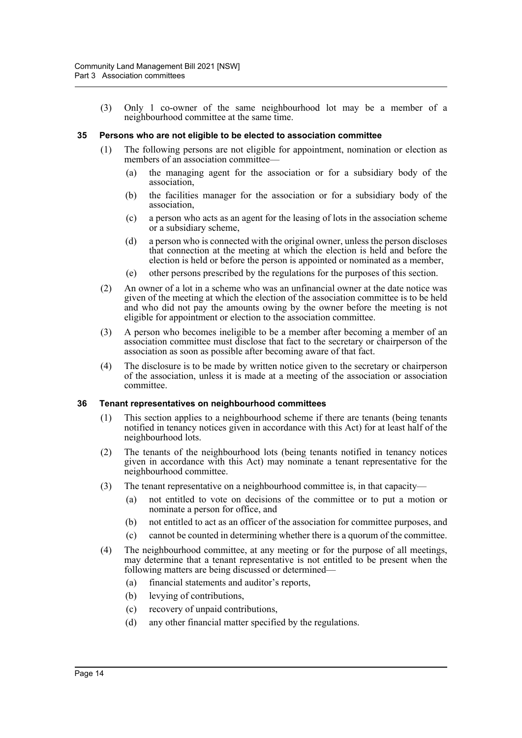(3) Only 1 co-owner of the same neighbourhood lot may be a member of a neighbourhood committee at the same time.

### 35 Persons who are not eligible to be elected to association committee

(1) The following persons are not eligible for appointment, nomination or election as members of an association committee—

(a) the managing agent for the association or for a subsidiary body of the association,

(b) the facilities manager for the association or for a subsidiary body of the association,

(c) a person who acts as an agent for the leasing of lots in the association scheme or a subsidiary scheme,

(d) a person who is connected with the original owner, unless the person discloses that connection at the meeting at which the election is held and before the election is held or before the person is appointed or nominated as a member,

(e) other persons prescribed by the regulations for the purposes of this section.

(2) An owner of a lot in a scheme who was an unfinancial owner at the date notice was given of the meeting at which the election of the association committee is to be held and who did not pay the amounts owing by the owner before the meeting is not eligible for appointment or election to the association committee.

(3) A person who becomes ineligible to be a member after becoming a member of an association committee must disclose that fact to the secretary or chairperson of the association as soon as possible after becoming aware of that fact.

(4) The disclosure is to be made by written notice given to the secretary or chairperson of the association, unless it is made at a meeting of the association or association committee.

### 36 Tenant representatives on neighbourhood committees

(1) This section applies to a neighbourhood scheme if there are tenants (being tenants notified in tenancy notices given in accordance with this Act) for at least half of the neighbourhood lots.

(2) The tenants of the neighbourhood lots (being tenants notified in tenancy notices given in accordance with this Act) may nominate a tenant representative for the neighbourhood committee.

(3) The tenant representative on a neighbourhood committee is, in that capacity—

(a) not entitled to vote on decisions of the committee or to put a motion or nominate a person for office, and

(b) not entitled to act as an officer of the association for committee purposes, and

(c) cannot be counted in determining whether there is a quorum of the committee.

(4) The neighbourhood committee, at any meeting or for the purpose of all meetings, may determine that a tenant representative is not entitled to be present when the following matters are being discussed or determined—

(a) financial statements and auditor's reports,

(b) levying of contributions,

(c) recovery of unpaid contributions,

(d) any other financial matter specified by the regulations.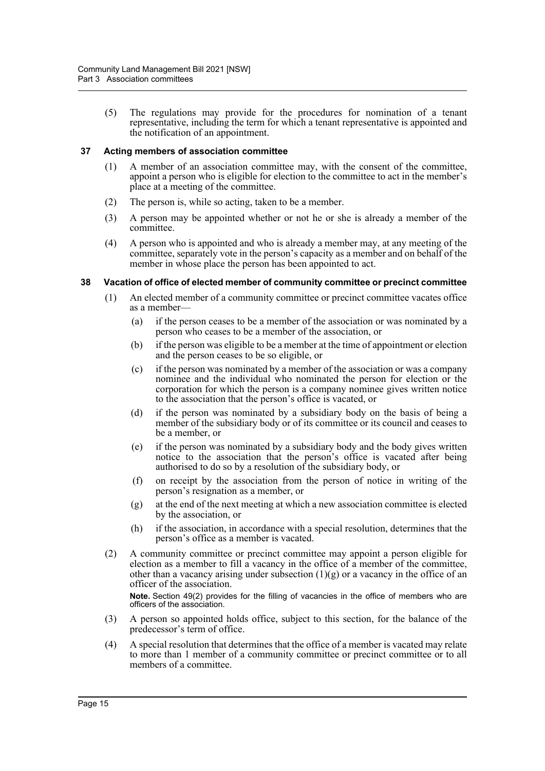(5) The regulations may provide for the procedures for nomination of a tenant representative, including the term for which a tenant representative is appointed and the notification of an appointment.

### 37 Acting members of association committee

(1) A member of an association committee may, with the consent of the committee, appoint a person who is eligible for election to the committee to act in the member's place at a meeting of the committee.

(2) The person is, while so acting, taken to be a member.

(3) A person may be appointed whether or not he or she is already a member of the committee.

(4) A person who is appointed and who is already a member may, at any meeting of the committee, separately vote in the person's capacity as a member and on behalf of the member in whose place the person has been appointed to act.

### 38 Vacation of office of elected member of community committee or precinct committee

(1) An elected member of a community committee or precinct committee vacates office as a member—

(a) if the person ceases to be a member of the association or was nominated by a person who ceases to be a member of the association, or

(b) if the person was eligible to be a member at the time of appointment or election and the person ceases to be so eligible, or

(c) if the person was nominated by a member of the association or was a company nominee and the individual who nominated the person for election or the corporation for which the person is a company nominee gives written notice to the association that the person's office is vacated, or

(d) if the person was nominated by a subsidiary body on the basis of being a member of the subsidiary body or of its committee or its council and ceases to be a member, or

(e) if the person was nominated by a subsidiary body and the body gives written notice to the association that the person's office is vacated after being authorised to do so by a resolution of the subsidiary body, or

(f) on receipt by the association from the person of notice in writing of the person's resignation as a member, or

(g) at the end of the next meeting at which a new association committee is elected by the association, or

(h) if the association, in accordance with a special resolution, determines that the person's office as a member is vacated.

(2) A community committee or precinct committee may appoint a person eligible for election as a member to fill a vacancy in the office of a member of the committee, other than a vacancy arising under subsection (1)(g) or a vacancy in the office of an officer of the association.

**Note.** Section 49(2) provides for the filling of vacancies in the office of members who are officers of the association.

(3) A person so appointed holds office, subject to this section, for the balance of the predecessor's term of office.

(4) A special resolution that determines that the office of a member is vacated may relate to more than 1 member of a community committee or precinct committee or to all members of a committee.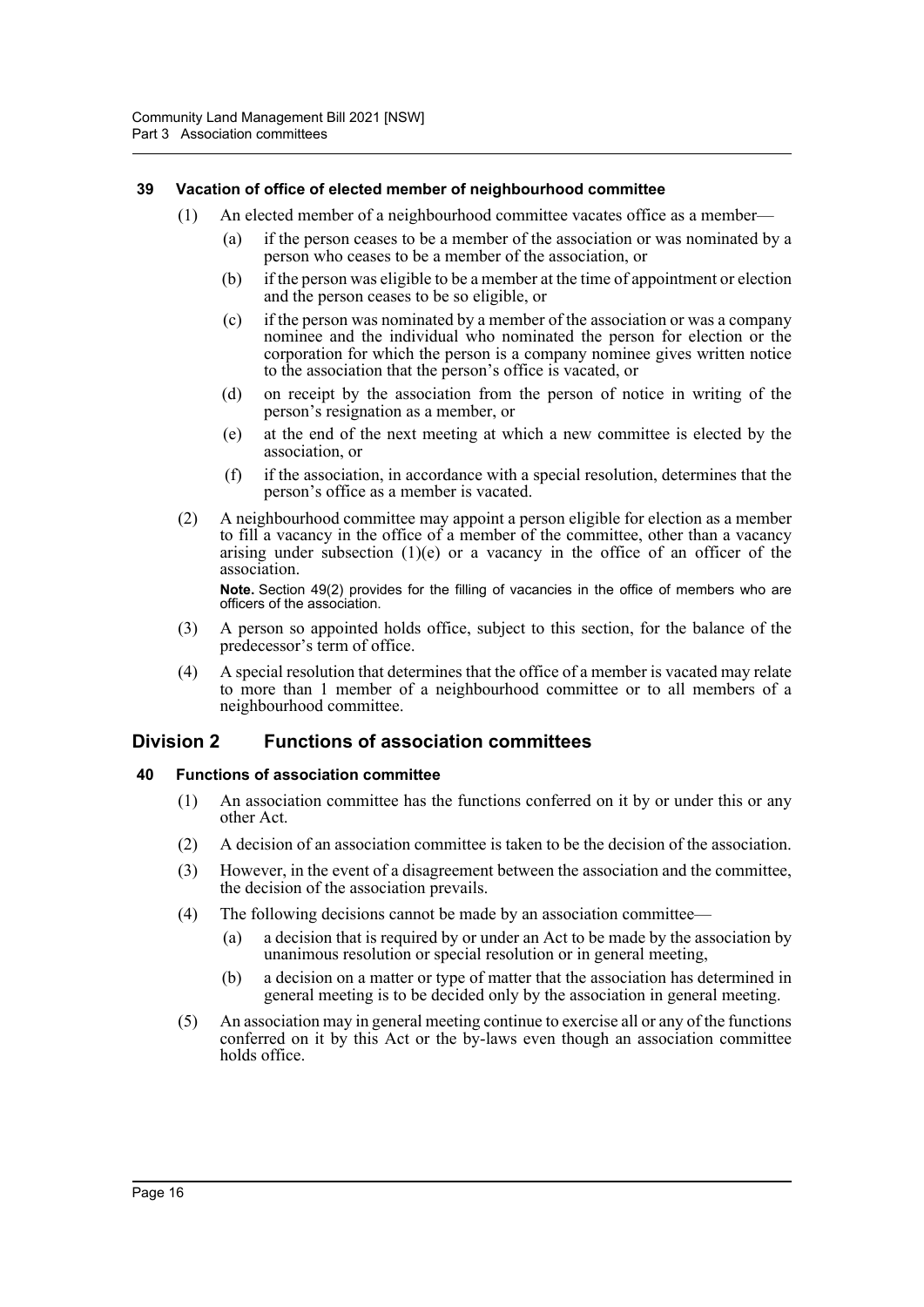### 39 Vacation of office of elected member of neighbourhood committee

(1) An elected member of a neighbourhood committee vacates office as a member—

(a) if the person ceases to be a member of the association or was nominated by a person who ceases to be a member of the association, or

(b) if the person was eligible to be a member at the time of appointment or election and the person ceases to be so eligible, or

(c) if the person was nominated by a member of the association or was a company nominee and the individual who nominated the person for election or the corporation for which the person is a company nominee gives written notice to the association that the person's office is vacated, or

(d) on receipt by the association from the person of notice in writing of the person's resignation as a member, or

(e) at the end of the next meeting at which a new committee is elected by the association, or

(f) if the association, in accordance with a special resolution, determines that the person's office as a member is vacated.

(2) A neighbourhood committee may appoint a person eligible for election as a member to fill a vacancy in the office of a member of the committee, other than a vacancy arising under subsection (1)(e) or a vacancy in the office of an officer of the association.

**Note.** Section 49(2) provides for the filling of vacancies in the office of members who are officers of the association.

(3) A person so appointed holds office, subject to this section, for the balance of the predecessor's term of office.

(4) A special resolution that determines that the office of a member is vacated may relate to more than 1 member of a neighbourhood committee or to all members of a neighbourhood committee.

## Division 2 Functions of association committees

### 40 Functions of association committee

(1) An association committee has the functions conferred on it by or under this or any other Act.

(2) A decision of an association committee is taken to be the decision of the association.

(3) However, in the event of a disagreement between the association and the committee, the decision of the association prevails.

(4) The following decisions cannot be made by an association committee—

(a) a decision that is required by or under an Act to be made by the association by unanimous resolution or special resolution or in general meeting,

(b) a decision on a matter or type of matter that the association has determined in general meeting is to be decided only by the association in general meeting.

(5) An association may in general meeting continue to exercise all or any of the functions conferred on it by this Act or the by-laws even though an association committee holds office.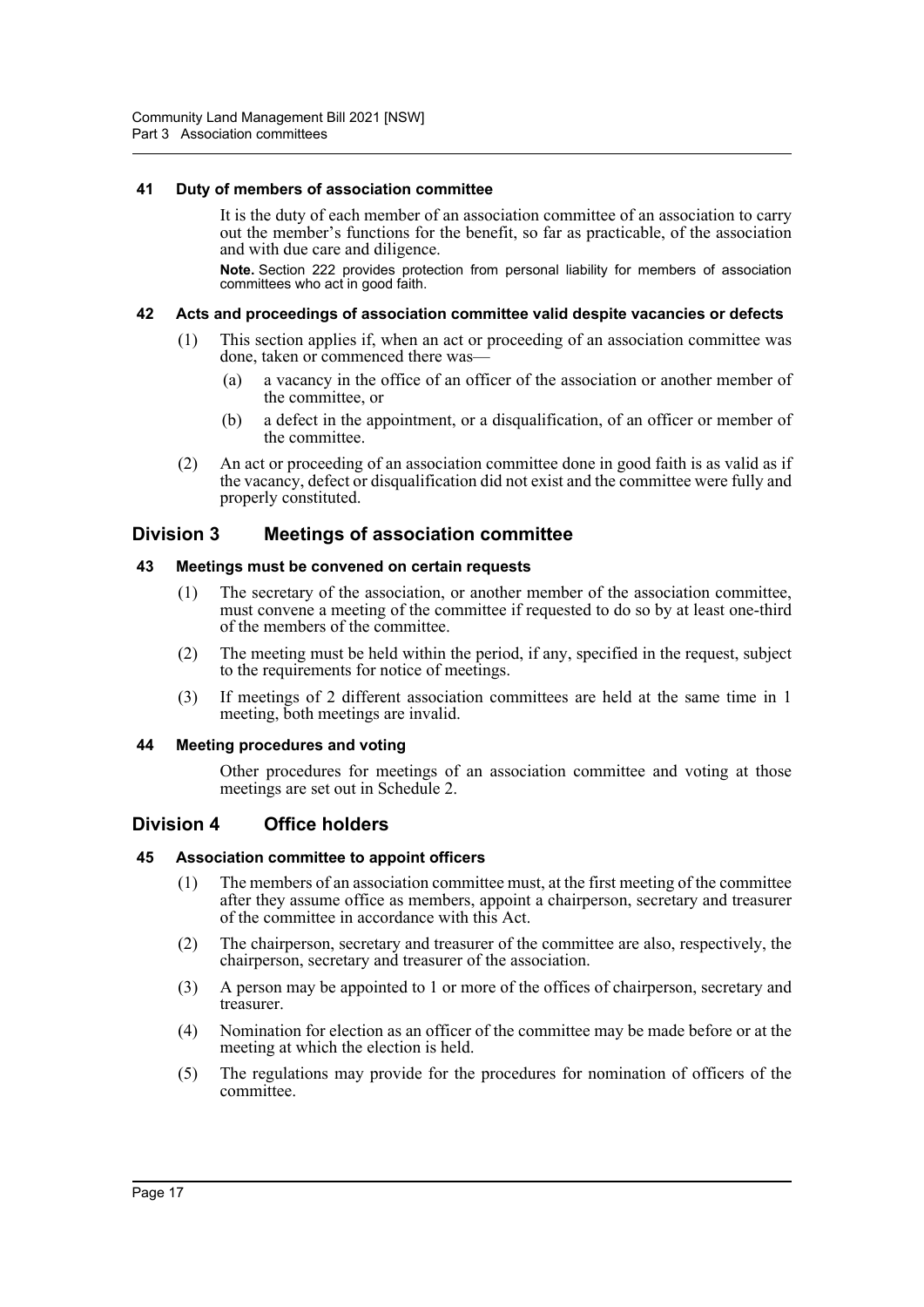### 41 Duty of members of association committee

It is the duty of each member of an association committee of an association to carry out the member's functions for the benefit, so far as practicable, of the association and with due care and diligence.

**Note.** Section 222 provides protection from personal liability for members of association committees who act in good faith.

### 42 Acts and proceedings of association committee valid despite vacancies or defects

(1) This section applies if, when an act or proceeding of an association committee was done, taken or commenced there was—

(a) a vacancy in the office of an officer of the association or another member of the committee, or

(b) a defect in the appointment, or a disqualification, of an officer or member of the committee.

(2) An act or proceeding of an association committee done in good faith is as valid as if the vacancy, defect or disqualification did not exist and the committee were fully and properly constituted.

## Division 3 Meetings of association committee

### 43 Meetings must be convened on certain requests

(1) The secretary of the association, or another member of the association committee, must convene a meeting of the committee if requested to do so by at least one-third of the members of the committee.

(2) The meeting must be held within the period, if any, specified in the request, subject to the requirements for notice of meetings.

(3) If meetings of 2 different association committees are held at the same time in 1 meeting, both meetings are invalid.

### 44 Meeting procedures and voting

Other procedures for meetings of an association committee and voting at those meetings are set out in Schedule 2.

## Division 4 Office holders

### 45 Association committee to appoint officers

(1) The members of an association committee must, at the first meeting of the committee after they assume office as members, appoint a chairperson, secretary and treasurer of the committee in accordance with this Act.

(2) The chairperson, secretary and treasurer of the committee are also, respectively, the chairperson, secretary and treasurer of the association.

(3) A person may be appointed to 1 or more of the offices of chairperson, secretary and treasurer.

(4) Nomination for election as an officer of the committee may be made before or at the meeting at which the election is held.

(5) The regulations may provide for the procedures for nomination of officers of the committee.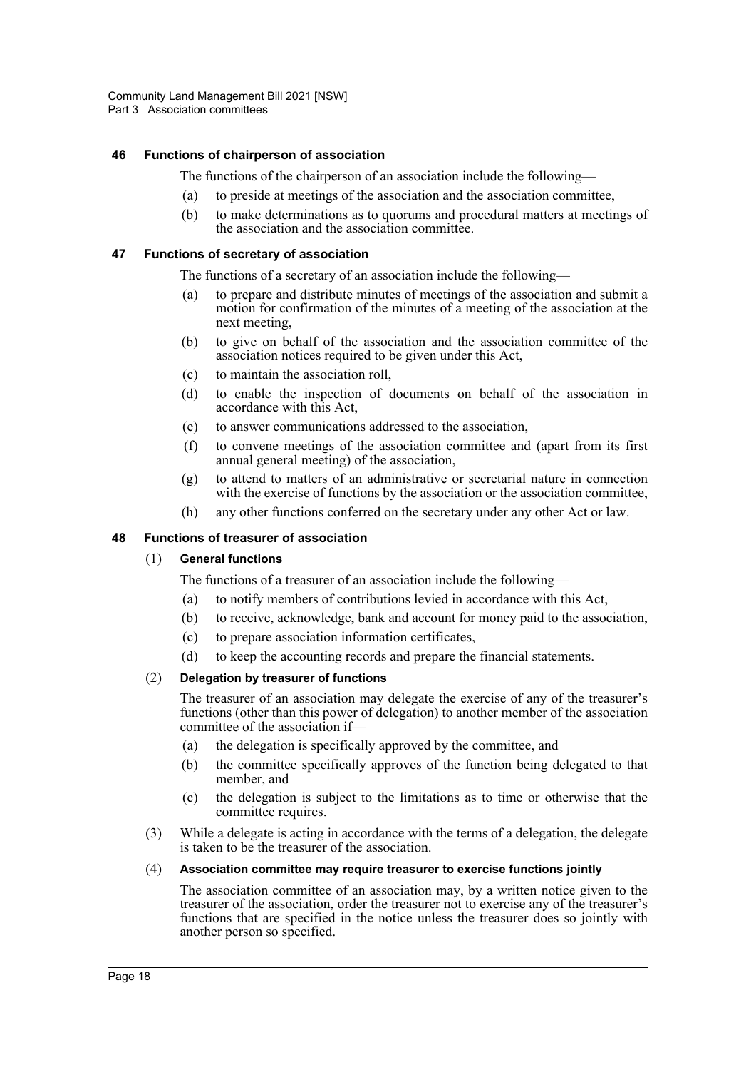### 46 Functions of chairperson of association

The functions of the chairperson of an association include the following—

(a) to preside at meetings of the association and the association committee,

(b) to make determinations as to quorums and procedural matters at meetings of the association and the association committee.

### 47 Functions of secretary of association

The functions of a secretary of an association include the following—

(a) to prepare and distribute minutes of meetings of the association and submit a motion for confirmation of the minutes of a meeting of the association at the next meeting,

(b) to give on behalf of the association and the association committee of the association notices required to be given under this Act,

(c) to maintain the association roll,

(d) to enable the inspection of documents on behalf of the association in accordance with this Act,

(e) to answer communications addressed to the association,

(f) to convene meetings of the association committee and (apart from its first annual general meeting) of the association,

(g) to attend to matters of an administrative or secretarial nature in connection with the exercise of functions by the association or the association committee,

(h) any other functions conferred on the secretary under any other Act or law.

### 48 Functions of treasurer of association

(1) **General functions**

The functions of a treasurer of an association include the following—

(a) to notify members of contributions levied in accordance with this Act,

(b) to receive, acknowledge, bank and account for money paid to the association,

(c) to prepare association information certificates,

(d) to keep the accounting records and prepare the financial statements.

(2) **Delegation by treasurer of functions**

The treasurer of an association may delegate the exercise of any of the treasurer's functions (other than this power of delegation) to another member of the association committee of the association if—

(a) the delegation is specifically approved by the committee, and

(b) the committee specifically approves of the function being delegated to that member, and

(c) the delegation is subject to the limitations as to time or otherwise that the committee requires.

(3) While a delegate is acting in accordance with the terms of a delegation, the delegate is taken to be the treasurer of the association.

(4) **Association committee may require treasurer to exercise functions jointly**

The association committee of an association may, by a written notice given to the treasurer of the association, order the treasurer not to exercise any of the treasurer's functions that are specified in the notice unless the treasurer does so jointly with another person so specified.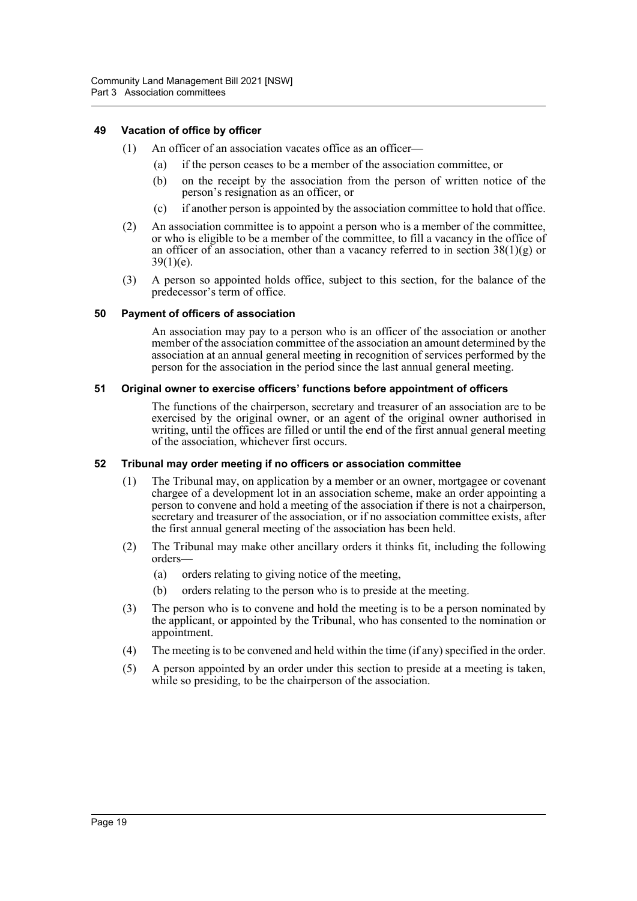### 49 Vacation of office by officer

(1) An officer of an association vacates office as an officer—

(a) if the person ceases to be a member of the association committee, or

(b) on the receipt by the association from the person of written notice of the person's resignation as an officer, or

(c) if another person is appointed by the association committee to hold that office.

(2) An association committee is to appoint a person who is a member of the committee, or who is eligible to be a member of the committee, to fill a vacancy in the office of an officer of an association, other than a vacancy referred to in section 38(1)(g) or 39(1)(e).

(3) A person so appointed holds office, subject to this section, for the balance of the predecessor's term of office.

### 50 Payment of officers of association

An association may pay to a person who is an officer of the association or another member of the association committee of the association an amount determined by the association at an annual general meeting in recognition of services performed by the person for the association in the period since the last annual general meeting.

### 51 Original owner to exercise officers' functions before appointment of officers

The functions of the chairperson, secretary and treasurer of an association are to be exercised by the original owner, or an agent of the original owner authorised in writing, until the offices are filled or until the end of the first annual general meeting of the association, whichever first occurs.

### 52 Tribunal may order meeting if no officers or association committee

(1) The Tribunal may, on application by a member or an owner, mortgagee or covenant chargee of a development lot in an association scheme, make an order appointing a person to convene and hold a meeting of the association if there is not a chairperson, secretary and treasurer of the association, or if no association committee exists, after the first annual general meeting of the association has been held.

(2) The Tribunal may make other ancillary orders it thinks fit, including the following orders—

(a) orders relating to giving notice of the meeting,

(b) orders relating to the person who is to preside at the meeting.

(3) The person who is to convene and hold the meeting is to be a person nominated by the applicant, or appointed by the Tribunal, who has consented to the nomination or appointment.

(4) The meeting is to be convened and held within the time (if any) specified in the order.

(5) A person appointed by an order under this section to preside at a meeting is taken, while so presiding, to be the chairperson of the association.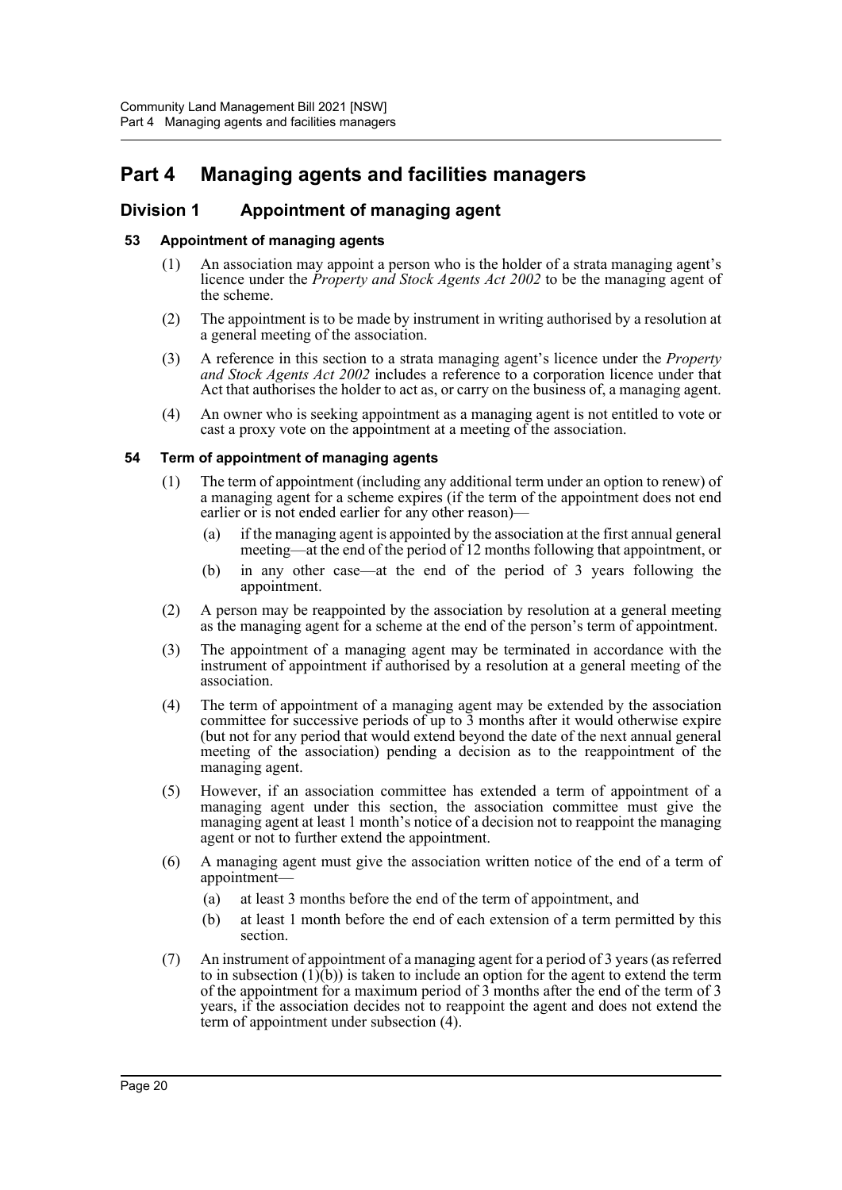# Part 4 Managing agents and facilities managers

## Division 1 Appointment of managing agent

### 53 Appointment of managing agents

(1) An association may appoint a person who is the holder of a strata managing agent's licence under the *Property and Stock Agents Act 2002* to be the managing agent of the scheme.

(2) The appointment is to be made by instrument in writing authorised by a resolution at a general meeting of the association.

(3) A reference in this section to a strata managing agent's licence under the *Property and Stock Agents Act 2002* includes a reference to a corporation licence under that Act that authorises the holder to act as, or carry on the business of, a managing agent.

(4) An owner who is seeking appointment as a managing agent is not entitled to vote or cast a proxy vote on the appointment at a meeting of the association.

### 54 Term of appointment of managing agents

(1) The term of appointment (including any additional term under an option to renew) of a managing agent for a scheme expires (if the term of the appointment does not end earlier or is not ended earlier for any other reason)—

(a) if the managing agent is appointed by the association at the first annual general meeting—at the end of the period of 12 months following that appointment, or

(b) in any other case—at the end of the period of 3 years following the appointment.

(2) A person may be reappointed by the association by resolution at a general meeting as the managing agent for a scheme at the end of the person's term of appointment.

(3) The appointment of a managing agent may be terminated in accordance with the instrument of appointment if authorised by a resolution at a general meeting of the association.

(4) The term of appointment of a managing agent may be extended by the association committee for successive periods of up to 3 months after it would otherwise expire (but not for any period that would extend beyond the date of the next annual general meeting of the association) pending a decision as to the reappointment of the managing agent.

(5) However, if an association committee has extended a term of appointment of a managing agent under this section, the association committee must give the managing agent at least 1 month's notice of a decision not to reappoint the managing agent or not to further extend the appointment.

(6) A managing agent must give the association written notice of the end of a term of appointment—

(a) at least 3 months before the end of the term of appointment, and

(b) at least 1 month before the end of each extension of a term permitted by this section.

(7) An instrument of appointment of a managing agent for a period of 3 years (as referred to in subsection (1)(b)) is taken to include an option for the agent to extend the term of the appointment for a maximum period of 3 months after the end of the term of 3 years, if the association decides not to reappoint the agent and does not extend the term of appointment under subsection (4).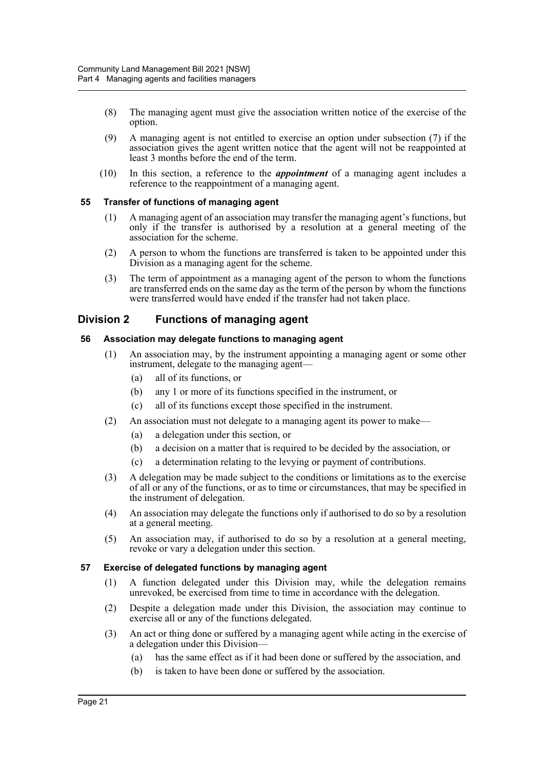(8) The managing agent must give the association written notice of the exercise of the option.

(9) A managing agent is not entitled to exercise an option under subsection (7) if the association gives the agent written notice that the agent will not be reappointed at least 3 months before the end of the term.

(10) In this section, a reference to the ***appointment*** of a managing agent includes a reference to the reappointment of a managing agent.

### 55 Transfer of functions of managing agent

(1) A managing agent of an association may transfer the managing agent's functions, but only if the transfer is authorised by a resolution at a general meeting of the association for the scheme.

(2) A person to whom the functions are transferred is taken to be appointed under this Division as a managing agent for the scheme.

(3) The term of appointment as a managing agent of the person to whom the functions are transferred ends on the same day as the term of the person by whom the functions were transferred would have ended if the transfer had not taken place.

## Division 2 Functions of managing agent

### 56 Association may delegate functions to managing agent

(1) An association may, by the instrument appointing a managing agent or some other instrument, delegate to the managing agent—

(a) all of its functions, or

(b) any 1 or more of its functions specified in the instrument, or

(c) all of its functions except those specified in the instrument.

(2) An association must not delegate to a managing agent its power to make—

(a) a delegation under this section, or

(b) a decision on a matter that is required to be decided by the association, or

(c) a determination relating to the levying or payment of contributions.

(3) A delegation may be made subject to the conditions or limitations as to the exercise of all or any of the functions, or as to time or circumstances, that may be specified in the instrument of delegation.

(4) An association may delegate the functions only if authorised to do so by a resolution at a general meeting.

(5) An association may, if authorised to do so by a resolution at a general meeting, revoke or vary a delegation under this section.

### 57 Exercise of delegated functions by managing agent

(1) A function delegated under this Division may, while the delegation remains unrevoked, be exercised from time to time in accordance with the delegation.

(2) Despite a delegation made under this Division, the association may continue to exercise all or any of the functions delegated.

(3) An act or thing done or suffered by a managing agent while acting in the exercise of a delegation under this Division—

(a) has the same effect as if it had been done or suffered by the association, and

(b) is taken to have been done or suffered by the association.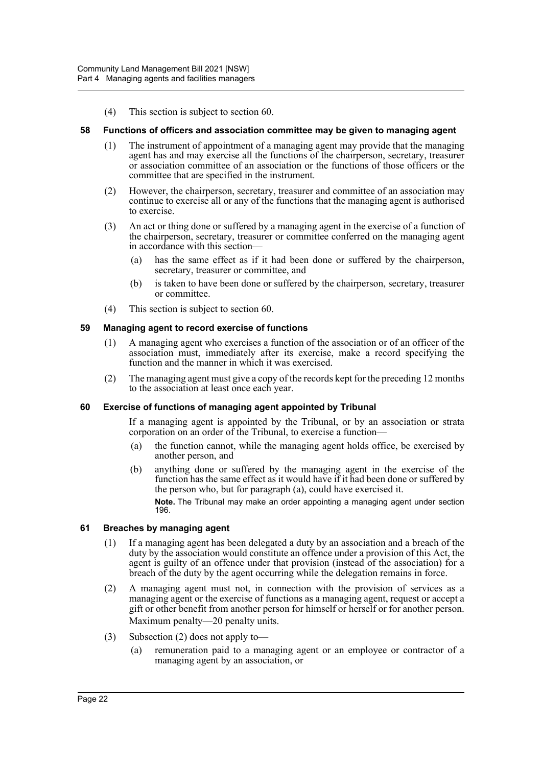(4) This section is subject to section 60.

**58 Functions of officers and association committee may be given to managing agent**

(1) The instrument of appointment of a managing agent may provide that the managing agent has and may exercise all the functions of the chairperson, secretary, treasurer or association committee of an association or the functions of those officers or the committee that are specified in the instrument.

(2) However, the chairperson, secretary, treasurer and committee of an association may continue to exercise all or any of the functions that the managing agent is authorised to exercise.

(3) An act or thing done or suffered by a managing agent in the exercise of a function of the chairperson, secretary, treasurer or committee conferred on the managing agent in accordance with this section—

(a) has the same effect as if it had been done or suffered by the chairperson, secretary, treasurer or committee, and

(b) is taken to have been done or suffered by the chairperson, secretary, treasurer or committee.

(4) This section is subject to section 60.

**59 Managing agent to record exercise of functions**

(1) A managing agent who exercises a function of the association or of an officer of the association must, immediately after its exercise, make a record specifying the function and the manner in which it was exercised.

(2) The managing agent must give a copy of the records kept for the preceding 12 months to the association at least once each year.

**60 Exercise of functions of managing agent appointed by Tribunal**

If a managing agent is appointed by the Tribunal, or by an association or strata corporation on an order of the Tribunal, to exercise a function—

(a) the function cannot, while the managing agent holds office, be exercised by another person, and

(b) anything done or suffered by the managing agent in the exercise of the function has the same effect as it would have if it had been done or suffered by the person who, but for paragraph (a), could have exercised it.

**Note.** The Tribunal may make an order appointing a managing agent under section 196.

**61 Breaches by managing agent**

(1) If a managing agent has been delegated a duty by an association and a breach of the duty by the association would constitute an offence under a provision of this Act, the agent is guilty of an offence under that provision (instead of the association) for a breach of the duty by the agent occurring while the delegation remains in force.

(2) A managing agent must not, in connection with the provision of services as a managing agent or the exercise of functions as a managing agent, request or accept a gift or other benefit from another person for himself or herself or for another person.

Maximum penalty—20 penalty units.

(3) Subsection (2) does not apply to—

(a) remuneration paid to a managing agent or an employee or contractor of a managing agent by an association, or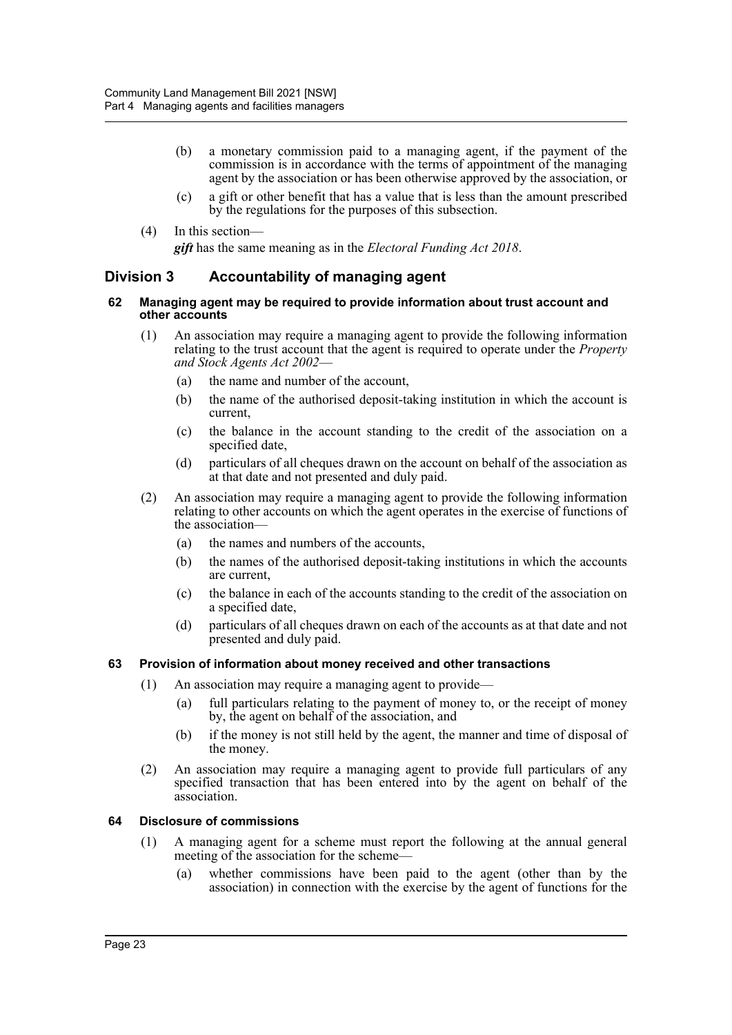(b) a monetary commission paid to a managing agent, if the payment of the commission is in accordance with the terms of appointment of the managing agent by the association or has been otherwise approved by the association, or

(c) a gift or other benefit that has a value that is less than the amount prescribed by the regulations for the purposes of this subsection.

(4) In this section—

***gift*** has the same meaning as in the *Electoral Funding Act 2018*.

## Division 3 Accountability of managing agent

#### 62 Managing agent may be required to provide information about trust account and other accounts

(1) An association may require a managing agent to provide the following information relating to the trust account that the agent is required to operate under the *Property and Stock Agents Act 2002*—

(a) the name and number of the account,

(b) the name of the authorised deposit-taking institution in which the account is current,

(c) the balance in the account standing to the credit of the association on a specified date,

(d) particulars of all cheques drawn on the account on behalf of the association as at that date and not presented and duly paid.

(2) An association may require a managing agent to provide the following information relating to other accounts on which the agent operates in the exercise of functions of the association—

(a) the names and numbers of the accounts,

(b) the names of the authorised deposit-taking institutions in which the accounts are current,

(c) the balance in each of the accounts standing to the credit of the association on a specified date,

(d) particulars of all cheques drawn on each of the accounts as at that date and not presented and duly paid.

#### 63 Provision of information about money received and other transactions

(1) An association may require a managing agent to provide—

(a) full particulars relating to the payment of money to, or the receipt of money by, the agent on behalf of the association, and

(b) if the money is not still held by the agent, the manner and time of disposal of the money.

(2) An association may require a managing agent to provide full particulars of any specified transaction that has been entered into by the agent on behalf of the association.

#### 64 Disclosure of commissions

(1) A managing agent for a scheme must report the following at the annual general meeting of the association for the scheme—

(a) whether commissions have been paid to the agent (other than by the association) in connection with the exercise by the agent of functions for the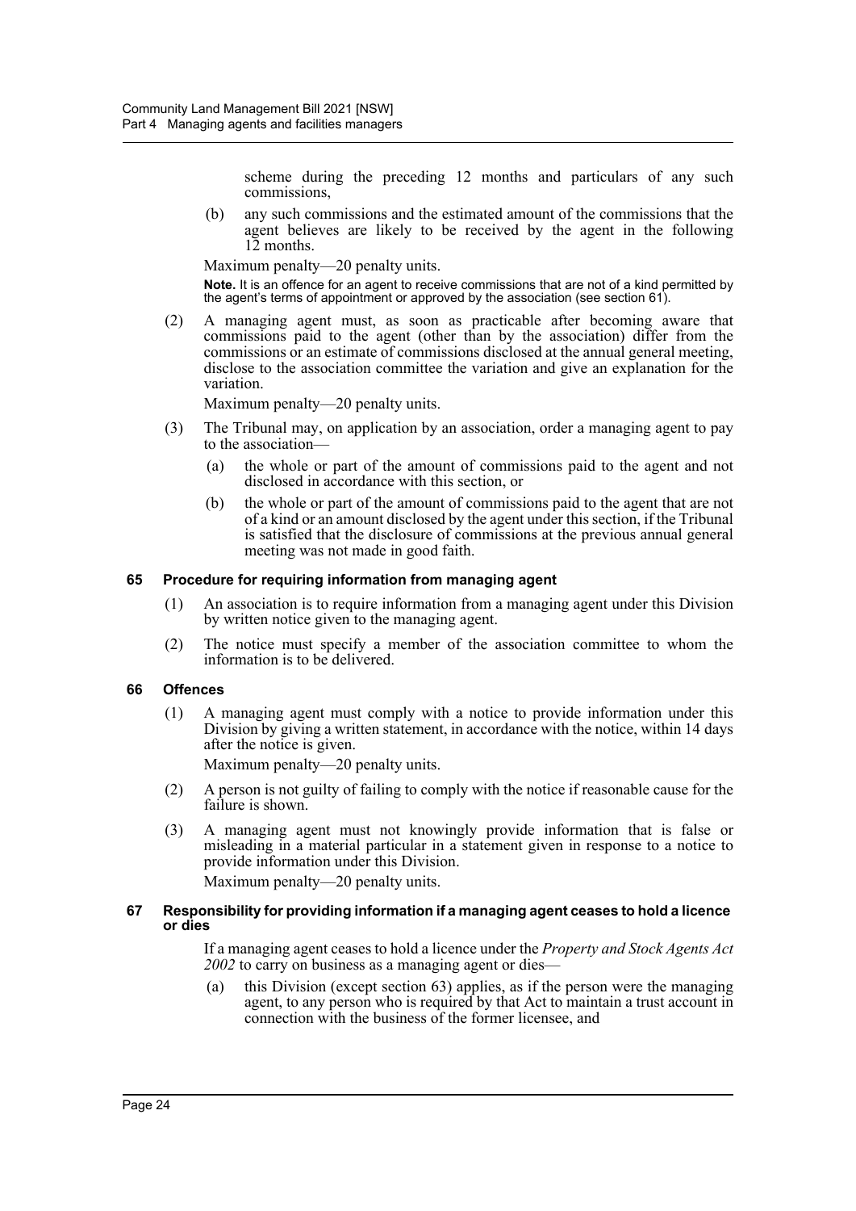scheme during the preceding 12 months and particulars of any such commissions,

(b) any such commissions and the estimated amount of the commissions that the agent believes are likely to be received by the agent in the following 12 months.

Maximum penalty—20 penalty units.

**Note.** It is an offence for an agent to receive commissions that are not of a kind permitted by the agent's terms of appointment or approved by the association (see section 61).

(2) A managing agent must, as soon as practicable after becoming aware that commissions paid to the agent (other than by the association) differ from the commissions or an estimate of commissions disclosed at the annual general meeting, disclose to the association committee the variation and give an explanation for the variation.

Maximum penalty—20 penalty units.

(3) The Tribunal may, on application by an association, order a managing agent to pay to the association—

(a) the whole or part of the amount of commissions paid to the agent and not disclosed in accordance with this section, or

(b) the whole or part of the amount of commissions paid to the agent that are not of a kind or an amount disclosed by the agent under this section, if the Tribunal is satisfied that the disclosure of commissions at the previous annual general meeting was not made in good faith.

### 65 Procedure for requiring information from managing agent

(1) An association is to require information from a managing agent under this Division by written notice given to the managing agent.

(2) The notice must specify a member of the association committee to whom the information is to be delivered.

### 66 Offences

(1) A managing agent must comply with a notice to provide information under this Division by giving a written statement, in accordance with the notice, within 14 days after the notice is given.

Maximum penalty—20 penalty units.

(2) A person is not guilty of failing to comply with the notice if reasonable cause for the failure is shown.

(3) A managing agent must not knowingly provide information that is false or misleading in a material particular in a statement given in response to a notice to provide information under this Division.

Maximum penalty—20 penalty units.

### 67 Responsibility for providing information if a managing agent ceases to hold a licence or dies

If a managing agent ceases to hold a licence under the *Property and Stock Agents Act 2002* to carry on business as a managing agent or dies—

(a) this Division (except section 63) applies, as if the person were the managing agent, to any person who is required by that Act to maintain a trust account in connection with the business of the former licensee, and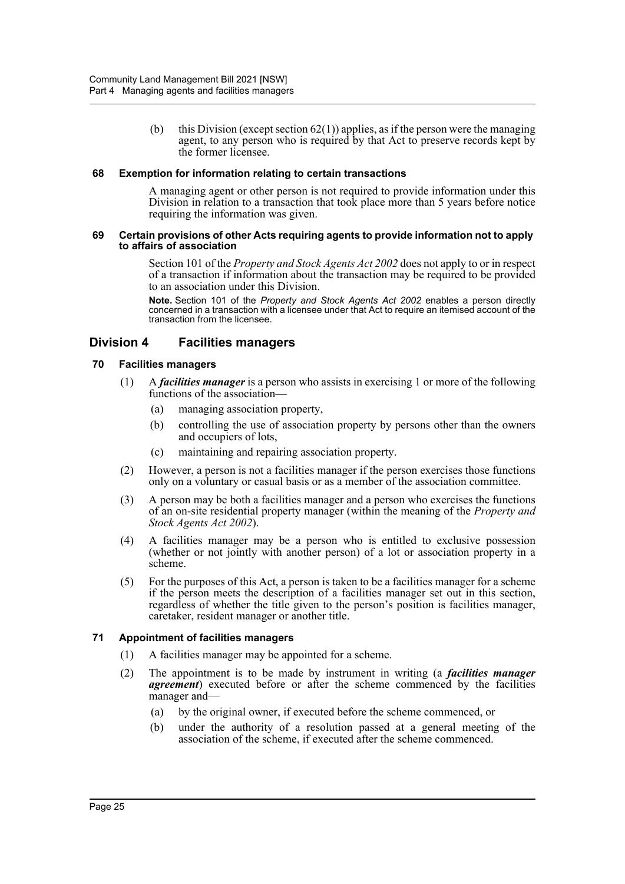(b) this Division (except section 62(1)) applies, as if the person were the managing agent, to any person who is required by that Act to preserve records kept by the former licensee.

### 68 Exemption for information relating to certain transactions

A managing agent or other person is not required to provide information under this Division in relation to a transaction that took place more than 5 years before notice requiring the information was given.

### 69 Certain provisions of other Acts requiring agents to provide information not to apply to affairs of association

Section 101 of the *Property and Stock Agents Act 2002* does not apply to or in respect of a transaction if information about the transaction may be required to be provided to an association under this Division.

**Note.** Section 101 of the *Property and Stock Agents Act 2002* enables a person directly concerned in a transaction with a licensee under that Act to require an itemised account of the transaction from the licensee.

## Division 4 Facilities managers

### 70 Facilities managers

(1) A ***facilities manager*** is a person who assists in exercising 1 or more of the following functions of the association—

(a) managing association property,

(b) controlling the use of association property by persons other than the owners and occupiers of lots,

(c) maintaining and repairing association property.

(2) However, a person is not a facilities manager if the person exercises those functions only on a voluntary or casual basis or as a member of the association committee.

(3) A person may be both a facilities manager and a person who exercises the functions of an on-site residential property manager (within the meaning of the *Property and Stock Agents Act 2002*).

(4) A facilities manager may be a person who is entitled to exclusive possession (whether or not jointly with another person) of a lot or association property in a scheme.

(5) For the purposes of this Act, a person is taken to be a facilities manager for a scheme if the person meets the description of a facilities manager set out in this section, regardless of whether the title given to the person's position is facilities manager, caretaker, resident manager or another title.

### 71 Appointment of facilities managers

(1) A facilities manager may be appointed for a scheme.

(2) The appointment is to be made by instrument in writing (a ***facilities manager agreement***) executed before or after the scheme commenced by the facilities manager and—

(a) by the original owner, if executed before the scheme commenced, or

(b) under the authority of a resolution passed at a general meeting of the association of the scheme, if executed after the scheme commenced.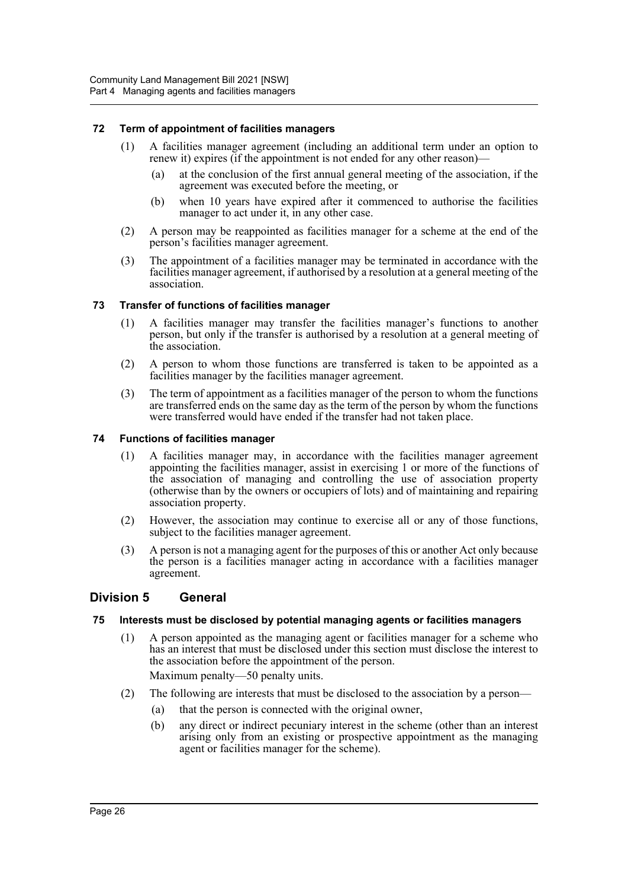### 72 Term of appointment of facilities managers

(1) A facilities manager agreement (including an additional term under an option to renew it) expires (if the appointment is not ended for any other reason)—

(a) at the conclusion of the first annual general meeting of the association, if the agreement was executed before the meeting, or

(b) when 10 years have expired after it commenced to authorise the facilities manager to act under it, in any other case.

(2) A person may be reappointed as facilities manager for a scheme at the end of the person's facilities manager agreement.

(3) The appointment of a facilities manager may be terminated in accordance with the facilities manager agreement, if authorised by a resolution at a general meeting of the association.

### 73 Transfer of functions of facilities manager

(1) A facilities manager may transfer the facilities manager's functions to another person, but only if the transfer is authorised by a resolution at a general meeting of the association.

(2) A person to whom those functions are transferred is taken to be appointed as a facilities manager by the facilities manager agreement.

(3) The term of appointment as a facilities manager of the person to whom the functions are transferred ends on the same day as the term of the person by whom the functions were transferred would have ended if the transfer had not taken place.

### 74 Functions of facilities manager

(1) A facilities manager may, in accordance with the facilities manager agreement appointing the facilities manager, assist in exercising 1 or more of the functions of the association of managing and controlling the use of association property (otherwise than by the owners or occupiers of lots) and of maintaining and repairing association property.

(2) However, the association may continue to exercise all or any of those functions, subject to the facilities manager agreement.

(3) A person is not a managing agent for the purposes of this or another Act only because the person is a facilities manager acting in accordance with a facilities manager agreement.

## Division 5 General

### 75 Interests must be disclosed by potential managing agents or facilities managers

(1) A person appointed as the managing agent or facilities manager for a scheme who has an interest that must be disclosed under this section must disclose the interest to the association before the appointment of the person.

Maximum penalty—50 penalty units.

(2) The following are interests that must be disclosed to the association by a person—

(a) that the person is connected with the original owner,

(b) any direct or indirect pecuniary interest in the scheme (other than an interest arising only from an existing or prospective appointment as the managing agent or facilities manager for the scheme).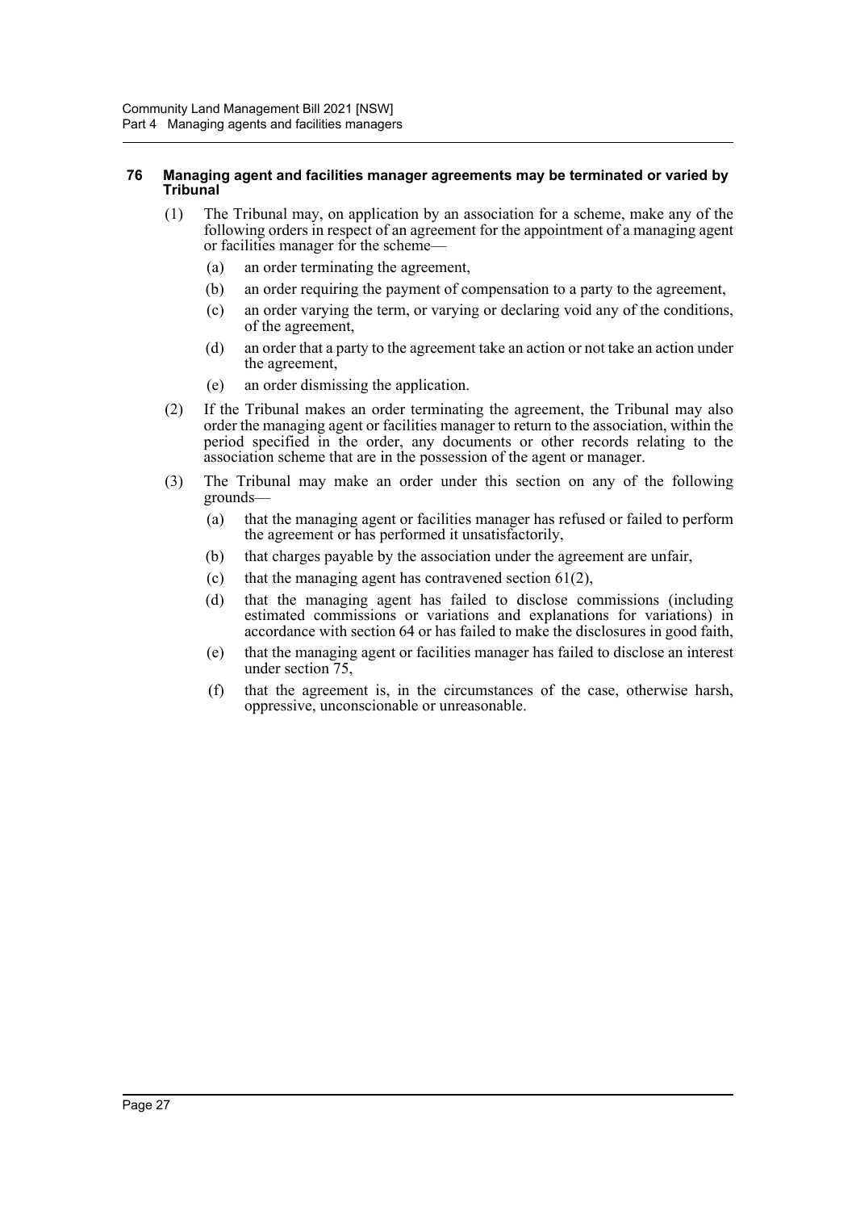#### 76 Managing agent and facilities manager agreements may be terminated or varied by Tribunal

(1) The Tribunal may, on application by an association for a scheme, make any of the following orders in respect of an agreement for the appointment of a managing agent or facilities manager for the scheme—

(a) an order terminating the agreement,

(b) an order requiring the payment of compensation to a party to the agreement,

(c) an order varying the term, or varying or declaring void any of the conditions, of the agreement,

(d) an order that a party to the agreement take an action or not take an action under the agreement,

(e) an order dismissing the application.

(2) If the Tribunal makes an order terminating the agreement, the Tribunal may also order the managing agent or facilities manager to return to the association, within the period specified in the order, any documents or other records relating to the association scheme that are in the possession of the agent or manager.

(3) The Tribunal may make an order under this section on any of the following grounds—

(a) that the managing agent or facilities manager has refused or failed to perform the agreement or has performed it unsatisfactorily,

(b) that charges payable by the association under the agreement are unfair,

(c) that the managing agent has contravened section 61(2),

(d) that the managing agent has failed to disclose commissions (including estimated commissions or variations and explanations for variations) in accordance with section 64 or has failed to make the disclosures in good faith,

(e) that the managing agent or facilities manager has failed to disclose an interest under section 75,

(f) that the agreement is, in the circumstances of the case, otherwise harsh, oppressive, unconscionable or unreasonable.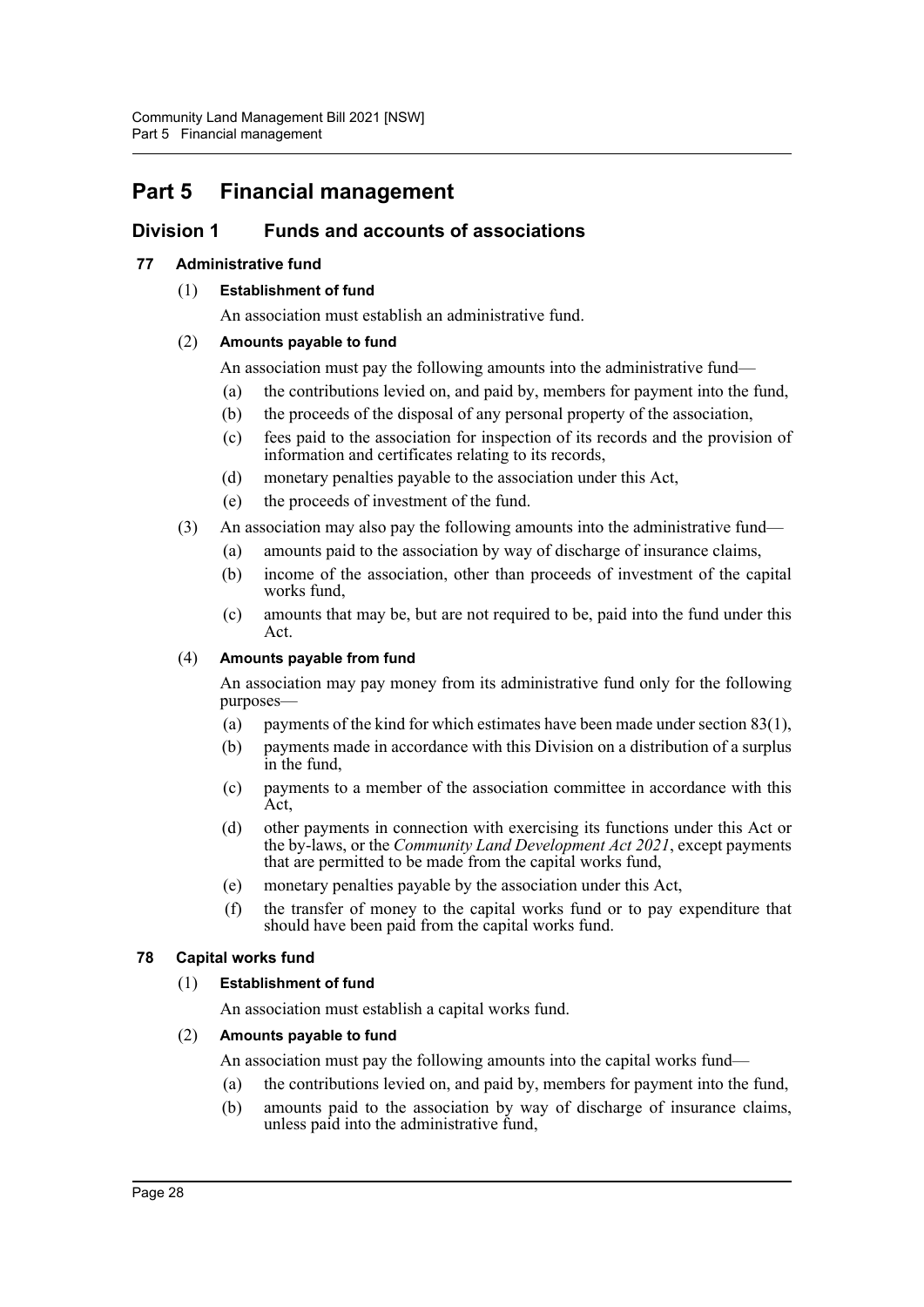# Part 5 Financial management

## Division 1 Funds and accounts of associations

### 77 Administrative fund

(1) **Establishment of fund**

An association must establish an administrative fund.

(2) **Amounts payable to fund**

An association must pay the following amounts into the administrative fund—

- (a) the contributions levied on, and paid by, members for payment into the fund,
- (b) the proceeds of the disposal of any personal property of the association,
- (c) fees paid to the association for inspection of its records and the provision of information and certificates relating to its records,
- (d) monetary penalties payable to the association under this Act,
- (e) the proceeds of investment of the fund.

(3) An association may also pay the following amounts into the administrative fund—

- (a) amounts paid to the association by way of discharge of insurance claims,
- (b) income of the association, other than proceeds of investment of the capital works fund,
- (c) amounts that may be, but are not required to be, paid into the fund under this Act.

(4) **Amounts payable from fund**

An association may pay money from its administrative fund only for the following purposes—

- (a) payments of the kind for which estimates have been made under section 83(1),
- (b) payments made in accordance with this Division on a distribution of a surplus in the fund,
- (c) payments to a member of the association committee in accordance with this Act,
- (d) other payments in connection with exercising its functions under this Act or the by-laws, or the *Community Land Development Act 2021*, except payments that are permitted to be made from the capital works fund,
- (e) monetary penalties payable by the association under this Act,
- (f) the transfer of money to the capital works fund or to pay expenditure that should have been paid from the capital works fund.

### 78 Capital works fund

(1) **Establishment of fund**

An association must establish a capital works fund.

(2) **Amounts payable to fund**

An association must pay the following amounts into the capital works fund—

- (a) the contributions levied on, and paid by, members for payment into the fund,
- (b) amounts paid to the association by way of discharge of insurance claims, unless paid into the administrative fund,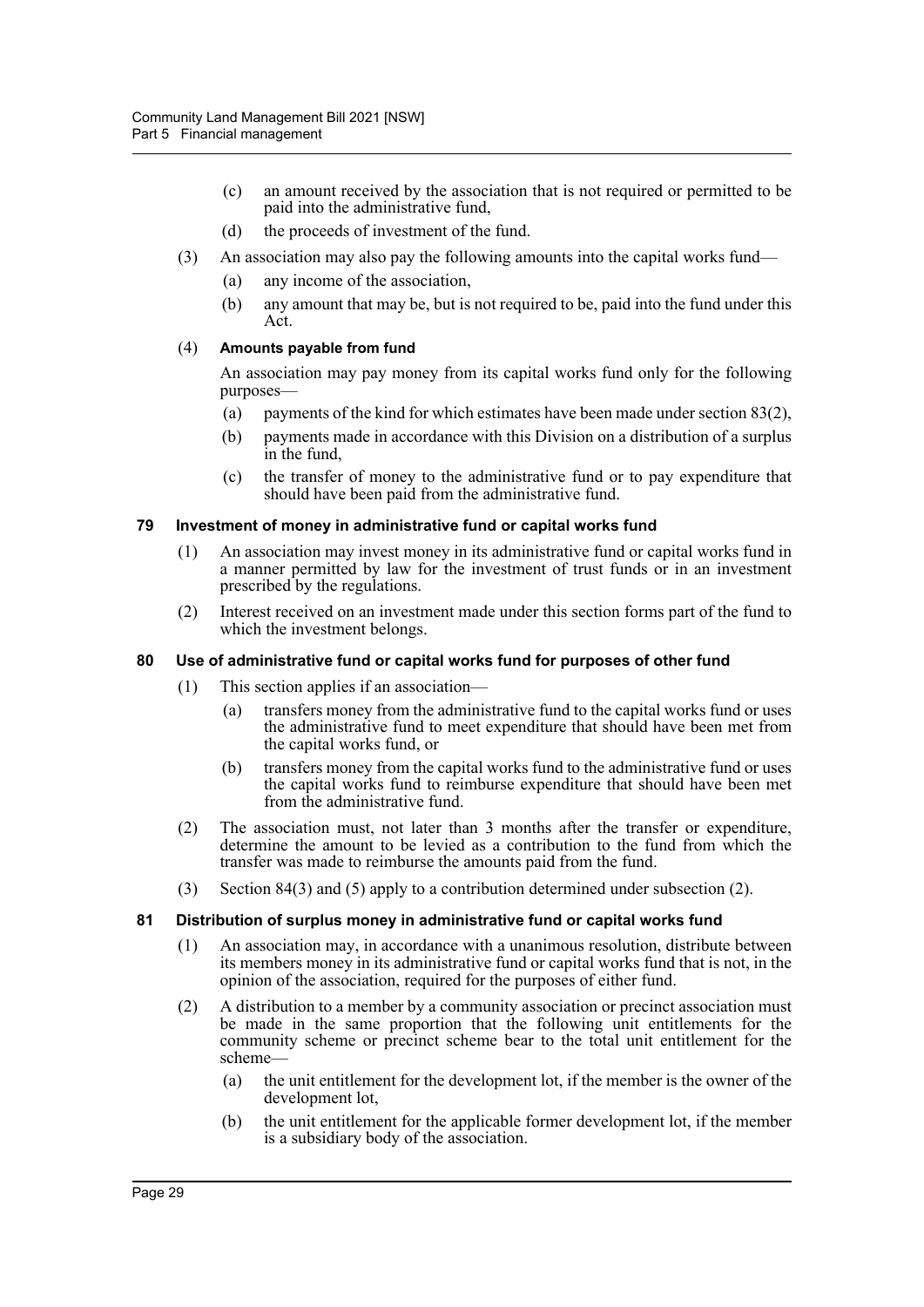- (c) an amount received by the association that is not required or permitted to be paid into the administrative fund,
- (d) the proceeds of investment of the fund.

(3) An association may also pay the following amounts into the capital works fund—

- (a) any income of the association,
- (b) any amount that may be, but is not required to be, paid into the fund under this Act.

(4) **Amounts payable from fund**

An association may pay money from its capital works fund only for the following purposes—

- (a) payments of the kind for which estimates have been made under section 83(2),
- (b) payments made in accordance with this Division on a distribution of a surplus in the fund,
- (c) the transfer of money to the administrative fund or to pay expenditure that should have been paid from the administrative fund.

### 79 Investment of money in administrative fund or capital works fund

(1) An association may invest money in its administrative fund or capital works fund in a manner permitted by law for the investment of trust funds or in an investment prescribed by the regulations.

(2) Interest received on an investment made under this section forms part of the fund to which the investment belongs.

### 80 Use of administrative fund or capital works fund for purposes of other fund

(1) This section applies if an association—

- (a) transfers money from the administrative fund to the capital works fund or uses the administrative fund to meet expenditure that should have been met from the capital works fund, or
- (b) transfers money from the capital works fund to the administrative fund or uses the capital works fund to reimburse expenditure that should have been met from the administrative fund.

(2) The association must, not later than 3 months after the transfer or expenditure, determine the amount to be levied as a contribution to the fund from which the transfer was made to reimburse the amounts paid from the fund.

(3) Section 84(3) and (5) apply to a contribution determined under subsection (2).

### 81 Distribution of surplus money in administrative fund or capital works fund

(1) An association may, in accordance with a unanimous resolution, distribute between its members money in its administrative fund or capital works fund that is not, in the opinion of the association, required for the purposes of either fund.

(2) A distribution to a member by a community association or precinct association must be made in the same proportion that the following unit entitlements for the community scheme or precinct scheme bear to the total unit entitlement for the scheme—

- (a) the unit entitlement for the development lot, if the member is the owner of the development lot,
- (b) the unit entitlement for the applicable former development lot, if the member is a subsidiary body of the association.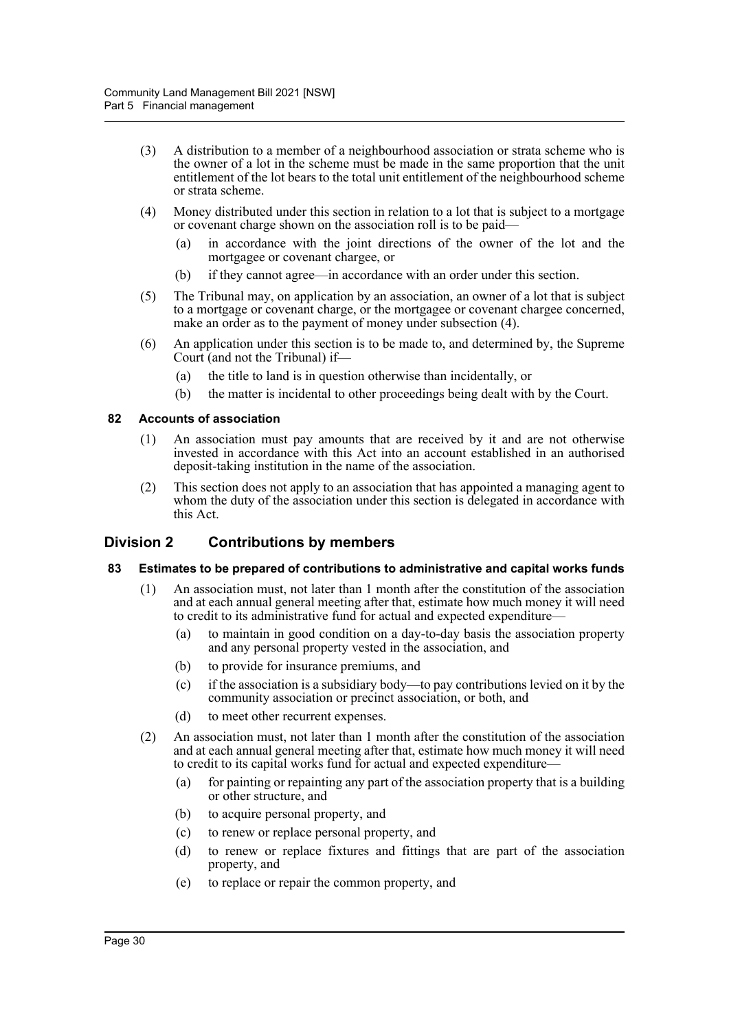(3) A distribution to a member of a neighbourhood association or strata scheme who is the owner of a lot in the scheme must be made in the same proportion that the unit entitlement of the lot bears to the total unit entitlement of the neighbourhood scheme or strata scheme.

(4) Money distributed under this section in relation to a lot that is subject to a mortgage or covenant charge shown on the association roll is to be paid—

  (a) in accordance with the joint directions of the owner of the lot and the mortgagee or covenant chargee, or

  (b) if they cannot agree—in accordance with an order under this section.

(5) The Tribunal may, on application by an association, an owner of a lot that is subject to a mortgage or covenant charge, or the mortgagee or covenant chargee concerned, make an order as to the payment of money under subsection (4).

(6) An application under this section is to be made to, and determined by, the Supreme Court (and not the Tribunal) if—

  (a) the title to land is in question otherwise than incidentally, or

  (b) the matter is incidental to other proceedings being dealt with by the Court.

### 82 Accounts of association

(1) An association must pay amounts that are received by it and are not otherwise invested in accordance with this Act into an account established in an authorised deposit-taking institution in the name of the association.

(2) This section does not apply to an association that has appointed a managing agent to whom the duty of the association under this section is delegated in accordance with this Act.

## Division 2 Contributions by members

### 83 Estimates to be prepared of contributions to administrative and capital works funds

(1) An association must, not later than 1 month after the constitution of the association and at each annual general meeting after that, estimate how much money it will need to credit to its administrative fund for actual and expected expenditure—

  (a) to maintain in good condition on a day-to-day basis the association property and any personal property vested in the association, and

  (b) to provide for insurance premiums, and

  (c) if the association is a subsidiary body—to pay contributions levied on it by the community association or precinct association, or both, and

  (d) to meet other recurrent expenses.

(2) An association must, not later than 1 month after the constitution of the association and at each annual general meeting after that, estimate how much money it will need to credit to its capital works fund for actual and expected expenditure—

  (a) for painting or repainting any part of the association property that is a building or other structure, and

  (b) to acquire personal property, and

  (c) to renew or replace personal property, and

  (d) to renew or replace fixtures and fittings that are part of the association property, and

  (e) to replace or repair the common property, and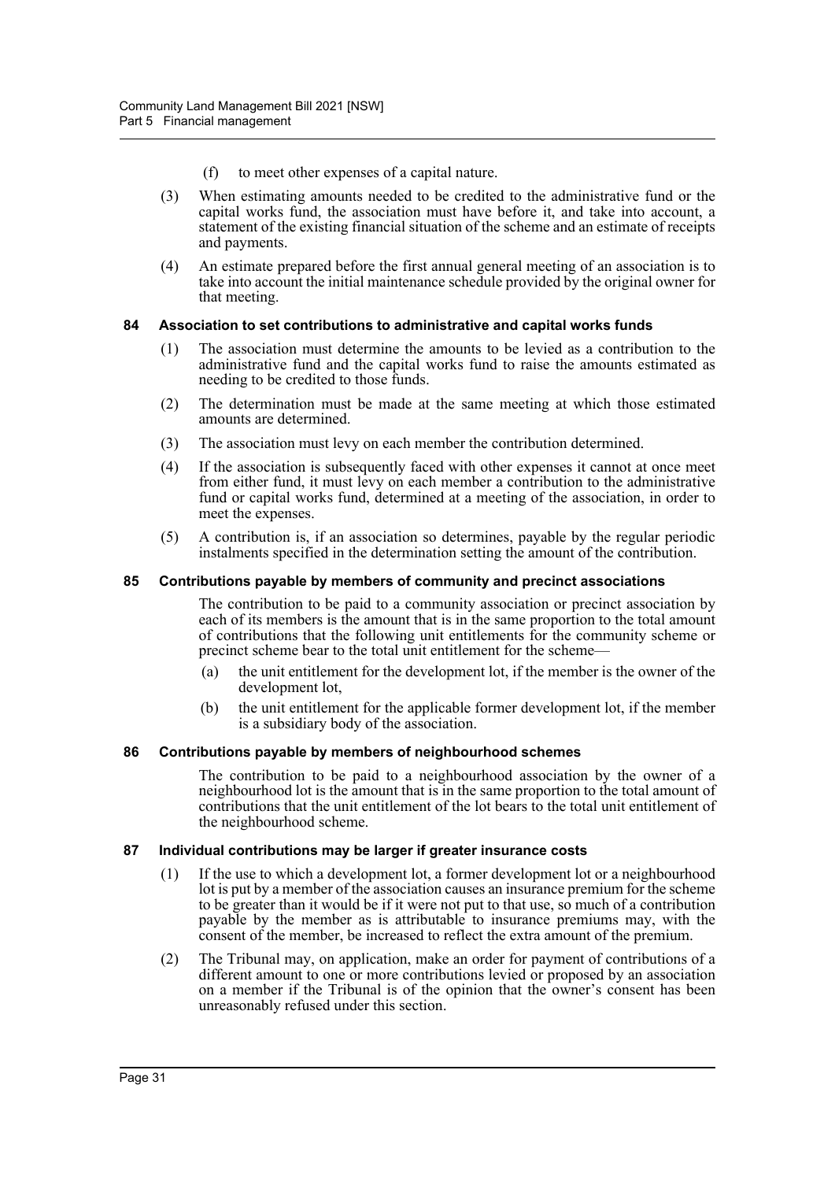(f) to meet other expenses of a capital nature.

(3) When estimating amounts needed to be credited to the administrative fund or the capital works fund, the association must have before it, and take into account, a statement of the existing financial situation of the scheme and an estimate of receipts and payments.

(4) An estimate prepared before the first annual general meeting of an association is to take into account the initial maintenance schedule provided by the original owner for that meeting.

### 84 Association to set contributions to administrative and capital works funds

(1) The association must determine the amounts to be levied as a contribution to the administrative fund and the capital works fund to raise the amounts estimated as needing to be credited to those funds.

(2) The determination must be made at the same meeting at which those estimated amounts are determined.

(3) The association must levy on each member the contribution determined.

(4) If the association is subsequently faced with other expenses it cannot at once meet from either fund, it must levy on each member a contribution to the administrative fund or capital works fund, determined at a meeting of the association, in order to meet the expenses.

(5) A contribution is, if an association so determines, payable by the regular periodic instalments specified in the determination setting the amount of the contribution.

### 85 Contributions payable by members of community and precinct associations

The contribution to be paid to a community association or precinct association by each of its members is the amount that is in the same proportion to the total amount of contributions that the following unit entitlements for the community scheme or precinct scheme bear to the total unit entitlement for the scheme—

(a) the unit entitlement for the development lot, if the member is the owner of the development lot,

(b) the unit entitlement for the applicable former development lot, if the member is a subsidiary body of the association.

### 86 Contributions payable by members of neighbourhood schemes

The contribution to be paid to a neighbourhood association by the owner of a neighbourhood lot is the amount that is in the same proportion to the total amount of contributions that the unit entitlement of the lot bears to the total unit entitlement of the neighbourhood scheme.

### 87 Individual contributions may be larger if greater insurance costs

(1) If the use to which a development lot, a former development lot or a neighbourhood lot is put by a member of the association causes an insurance premium for the scheme to be greater than it would be if it were not put to that use, so much of a contribution payable by the member as is attributable to insurance premiums may, with the consent of the member, be increased to reflect the extra amount of the premium.

(2) The Tribunal may, on application, make an order for payment of contributions of a different amount to one or more contributions levied or proposed by an association on a member if the Tribunal is of the opinion that the owner's consent has been unreasonably refused under this section.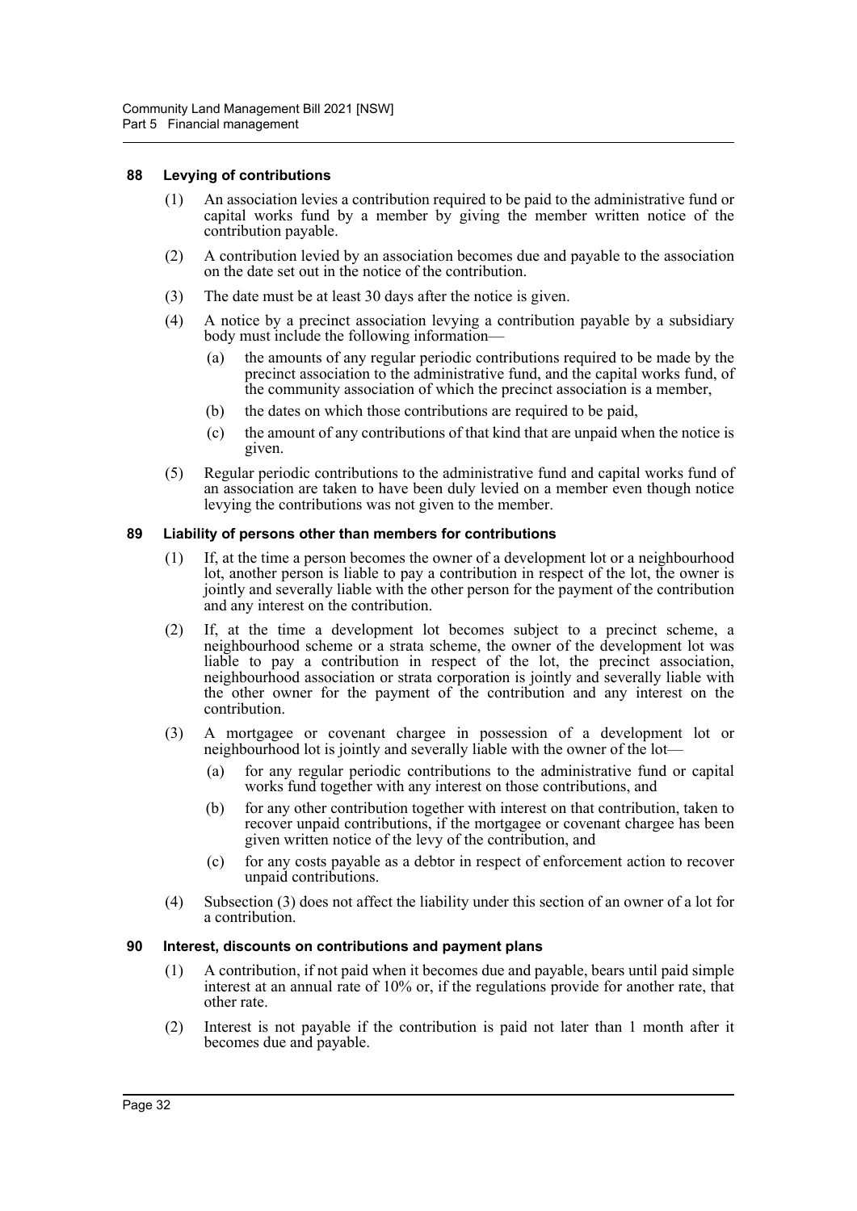### 88 Levying of contributions

(1) An association levies a contribution required to be paid to the administrative fund or capital works fund by a member by giving the member written notice of the contribution payable.

(2) A contribution levied by an association becomes due and payable to the association on the date set out in the notice of the contribution.

(3) The date must be at least 30 days after the notice is given.

(4) A notice by a precinct association levying a contribution payable by a subsidiary body must include the following information—

- (a) the amounts of any regular periodic contributions required to be made by the precinct association to the administrative fund, and the capital works fund, of the community association of which the precinct association is a member,
- (b) the dates on which those contributions are required to be paid,
- (c) the amount of any contributions of that kind that are unpaid when the notice is given.

(5) Regular periodic contributions to the administrative fund and capital works fund of an association are taken to have been duly levied on a member even though notice levying the contributions was not given to the member.

### 89 Liability of persons other than members for contributions

(1) If, at the time a person becomes the owner of a development lot or a neighbourhood lot, another person is liable to pay a contribution in respect of the lot, the owner is jointly and severally liable with the other person for the payment of the contribution and any interest on the contribution.

(2) If, at the time a development lot becomes subject to a precinct scheme, a neighbourhood scheme or a strata scheme, the owner of the development lot was liable to pay a contribution in respect of the lot, the precinct association, neighbourhood association or strata corporation is jointly and severally liable with the other owner for the payment of the contribution and any interest on the contribution.

(3) A mortgagee or covenant chargee in possession of a development lot or neighbourhood lot is jointly and severally liable with the owner of the lot—

- (a) for any regular periodic contributions to the administrative fund or capital works fund together with any interest on those contributions, and
- (b) for any other contribution together with interest on that contribution, taken to recover unpaid contributions, if the mortgagee or covenant chargee has been given written notice of the levy of the contribution, and
- (c) for any costs payable as a debtor in respect of enforcement action to recover unpaid contributions.

(4) Subsection (3) does not affect the liability under this section of an owner of a lot for a contribution.

### 90 Interest, discounts on contributions and payment plans

(1) A contribution, if not paid when it becomes due and payable, bears until paid simple interest at an annual rate of 10% or, if the regulations provide for another rate, that other rate.

(2) Interest is not payable if the contribution is paid not later than 1 month after it becomes due and payable.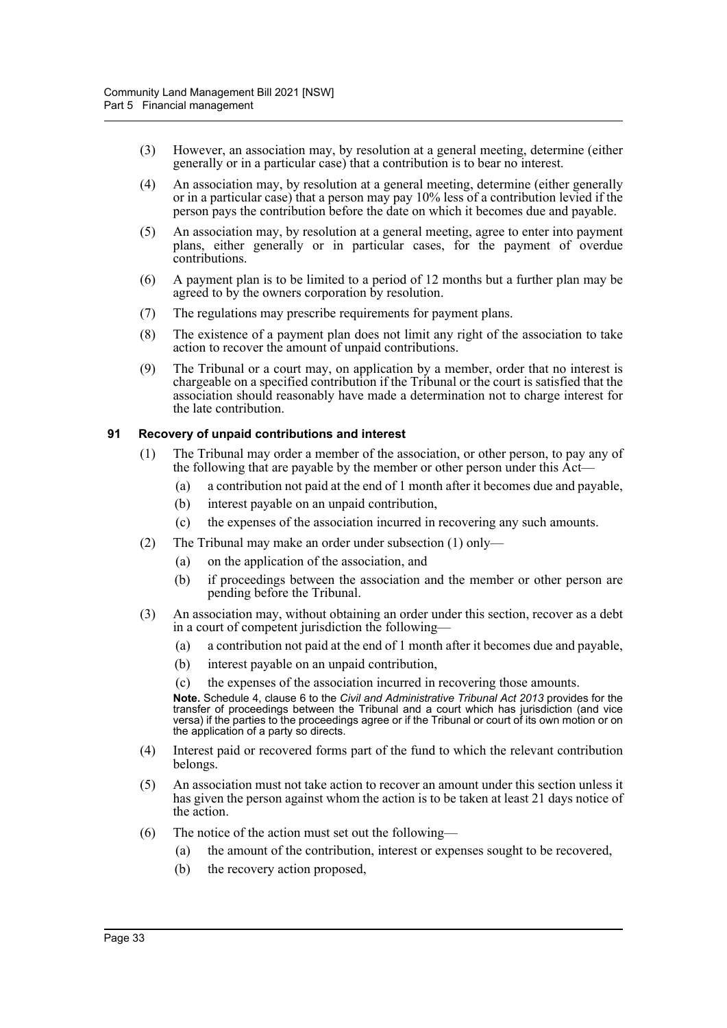(3) However, an association may, by resolution at a general meeting, determine (either generally or in a particular case) that a contribution is to bear no interest.

(4) An association may, by resolution at a general meeting, determine (either generally or in a particular case) that a person may pay 10% less of a contribution levied if the person pays the contribution before the date on which it becomes due and payable.

(5) An association may, by resolution at a general meeting, agree to enter into payment plans, either generally or in particular cases, for the payment of overdue contributions.

(6) A payment plan is to be limited to a period of 12 months but a further plan may be agreed to by the owners corporation by resolution.

(7) The regulations may prescribe requirements for payment plans.

(8) The existence of a payment plan does not limit any right of the association to take action to recover the amount of unpaid contributions.

(9) The Tribunal or a court may, on application by a member, order that no interest is chargeable on a specified contribution if the Tribunal or the court is satisfied that the association should reasonably have made a determination not to charge interest for the late contribution.

### 91 Recovery of unpaid contributions and interest

(1) The Tribunal may order a member of the association, or other person, to pay any of the following that are payable by the member or other person under this Act—

- (a) a contribution not paid at the end of 1 month after it becomes due and payable,
- (b) interest payable on an unpaid contribution,
- (c) the expenses of the association incurred in recovering any such amounts.

(2) The Tribunal may make an order under subsection (1) only—

- (a) on the application of the association, and
- (b) if proceedings between the association and the member or other person are pending before the Tribunal.

(3) An association may, without obtaining an order under this section, recover as a debt in a court of competent jurisdiction the following—

- (a) a contribution not paid at the end of 1 month after it becomes due and payable,
- (b) interest payable on an unpaid contribution,
- (c) the expenses of the association incurred in recovering those amounts.

**Note.** Schedule 4, clause 6 to the *Civil and Administrative Tribunal Act 2013* provides for the transfer of proceedings between the Tribunal and a court which has jurisdiction (and vice versa) if the parties to the proceedings agree or if the Tribunal or court of its own motion or on the application of a party so directs.

(4) Interest paid or recovered forms part of the fund to which the relevant contribution belongs.

(5) An association must not take action to recover an amount under this section unless it has given the person against whom the action is to be taken at least 21 days notice of the action.

(6) The notice of the action must set out the following—

- (a) the amount of the contribution, interest or expenses sought to be recovered,
- (b) the recovery action proposed,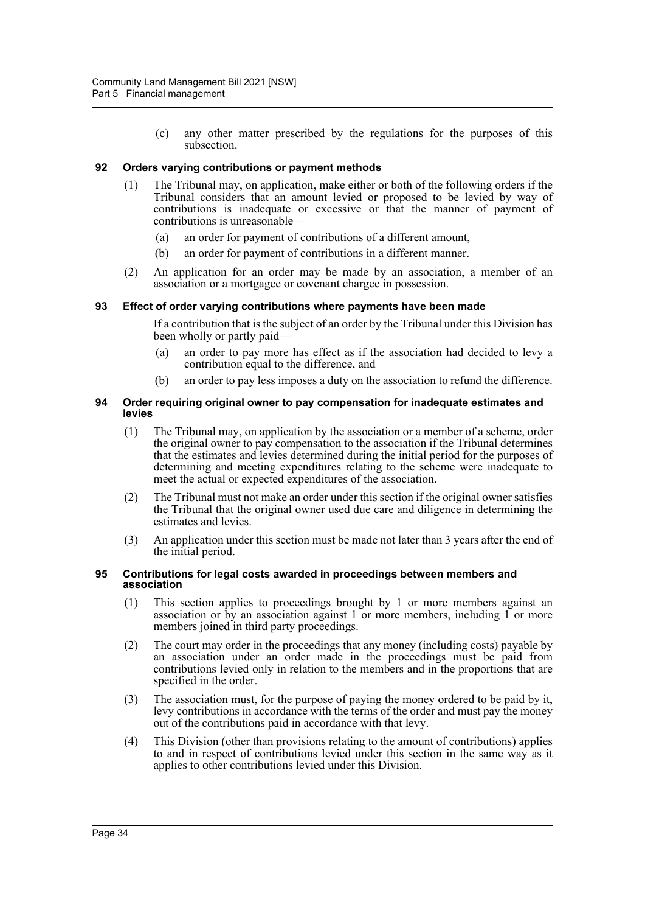(c) any other matter prescribed by the regulations for the purposes of this subsection.

### 92 Orders varying contributions or payment methods

(1) The Tribunal may, on application, make either or both of the following orders if the Tribunal considers that an amount levied or proposed to be levied by way of contributions is inadequate or excessive or that the manner of payment of contributions is unreasonable—

(a) an order for payment of contributions of a different amount,

(b) an order for payment of contributions in a different manner.

(2) An application for an order may be made by an association, a member of an association or a mortgagee or covenant chargee in possession.

### 93 Effect of order varying contributions where payments have been made

If a contribution that is the subject of an order by the Tribunal under this Division has been wholly or partly paid—

(a) an order to pay more has effect as if the association had decided to levy a contribution equal to the difference, and

(b) an order to pay less imposes a duty on the association to refund the difference.

### 94 Order requiring original owner to pay compensation for inadequate estimates and levies

(1) The Tribunal may, on application by the association or a member of a scheme, order the original owner to pay compensation to the association if the Tribunal determines that the estimates and levies determined during the initial period for the purposes of determining and meeting expenditures relating to the scheme were inadequate to meet the actual or expected expenditures of the association.

(2) The Tribunal must not make an order under this section if the original owner satisfies the Tribunal that the original owner used due care and diligence in determining the estimates and levies.

(3) An application under this section must be made not later than 3 years after the end of the initial period.

### 95 Contributions for legal costs awarded in proceedings between members and association

(1) This section applies to proceedings brought by 1 or more members against an association or by an association against 1 or more members, including 1 or more members joined in third party proceedings.

(2) The court may order in the proceedings that any money (including costs) payable by an association under an order made in the proceedings must be paid from contributions levied only in relation to the members and in the proportions that are specified in the order.

(3) The association must, for the purpose of paying the money ordered to be paid by it, levy contributions in accordance with the terms of the order and must pay the money out of the contributions paid in accordance with that levy.

(4) This Division (other than provisions relating to the amount of contributions) applies to and in respect of contributions levied under this section in the same way as it applies to other contributions levied under this Division.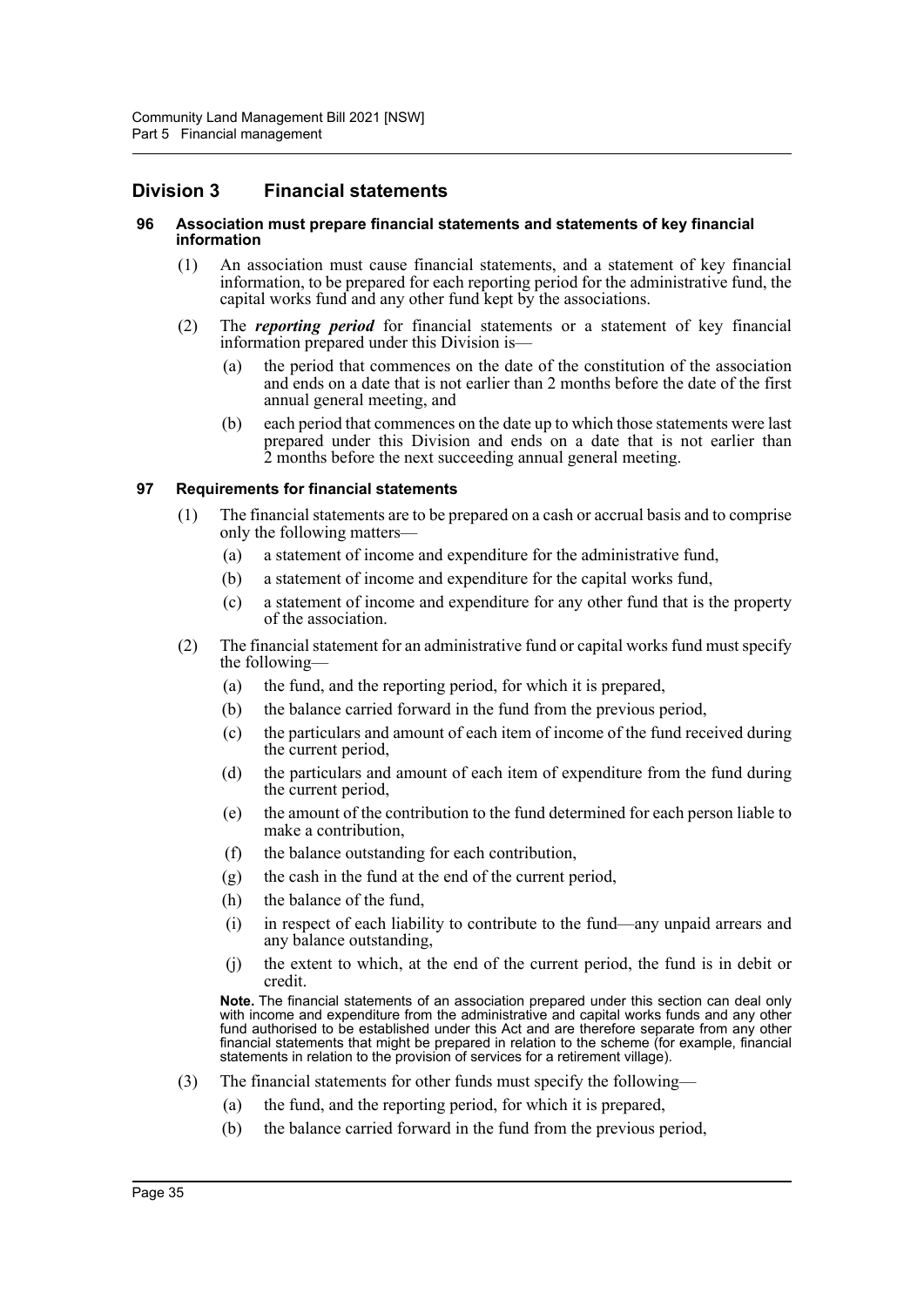## Division 3 Financial statements

### 96 Association must prepare financial statements and statements of key financial information

(1) An association must cause financial statements, and a statement of key financial information, to be prepared for each reporting period for the administrative fund, the capital works fund and any other fund kept by the associations.

(2) The ***reporting period*** for financial statements or a statement of key financial information prepared under this Division is—

- (a) the period that commences on the date of the constitution of the association and ends on a date that is not earlier than 2 months before the date of the first annual general meeting, and
- (b) each period that commences on the date up to which those statements were last prepared under this Division and ends on a date that is not earlier than 2 months before the next succeeding annual general meeting.

### 97 Requirements for financial statements

(1) The financial statements are to be prepared on a cash or accrual basis and to comprise only the following matters—

- (a) a statement of income and expenditure for the administrative fund,
- (b) a statement of income and expenditure for the capital works fund,
- (c) a statement of income and expenditure for any other fund that is the property of the association.

(2) The financial statement for an administrative fund or capital works fund must specify the following—

- (a) the fund, and the reporting period, for which it is prepared,
- (b) the balance carried forward in the fund from the previous period,
- (c) the particulars and amount of each item of income of the fund received during the current period,
- (d) the particulars and amount of each item of expenditure from the fund during the current period,
- (e) the amount of the contribution to the fund determined for each person liable to make a contribution,
- (f) the balance outstanding for each contribution,
- (g) the cash in the fund at the end of the current period,
- (h) the balance of the fund,
- (i) in respect of each liability to contribute to the fund—any unpaid arrears and any balance outstanding,
- (j) the extent to which, at the end of the current period, the fund is in debit or credit.

**Note.** The financial statements of an association prepared under this section can deal only with income and expenditure from the administrative and capital works funds and any other fund authorised to be established under this Act and are therefore separate from any other financial statements that might be prepared in relation to the scheme (for example, financial statements in relation to the provision of services for a retirement village).

(3) The financial statements for other funds must specify the following—

- (a) the fund, and the reporting period, for which it is prepared,
- (b) the balance carried forward in the fund from the previous period,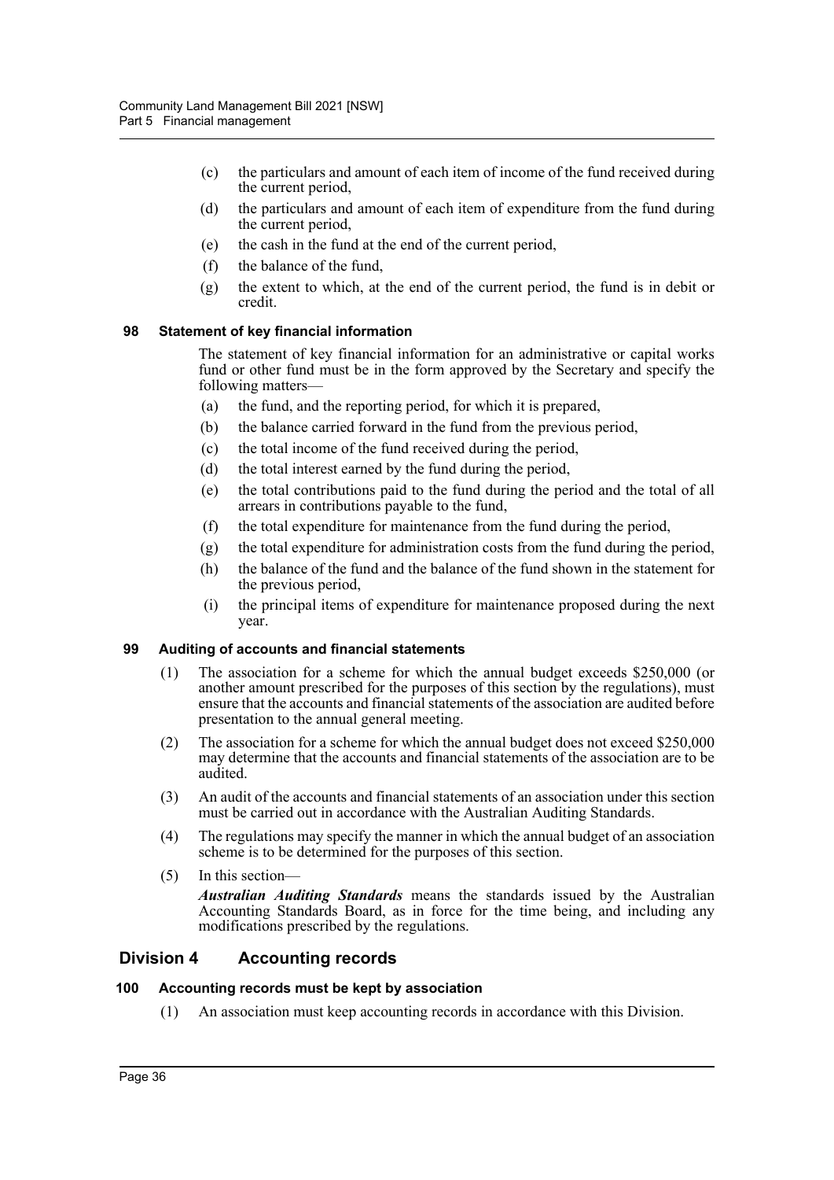(c) the particulars and amount of each item of income of the fund received during the current period,

(d) the particulars and amount of each item of expenditure from the fund during the current period,

(e) the cash in the fund at the end of the current period,

(f) the balance of the fund,

(g) the extent to which, at the end of the current period, the fund is in debit or credit.

#### 98 Statement of key financial information

The statement of key financial information for an administrative or capital works fund or other fund must be in the form approved by the Secretary and specify the following matters—

(a) the fund, and the reporting period, for which it is prepared,

(b) the balance carried forward in the fund from the previous period,

(c) the total income of the fund received during the period,

(d) the total interest earned by the fund during the period,

(e) the total contributions paid to the fund during the period and the total of all arrears in contributions payable to the fund,

(f) the total expenditure for maintenance from the fund during the period,

(g) the total expenditure for administration costs from the fund during the period,

(h) the balance of the fund and the balance of the fund shown in the statement for the previous period,

(i) the principal items of expenditure for maintenance proposed during the next year.

#### 99 Auditing of accounts and financial statements

(1) The association for a scheme for which the annual budget exceeds $250,000 (or another amount prescribed for the purposes of this section by the regulations), must ensure that the accounts and financial statements of the association are audited before presentation to the annual general meeting.

(2) The association for a scheme for which the annual budget does not exceed $250,000 may determine that the accounts and financial statements of the association are to be audited.

(3) An audit of the accounts and financial statements of an association under this section must be carried out in accordance with the Australian Auditing Standards.

(4) The regulations may specify the manner in which the annual budget of an association scheme is to be determined for the purposes of this section.

(5) In this section—

***Australian Auditing Standards*** means the standards issued by the Australian Accounting Standards Board, as in force for the time being, and including any modifications prescribed by the regulations.

## Division 4 Accounting records

#### 100 Accounting records must be kept by association

(1) An association must keep accounting records in accordance with this Division.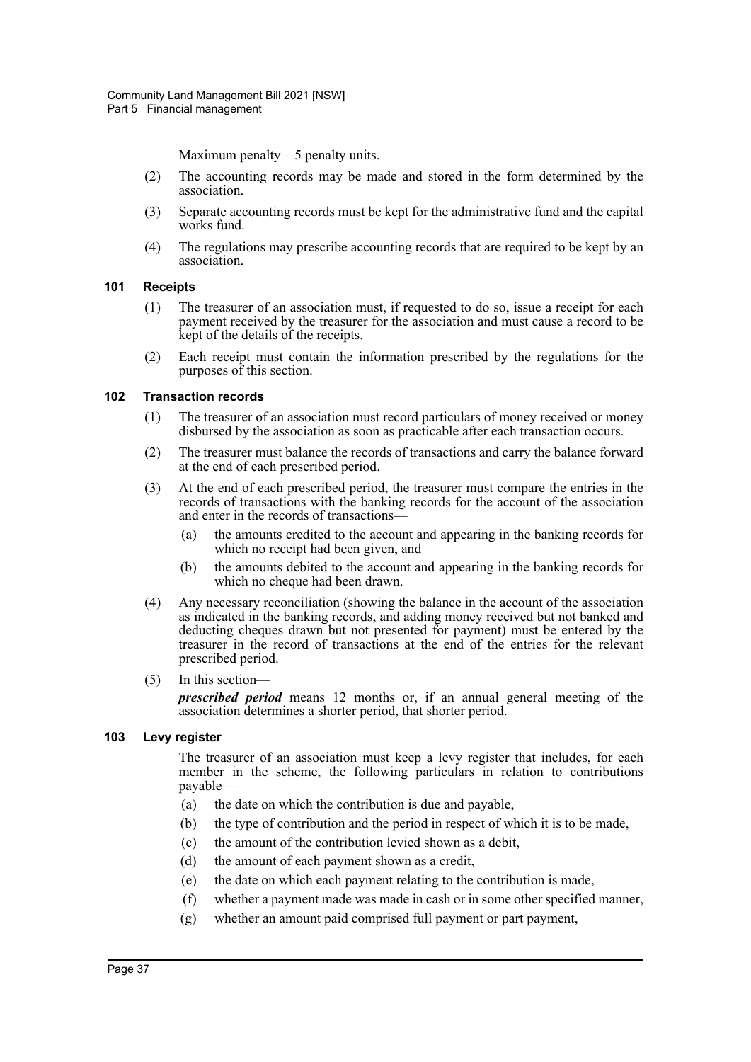Maximum penalty—5 penalty units.

(2) The accounting records may be made and stored in the form determined by the association.

(3) Separate accounting records must be kept for the administrative fund and the capital works fund.

(4) The regulations may prescribe accounting records that are required to be kept by an association.

### 101 Receipts

(1) The treasurer of an association must, if requested to do so, issue a receipt for each payment received by the treasurer for the association and must cause a record to be kept of the details of the receipts.

(2) Each receipt must contain the information prescribed by the regulations for the purposes of this section.

### 102 Transaction records

(1) The treasurer of an association must record particulars of money received or money disbursed by the association as soon as practicable after each transaction occurs.

(2) The treasurer must balance the records of transactions and carry the balance forward at the end of each prescribed period.

(3) At the end of each prescribed period, the treasurer must compare the entries in the records of transactions with the banking records for the account of the association and enter in the records of transactions—

- (a) the amounts credited to the account and appearing in the banking records for which no receipt had been given, and
- (b) the amounts debited to the account and appearing in the banking records for which no cheque had been drawn.

(4) Any necessary reconciliation (showing the balance in the account of the association as indicated in the banking records, and adding money received but not banked and deducting cheques drawn but not presented for payment) must be entered by the treasurer in the record of transactions at the end of the entries for the relevant prescribed period.

(5) In this section—

***prescribed period*** means 12 months or, if an annual general meeting of the association determines a shorter period, that shorter period.

### 103 Levy register

The treasurer of an association must keep a levy register that includes, for each member in the scheme, the following particulars in relation to contributions payable—

- (a) the date on which the contribution is due and payable,
- (b) the type of contribution and the period in respect of which it is to be made,
- (c) the amount of the contribution levied shown as a debit,
- (d) the amount of each payment shown as a credit,
- (e) the date on which each payment relating to the contribution is made,
- (f) whether a payment made was made in cash or in some other specified manner,
- (g) whether an amount paid comprised full payment or part payment,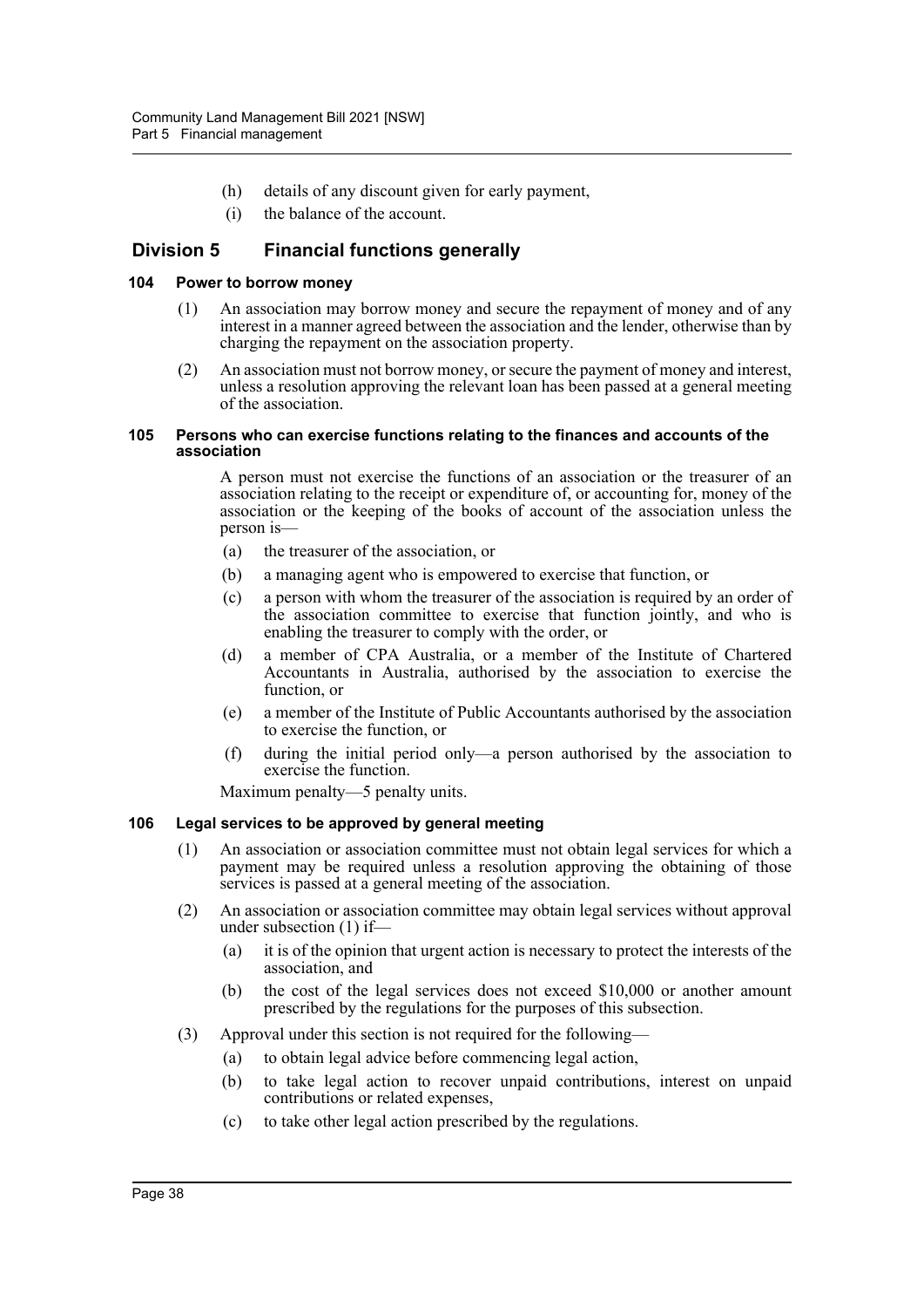(h) details of any discount given for early payment,

(i) the balance of the account.

## Division 5 Financial functions generally

### 104 Power to borrow money

(1) An association may borrow money and secure the repayment of money and of any interest in a manner agreed between the association and the lender, otherwise than by charging the repayment on the association property.

(2) An association must not borrow money, or secure the payment of money and interest, unless a resolution approving the relevant loan has been passed at a general meeting of the association.

### 105 Persons who can exercise functions relating to the finances and accounts of the association

A person must not exercise the functions of an association or the treasurer of an association relating to the receipt or expenditure of, or accounting for, money of the association or the keeping of the books of account of the association unless the person is—

(a) the treasurer of the association, or

(b) a managing agent who is empowered to exercise that function, or

(c) a person with whom the treasurer of the association is required by an order of the association committee to exercise that function jointly, and who is enabling the treasurer to comply with the order, or

(d) a member of CPA Australia, or a member of the Institute of Chartered Accountants in Australia, authorised by the association to exercise the function, or

(e) a member of the Institute of Public Accountants authorised by the association to exercise the function, or

(f) during the initial period only—a person authorised by the association to exercise the function.

Maximum penalty—5 penalty units.

### 106 Legal services to be approved by general meeting

(1) An association or association committee must not obtain legal services for which a payment may be required unless a resolution approving the obtaining of those services is passed at a general meeting of the association.

(2) An association or association committee may obtain legal services without approval under subsection (1) if—

(a) it is of the opinion that urgent action is necessary to protect the interests of the association, and

(b) the cost of the legal services does not exceed $10,000 or another amount prescribed by the regulations for the purposes of this subsection.

(3) Approval under this section is not required for the following—

(a) to obtain legal advice before commencing legal action,

(b) to take legal action to recover unpaid contributions, interest on unpaid contributions or related expenses,

(c) to take other legal action prescribed by the regulations.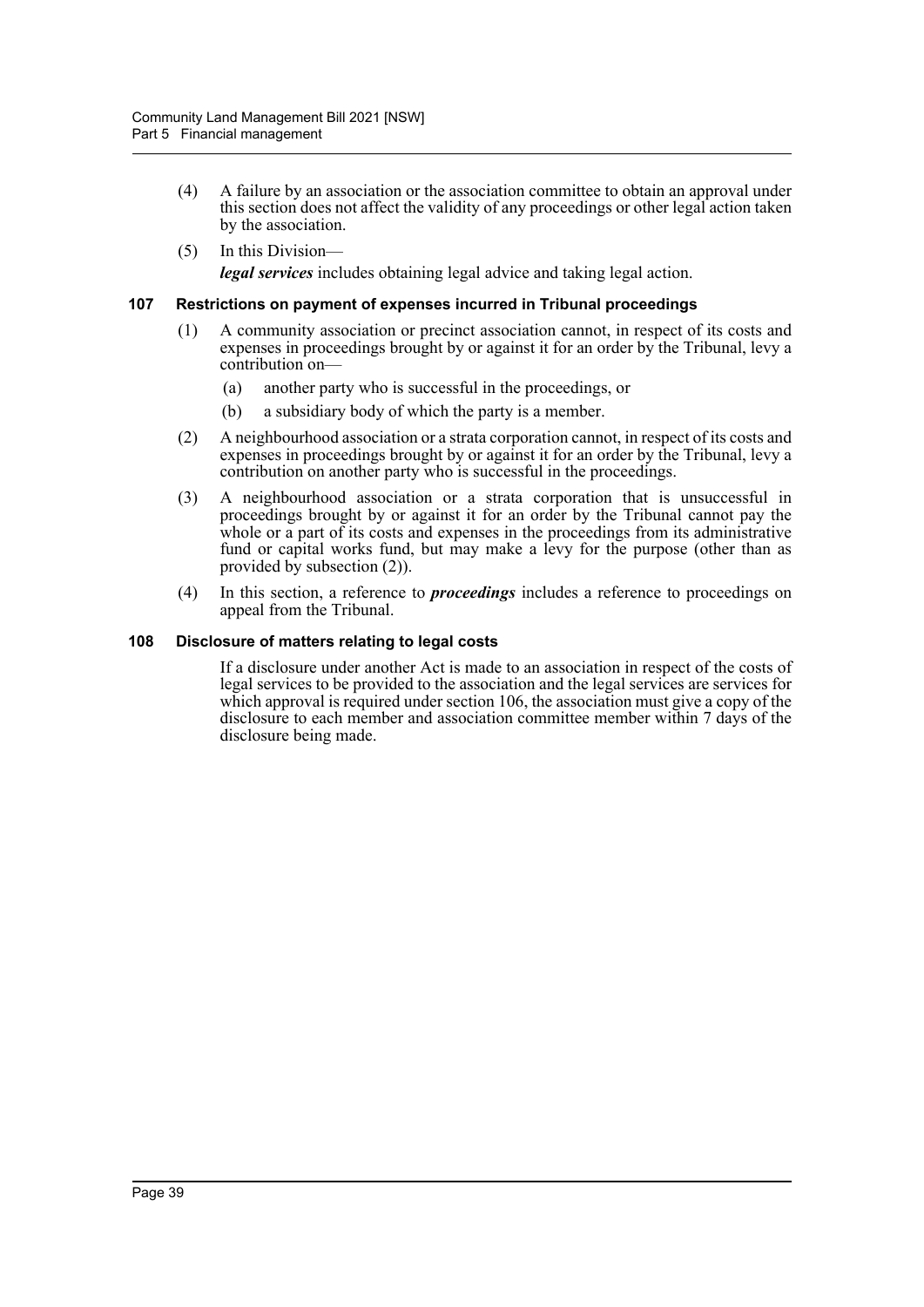(4) A failure by an association or the association committee to obtain an approval under this section does not affect the validity of any proceedings or other legal action taken by the association.

(5) In this Division—

***legal services*** includes obtaining legal advice and taking legal action.

### 107 Restrictions on payment of expenses incurred in Tribunal proceedings

(1) A community association or precinct association cannot, in respect of its costs and expenses in proceedings brought by or against it for an order by the Tribunal, levy a contribution on—

- (a) another party who is successful in the proceedings, or
- (b) a subsidiary body of which the party is a member.

(2) A neighbourhood association or a strata corporation cannot, in respect of its costs and expenses in proceedings brought by or against it for an order by the Tribunal, levy a contribution on another party who is successful in the proceedings.

(3) A neighbourhood association or a strata corporation that is unsuccessful in proceedings brought by or against it for an order by the Tribunal cannot pay the whole or a part of its costs and expenses in the proceedings from its administrative fund or capital works fund, but may make a levy for the purpose (other than as provided by subsection (2)).

(4) In this section, a reference to ***proceedings*** includes a reference to proceedings on appeal from the Tribunal.

### 108 Disclosure of matters relating to legal costs

If a disclosure under another Act is made to an association in respect of the costs of legal services to be provided to the association and the legal services are services for which approval is required under section 106, the association must give a copy of the disclosure to each member and association committee member within 7 days of the disclosure being made.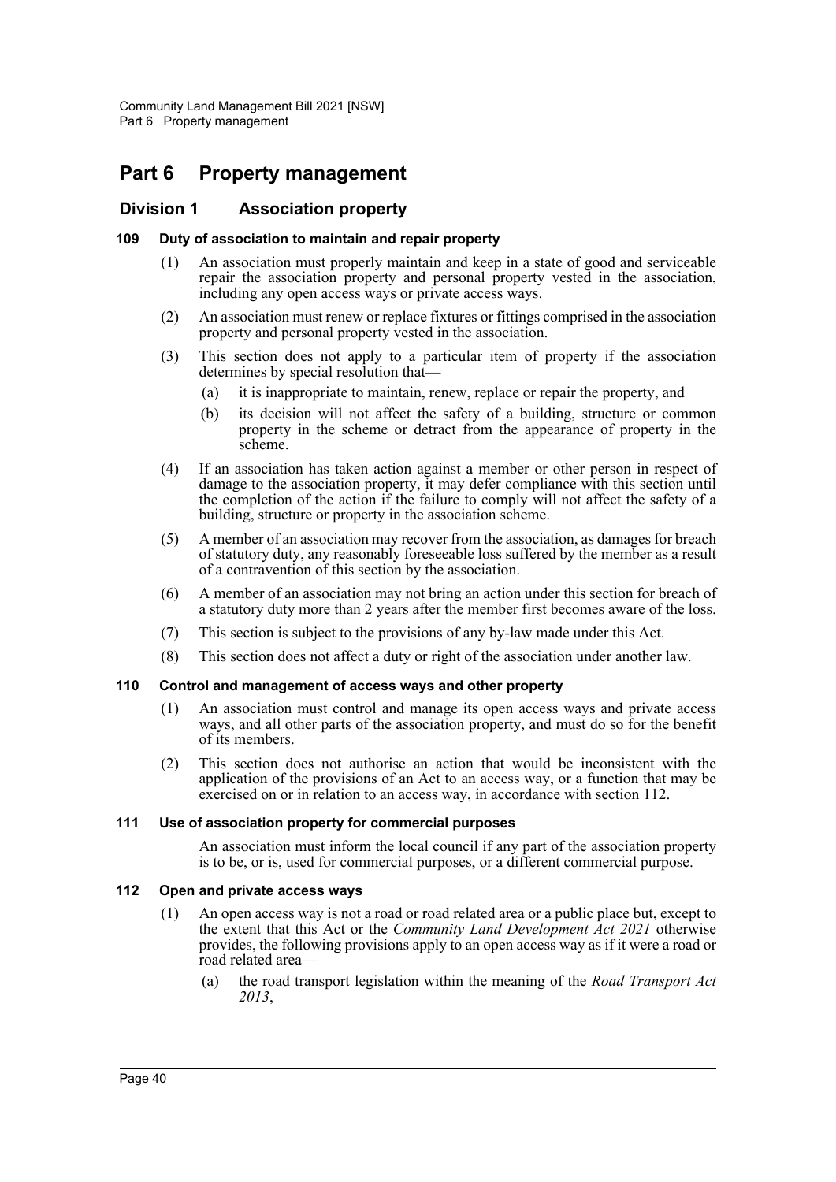# Part 6 Property management

## Division 1 Association property

### 109 Duty of association to maintain and repair property

(1) An association must properly maintain and keep in a state of good and serviceable repair the association property and personal property vested in the association, including any open access ways or private access ways.

(2) An association must renew or replace fixtures or fittings comprised in the association property and personal property vested in the association.

(3) This section does not apply to a particular item of property if the association determines by special resolution that—

- (a) it is inappropriate to maintain, renew, replace or repair the property, and
- (b) its decision will not affect the safety of a building, structure or common property in the scheme or detract from the appearance of property in the scheme.

(4) If an association has taken action against a member or other person in respect of damage to the association property, it may defer compliance with this section until the completion of the action if the failure to comply will not affect the safety of a building, structure or property in the association scheme.

(5) A member of an association may recover from the association, as damages for breach of statutory duty, any reasonably foreseeable loss suffered by the member as a result of a contravention of this section by the association.

(6) A member of an association may not bring an action under this section for breach of a statutory duty more than 2 years after the member first becomes aware of the loss.

(7) This section is subject to the provisions of any by-law made under this Act.

(8) This section does not affect a duty or right of the association under another law.

### 110 Control and management of access ways and other property

(1) An association must control and manage its open access ways and private access ways, and all other parts of the association property, and must do so for the benefit of its members.

(2) This section does not authorise an action that would be inconsistent with the application of the provisions of an Act to an access way, or a function that may be exercised on or in relation to an access way, in accordance with section 112.

### 111 Use of association property for commercial purposes

An association must inform the local council if any part of the association property is to be, or is, used for commercial purposes, or a different commercial purpose.

### 112 Open and private access ways

(1) An open access way is not a road or road related area or a public place but, except to the extent that this Act or the *Community Land Development Act 2021* otherwise provides, the following provisions apply to an open access way as if it were a road or road related area—

- (a) the road transport legislation within the meaning of the *Road Transport Act 2013*,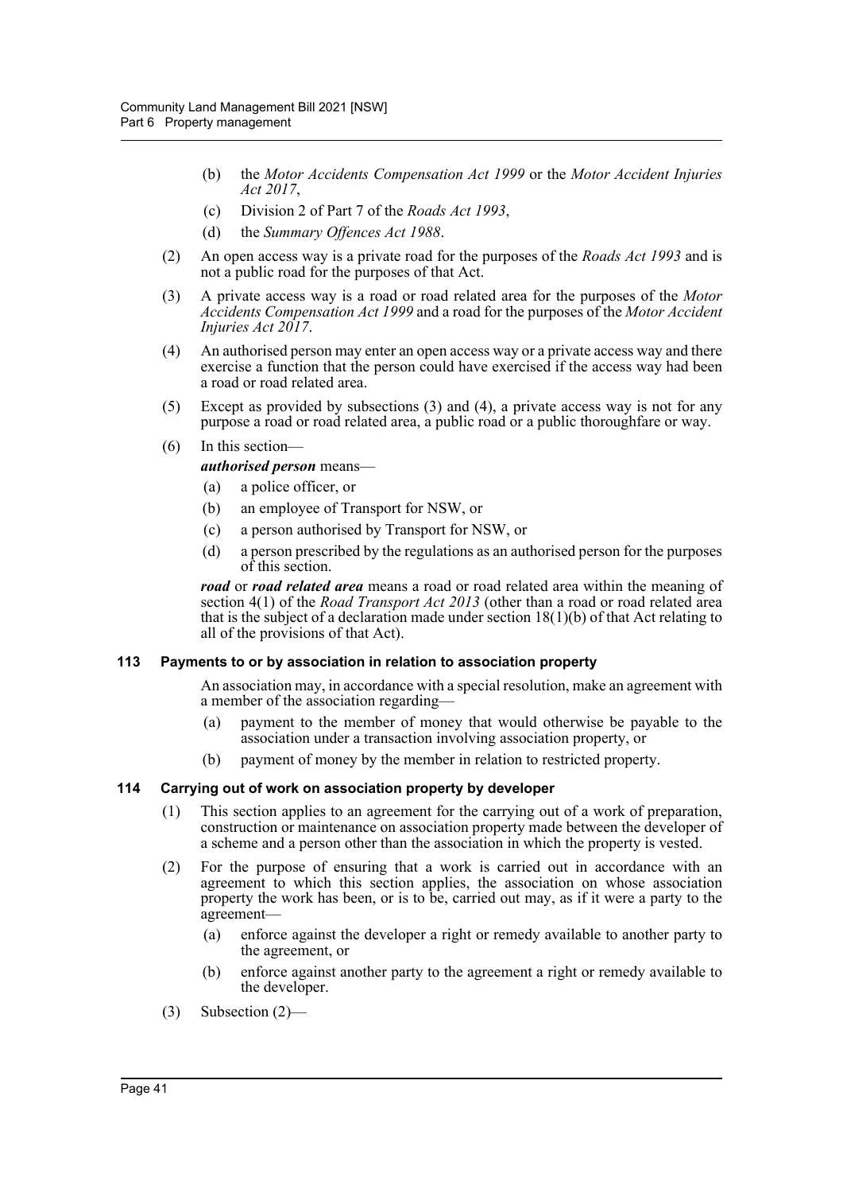- (b) the *Motor Accidents Compensation Act 1999* or the *Motor Accident Injuries Act 2017*,
- (c) Division 2 of Part 7 of the *Roads Act 1993*,
- (d) the *Summary Offences Act 1988*.

(2) An open access way is a private road for the purposes of the *Roads Act 1993* and is not a public road for the purposes of that Act.

(3) A private access way is a road or road related area for the purposes of the *Motor Accidents Compensation Act 1999* and a road for the purposes of the *Motor Accident Injuries Act 2017*.

(4) An authorised person may enter an open access way or a private access way and there exercise a function that the person could have exercised if the access way had been a road or road related area.

(5) Except as provided by subsections (3) and (4), a private access way is not for any purpose a road or road related area, a public road or a public thoroughfare or way.

(6) In this section—

***authorised person*** means—

- (a) a police officer, or
- (b) an employee of Transport for NSW, or
- (c) a person authorised by Transport for NSW, or
- (d) a person prescribed by the regulations as an authorised person for the purposes of this section.

***road*** or ***road related area*** means a road or road related area within the meaning of section 4(1) of the *Road Transport Act 2013* (other than a road or road related area that is the subject of a declaration made under section 18(1)(b) of that Act relating to all of the provisions of that Act).

### 113 Payments to or by association in relation to association property

An association may, in accordance with a special resolution, make an agreement with a member of the association regarding—

- (a) payment to the member of money that would otherwise be payable to the association under a transaction involving association property, or
- (b) payment of money by the member in relation to restricted property.

### 114 Carrying out of work on association property by developer

(1) This section applies to an agreement for the carrying out of a work of preparation, construction or maintenance on association property made between the developer of a scheme and a person other than the association in which the property is vested.

(2) For the purpose of ensuring that a work is carried out in accordance with an agreement to which this section applies, the association on whose association property the work has been, or is to be, carried out may, as if it were a party to the agreement—

- (a) enforce against the developer a right or remedy available to another party to the agreement, or
- (b) enforce against another party to the agreement a right or remedy available to the developer.

(3) Subsection (2)—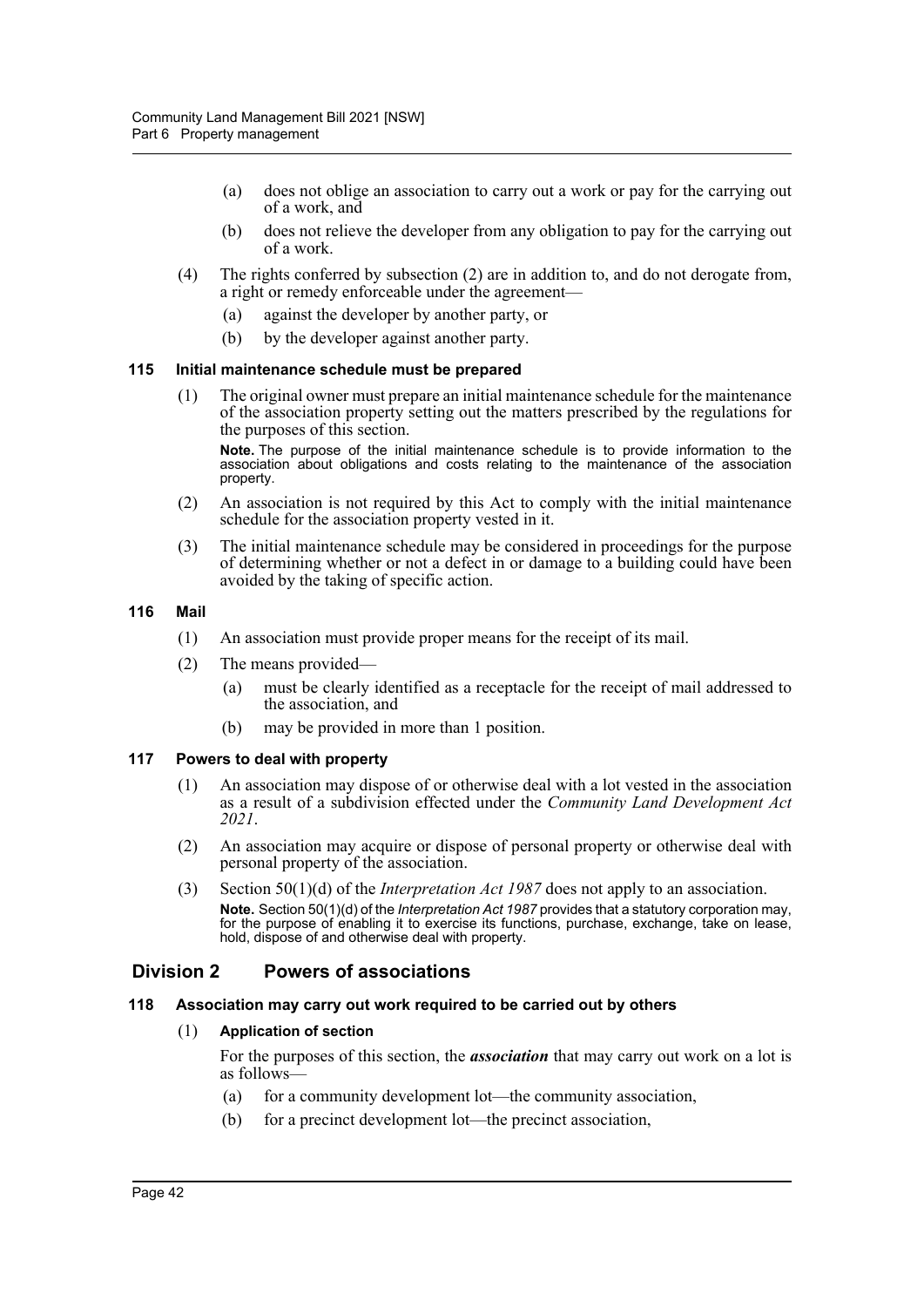(a) does not oblige an association to carry out a work or pay for the carrying out of a work, and

(b) does not relieve the developer from any obligation to pay for the carrying out of a work.

(4) The rights conferred by subsection (2) are in addition to, and do not derogate from, a right or remedy enforceable under the agreement—

(a) against the developer by another party, or

(b) by the developer against another party.

### 115 Initial maintenance schedule must be prepared

(1) The original owner must prepare an initial maintenance schedule for the maintenance of the association property setting out the matters prescribed by the regulations for the purposes of this section.

**Note.** The purpose of the initial maintenance schedule is to provide information to the association about obligations and costs relating to the maintenance of the association property.

(2) An association is not required by this Act to comply with the initial maintenance schedule for the association property vested in it.

(3) The initial maintenance schedule may be considered in proceedings for the purpose of determining whether or not a defect in or damage to a building could have been avoided by the taking of specific action.

### 116 Mail

(1) An association must provide proper means for the receipt of its mail.

(2) The means provided—

(a) must be clearly identified as a receptacle for the receipt of mail addressed to the association, and

(b) may be provided in more than 1 position.

### 117 Powers to deal with property

(1) An association may dispose of or otherwise deal with a lot vested in the association as a result of a subdivision effected under the *Community Land Development Act 2021*.

(2) An association may acquire or dispose of personal property or otherwise deal with personal property of the association.

(3) Section 50(1)(d) of the *Interpretation Act 1987* does not apply to an association.

**Note.** Section 50(1)(d) of the *Interpretation Act 1987* provides that a statutory corporation may, for the purpose of enabling it to exercise its functions, purchase, exchange, take on lease, hold, dispose of and otherwise deal with property.

## Division 2 Powers of associations

### 118 Association may carry out work required to be carried out by others

(1) **Application of section**

For the purposes of this section, the ***association*** that may carry out work on a lot is as follows—

(a) for a community development lot—the community association,

(b) for a precinct development lot—the precinct association,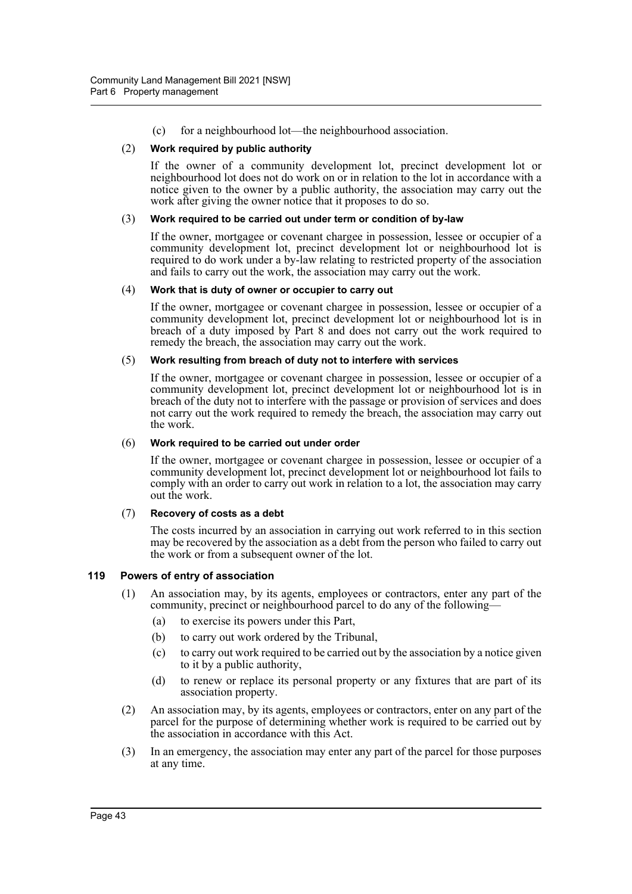(c) for a neighbourhood lot—the neighbourhood association.

(2) **Work required by public authority**

If the owner of a community development lot, precinct development lot or neighbourhood lot does not do work on or in relation to the lot in accordance with a notice given to the owner by a public authority, the association may carry out the work after giving the owner notice that it proposes to do so.

(3) **Work required to be carried out under term or condition of by-law**

If the owner, mortgagee or covenant chargee in possession, lessee or occupier of a community development lot, precinct development lot or neighbourhood lot is required to do work under a by-law relating to restricted property of the association and fails to carry out the work, the association may carry out the work.

(4) **Work that is duty of owner or occupier to carry out**

If the owner, mortgagee or covenant chargee in possession, lessee or occupier of a community development lot, precinct development lot or neighbourhood lot is in breach of a duty imposed by Part 8 and does not carry out the work required to remedy the breach, the association may carry out the work.

(5) **Work resulting from breach of duty not to interfere with services**

If the owner, mortgagee or covenant chargee in possession, lessee or occupier of a community development lot, precinct development lot or neighbourhood lot is in breach of the duty not to interfere with the passage or provision of services and does not carry out the work required to remedy the breach, the association may carry out the work.

(6) **Work required to be carried out under order**

If the owner, mortgagee or covenant chargee in possession, lessee or occupier of a community development lot, precinct development lot or neighbourhood lot fails to comply with an order to carry out work in relation to a lot, the association may carry out the work.

(7) **Recovery of costs as a debt**

The costs incurred by an association in carrying out work referred to in this section may be recovered by the association as a debt from the person who failed to carry out the work or from a subsequent owner of the lot.

### 119 Powers of entry of association

(1) An association may, by its agents, employees or contractors, enter any part of the community, precinct or neighbourhood parcel to do any of the following—

(a) to exercise its powers under this Part,

(b) to carry out work ordered by the Tribunal,

(c) to carry out work required to be carried out by the association by a notice given to it by a public authority,

(d) to renew or replace its personal property or any fixtures that are part of its association property.

(2) An association may, by its agents, employees or contractors, enter on any part of the parcel for the purpose of determining whether work is required to be carried out by the association in accordance with this Act.

(3) In an emergency, the association may enter any part of the parcel for those purposes at any time.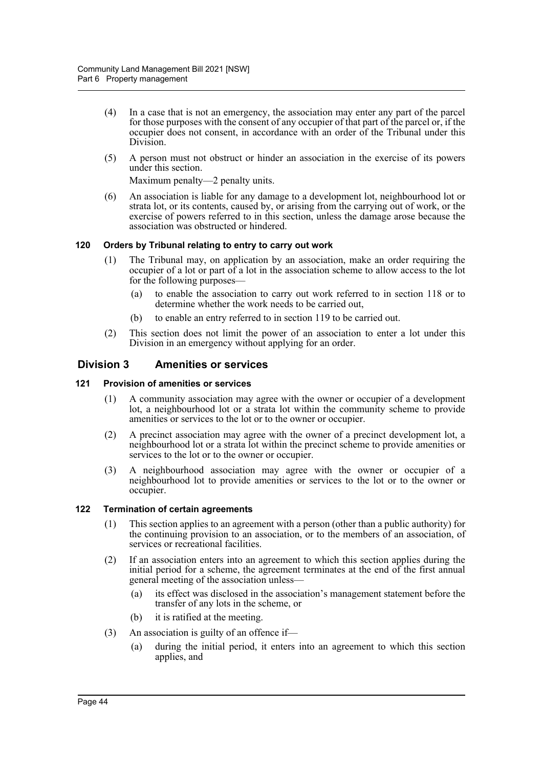(4) In a case that is not an emergency, the association may enter any part of the parcel for those purposes with the consent of any occupier of that part of the parcel or, if the occupier does not consent, in accordance with an order of the Tribunal under this Division.

(5) A person must not obstruct or hinder an association in the exercise of its powers under this section.

Maximum penalty—2 penalty units.

(6) An association is liable for any damage to a development lot, neighbourhood lot or strata lot, or its contents, caused by, or arising from the carrying out of work, or the exercise of powers referred to in this section, unless the damage arose because the association was obstructed or hindered.

#### 120 Orders by Tribunal relating to entry to carry out work

(1) The Tribunal may, on application by an association, make an order requiring the occupier of a lot or part of a lot in the association scheme to allow access to the lot for the following purposes—

(a) to enable the association to carry out work referred to in section 118 or to determine whether the work needs to be carried out,

(b) to enable an entry referred to in section 119 to be carried out.

(2) This section does not limit the power of an association to enter a lot under this Division in an emergency without applying for an order.

### Division 3 Amenities or services

#### 121 Provision of amenities or services

(1) A community association may agree with the owner or occupier of a development lot, a neighbourhood lot or a strata lot within the community scheme to provide amenities or services to the lot or to the owner or occupier.

(2) A precinct association may agree with the owner of a precinct development lot, a neighbourhood lot or a strata lot within the precinct scheme to provide amenities or services to the lot or to the owner or occupier.

(3) A neighbourhood association may agree with the owner or occupier of a neighbourhood lot to provide amenities or services to the lot or to the owner or occupier.

#### 122 Termination of certain agreements

(1) This section applies to an agreement with a person (other than a public authority) for the continuing provision to an association, or to the members of an association, of services or recreational facilities.

(2) If an association enters into an agreement to which this section applies during the initial period for a scheme, the agreement terminates at the end of the first annual general meeting of the association unless—

(a) its effect was disclosed in the association's management statement before the transfer of any lots in the scheme, or

(b) it is ratified at the meeting.

(3) An association is guilty of an offence if—

(a) during the initial period, it enters into an agreement to which this section applies, and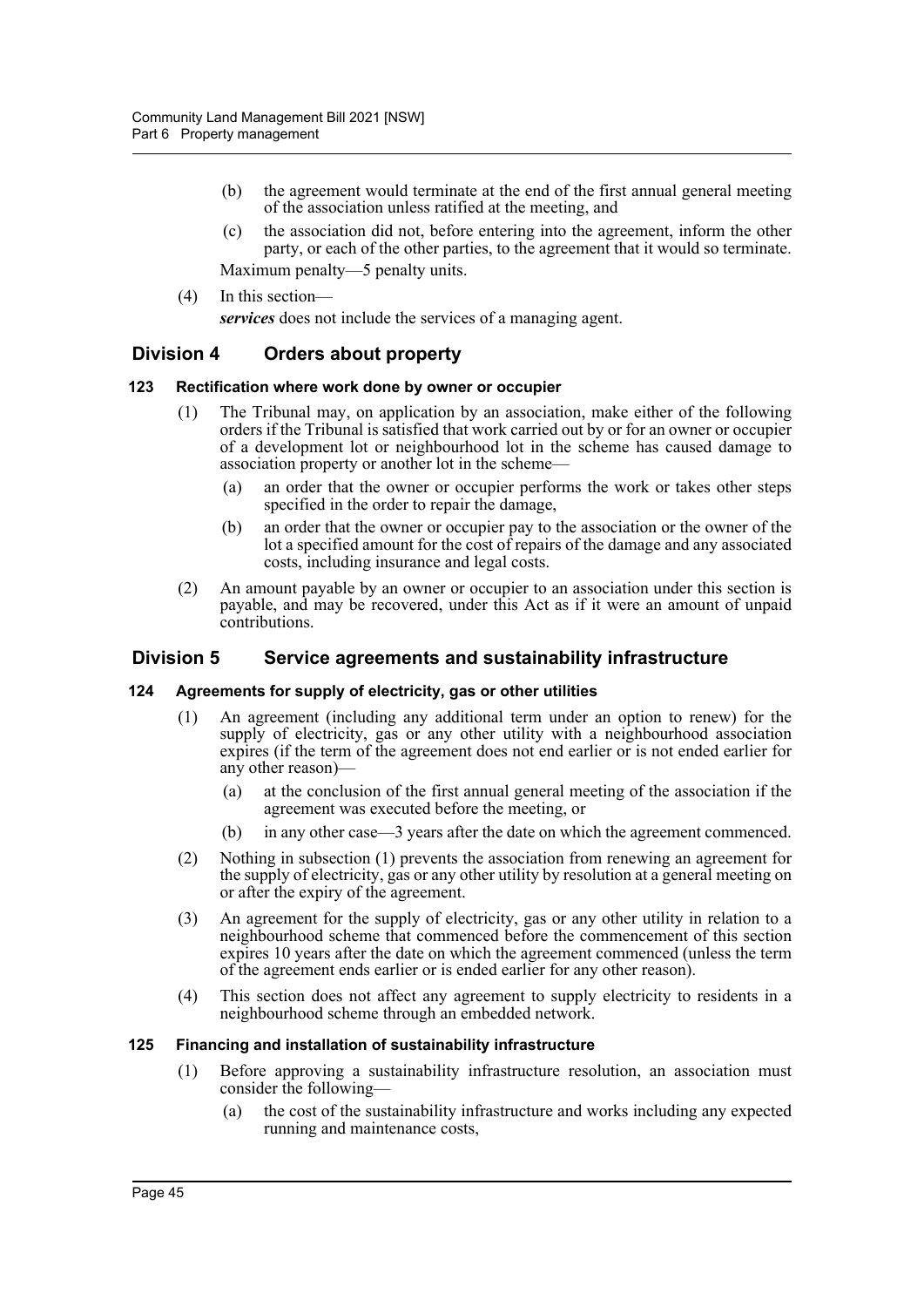(b) the agreement would terminate at the end of the first annual general meeting of the association unless ratified at the meeting, and

(c) the association did not, before entering into the agreement, inform the other party, or each of the other parties, to the agreement that it would so terminate.

Maximum penalty—5 penalty units.

(4) In this section—

***services*** does not include the services of a managing agent.

## Division 4 Orders about property

### 123 Rectification where work done by owner or occupier

(1) The Tribunal may, on application by an association, make either of the following orders if the Tribunal is satisfied that work carried out by or for an owner or occupier of a development lot or neighbourhood lot in the scheme has caused damage to association property or another lot in the scheme—

(a) an order that the owner or occupier performs the work or takes other steps specified in the order to repair the damage,

(b) an order that the owner or occupier pay to the association or the owner of the lot a specified amount for the cost of repairs of the damage and any associated costs, including insurance and legal costs.

(2) An amount payable by an owner or occupier to an association under this section is payable, and may be recovered, under this Act as if it were an amount of unpaid contributions.

## Division 5 Service agreements and sustainability infrastructure

### 124 Agreements for supply of electricity, gas or other utilities

(1) An agreement (including any additional term under an option to renew) for the supply of electricity, gas or any other utility with a neighbourhood association expires (if the term of the agreement does not end earlier or is not ended earlier for any other reason)—

(a) at the conclusion of the first annual general meeting of the association if the agreement was executed before the meeting, or

(b) in any other case—3 years after the date on which the agreement commenced.

(2) Nothing in subsection (1) prevents the association from renewing an agreement for the supply of electricity, gas or any other utility by resolution at a general meeting on or after the expiry of the agreement.

(3) An agreement for the supply of electricity, gas or any other utility in relation to a neighbourhood scheme that commenced before the commencement of this section expires 10 years after the date on which the agreement commenced (unless the term of the agreement ends earlier or is ended earlier for any other reason).

(4) This section does not affect any agreement to supply electricity to residents in a neighbourhood scheme through an embedded network.

### 125 Financing and installation of sustainability infrastructure

(1) Before approving a sustainability infrastructure resolution, an association must consider the following—

(a) the cost of the sustainability infrastructure and works including any expected running and maintenance costs,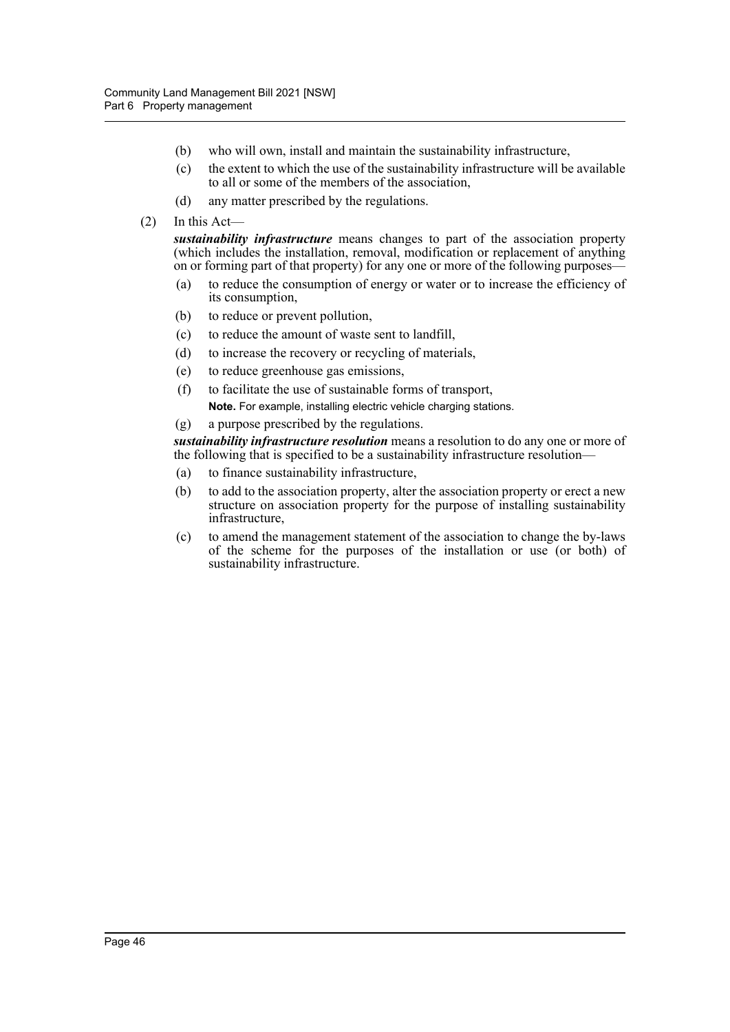(b) who will own, install and maintain the sustainability infrastructure,

(c) the extent to which the use of the sustainability infrastructure will be available to all or some of the members of the association,

(d) any matter prescribed by the regulations.

(2) In this Act—

***sustainability infrastructure*** means changes to part of the association property (which includes the installation, removal, modification or replacement of anything on or forming part of that property) for any one or more of the following purposes—

(a) to reduce the consumption of energy or water or to increase the efficiency of its consumption,

(b) to reduce or prevent pollution,

(c) to reduce the amount of waste sent to landfill,

(d) to increase the recovery or recycling of materials,

(e) to reduce greenhouse gas emissions,

(f) to facilitate the use of sustainable forms of transport,

**Note.** For example, installing electric vehicle charging stations.

(g) a purpose prescribed by the regulations.

***sustainability infrastructure resolution*** means a resolution to do any one or more of the following that is specified to be a sustainability infrastructure resolution—

(a) to finance sustainability infrastructure,

(b) to add to the association property, alter the association property or erect a new structure on association property for the purpose of installing sustainability infrastructure,

(c) to amend the management statement of the association to change the by-laws of the scheme for the purposes of the installation or use (or both) of sustainability infrastructure.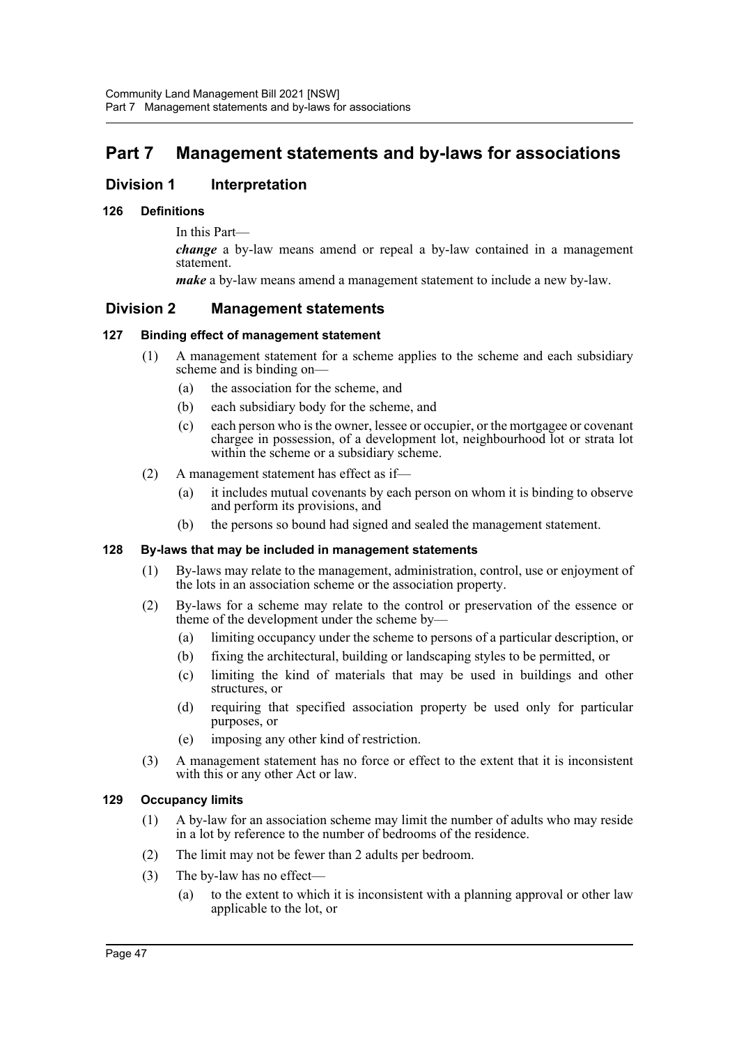# Part 7 Management statements and by-laws for associations

## Division 1 Interpretation

### 126 Definitions

In this Part—

***change*** a by-law means amend or repeal a by-law contained in a management statement.

***make*** a by-law means amend a management statement to include a new by-law.

## Division 2 Management statements

### 127 Binding effect of management statement

(1) A management statement for a scheme applies to the scheme and each subsidiary scheme and is binding on—

- (a) the association for the scheme, and
- (b) each subsidiary body for the scheme, and
- (c) each person who is the owner, lessee or occupier, or the mortgagee or covenant chargee in possession, of a development lot, neighbourhood lot or strata lot within the scheme or a subsidiary scheme.

(2) A management statement has effect as if—

- (a) it includes mutual covenants by each person on whom it is binding to observe and perform its provisions, and
- (b) the persons so bound had signed and sealed the management statement.

### 128 By-laws that may be included in management statements

(1) By-laws may relate to the management, administration, control, use or enjoyment of the lots in an association scheme or the association property.

(2) By-laws for a scheme may relate to the control or preservation of the essence or theme of the development under the scheme by—

- (a) limiting occupancy under the scheme to persons of a particular description, or
- (b) fixing the architectural, building or landscaping styles to be permitted, or
- (c) limiting the kind of materials that may be used in buildings and other structures, or
- (d) requiring that specified association property be used only for particular purposes, or
- (e) imposing any other kind of restriction.

(3) A management statement has no force or effect to the extent that it is inconsistent with this or any other Act or law.

### 129 Occupancy limits

(1) A by-law for an association scheme may limit the number of adults who may reside in a lot by reference to the number of bedrooms of the residence.

(2) The limit may not be fewer than 2 adults per bedroom.

(3) The by-law has no effect—

- (a) to the extent to which it is inconsistent with a planning approval or other law applicable to the lot, or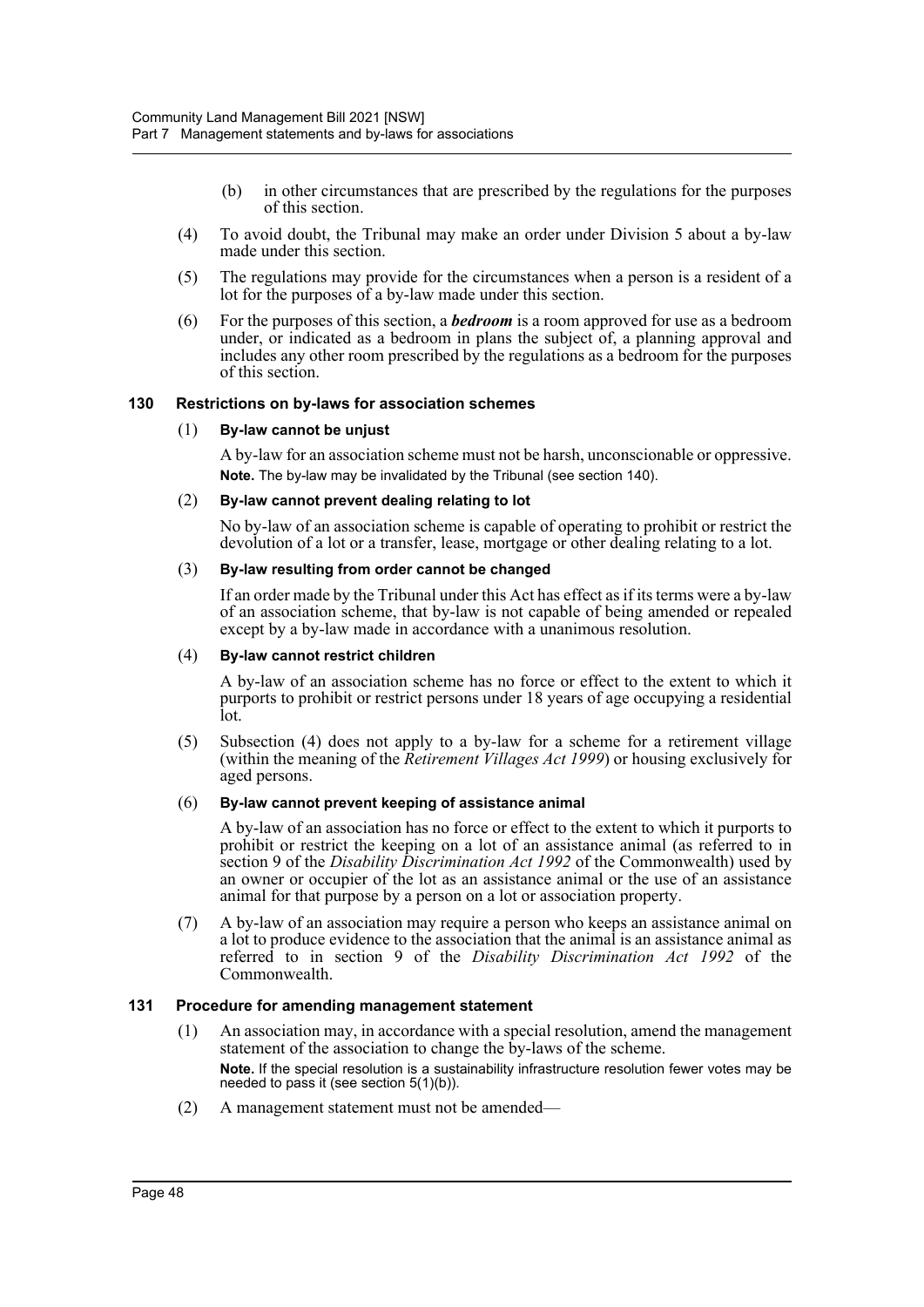(b) in other circumstances that are prescribed by the regulations for the purposes of this section.

(4) To avoid doubt, the Tribunal may make an order under Division 5 about a by-law made under this section.

(5) The regulations may provide for the circumstances when a person is a resident of a lot for the purposes of a by-law made under this section.

(6) For the purposes of this section, a ***bedroom*** is a room approved for use as a bedroom under, or indicated as a bedroom in plans the subject of, a planning approval and includes any other room prescribed by the regulations as a bedroom for the purposes of this section.

### 130 Restrictions on by-laws for association schemes

(1) **By-law cannot be unjust**

A by-law for an association scheme must not be harsh, unconscionable or oppressive.

**Note.** The by-law may be invalidated by the Tribunal (see section 140).

(2) **By-law cannot prevent dealing relating to lot**

No by-law of an association scheme is capable of operating to prohibit or restrict the devolution of a lot or a transfer, lease, mortgage or other dealing relating to a lot.

(3) **By-law resulting from order cannot be changed**

If an order made by the Tribunal under this Act has effect as if its terms were a by-law of an association scheme, that by-law is not capable of being amended or repealed except by a by-law made in accordance with a unanimous resolution.

(4) **By-law cannot restrict children**

A by-law of an association scheme has no force or effect to the extent to which it purports to prohibit or restrict persons under 18 years of age occupying a residential lot.

(5) Subsection (4) does not apply to a by-law for a scheme for a retirement village (within the meaning of the *Retirement Villages Act 1999*) or housing exclusively for aged persons.

(6) **By-law cannot prevent keeping of assistance animal**

A by-law of an association has no force or effect to the extent to which it purports to prohibit or restrict the keeping on a lot of an assistance animal (as referred to in section 9 of the *Disability Discrimination Act 1992* of the Commonwealth) used by an owner or occupier of the lot as an assistance animal or the use of an assistance animal for that purpose by a person on a lot or association property.

(7) A by-law of an association may require a person who keeps an assistance animal on a lot to produce evidence to the association that the animal is an assistance animal as referred to in section 9 of the *Disability Discrimination Act 1992* of the Commonwealth.

### 131 Procedure for amending management statement

(1) An association may, in accordance with a special resolution, amend the management statement of the association to change the by-laws of the scheme.

**Note.** If the special resolution is a sustainability infrastructure resolution fewer votes may be needed to pass it (see section 5(1)(b)).

(2) A management statement must not be amended—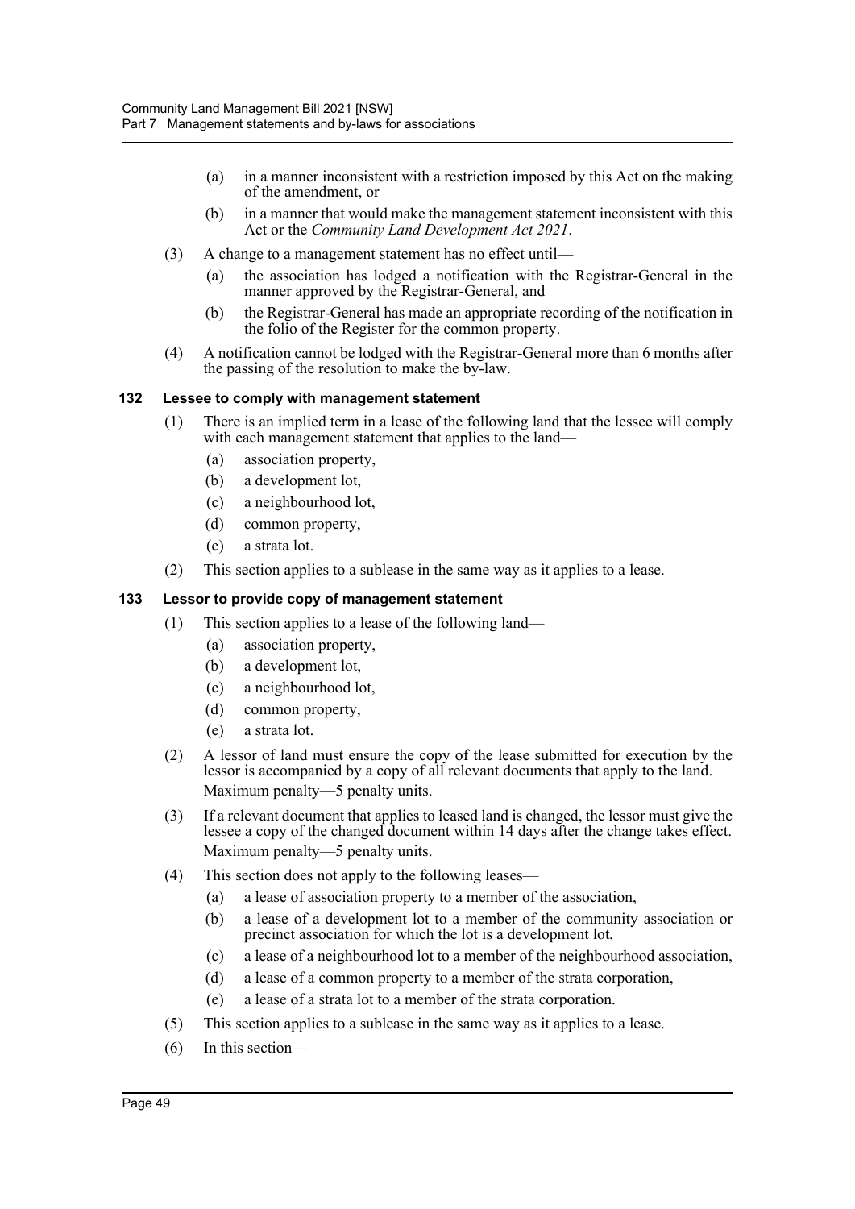(a) in a manner inconsistent with a restriction imposed by this Act on the making of the amendment, or

(b) in a manner that would make the management statement inconsistent with this Act or the *Community Land Development Act 2021*.

(3) A change to a management statement has no effect until—

(a) the association has lodged a notification with the Registrar-General in the manner approved by the Registrar-General, and

(b) the Registrar-General has made an appropriate recording of the notification in the folio of the Register for the common property.

(4) A notification cannot be lodged with the Registrar-General more than 6 months after the passing of the resolution to make the by-law.

### 132 Lessee to comply with management statement

(1) There is an implied term in a lease of the following land that the lessee will comply with each management statement that applies to the land—

(a) association property,

(b) a development lot,

(c) a neighbourhood lot,

(d) common property,

(e) a strata lot.

(2) This section applies to a sublease in the same way as it applies to a lease.

### 133 Lessor to provide copy of management statement

(1) This section applies to a lease of the following land—

(a) association property,

(b) a development lot,

(c) a neighbourhood lot,

(d) common property,

(e) a strata lot.

(2) A lessor of land must ensure the copy of the lease submitted for execution by the lessor is accompanied by a copy of all relevant documents that apply to the land.

Maximum penalty—5 penalty units.

(3) If a relevant document that applies to leased land is changed, the lessor must give the lessee a copy of the changed document within 14 days after the change takes effect.

Maximum penalty—5 penalty units.

(4) This section does not apply to the following leases—

(a) a lease of association property to a member of the association,

(b) a lease of a development lot to a member of the community association or precinct association for which the lot is a development lot,

(c) a lease of a neighbourhood lot to a member of the neighbourhood association,

(d) a lease of a common property to a member of the strata corporation,

(e) a lease of a strata lot to a member of the strata corporation.

(5) This section applies to a sublease in the same way as it applies to a lease.

(6) In this section—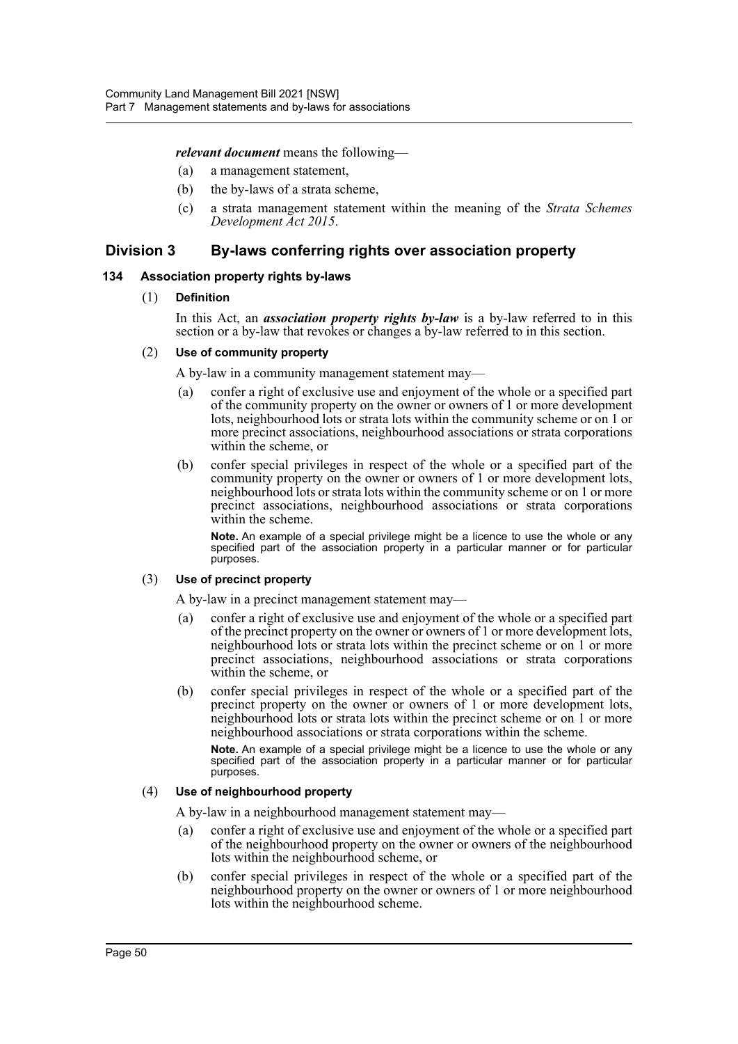***relevant document*** means the following—

- (a) a management statement,
- (b) the by-laws of a strata scheme,
- (c) a strata management statement within the meaning of the *Strata Schemes Development Act 2015*.

## Division 3 By-laws conferring rights over association property

### 134 Association property rights by-laws

(1) **Definition**

In this Act, an ***association property rights by-law*** is a by-law referred to in this section or a by-law that revokes or changes a by-law referred to in this section.

(2) **Use of community property**

A by-law in a community management statement may—

- (a) confer a right of exclusive use and enjoyment of the whole or a specified part of the community property on the owner or owners of 1 or more development lots, neighbourhood lots or strata lots within the community scheme or on 1 or more precinct associations, neighbourhood associations or strata corporations within the scheme, or
- (b) confer special privileges in respect of the whole or a specified part of the community property on the owner or owners of 1 or more development lots, neighbourhood lots or strata lots within the community scheme or on 1 or more precinct associations, neighbourhood associations or strata corporations within the scheme.

**Note.** An example of a special privilege might be a licence to use the whole or any specified part of the association property in a particular manner or for particular purposes.

(3) **Use of precinct property**

A by-law in a precinct management statement may—

- (a) confer a right of exclusive use and enjoyment of the whole or a specified part of the precinct property on the owner or owners of 1 or more development lots, neighbourhood lots or strata lots within the precinct scheme or on 1 or more precinct associations, neighbourhood associations or strata corporations within the scheme, or
- (b) confer special privileges in respect of the whole or a specified part of the precinct property on the owner or owners of 1 or more development lots, neighbourhood lots or strata lots within the precinct scheme or on 1 or more neighbourhood associations or strata corporations within the scheme.

**Note.** An example of a special privilege might be a licence to use the whole or any specified part of the association property in a particular manner or for particular purposes.

(4) **Use of neighbourhood property**

A by-law in a neighbourhood management statement may—

- (a) confer a right of exclusive use and enjoyment of the whole or a specified part of the neighbourhood property on the owner or owners of the neighbourhood lots within the neighbourhood scheme, or
- (b) confer special privileges in respect of the whole or a specified part of the neighbourhood property on the owner or owners of 1 or more neighbourhood lots within the neighbourhood scheme.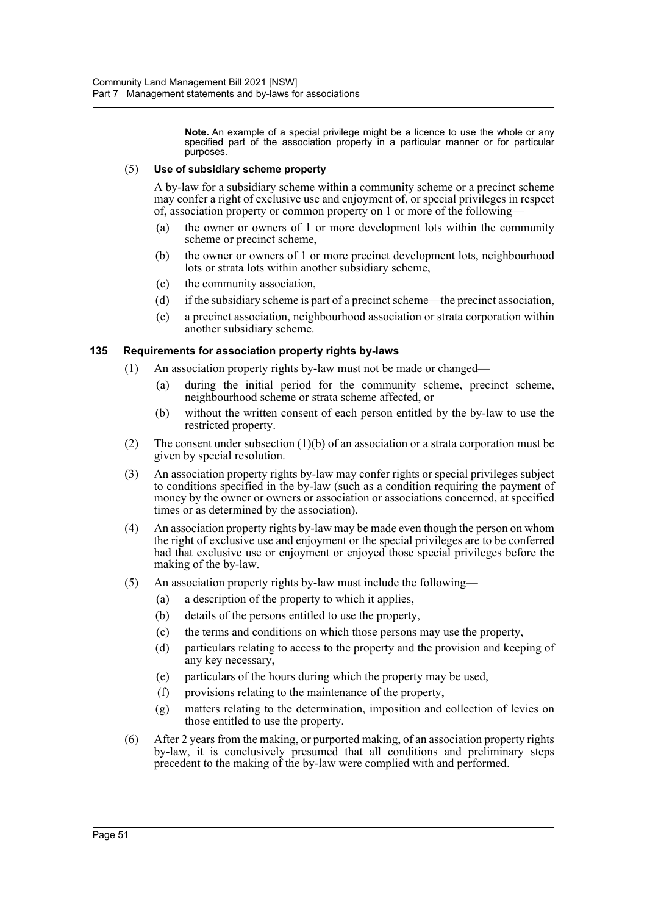**Note.** An example of a special privilege might be a licence to use the whole or any specified part of the association property in a particular manner or for particular purposes.

(5) **Use of subsidiary scheme property**

A by-law for a subsidiary scheme within a community scheme or a precinct scheme may confer a right of exclusive use and enjoyment of, or special privileges in respect of, association property or common property on 1 or more of the following—

- (a) the owner or owners of 1 or more development lots within the community scheme or precinct scheme,
- (b) the owner or owners of 1 or more precinct development lots, neighbourhood lots or strata lots within another subsidiary scheme,
- (c) the community association,
- (d) if the subsidiary scheme is part of a precinct scheme—the precinct association,
- (e) a precinct association, neighbourhood association or strata corporation within another subsidiary scheme.

### 135 Requirements for association property rights by-laws

(1) An association property rights by-law must not be made or changed—

- (a) during the initial period for the community scheme, precinct scheme, neighbourhood scheme or strata scheme affected, or
- (b) without the written consent of each person entitled by the by-law to use the restricted property.

(2) The consent under subsection (1)(b) of an association or a strata corporation must be given by special resolution.

(3) An association property rights by-law may confer rights or special privileges subject to conditions specified in the by-law (such as a condition requiring the payment of money by the owner or owners or association or associations concerned, at specified times or as determined by the association).

(4) An association property rights by-law may be made even though the person on whom the right of exclusive use and enjoyment or the special privileges are to be conferred had that exclusive use or enjoyment or enjoyed those special privileges before the making of the by-law.

(5) An association property rights by-law must include the following—

- (a) a description of the property to which it applies,
- (b) details of the persons entitled to use the property,
- (c) the terms and conditions on which those persons may use the property,
- (d) particulars relating to access to the property and the provision and keeping of any key necessary,
- (e) particulars of the hours during which the property may be used,
- (f) provisions relating to the maintenance of the property,
- (g) matters relating to the determination, imposition and collection of levies on those entitled to use the property.

(6) After 2 years from the making, or purported making, of an association property rights by-law, it is conclusively presumed that all conditions and preliminary steps precedent to the making of the by-law were complied with and performed.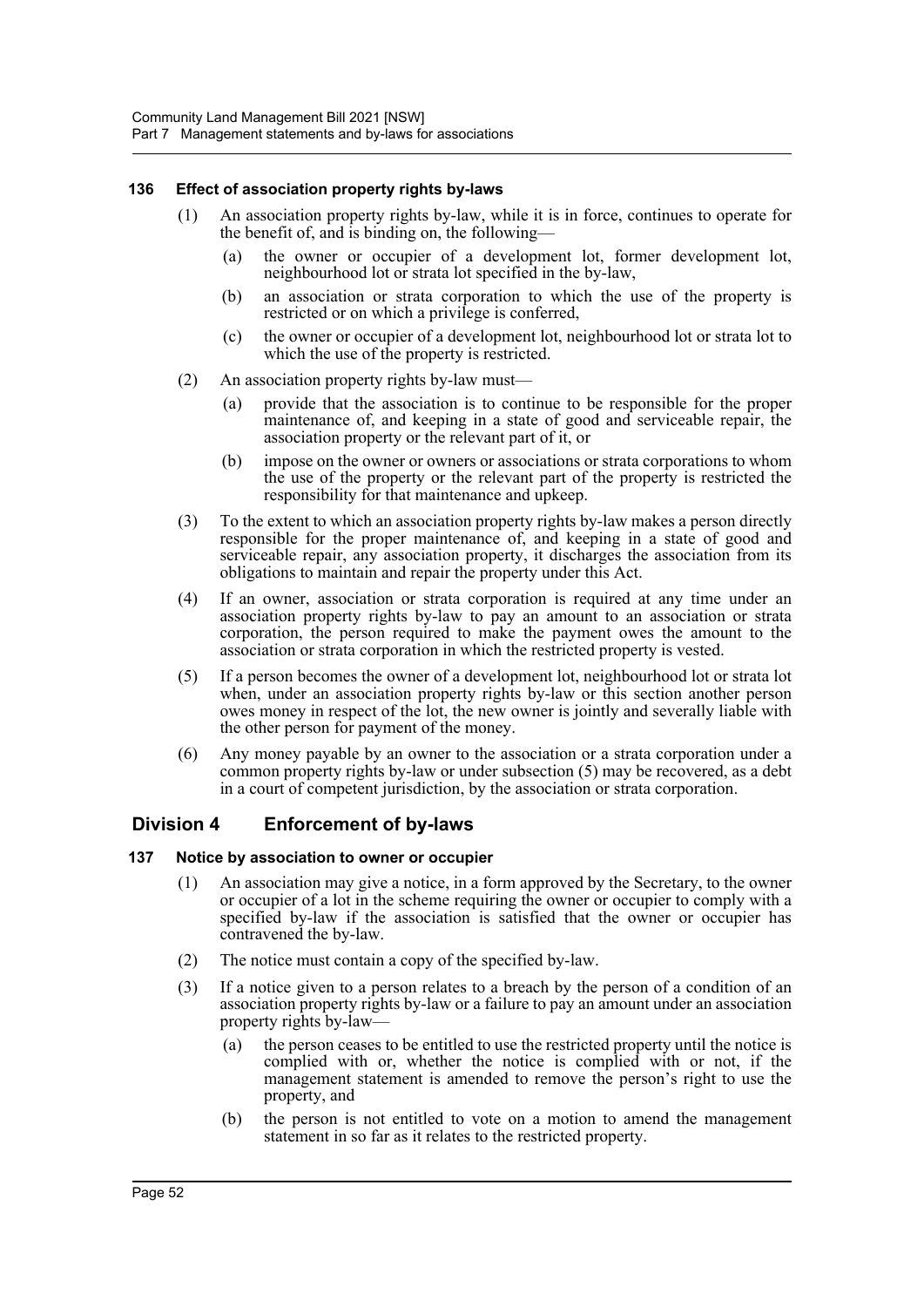### 136 Effect of association property rights by-laws

(1) An association property rights by-law, while it is in force, continues to operate for the benefit of, and is binding on, the following—

(a) the owner or occupier of a development lot, former development lot, neighbourhood lot or strata lot specified in the by-law,

(b) an association or strata corporation to which the use of the property is restricted or on which a privilege is conferred,

(c) the owner or occupier of a development lot, neighbourhood lot or strata lot to which the use of the property is restricted.

(2) An association property rights by-law must—

(a) provide that the association is to continue to be responsible for the proper maintenance of, and keeping in a state of good and serviceable repair, the association property or the relevant part of it, or

(b) impose on the owner or owners or associations or strata corporations to whom the use of the property or the relevant part of the property is restricted the responsibility for that maintenance and upkeep.

(3) To the extent to which an association property rights by-law makes a person directly responsible for the proper maintenance of, and keeping in a state of good and serviceable repair, any association property, it discharges the association from its obligations to maintain and repair the property under this Act.

(4) If an owner, association or strata corporation is required at any time under an association property rights by-law to pay an amount to an association or strata corporation, the person required to make the payment owes the amount to the association or strata corporation in which the restricted property is vested.

(5) If a person becomes the owner of a development lot, neighbourhood lot or strata lot when, under an association property rights by-law or this section another person owes money in respect of the lot, the new owner is jointly and severally liable with the other person for payment of the money.

(6) Any money payable by an owner to the association or a strata corporation under a common property rights by-law or under subsection (5) may be recovered, as a debt in a court of competent jurisdiction, by the association or strata corporation.

## Division 4 Enforcement of by-laws

### 137 Notice by association to owner or occupier

(1) An association may give a notice, in a form approved by the Secretary, to the owner or occupier of a lot in the scheme requiring the owner or occupier to comply with a specified by-law if the association is satisfied that the owner or occupier has contravened the by-law.

(2) The notice must contain a copy of the specified by-law.

(3) If a notice given to a person relates to a breach by the person of a condition of an association property rights by-law or a failure to pay an amount under an association property rights by-law—

(a) the person ceases to be entitled to use the restricted property until the notice is complied with or, whether the notice is complied with or not, if the management statement is amended to remove the person's right to use the property, and

(b) the person is not entitled to vote on a motion to amend the management statement in so far as it relates to the restricted property.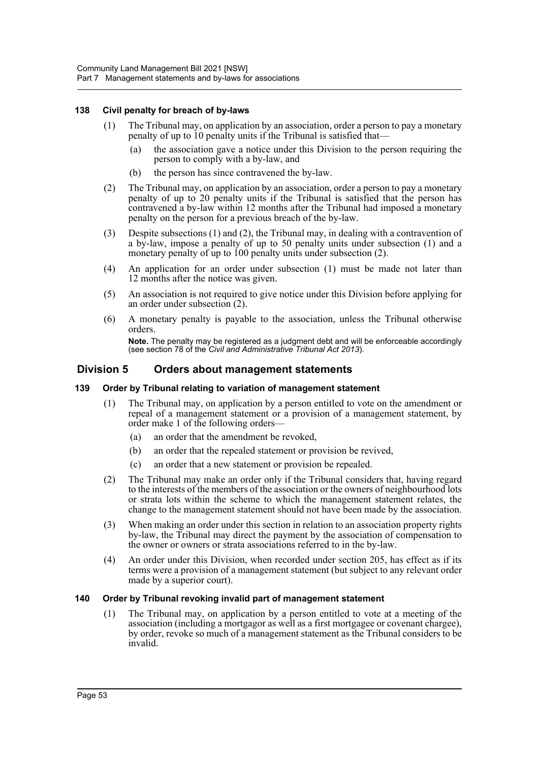#### 138 Civil penalty for breach of by-laws

(1) The Tribunal may, on application by an association, order a person to pay a monetary penalty of up to 10 penalty units if the Tribunal is satisfied that—

(a) the association gave a notice under this Division to the person requiring the person to comply with a by-law, and

(b) the person has since contravened the by-law.

(2) The Tribunal may, on application by an association, order a person to pay a monetary penalty of up to 20 penalty units if the Tribunal is satisfied that the person has contravened a by-law within 12 months after the Tribunal had imposed a monetary penalty on the person for a previous breach of the by-law.

(3) Despite subsections (1) and (2), the Tribunal may, in dealing with a contravention of a by-law, impose a penalty of up to 50 penalty units under subsection (1) and a monetary penalty of up to 100 penalty units under subsection (2).

(4) An application for an order under subsection (1) must be made not later than 12 months after the notice was given.

(5) An association is not required to give notice under this Division before applying for an order under subsection (2).

(6) A monetary penalty is payable to the association, unless the Tribunal otherwise orders.

**Note.** The penalty may be registered as a judgment debt and will be enforceable accordingly (see section 78 of the *Civil and Administrative Tribunal Act 2013*).

### Division 5 Orders about management statements

#### 139 Order by Tribunal relating to variation of management statement

(1) The Tribunal may, on application by a person entitled to vote on the amendment or repeal of a management statement or a provision of a management statement, by order make 1 of the following orders—

(a) an order that the amendment be revoked,

(b) an order that the repealed statement or provision be revived,

(c) an order that a new statement or provision be repealed.

(2) The Tribunal may make an order only if the Tribunal considers that, having regard to the interests of the members of the association or the owners of neighbourhood lots or strata lots within the scheme to which the management statement relates, the change to the management statement should not have been made by the association.

(3) When making an order under this section in relation to an association property rights by-law, the Tribunal may direct the payment by the association of compensation to the owner or owners or strata associations referred to in the by-law.

(4) An order under this Division, when recorded under section 205, has effect as if its terms were a provision of a management statement (but subject to any relevant order made by a superior court).

#### 140 Order by Tribunal revoking invalid part of management statement

(1) The Tribunal may, on application by a person entitled to vote at a meeting of the association (including a mortgagor as well as a first mortgagee or covenant chargee), by order, revoke so much of a management statement as the Tribunal considers to be invalid.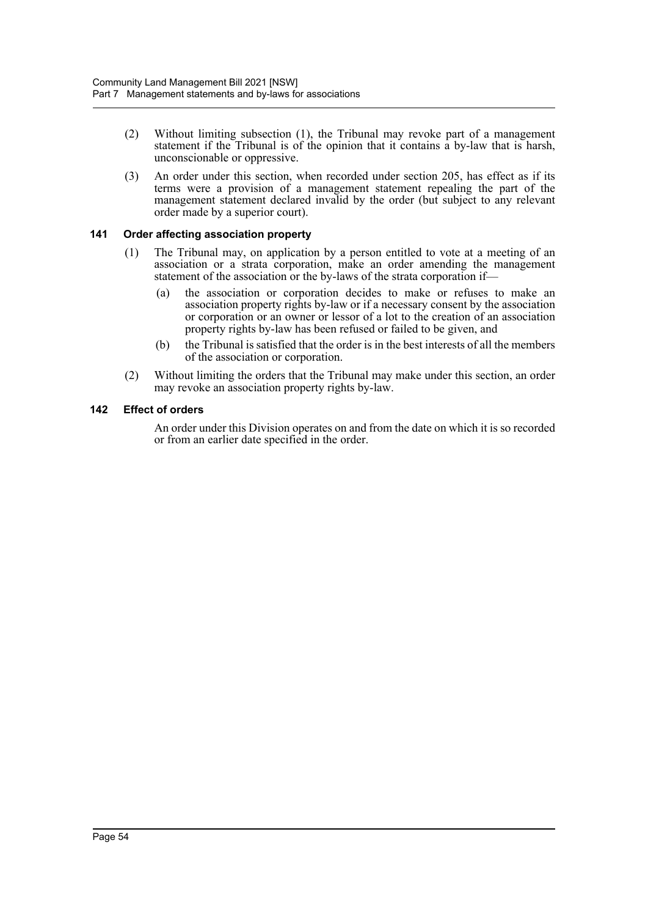(2) Without limiting subsection (1), the Tribunal may revoke part of a management statement if the Tribunal is of the opinion that it contains a by-law that is harsh, unconscionable or oppressive.

(3) An order under this section, when recorded under section 205, has effect as if its terms were a provision of a management statement repealing the part of the management statement declared invalid by the order (but subject to any relevant order made by a superior court).

### 141 Order affecting association property

(1) The Tribunal may, on application by a person entitled to vote at a meeting of an association or a strata corporation, make an order amending the management statement of the association or the by-laws of the strata corporation if—

(a) the association or corporation decides to make or refuses to make an association property rights by-law or if a necessary consent by the association or corporation or an owner or lessor of a lot to the creation of an association property rights by-law has been refused or failed to be given, and

(b) the Tribunal is satisfied that the order is in the best interests of all the members of the association or corporation.

(2) Without limiting the orders that the Tribunal may make under this section, an order may revoke an association property rights by-law.

### 142 Effect of orders

An order under this Division operates on and from the date on which it is so recorded or from an earlier date specified in the order.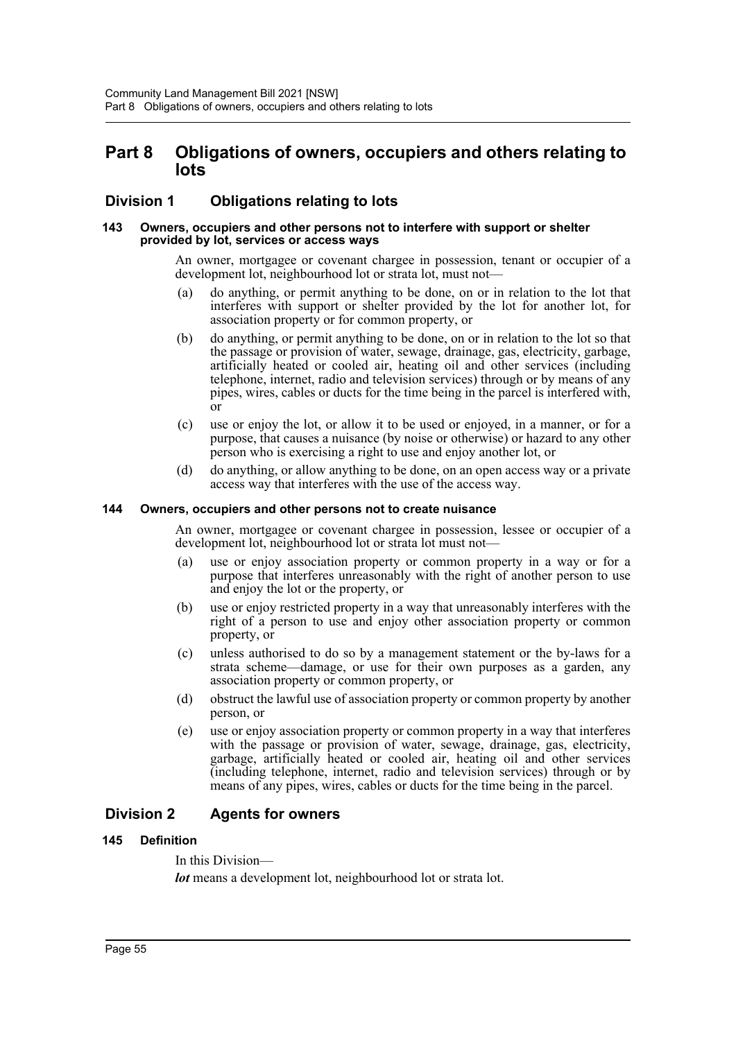# Part 8 Obligations of owners, occupiers and others relating to lots

## Division 1 Obligations relating to lots

### 143 Owners, occupiers and other persons not to interfere with support or shelter provided by lot, services or access ways

An owner, mortgagee or covenant chargee in possession, tenant or occupier of a development lot, neighbourhood lot or strata lot, must not—

(a) do anything, or permit anything to be done, on or in relation to the lot that interferes with support or shelter provided by the lot for another lot, for association property or for common property, or

(b) do anything, or permit anything to be done, on or in relation to the lot so that the passage or provision of water, sewage, drainage, gas, electricity, garbage, artificially heated or cooled air, heating oil and other services (including telephone, internet, radio and television services) through or by means of any pipes, wires, cables or ducts for the time being in the parcel is interfered with, or

(c) use or enjoy the lot, or allow it to be used or enjoyed, in a manner, or for a purpose, that causes a nuisance (by noise or otherwise) or hazard to any other person who is exercising a right to use and enjoy another lot, or

(d) do anything, or allow anything to be done, on an open access way or a private access way that interferes with the use of the access way.

### 144 Owners, occupiers and other persons not to create nuisance

An owner, mortgagee or covenant chargee in possession, lessee or occupier of a development lot, neighbourhood lot or strata lot must not—

(a) use or enjoy association property or common property in a way or for a purpose that interferes unreasonably with the right of another person to use and enjoy the lot or the property, or

(b) use or enjoy restricted property in a way that unreasonably interferes with the right of a person to use and enjoy other association property or common property, or

(c) unless authorised to do so by a management statement or the by-laws for a strata scheme—damage, or use for their own purposes as a garden, any association property or common property, or

(d) obstruct the lawful use of association property or common property by another person, or

(e) use or enjoy association property or common property in a way that interferes with the passage or provision of water, sewage, drainage, gas, electricity, garbage, artificially heated or cooled air, heating oil and other services (including telephone, internet, radio and television services) through or by means of any pipes, wires, cables or ducts for the time being in the parcel.

## Division 2 Agents for owners

### 145 Definition

In this Division—

***lot*** means a development lot, neighbourhood lot or strata lot.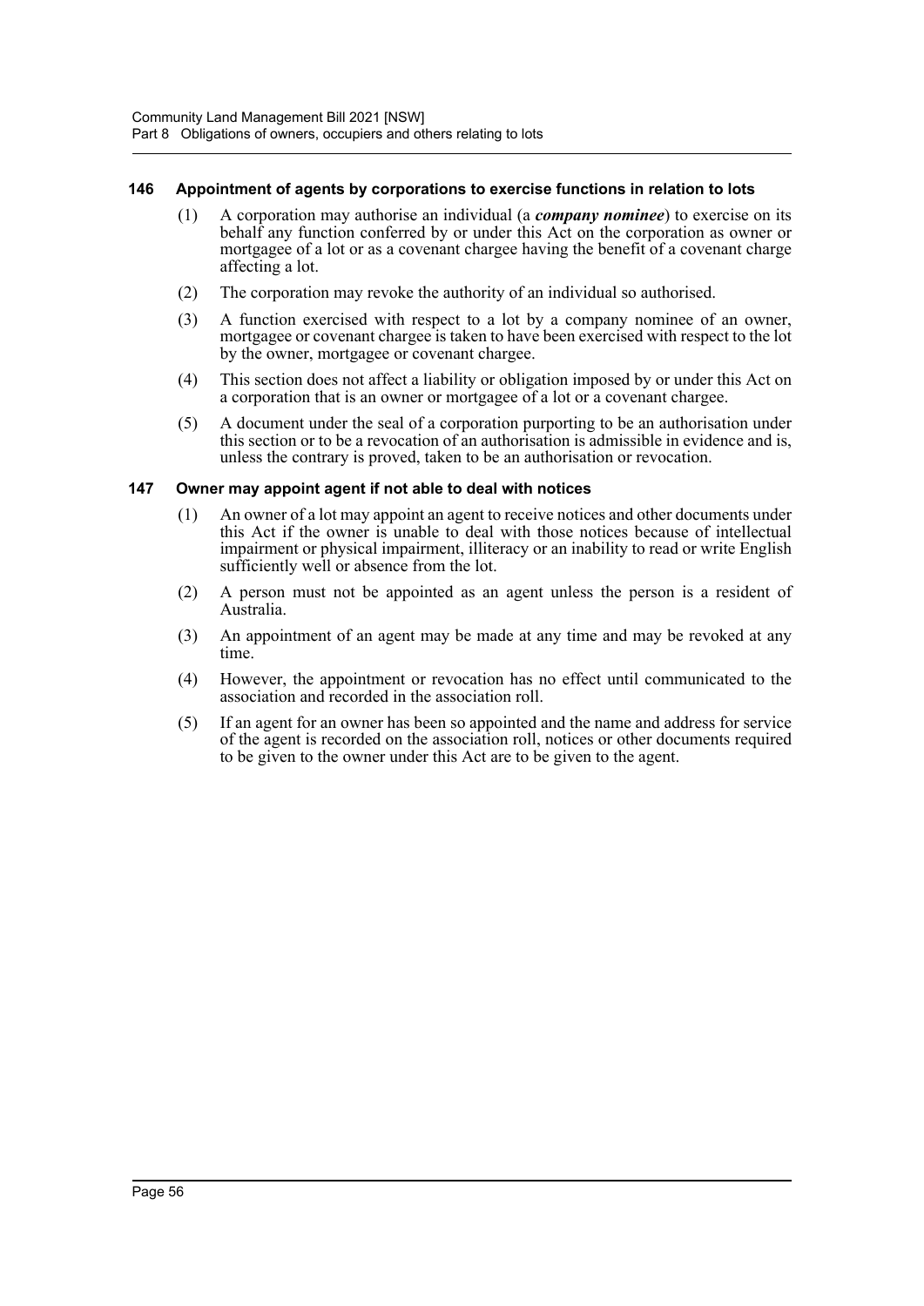### 146 Appointment of agents by corporations to exercise functions in relation to lots

(1) A corporation may authorise an individual (a ***company nominee***) to exercise on its behalf any function conferred by or under this Act on the corporation as owner or mortgagee of a lot or as a covenant chargee having the benefit of a covenant charge affecting a lot.

(2) The corporation may revoke the authority of an individual so authorised.

(3) A function exercised with respect to a lot by a company nominee of an owner, mortgagee or covenant chargee is taken to have been exercised with respect to the lot by the owner, mortgagee or covenant chargee.

(4) This section does not affect a liability or obligation imposed by or under this Act on a corporation that is an owner or mortgagee of a lot or a covenant chargee.

(5) A document under the seal of a corporation purporting to be an authorisation under this section or to be a revocation of an authorisation is admissible in evidence and is, unless the contrary is proved, taken to be an authorisation or revocation.

### 147 Owner may appoint agent if not able to deal with notices

(1) An owner of a lot may appoint an agent to receive notices and other documents under this Act if the owner is unable to deal with those notices because of intellectual impairment or physical impairment, illiteracy or an inability to read or write English sufficiently well or absence from the lot.

(2) A person must not be appointed as an agent unless the person is a resident of Australia.

(3) An appointment of an agent may be made at any time and may be revoked at any time.

(4) However, the appointment or revocation has no effect until communicated to the association and recorded in the association roll.

(5) If an agent for an owner has been so appointed and the name and address for service of the agent is recorded on the association roll, notices or other documents required to be given to the owner under this Act are to be given to the agent.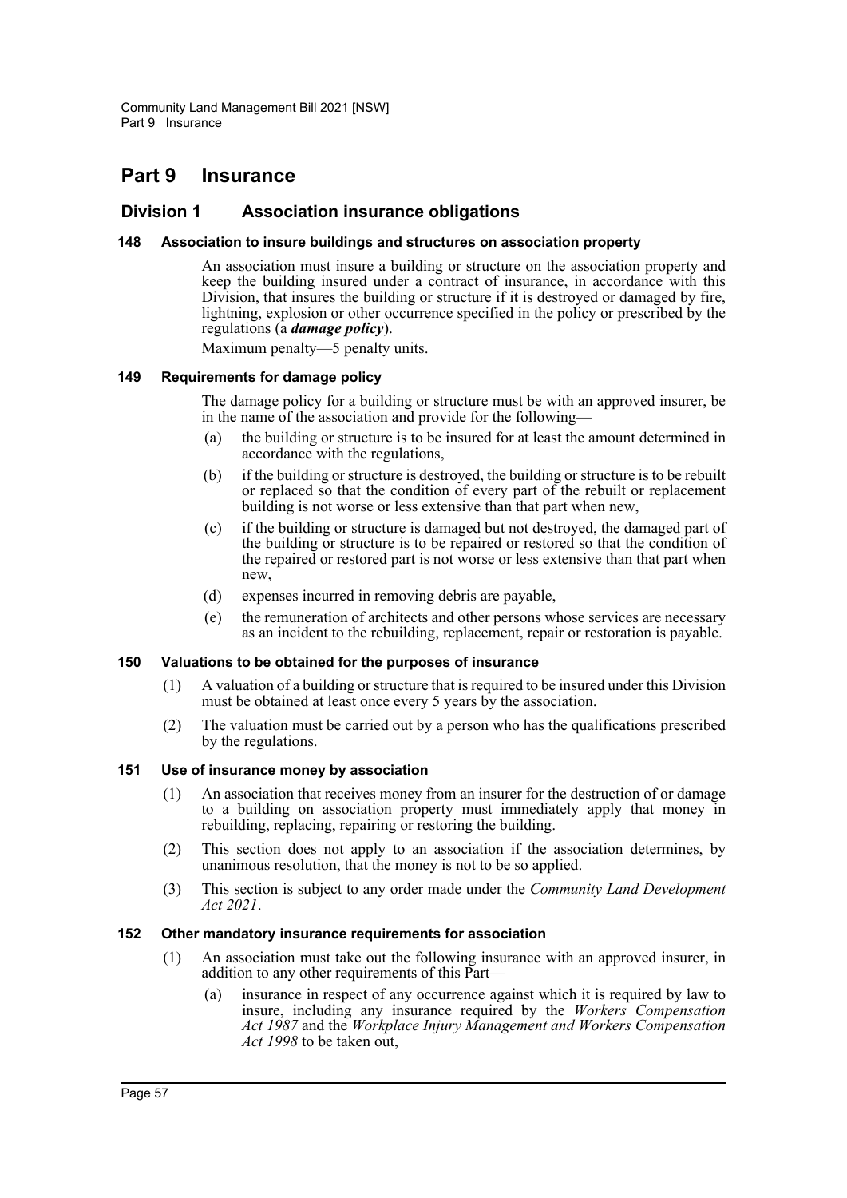# Part 9 Insurance

## Division 1 Association insurance obligations

### 148 Association to insure buildings and structures on association property

An association must insure a building or structure on the association property and keep the building insured under a contract of insurance, in accordance with this Division, that insures the building or structure if it is destroyed or damaged by fire, lightning, explosion or other occurrence specified in the policy or prescribed by the regulations (a ***damage policy***).

Maximum penalty—5 penalty units.

### 149 Requirements for damage policy

The damage policy for a building or structure must be with an approved insurer, be in the name of the association and provide for the following—

(a) the building or structure is to be insured for at least the amount determined in accordance with the regulations,

(b) if the building or structure is destroyed, the building or structure is to be rebuilt or replaced so that the condition of every part of the rebuilt or replacement building is not worse or less extensive than that part when new,

(c) if the building or structure is damaged but not destroyed, the damaged part of the building or structure is to be repaired or restored so that the condition of the repaired or restored part is not worse or less extensive than that part when new,

(d) expenses incurred in removing debris are payable,

(e) the remuneration of architects and other persons whose services are necessary as an incident to the rebuilding, replacement, repair or restoration is payable.

### 150 Valuations to be obtained for the purposes of insurance

(1) A valuation of a building or structure that is required to be insured under this Division must be obtained at least once every 5 years by the association.

(2) The valuation must be carried out by a person who has the qualifications prescribed by the regulations.

### 151 Use of insurance money by association

(1) An association that receives money from an insurer for the destruction of or damage to a building on association property must immediately apply that money in rebuilding, replacing, repairing or restoring the building.

(2) This section does not apply to an association if the association determines, by unanimous resolution, that the money is not to be so applied.

(3) This section is subject to any order made under the *Community Land Development Act 2021*.

### 152 Other mandatory insurance requirements for association

(1) An association must take out the following insurance with an approved insurer, in addition to any other requirements of this Part—

(a) insurance in respect of any occurrence against which it is required by law to insure, including any insurance required by the *Workers Compensation Act 1987* and the *Workplace Injury Management and Workers Compensation Act 1998* to be taken out,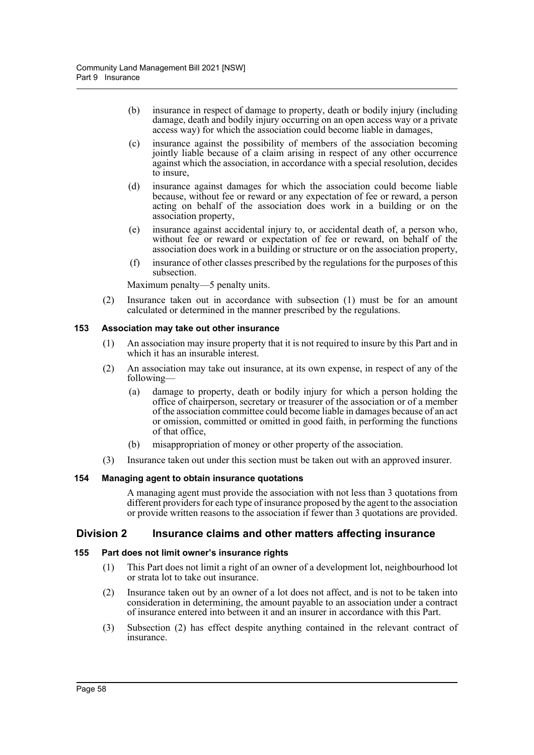(b) insurance in respect of damage to property, death or bodily injury (including damage, death and bodily injury occurring on an open access way or a private access way) for which the association could become liable in damages,

(c) insurance against the possibility of members of the association becoming jointly liable because of a claim arising in respect of any other occurrence against which the association, in accordance with a special resolution, decides to insure,

(d) insurance against damages for which the association could become liable because, without fee or reward or any expectation of fee or reward, a person acting on behalf of the association does work in a building or on the association property,

(e) insurance against accidental injury to, or accidental death of, a person who, without fee or reward or expectation of fee or reward, on behalf of the association does work in a building or structure or on the association property,

(f) insurance of other classes prescribed by the regulations for the purposes of this subsection.

Maximum penalty—5 penalty units.

(2) Insurance taken out in accordance with subsection (1) must be for an amount calculated or determined in the manner prescribed by the regulations.

#### 153 Association may take out other insurance

(1) An association may insure property that it is not required to insure by this Part and in which it has an insurable interest.

(2) An association may take out insurance, at its own expense, in respect of any of the following—

(a) damage to property, death or bodily injury for which a person holding the office of chairperson, secretary or treasurer of the association or of a member of the association committee could become liable in damages because of an act or omission, committed or omitted in good faith, in performing the functions of that office,

(b) misappropriation of money or other property of the association.

(3) Insurance taken out under this section must be taken out with an approved insurer.

#### 154 Managing agent to obtain insurance quotations

A managing agent must provide the association with not less than 3 quotations from different providers for each type of insurance proposed by the agent to the association or provide written reasons to the association if fewer than 3 quotations are provided.

### Division 2 Insurance claims and other matters affecting insurance

#### 155 Part does not limit owner's insurance rights

(1) This Part does not limit a right of an owner of a development lot, neighbourhood lot or strata lot to take out insurance.

(2) Insurance taken out by an owner of a lot does not affect, and is not to be taken into consideration in determining, the amount payable to an association under a contract of insurance entered into between it and an insurer in accordance with this Part.

(3) Subsection (2) has effect despite anything contained in the relevant contract of insurance.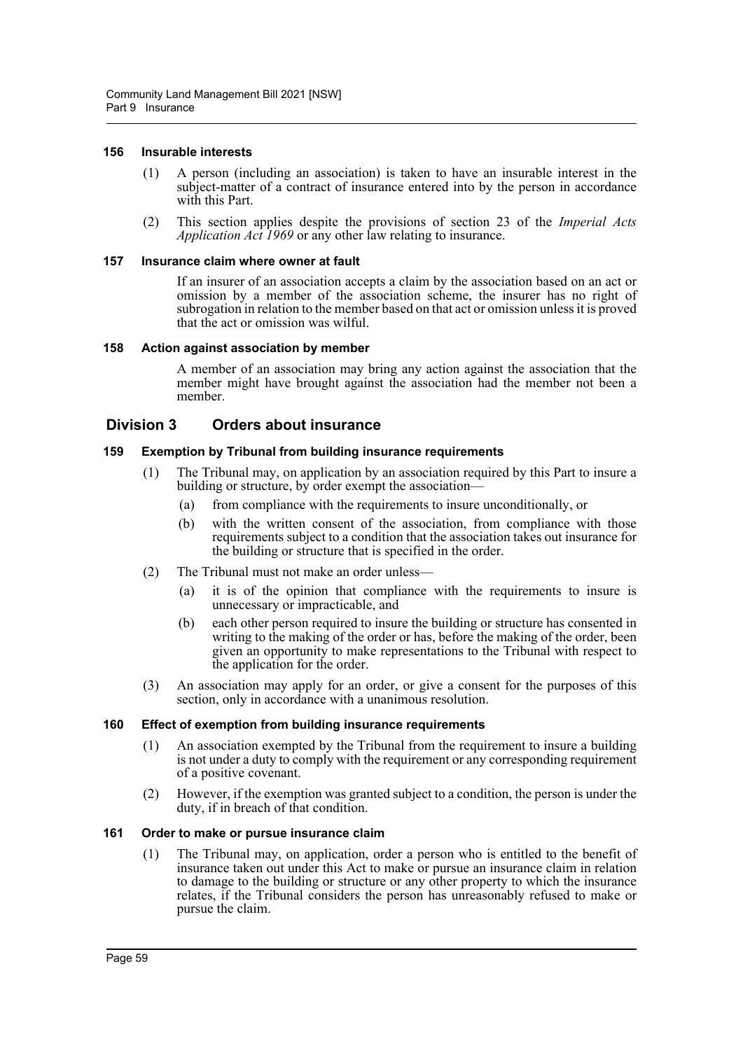#### 156 Insurable interests

(1) A person (including an association) is taken to have an insurable interest in the subject-matter of a contract of insurance entered into by the person in accordance with this Part.

(2) This section applies despite the provisions of section 23 of the *Imperial Acts Application Act 1969* or any other law relating to insurance.

#### 157 Insurance claim where owner at fault

If an insurer of an association accepts a claim by the association based on an act or omission by a member of the association scheme, the insurer has no right of subrogation in relation to the member based on that act or omission unless it is proved that the act or omission was wilful.

#### 158 Action against association by member

A member of an association may bring any action against the association that the member might have brought against the association had the member not been a member.

### Division 3 Orders about insurance

#### 159 Exemption by Tribunal from building insurance requirements

(1) The Tribunal may, on application by an association required by this Part to insure a building or structure, by order exempt the association—

(a) from compliance with the requirements to insure unconditionally, or

(b) with the written consent of the association, from compliance with those requirements subject to a condition that the association takes out insurance for the building or structure that is specified in the order.

(2) The Tribunal must not make an order unless—

(a) it is of the opinion that compliance with the requirements to insure is unnecessary or impracticable, and

(b) each other person required to insure the building or structure has consented in writing to the making of the order or has, before the making of the order, been given an opportunity to make representations to the Tribunal with respect to the application for the order.

(3) An association may apply for an order, or give a consent for the purposes of this section, only in accordance with a unanimous resolution.

#### 160 Effect of exemption from building insurance requirements

(1) An association exempted by the Tribunal from the requirement to insure a building is not under a duty to comply with the requirement or any corresponding requirement of a positive covenant.

(2) However, if the exemption was granted subject to a condition, the person is under the duty, if in breach of that condition.

#### 161 Order to make or pursue insurance claim

(1) The Tribunal may, on application, order a person who is entitled to the benefit of insurance taken out under this Act to make or pursue an insurance claim in relation to damage to the building or structure or any other property to which the insurance relates, if the Tribunal considers the person has unreasonably refused to make or pursue the claim.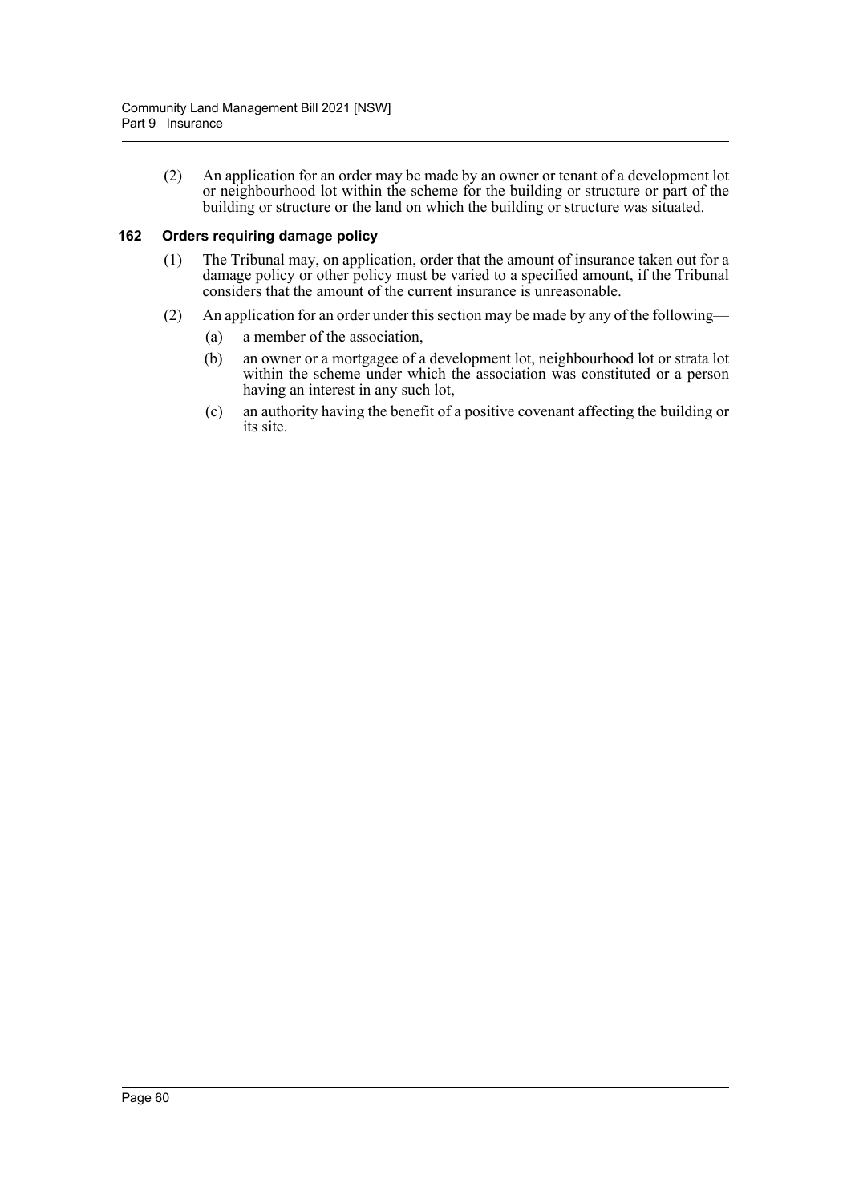(2) An application for an order may be made by an owner or tenant of a development lot or neighbourhood lot within the scheme for the building or structure or part of the building or structure or the land on which the building or structure was situated.

### 162 Orders requiring damage policy

(1) The Tribunal may, on application, order that the amount of insurance taken out for a damage policy or other policy must be varied to a specified amount, if the Tribunal considers that the amount of the current insurance is unreasonable.

(2) An application for an order under this section may be made by any of the following—

- (a) a member of the association,
- (b) an owner or a mortgagee of a development lot, neighbourhood lot or strata lot within the scheme under which the association was constituted or a person having an interest in any such lot,
- (c) an authority having the benefit of a positive covenant affecting the building or its site.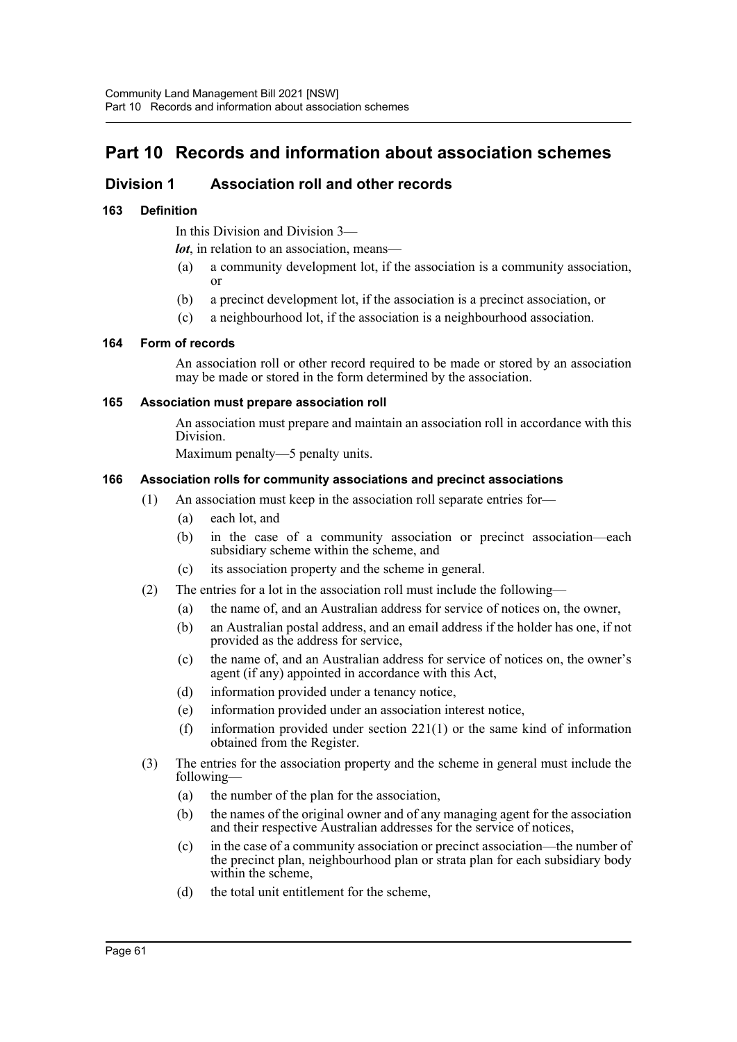# Part 10 Records and information about association schemes

## Division 1 Association roll and other records

### 163 Definition

In this Division and Division 3—

***lot***, in relation to an association, means—

- (a) a community development lot, if the association is a community association, or
- (b) a precinct development lot, if the association is a precinct association, or
- (c) a neighbourhood lot, if the association is a neighbourhood association.

### 164 Form of records

An association roll or other record required to be made or stored by an association may be made or stored in the form determined by the association.

### 165 Association must prepare association roll

An association must prepare and maintain an association roll in accordance with this Division.

Maximum penalty—5 penalty units.

### 166 Association rolls for community associations and precinct associations

(1) An association must keep in the association roll separate entries for—

- (a) each lot, and
- (b) in the case of a community association or precinct association—each subsidiary scheme within the scheme, and
- (c) its association property and the scheme in general.

(2) The entries for a lot in the association roll must include the following—

- (a) the name of, and an Australian address for service of notices on, the owner,
- (b) an Australian postal address, and an email address if the holder has one, if not provided as the address for service,
- (c) the name of, and an Australian address for service of notices on, the owner's agent (if any) appointed in accordance with this Act,
- (d) information provided under a tenancy notice,
- (e) information provided under an association interest notice,
- (f) information provided under section 221(1) or the same kind of information obtained from the Register.

(3) The entries for the association property and the scheme in general must include the following—

- (a) the number of the plan for the association,
- (b) the names of the original owner and of any managing agent for the association and their respective Australian addresses for the service of notices,
- (c) in the case of a community association or precinct association—the number of the precinct plan, neighbourhood plan or strata plan for each subsidiary body within the scheme,
- (d) the total unit entitlement for the scheme,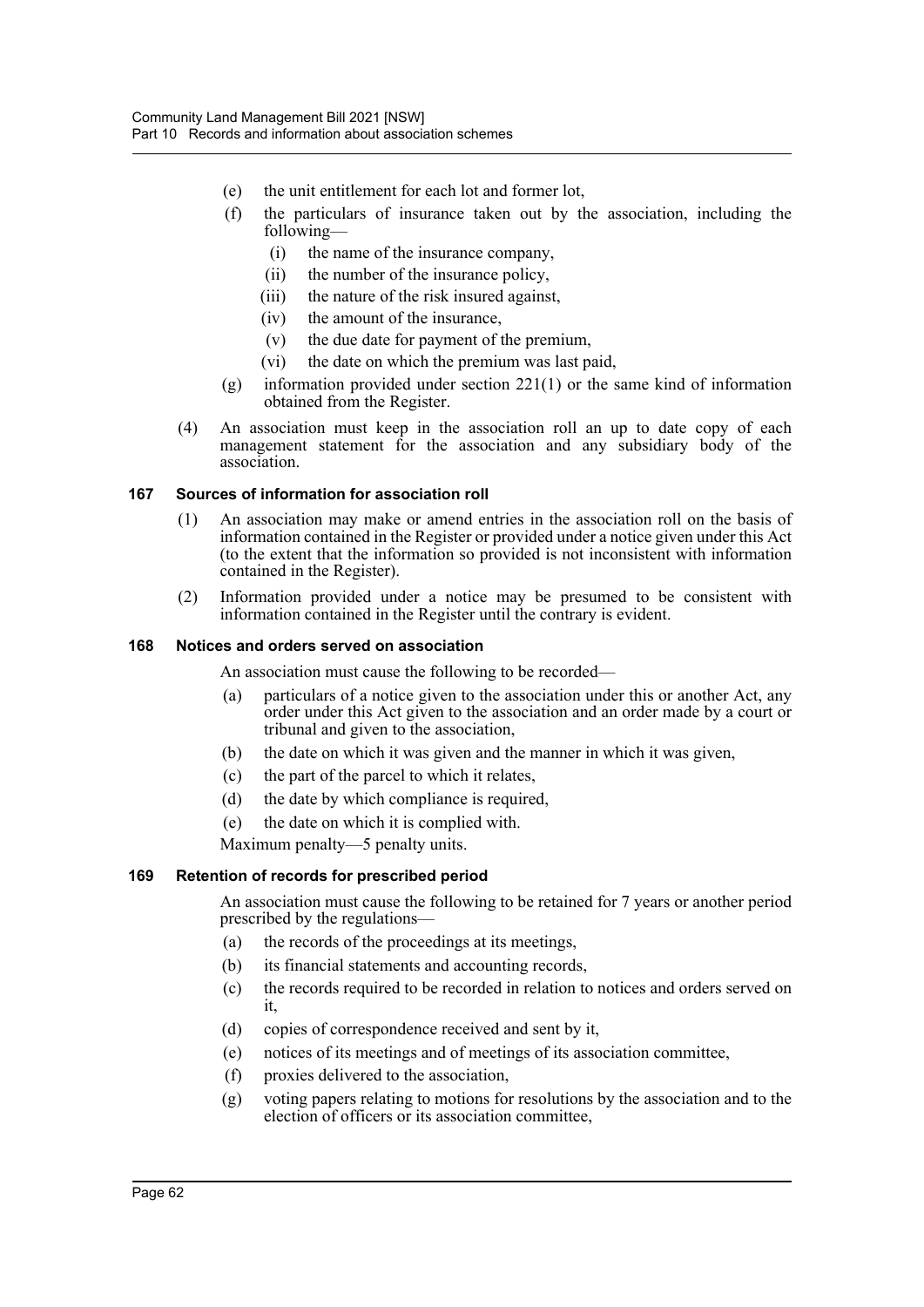- (e) the unit entitlement for each lot and former lot,
- (f) the particulars of insurance taken out by the association, including the following—
  - (i) the name of the insurance company,
  - (ii) the number of the insurance policy,
  - (iii) the nature of the risk insured against,
  - (iv) the amount of the insurance,
  - (v) the due date for payment of the premium,
  - (vi) the date on which the premium was last paid,
- (g) information provided under section 221(1) or the same kind of information obtained from the Register.

(4) An association must keep in the association roll an up to date copy of each management statement for the association and any subsidiary body of the association.

### 167 Sources of information for association roll

(1) An association may make or amend entries in the association roll on the basis of information contained in the Register or provided under a notice given under this Act (to the extent that the information so provided is not inconsistent with information contained in the Register).

(2) Information provided under a notice may be presumed to be consistent with information contained in the Register until the contrary is evident.

### 168 Notices and orders served on association

An association must cause the following to be recorded—

- (a) particulars of a notice given to the association under this or another Act, any order under this Act given to the association and an order made by a court or tribunal and given to the association,
- (b) the date on which it was given and the manner in which it was given,
- (c) the part of the parcel to which it relates,
- (d) the date by which compliance is required,
- (e) the date on which it is complied with.

Maximum penalty—5 penalty units.

### 169 Retention of records for prescribed period

An association must cause the following to be retained for 7 years or another period prescribed by the regulations—

- (a) the records of the proceedings at its meetings,
- (b) its financial statements and accounting records,
- (c) the records required to be recorded in relation to notices and orders served on it,
- (d) copies of correspondence received and sent by it,
- (e) notices of its meetings and of meetings of its association committee,
- (f) proxies delivered to the association,
- (g) voting papers relating to motions for resolutions by the association and to the election of officers or its association committee,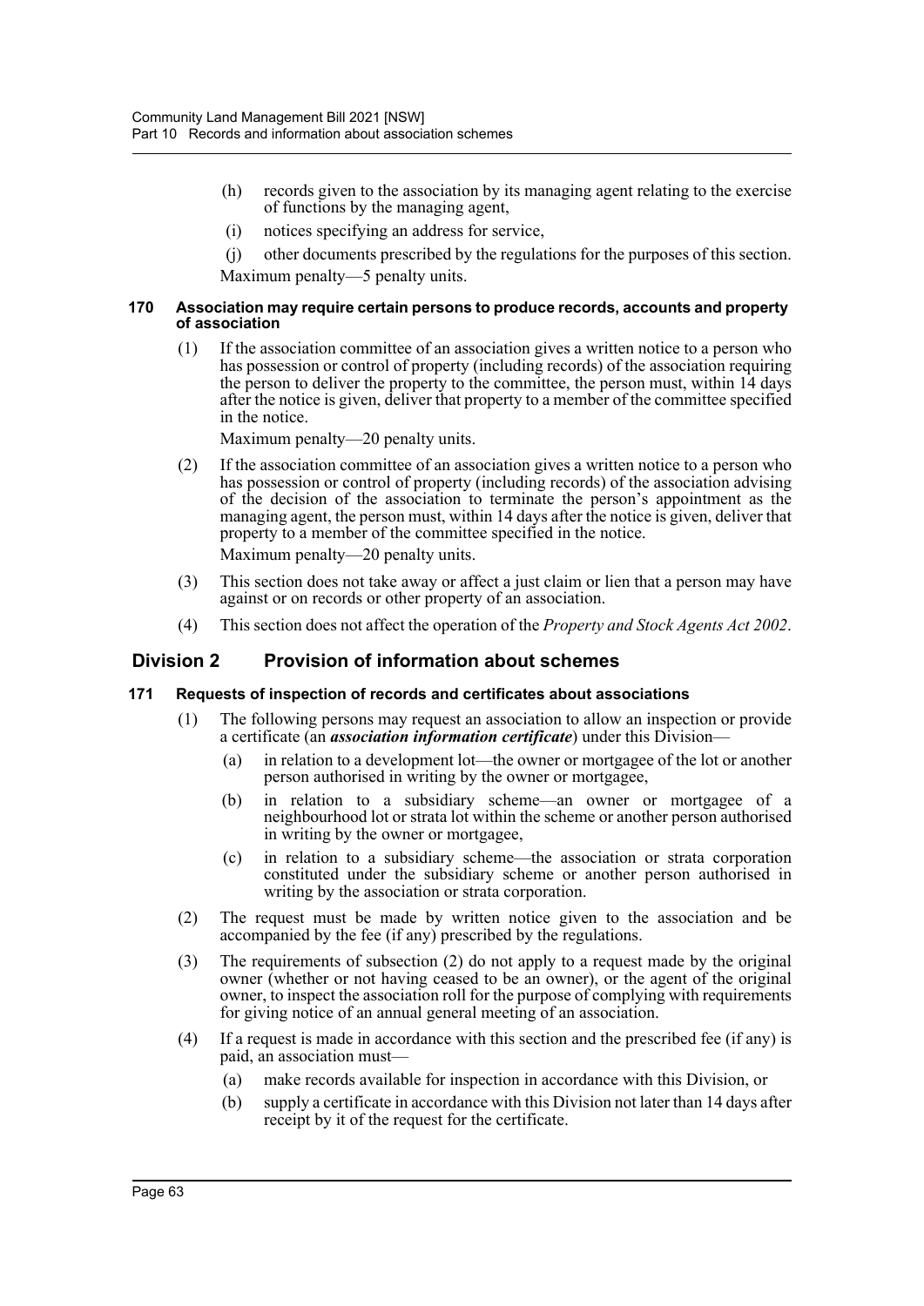(h) records given to the association by its managing agent relating to the exercise of functions by the managing agent,

(i) notices specifying an address for service,

(j) other documents prescribed by the regulations for the purposes of this section.

Maximum penalty—5 penalty units.

#### 170 Association may require certain persons to produce records, accounts and property of association

(1) If the association committee of an association gives a written notice to a person who has possession or control of property (including records) of the association requiring the person to deliver the property to the committee, the person must, within 14 days after the notice is given, deliver that property to a member of the committee specified in the notice.

Maximum penalty—20 penalty units.

(2) If the association committee of an association gives a written notice to a person who has possession or control of property (including records) of the association advising of the decision of the association to terminate the person's appointment as the managing agent, the person must, within 14 days after the notice is given, deliver that property to a member of the committee specified in the notice.

Maximum penalty—20 penalty units.

(3) This section does not take away or affect a just claim or lien that a person may have against or on records or other property of an association.

(4) This section does not affect the operation of the *Property and Stock Agents Act 2002*.

## Division 2 Provision of information about schemes

#### 171 Requests of inspection of records and certificates about associations

(1) The following persons may request an association to allow an inspection or provide a certificate (an ***association information certificate***) under this Division—

(a) in relation to a development lot—the owner or mortgagee of the lot or another person authorised in writing by the owner or mortgagee,

(b) in relation to a subsidiary scheme—an owner or mortgagee of a neighbourhood lot or strata lot within the scheme or another person authorised in writing by the owner or mortgagee,

(c) in relation to a subsidiary scheme—the association or strata corporation constituted under the subsidiary scheme or another person authorised in writing by the association or strata corporation.

(2) The request must be made by written notice given to the association and be accompanied by the fee (if any) prescribed by the regulations.

(3) The requirements of subsection (2) do not apply to a request made by the original owner (whether or not having ceased to be an owner), or the agent of the original owner, to inspect the association roll for the purpose of complying with requirements for giving notice of an annual general meeting of an association.

(4) If a request is made in accordance with this section and the prescribed fee (if any) is paid, an association must—

(a) make records available for inspection in accordance with this Division, or

(b) supply a certificate in accordance with this Division not later than 14 days after receipt by it of the request for the certificate.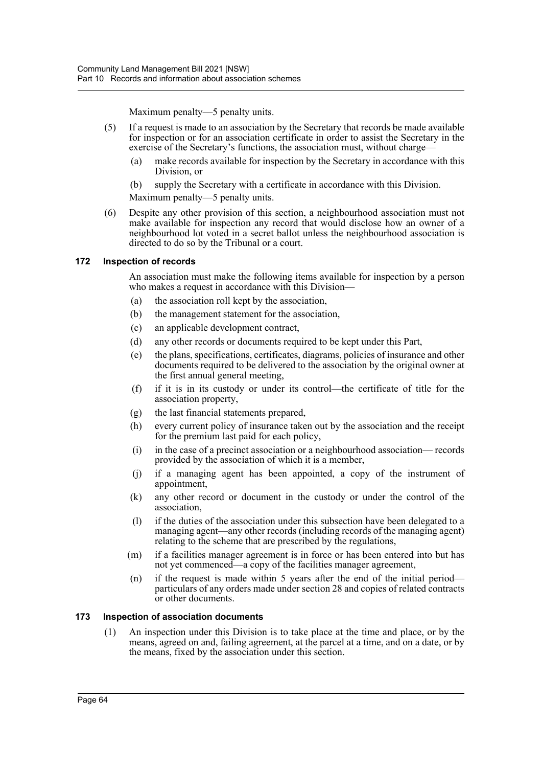Maximum penalty—5 penalty units.

(5) If a request is made to an association by the Secretary that records be made available for inspection or for an association certificate in order to assist the Secretary in the exercise of the Secretary's functions, the association must, without charge—

(a) make records available for inspection by the Secretary in accordance with this Division, or

(b) supply the Secretary with a certificate in accordance with this Division.

Maximum penalty—5 penalty units.

(6) Despite any other provision of this section, a neighbourhood association must not make available for inspection any record that would disclose how an owner of a neighbourhood lot voted in a secret ballot unless the neighbourhood association is directed to do so by the Tribunal or a court.

### 172 Inspection of records

An association must make the following items available for inspection by a person who makes a request in accordance with this Division—

(a) the association roll kept by the association,

(b) the management statement for the association,

(c) an applicable development contract,

(d) any other records or documents required to be kept under this Part,

(e) the plans, specifications, certificates, diagrams, policies of insurance and other documents required to be delivered to the association by the original owner at the first annual general meeting,

(f) if it is in its custody or under its control—the certificate of title for the association property,

(g) the last financial statements prepared,

(h) every current policy of insurance taken out by the association and the receipt for the premium last paid for each policy,

(i) in the case of a precinct association or a neighbourhood association— records provided by the association of which it is a member,

(j) if a managing agent has been appointed, a copy of the instrument of appointment,

(k) any other record or document in the custody or under the control of the association,

(l) if the duties of the association under this subsection have been delegated to a managing agent—any other records (including records of the managing agent) relating to the scheme that are prescribed by the regulations,

(m) if a facilities manager agreement is in force or has been entered into but has not yet commenced—a copy of the facilities manager agreement,

(n) if the request is made within 5 years after the end of the initial period—particulars of any orders made under section 28 and copies of related contracts or other documents.

### 173 Inspection of association documents

(1) An inspection under this Division is to take place at the time and place, or by the means, agreed on and, failing agreement, at the parcel at a time, and on a date, or by the means, fixed by the association under this section.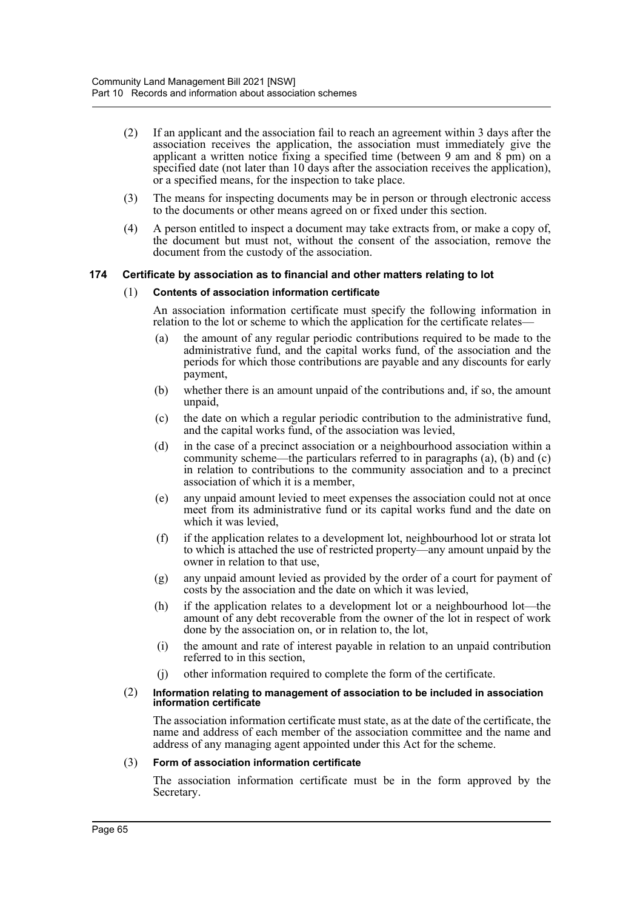(2) If an applicant and the association fail to reach an agreement within 3 days after the association receives the application, the association must immediately give the applicant a written notice fixing a specified time (between 9 am and 8 pm) on a specified date (not later than 10 days after the association receives the application), or a specified means, for the inspection to take place.

(3) The means for inspecting documents may be in person or through electronic access to the documents or other means agreed on or fixed under this section.

(4) A person entitled to inspect a document may take extracts from, or make a copy of, the document but must not, without the consent of the association, remove the document from the custody of the association.

### 174 Certificate by association as to financial and other matters relating to lot

(1) **Contents of association information certificate**

An association information certificate must specify the following information in relation to the lot or scheme to which the application for the certificate relates—

(a) the amount of any regular periodic contributions required to be made to the administrative fund, and the capital works fund, of the association and the periods for which those contributions are payable and any discounts for early payment,

(b) whether there is an amount unpaid of the contributions and, if so, the amount unpaid,

(c) the date on which a regular periodic contribution to the administrative fund, and the capital works fund, of the association was levied,

(d) in the case of a precinct association or a neighbourhood association within a community scheme—the particulars referred to in paragraphs (a), (b) and (c) in relation to contributions to the community association and to a precinct association of which it is a member,

(e) any unpaid amount levied to meet expenses the association could not at once meet from its administrative fund or its capital works fund and the date on which it was levied,

(f) if the application relates to a development lot, neighbourhood lot or strata lot to which is attached the use of restricted property—any amount unpaid by the owner in relation to that use,

(g) any unpaid amount levied as provided by the order of a court for payment of costs by the association and the date on which it was levied,

(h) if the application relates to a development lot or a neighbourhood lot—the amount of any debt recoverable from the owner of the lot in respect of work done by the association on, or in relation to, the lot,

(i) the amount and rate of interest payable in relation to an unpaid contribution referred to in this section,

(j) other information required to complete the form of the certificate.

(2) **Information relating to management of association to be included in association information certificate**

The association information certificate must state, as at the date of the certificate, the name and address of each member of the association committee and the name and address of any managing agent appointed under this Act for the scheme.

(3) **Form of association information certificate**

The association information certificate must be in the form approved by the Secretary.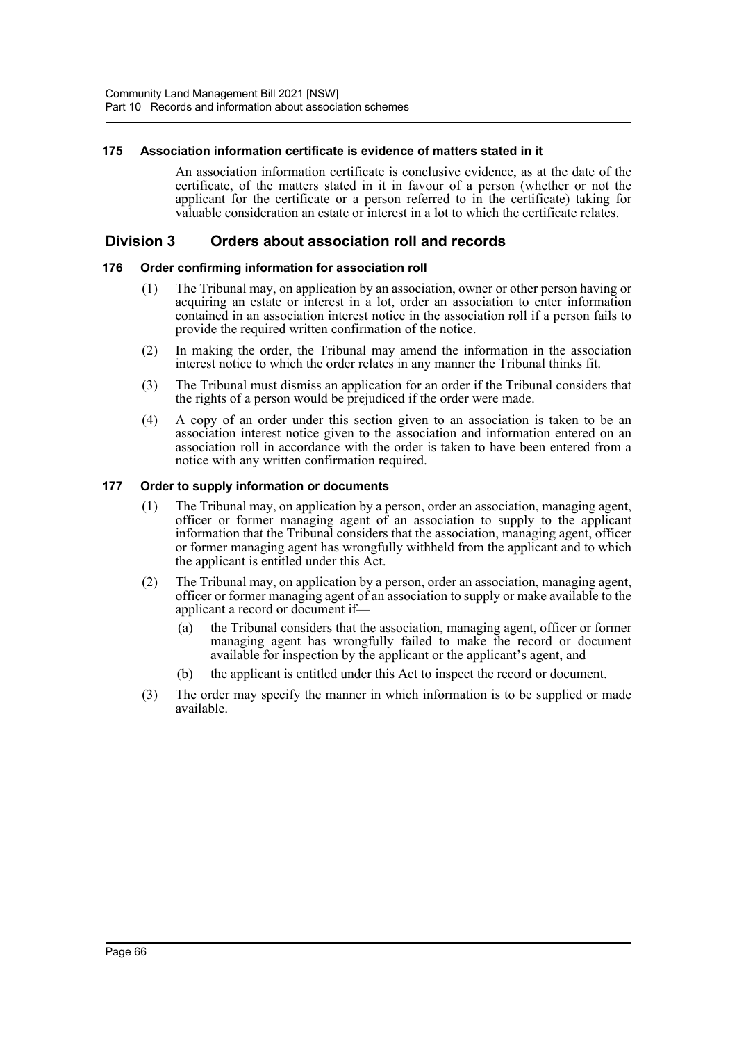#### 175 Association information certificate is evidence of matters stated in it

An association information certificate is conclusive evidence, as at the date of the certificate, of the matters stated in it in favour of a person (whether or not the applicant for the certificate or a person referred to in the certificate) taking for valuable consideration an estate or interest in a lot to which the certificate relates.

## Division 3 Orders about association roll and records

#### 176 Order confirming information for association roll

(1) The Tribunal may, on application by an association, owner or other person having or acquiring an estate or interest in a lot, order an association to enter information contained in an association interest notice in the association roll if a person fails to provide the required written confirmation of the notice.

(2) In making the order, the Tribunal may amend the information in the association interest notice to which the order relates in any manner the Tribunal thinks fit.

(3) The Tribunal must dismiss an application for an order if the Tribunal considers that the rights of a person would be prejudiced if the order were made.

(4) A copy of an order under this section given to an association is taken to be an association interest notice given to the association and information entered on an association roll in accordance with the order is taken to have been entered from a notice with any written confirmation required.

#### 177 Order to supply information or documents

(1) The Tribunal may, on application by a person, order an association, managing agent, officer or former managing agent of an association to supply to the applicant information that the Tribunal considers that the association, managing agent, officer or former managing agent has wrongfully withheld from the applicant and to which the applicant is entitled under this Act.

(2) The Tribunal may, on application by a person, order an association, managing agent, officer or former managing agent of an association to supply or make available to the applicant a record or document if—

(a) the Tribunal considers that the association, managing agent, officer or former managing agent has wrongfully failed to make the record or document available for inspection by the applicant or the applicant's agent, and

(b) the applicant is entitled under this Act to inspect the record or document.

(3) The order may specify the manner in which information is to be supplied or made available.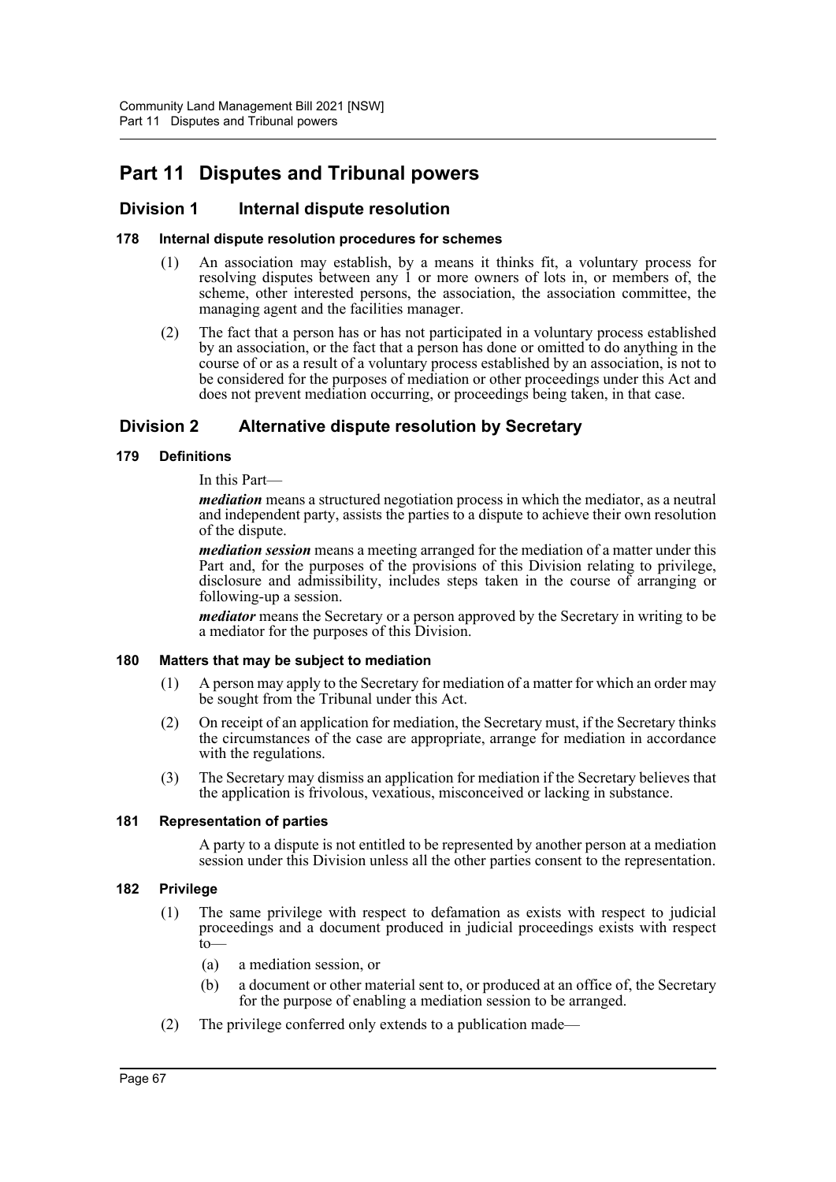# Part 11 Disputes and Tribunal powers

## Division 1 Internal dispute resolution

### 178 Internal dispute resolution procedures for schemes

(1) An association may establish, by a means it thinks fit, a voluntary process for resolving disputes between any 1 or more owners of lots in, or members of, the scheme, other interested persons, the association, the association committee, the managing agent and the facilities manager.

(2) The fact that a person has or has not participated in a voluntary process established by an association, or the fact that a person has done or omitted to do anything in the course of or as a result of a voluntary process established by an association, is not to be considered for the purposes of mediation or other proceedings under this Act and does not prevent mediation occurring, or proceedings being taken, in that case.

## Division 2 Alternative dispute resolution by Secretary

### 179 Definitions

In this Part—

***mediation*** means a structured negotiation process in which the mediator, as a neutral and independent party, assists the parties to a dispute to achieve their own resolution of the dispute.

***mediation session*** means a meeting arranged for the mediation of a matter under this Part and, for the purposes of the provisions of this Division relating to privilege, disclosure and admissibility, includes steps taken in the course of arranging or following-up a session.

***mediator*** means the Secretary or a person approved by the Secretary in writing to be a mediator for the purposes of this Division.

### 180 Matters that may be subject to mediation

(1) A person may apply to the Secretary for mediation of a matter for which an order may be sought from the Tribunal under this Act.

(2) On receipt of an application for mediation, the Secretary must, if the Secretary thinks the circumstances of the case are appropriate, arrange for mediation in accordance with the regulations.

(3) The Secretary may dismiss an application for mediation if the Secretary believes that the application is frivolous, vexatious, misconceived or lacking in substance.

### 181 Representation of parties

A party to a dispute is not entitled to be represented by another person at a mediation session under this Division unless all the other parties consent to the representation.

### 182 Privilege

(1) The same privilege with respect to defamation as exists with respect to judicial proceedings and a document produced in judicial proceedings exists with respect to—

(a) a mediation session, or

(b) a document or other material sent to, or produced at an office of, the Secretary for the purpose of enabling a mediation session to be arranged.

(2) The privilege conferred only extends to a publication made—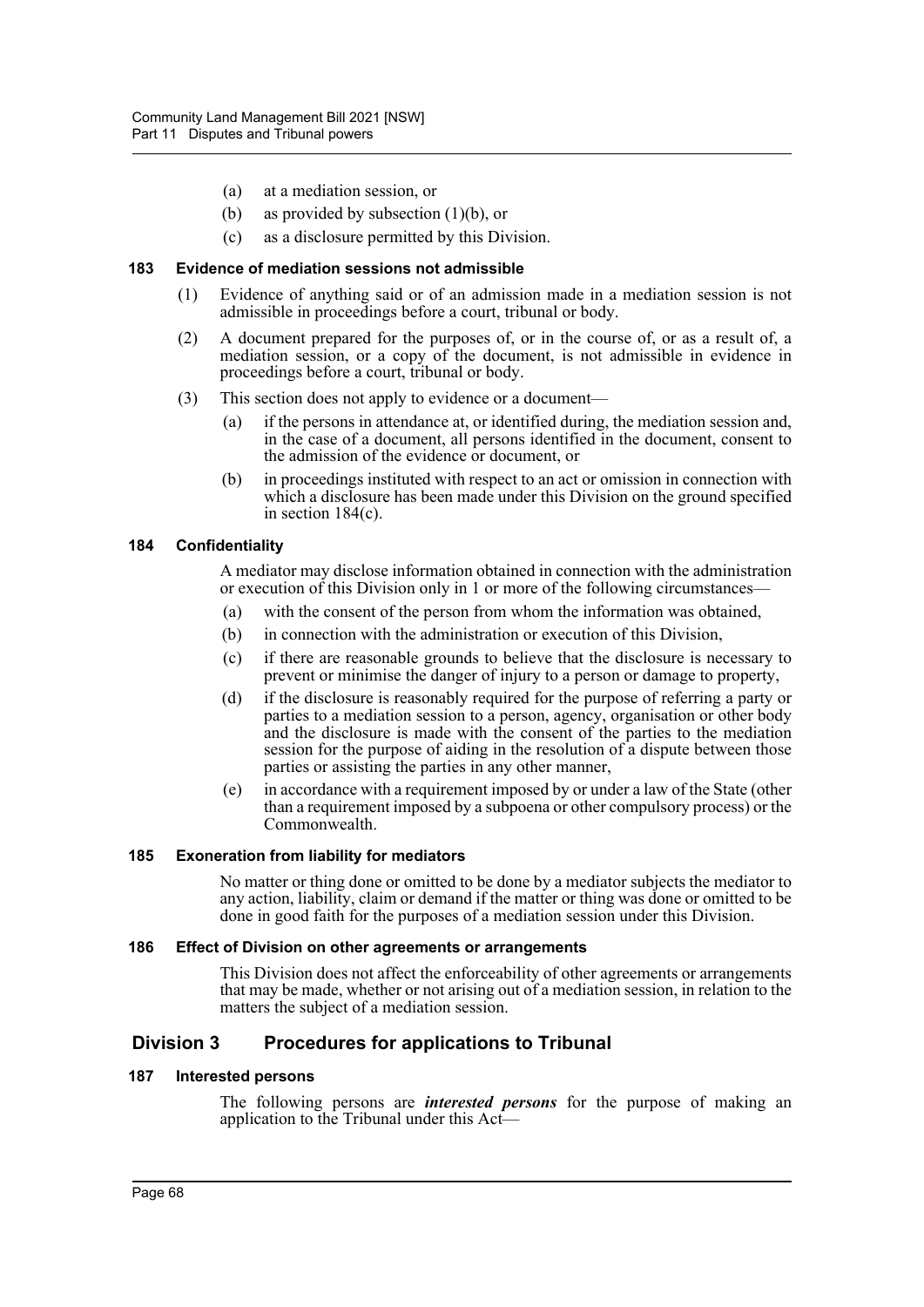(a) at a mediation session, or

(b) as provided by subsection (1)(b), or

(c) as a disclosure permitted by this Division.

### 183 Evidence of mediation sessions not admissible

(1) Evidence of anything said or of an admission made in a mediation session is not admissible in proceedings before a court, tribunal or body.

(2) A document prepared for the purposes of, or in the course of, or as a result of, a mediation session, or a copy of the document, is not admissible in evidence in proceedings before a court, tribunal or body.

(3) This section does not apply to evidence or a document—

(a) if the persons in attendance at, or identified during, the mediation session and, in the case of a document, all persons identified in the document, consent to the admission of the evidence or document, or

(b) in proceedings instituted with respect to an act or omission in connection with which a disclosure has been made under this Division on the ground specified in section 184(c).

### 184 Confidentiality

A mediator may disclose information obtained in connection with the administration or execution of this Division only in 1 or more of the following circumstances—

(a) with the consent of the person from whom the information was obtained,

(b) in connection with the administration or execution of this Division,

(c) if there are reasonable grounds to believe that the disclosure is necessary to prevent or minimise the danger of injury to a person or damage to property,

(d) if the disclosure is reasonably required for the purpose of referring a party or parties to a mediation session to a person, agency, organisation or other body and the disclosure is made with the consent of the parties to the mediation session for the purpose of aiding in the resolution of a dispute between those parties or assisting the parties in any other manner,

(e) in accordance with a requirement imposed by or under a law of the State (other than a requirement imposed by a subpoena or other compulsory process) or the Commonwealth.

### 185 Exoneration from liability for mediators

No matter or thing done or omitted to be done by a mediator subjects the mediator to any action, liability, claim or demand if the matter or thing was done or omitted to be done in good faith for the purposes of a mediation session under this Division.

### 186 Effect of Division on other agreements or arrangements

This Division does not affect the enforceability of other agreements or arrangements that may be made, whether or not arising out of a mediation session, in relation to the matters the subject of a mediation session.

## Division 3 Procedures for applications to Tribunal

### 187 Interested persons

The following persons are ***interested persons*** for the purpose of making an application to the Tribunal under this Act—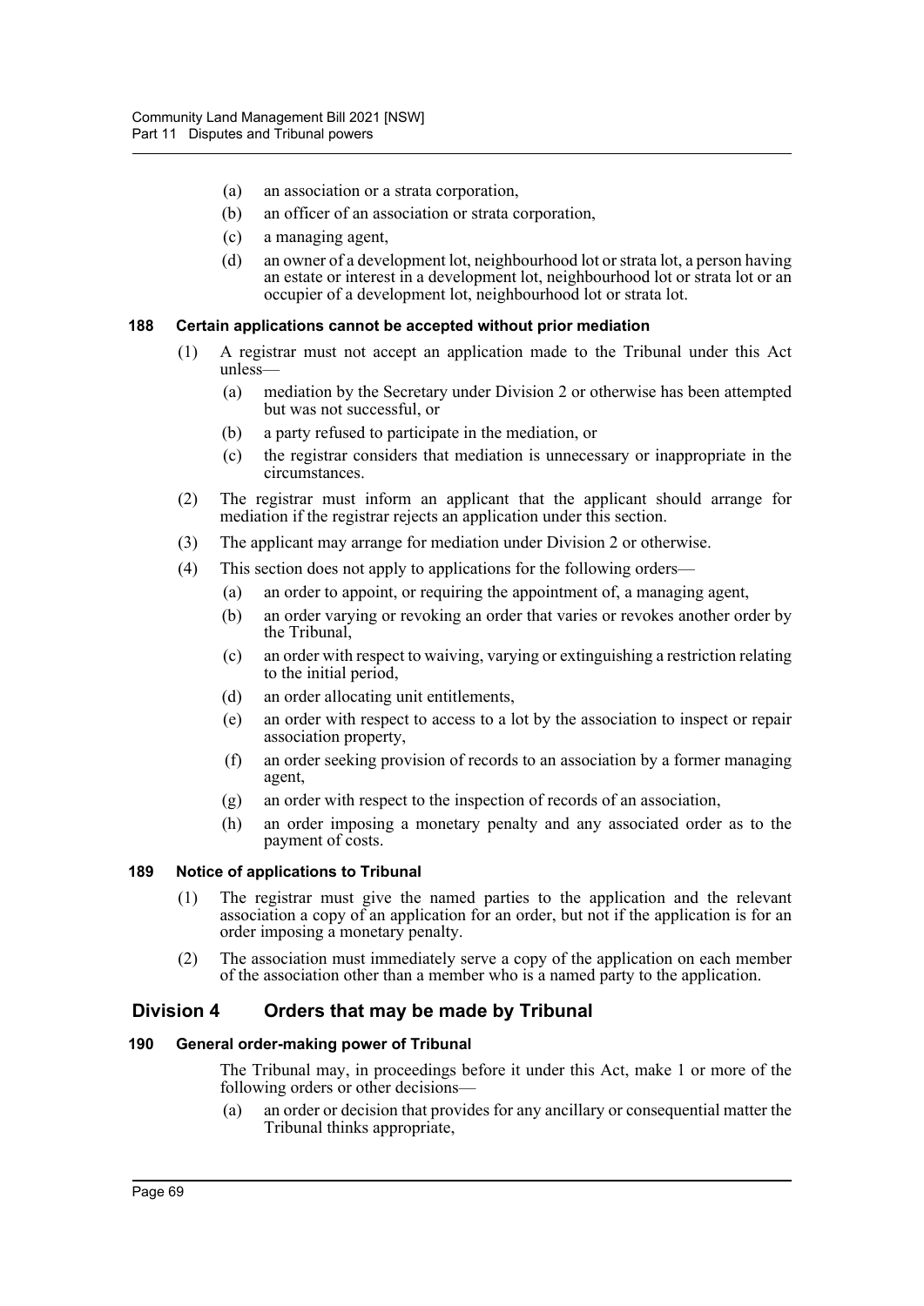- (a) an association or a strata corporation,
- (b) an officer of an association or strata corporation,
- (c) a managing agent,
- (d) an owner of a development lot, neighbourhood lot or strata lot, a person having an estate or interest in a development lot, neighbourhood lot or strata lot or an occupier of a development lot, neighbourhood lot or strata lot.

#### 188 Certain applications cannot be accepted without prior mediation

(1) A registrar must not accept an application made to the Tribunal under this Act unless—

- (a) mediation by the Secretary under Division 2 or otherwise has been attempted but was not successful, or
- (b) a party refused to participate in the mediation, or
- (c) the registrar considers that mediation is unnecessary or inappropriate in the circumstances.

(2) The registrar must inform an applicant that the applicant should arrange for mediation if the registrar rejects an application under this section.

(3) The applicant may arrange for mediation under Division 2 or otherwise.

(4) This section does not apply to applications for the following orders—

- (a) an order to appoint, or requiring the appointment of, a managing agent,
- (b) an order varying or revoking an order that varies or revokes another order by the Tribunal,
- (c) an order with respect to waiving, varying or extinguishing a restriction relating to the initial period,
- (d) an order allocating unit entitlements,
- (e) an order with respect to access to a lot by the association to inspect or repair association property,
- (f) an order seeking provision of records to an association by a former managing agent,
- (g) an order with respect to the inspection of records of an association,
- (h) an order imposing a monetary penalty and any associated order as to the payment of costs.

#### 189 Notice of applications to Tribunal

(1) The registrar must give the named parties to the application and the relevant association a copy of an application for an order, but not if the application is for an order imposing a monetary penalty.

(2) The association must immediately serve a copy of the application on each member of the association other than a member who is a named party to the application.

## Division 4 Orders that may be made by Tribunal

#### 190 General order-making power of Tribunal

The Tribunal may, in proceedings before it under this Act, make 1 or more of the following orders or other decisions—

- (a) an order or decision that provides for any ancillary or consequential matter the Tribunal thinks appropriate,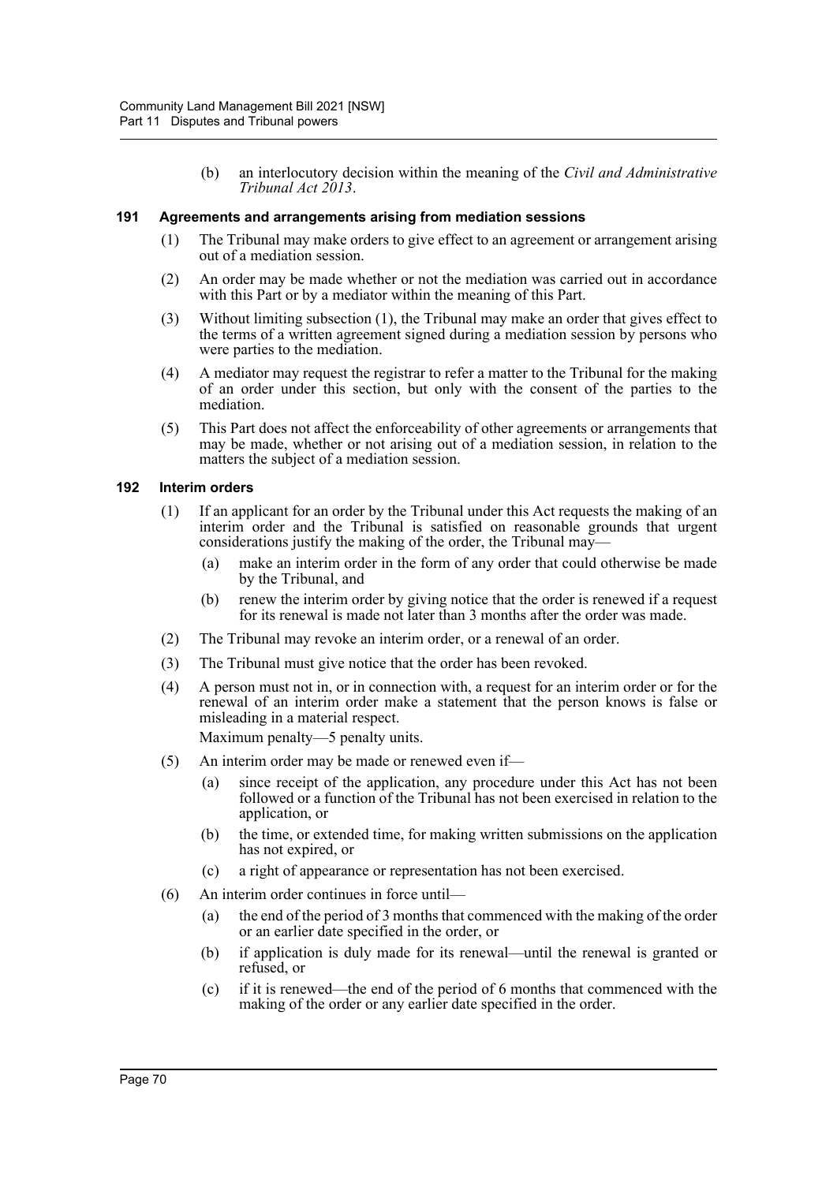(b) an interlocutory decision within the meaning of the *Civil and Administrative Tribunal Act 2013*.

### 191 Agreements and arrangements arising from mediation sessions

(1) The Tribunal may make orders to give effect to an agreement or arrangement arising out of a mediation session.

(2) An order may be made whether or not the mediation was carried out in accordance with this Part or by a mediator within the meaning of this Part.

(3) Without limiting subsection (1), the Tribunal may make an order that gives effect to the terms of a written agreement signed during a mediation session by persons who were parties to the mediation.

(4) A mediator may request the registrar to refer a matter to the Tribunal for the making of an order under this section, but only with the consent of the parties to the mediation.

(5) This Part does not affect the enforceability of other agreements or arrangements that may be made, whether or not arising out of a mediation session, in relation to the matters the subject of a mediation session.

### 192 Interim orders

(1) If an applicant for an order by the Tribunal under this Act requests the making of an interim order and the Tribunal is satisfied on reasonable grounds that urgent considerations justify the making of the order, the Tribunal may—

(a) make an interim order in the form of any order that could otherwise be made by the Tribunal, and

(b) renew the interim order by giving notice that the order is renewed if a request for its renewal is made not later than 3 months after the order was made.

(2) The Tribunal may revoke an interim order, or a renewal of an order.

(3) The Tribunal must give notice that the order has been revoked.

(4) A person must not in, or in connection with, a request for an interim order or for the renewal of an interim order make a statement that the person knows is false or misleading in a material respect.

Maximum penalty—5 penalty units.

(5) An interim order may be made or renewed even if—

(a) since receipt of the application, any procedure under this Act has not been followed or a function of the Tribunal has not been exercised in relation to the application, or

(b) the time, or extended time, for making written submissions on the application has not expired, or

(c) a right of appearance or representation has not been exercised.

(6) An interim order continues in force until—

(a) the end of the period of 3 months that commenced with the making of the order or an earlier date specified in the order, or

(b) if application is duly made for its renewal—until the renewal is granted or refused, or

(c) if it is renewed—the end of the period of 6 months that commenced with the making of the order or any earlier date specified in the order.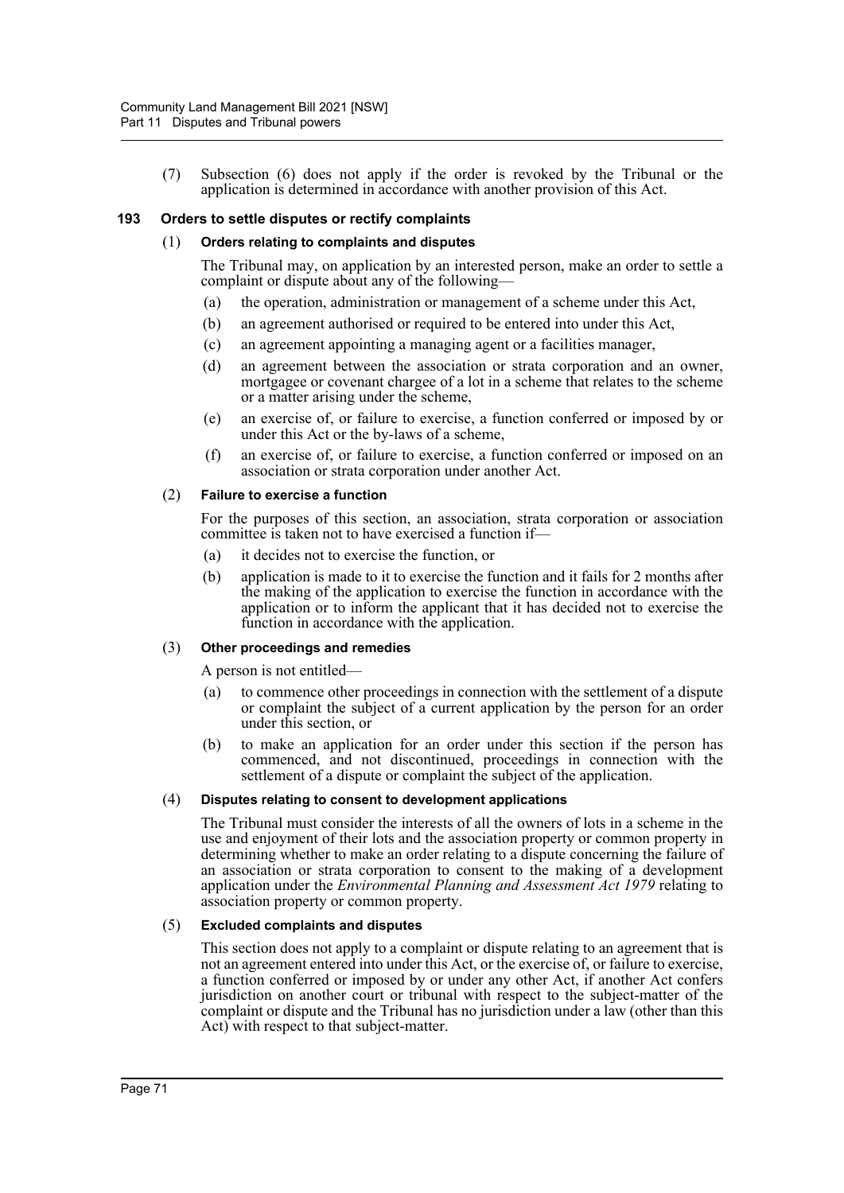(7) Subsection (6) does not apply if the order is revoked by the Tribunal or the application is determined in accordance with another provision of this Act.

### 193 Orders to settle disputes or rectify complaints

(1) **Orders relating to complaints and disputes**

The Tribunal may, on application by an interested person, make an order to settle a complaint or dispute about any of the following—

(a) the operation, administration or management of a scheme under this Act,

(b) an agreement authorised or required to be entered into under this Act,

(c) an agreement appointing a managing agent or a facilities manager,

(d) an agreement between the association or strata corporation and an owner, mortgagee or covenant chargee of a lot in a scheme that relates to the scheme or a matter arising under the scheme,

(e) an exercise of, or failure to exercise, a function conferred or imposed by or under this Act or the by-laws of a scheme,

(f) an exercise of, or failure to exercise, a function conferred or imposed on an association or strata corporation under another Act.

(2) **Failure to exercise a function**

For the purposes of this section, an association, strata corporation or association committee is taken not to have exercised a function if—

(a) it decides not to exercise the function, or

(b) application is made to it to exercise the function and it fails for 2 months after the making of the application to exercise the function in accordance with the application or to inform the applicant that it has decided not to exercise the function in accordance with the application.

(3) **Other proceedings and remedies**

A person is not entitled—

(a) to commence other proceedings in connection with the settlement of a dispute or complaint the subject of a current application by the person for an order under this section, or

(b) to make an application for an order under this section if the person has commenced, and not discontinued, proceedings in connection with the settlement of a dispute or complaint the subject of the application.

(4) **Disputes relating to consent to development applications**

The Tribunal must consider the interests of all the owners of lots in a scheme in the use and enjoyment of their lots and the association property or common property in determining whether to make an order relating to a dispute concerning the failure of an association or strata corporation to consent to the making of a development application under the *Environmental Planning and Assessment Act 1979* relating to association property or common property.

(5) **Excluded complaints and disputes**

This section does not apply to a complaint or dispute relating to an agreement that is not an agreement entered into under this Act, or the exercise of, or failure to exercise, a function conferred or imposed by or under any other Act, if another Act confers jurisdiction on another court or tribunal with respect to the subject-matter of the complaint or dispute and the Tribunal has no jurisdiction under a law (other than this Act) with respect to that subject-matter.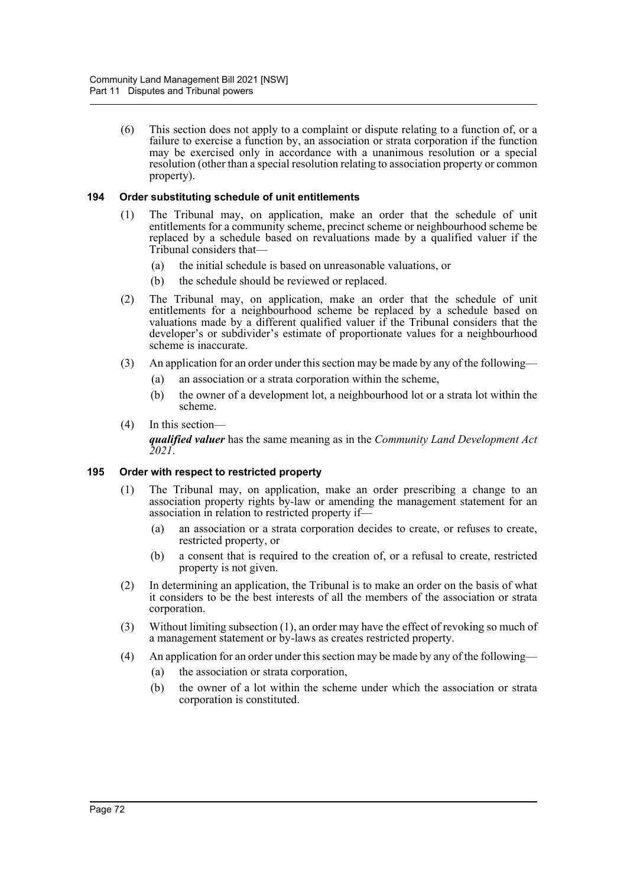(6) This section does not apply to a complaint or dispute relating to a function of, or a failure to exercise a function by, an association or strata corporation if the function may be exercised only in accordance with a unanimous resolution or a special resolution (other than a special resolution relating to association property or common property).

### 194 Order substituting schedule of unit entitlements

(1) The Tribunal may, on application, make an order that the schedule of unit entitlements for a community scheme, precinct scheme or neighbourhood scheme be replaced by a schedule based on revaluations made by a qualified valuer if the Tribunal considers that—

(a) the initial schedule is based on unreasonable valuations, or

(b) the schedule should be reviewed or replaced.

(2) The Tribunal may, on application, make an order that the schedule of unit entitlements for a neighbourhood scheme be replaced by a schedule based on valuations made by a different qualified valuer if the Tribunal considers that the developer's or subdivider's estimate of proportionate values for a neighbourhood scheme is inaccurate.

(3) An application for an order under this section may be made by any of the following—

(a) an association or a strata corporation within the scheme,

(b) the owner of a development lot, a neighbourhood lot or a strata lot within the scheme.

(4) In this section—

***qualified valuer*** has the same meaning as in the *Community Land Development Act 2021*.

### 195 Order with respect to restricted property

(1) The Tribunal may, on application, make an order prescribing a change to an association property rights by-law or amending the management statement for an association in relation to restricted property if—

(a) an association or a strata corporation decides to create, or refuses to create, restricted property, or

(b) a consent that is required to the creation of, or a refusal to create, restricted property is not given.

(2) In determining an application, the Tribunal is to make an order on the basis of what it considers to be the best interests of all the members of the association or strata corporation.

(3) Without limiting subsection (1), an order may have the effect of revoking so much of a management statement or by-laws as creates restricted property.

(4) An application for an order under this section may be made by any of the following—

(a) the association or strata corporation,

(b) the owner of a lot within the scheme under which the association or strata corporation is constituted.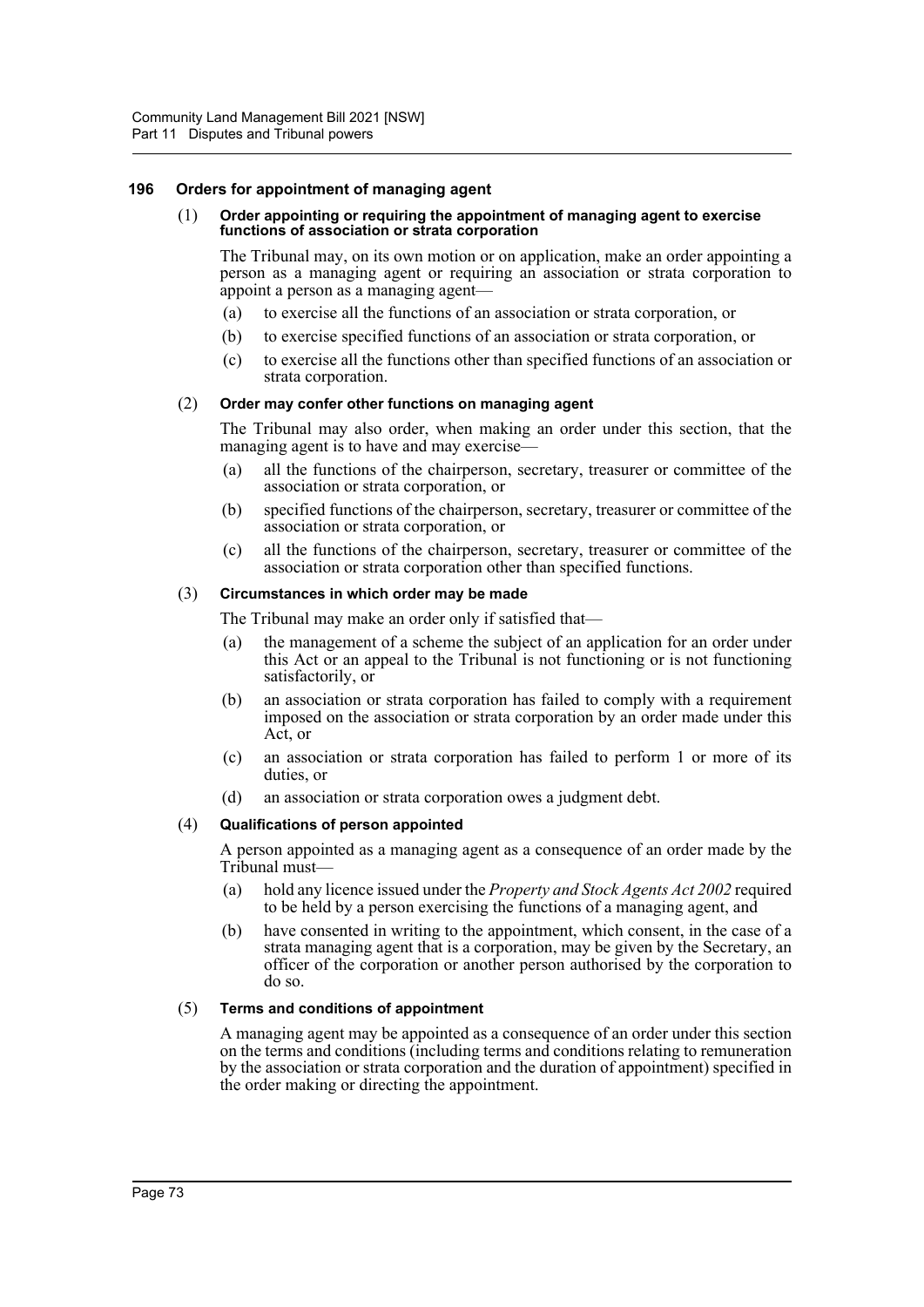### 196 Orders for appointment of managing agent

(1) **Order appointing or requiring the appointment of managing agent to exercise functions of association or strata corporation**

The Tribunal may, on its own motion or on application, make an order appointing a person as a managing agent or requiring an association or strata corporation to appoint a person as a managing agent—

(a) to exercise all the functions of an association or strata corporation, or

(b) to exercise specified functions of an association or strata corporation, or

(c) to exercise all the functions other than specified functions of an association or strata corporation.

(2) **Order may confer other functions on managing agent**

The Tribunal may also order, when making an order under this section, that the managing agent is to have and may exercise—

(a) all the functions of the chairperson, secretary, treasurer or committee of the association or strata corporation, or

(b) specified functions of the chairperson, secretary, treasurer or committee of the association or strata corporation, or

(c) all the functions of the chairperson, secretary, treasurer or committee of the association or strata corporation other than specified functions.

(3) **Circumstances in which order may be made**

The Tribunal may make an order only if satisfied that—

(a) the management of a scheme the subject of an application for an order under this Act or an appeal to the Tribunal is not functioning or is not functioning satisfactorily, or

(b) an association or strata corporation has failed to comply with a requirement imposed on the association or strata corporation by an order made under this Act, or

(c) an association or strata corporation has failed to perform 1 or more of its duties, or

(d) an association or strata corporation owes a judgment debt.

(4) **Qualifications of person appointed**

A person appointed as a managing agent as a consequence of an order made by the Tribunal must—

(a) hold any licence issued under the *Property and Stock Agents Act 2002* required to be held by a person exercising the functions of a managing agent, and

(b) have consented in writing to the appointment, which consent, in the case of a strata managing agent that is a corporation, may be given by the Secretary, an officer of the corporation or another person authorised by the corporation to do so.

(5) **Terms and conditions of appointment**

A managing agent may be appointed as a consequence of an order under this section on the terms and conditions (including terms and conditions relating to remuneration by the association or strata corporation and the duration of appointment) specified in the order making or directing the appointment.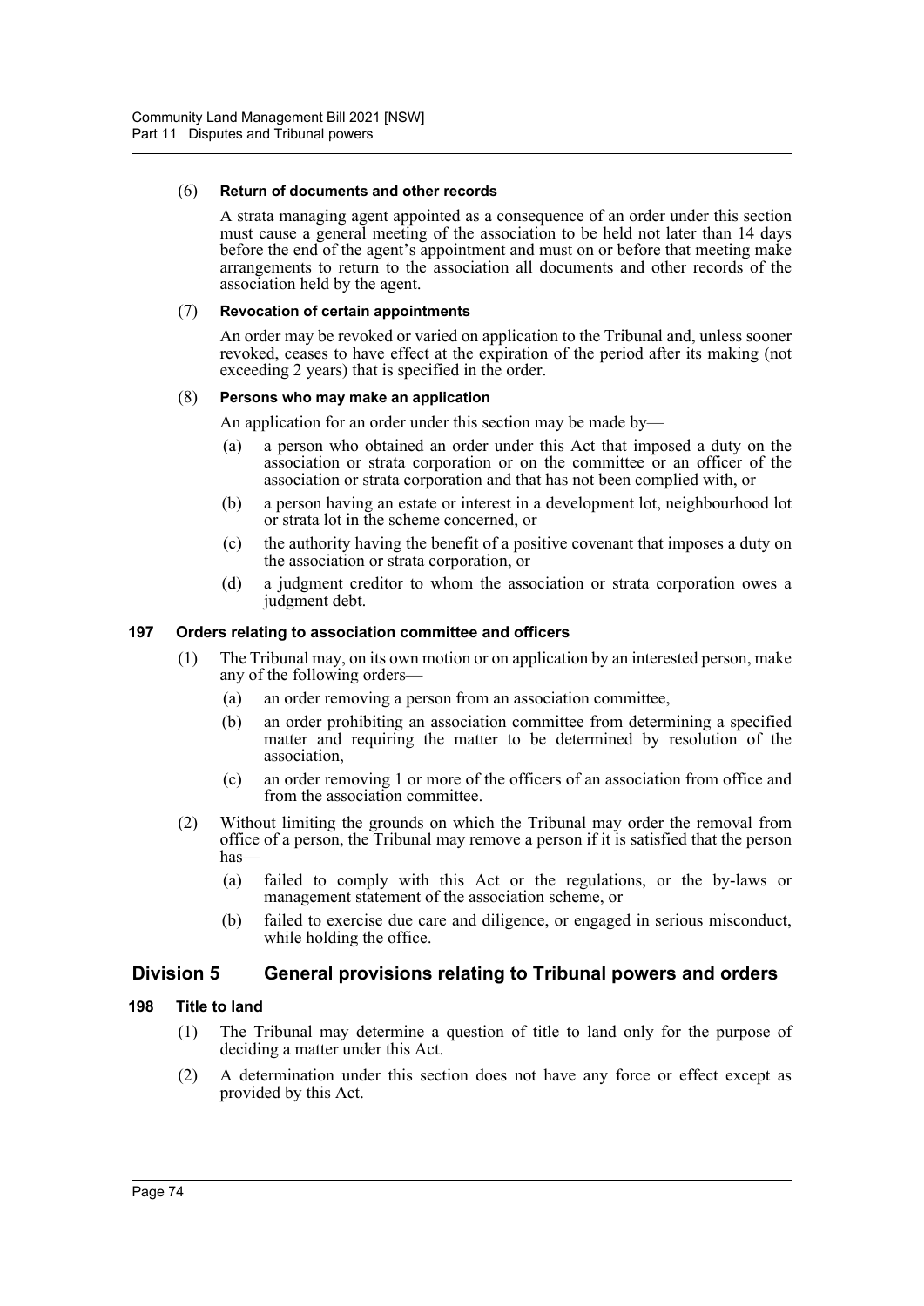(6) **Return of documents and other records**

A strata managing agent appointed as a consequence of an order under this section must cause a general meeting of the association to be held not later than 14 days before the end of the agent's appointment and must on or before that meeting make arrangements to return to the association all documents and other records of the association held by the agent.

(7) **Revocation of certain appointments**

An order may be revoked or varied on application to the Tribunal and, unless sooner revoked, ceases to have effect at the expiration of the period after its making (not exceeding 2 years) that is specified in the order.

(8) **Persons who may make an application**

An application for an order under this section may be made by—

- (a) a person who obtained an order under this Act that imposed a duty on the association or strata corporation or on the committee or an officer of the association or strata corporation and that has not been complied with, or
- (b) a person having an estate or interest in a development lot, neighbourhood lot or strata lot in the scheme concerned, or
- (c) the authority having the benefit of a positive covenant that imposes a duty on the association or strata corporation, or
- (d) a judgment creditor to whom the association or strata corporation owes a judgment debt.

### 197 Orders relating to association committee and officers

(1) The Tribunal may, on its own motion or on application by an interested person, make any of the following orders—

- (a) an order removing a person from an association committee,
- (b) an order prohibiting an association committee from determining a specified matter and requiring the matter to be determined by resolution of the association,
- (c) an order removing 1 or more of the officers of an association from office and from the association committee.

(2) Without limiting the grounds on which the Tribunal may order the removal from office of a person, the Tribunal may remove a person if it is satisfied that the person has—

- (a) failed to comply with this Act or the regulations, or the by-laws or management statement of the association scheme, or
- (b) failed to exercise due care and diligence, or engaged in serious misconduct, while holding the office.

## Division 5 General provisions relating to Tribunal powers and orders

### 198 Title to land

(1) The Tribunal may determine a question of title to land only for the purpose of deciding a matter under this Act.

(2) A determination under this section does not have any force or effect except as provided by this Act.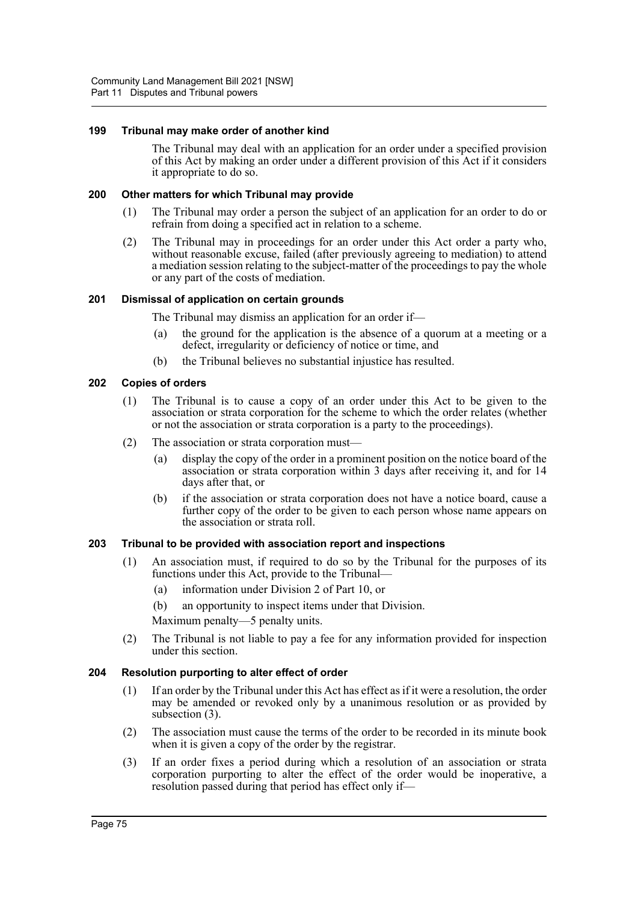### 199 Tribunal may make order of another kind

The Tribunal may deal with an application for an order under a specified provision of this Act by making an order under a different provision of this Act if it considers it appropriate to do so.

### 200 Other matters for which Tribunal may provide

(1) The Tribunal may order a person the subject of an application for an order to do or refrain from doing a specified act in relation to a scheme.

(2) The Tribunal may in proceedings for an order under this Act order a party who, without reasonable excuse, failed (after previously agreeing to mediation) to attend a mediation session relating to the subject-matter of the proceedings to pay the whole or any part of the costs of mediation.

### 201 Dismissal of application on certain grounds

The Tribunal may dismiss an application for an order if—

(a) the ground for the application is the absence of a quorum at a meeting or a defect, irregularity or deficiency of notice or time, and

(b) the Tribunal believes no substantial injustice has resulted.

### 202 Copies of orders

(1) The Tribunal is to cause a copy of an order under this Act to be given to the association or strata corporation for the scheme to which the order relates (whether or not the association or strata corporation is a party to the proceedings).

(2) The association or strata corporation must—

(a) display the copy of the order in a prominent position on the notice board of the association or strata corporation within 3 days after receiving it, and for 14 days after that, or

(b) if the association or strata corporation does not have a notice board, cause a further copy of the order to be given to each person whose name appears on the association or strata roll.

### 203 Tribunal to be provided with association report and inspections

(1) An association must, if required to do so by the Tribunal for the purposes of its functions under this Act, provide to the Tribunal—

(a) information under Division 2 of Part 10, or

(b) an opportunity to inspect items under that Division.

Maximum penalty—5 penalty units.

(2) The Tribunal is not liable to pay a fee for any information provided for inspection under this section.

### 204 Resolution purporting to alter effect of order

(1) If an order by the Tribunal under this Act has effect as if it were a resolution, the order may be amended or revoked only by a unanimous resolution or as provided by subsection (3).

(2) The association must cause the terms of the order to be recorded in its minute book when it is given a copy of the order by the registrar.

(3) If an order fixes a period during which a resolution of an association or strata corporation purporting to alter the effect of the order would be inoperative, a resolution passed during that period has effect only if—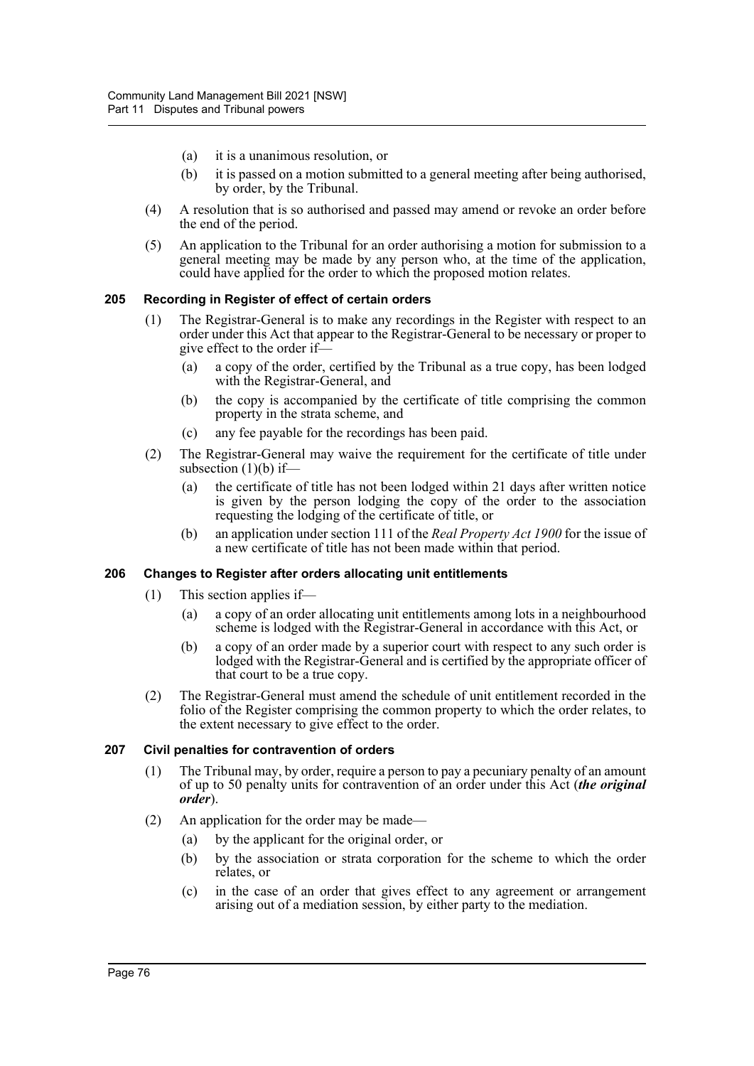(a) it is a unanimous resolution, or

(b) it is passed on a motion submitted to a general meeting after being authorised, by order, by the Tribunal.

(4) A resolution that is so authorised and passed may amend or revoke an order before the end of the period.

(5) An application to the Tribunal for an order authorising a motion for submission to a general meeting may be made by any person who, at the time of the application, could have applied for the order to which the proposed motion relates.

### 205 Recording in Register of effect of certain orders

(1) The Registrar-General is to make any recordings in the Register with respect to an order under this Act that appear to the Registrar-General to be necessary or proper to give effect to the order if—

(a) a copy of the order, certified by the Tribunal as a true copy, has been lodged with the Registrar-General, and

(b) the copy is accompanied by the certificate of title comprising the common property in the strata scheme, and

(c) any fee payable for the recordings has been paid.

(2) The Registrar-General may waive the requirement for the certificate of title under subsection (1)(b) if—

(a) the certificate of title has not been lodged within 21 days after written notice is given by the person lodging the copy of the order to the association requesting the lodging of the certificate of title, or

(b) an application under section 111 of the *Real Property Act 1900* for the issue of a new certificate of title has not been made within that period.

### 206 Changes to Register after orders allocating unit entitlements

(1) This section applies if—

(a) a copy of an order allocating unit entitlements among lots in a neighbourhood scheme is lodged with the Registrar-General in accordance with this Act, or

(b) a copy of an order made by a superior court with respect to any such order is lodged with the Registrar-General and is certified by the appropriate officer of that court to be a true copy.

(2) The Registrar-General must amend the schedule of unit entitlement recorded in the folio of the Register comprising the common property to which the order relates, to the extent necessary to give effect to the order.

### 207 Civil penalties for contravention of orders

(1) The Tribunal may, by order, require a person to pay a pecuniary penalty of an amount of up to 50 penalty units for contravention of an order under this Act (***the original order***).

(2) An application for the order may be made—

(a) by the applicant for the original order, or

(b) by the association or strata corporation for the scheme to which the order relates, or

(c) in the case of an order that gives effect to any agreement or arrangement arising out of a mediation session, by either party to the mediation.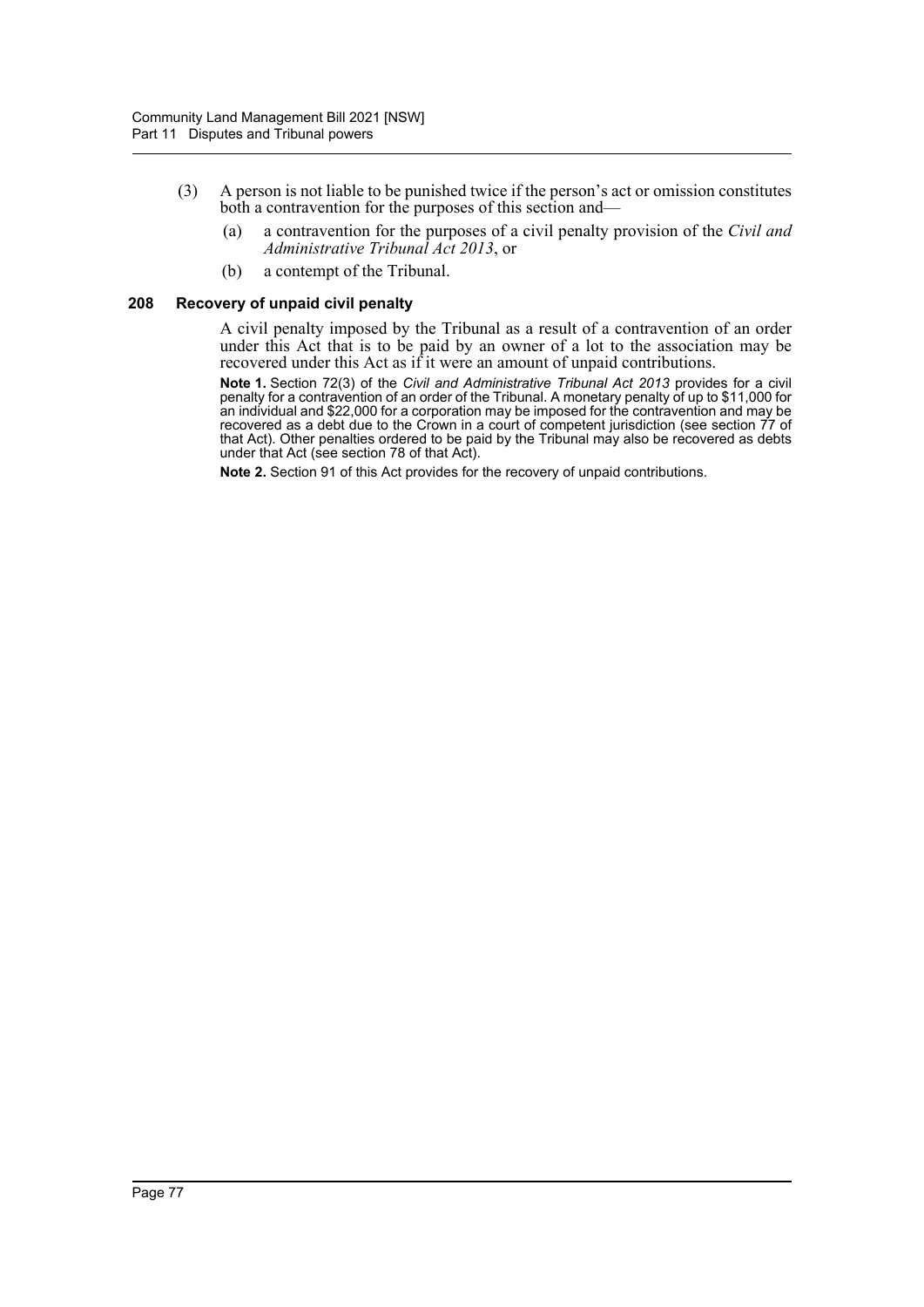(3) A person is not liable to be punished twice if the person's act or omission constitutes both a contravention for the purposes of this section and—

(a) a contravention for the purposes of a civil penalty provision of the *Civil and Administrative Tribunal Act 2013*, or

(b) a contempt of the Tribunal.

### 208 Recovery of unpaid civil penalty

A civil penalty imposed by the Tribunal as a result of a contravention of an order under this Act that is to be paid by an owner of a lot to the association may be recovered under this Act as if it were an amount of unpaid contributions.

**Note 1.** Section 72(3) of the *Civil and Administrative Tribunal Act 2013* provides for a civil penalty for a contravention of an order of the Tribunal. A monetary penalty of up to $11,000 for an individual and $22,000 for a corporation may be imposed for the contravention and may be recovered as a debt due to the Crown in a court of competent jurisdiction (see section 77 of that Act). Other penalties ordered to be paid by the Tribunal may also be recovered as debts under that Act (see section 78 of that Act).

**Note 2.** Section 91 of this Act provides for the recovery of unpaid contributions.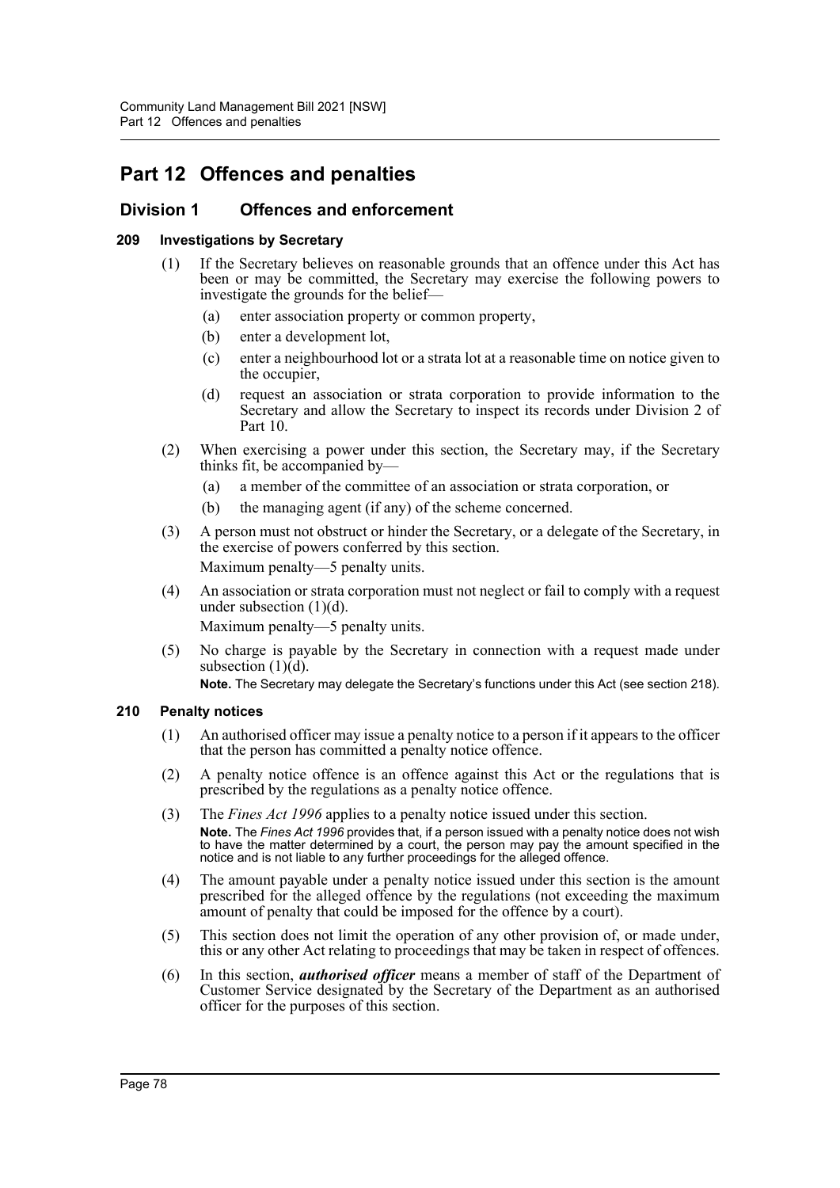# Part 12 Offences and penalties

## Division 1 Offences and enforcement

### 209 Investigations by Secretary

(1) If the Secretary believes on reasonable grounds that an offence under this Act has been or may be committed, the Secretary may exercise the following powers to investigate the grounds for the belief—

(a) enter association property or common property,

(b) enter a development lot,

(c) enter a neighbourhood lot or a strata lot at a reasonable time on notice given to the occupier,

(d) request an association or strata corporation to provide information to the Secretary and allow the Secretary to inspect its records under Division 2 of Part 10.

(2) When exercising a power under this section, the Secretary may, if the Secretary thinks fit, be accompanied by—

(a) a member of the committee of an association or strata corporation, or

(b) the managing agent (if any) of the scheme concerned.

(3) A person must not obstruct or hinder the Secretary, or a delegate of the Secretary, in the exercise of powers conferred by this section.

Maximum penalty—5 penalty units.

(4) An association or strata corporation must not neglect or fail to comply with a request under subsection (1)(d).

Maximum penalty—5 penalty units.

(5) No charge is payable by the Secretary in connection with a request made under subsection (1)(d).

**Note.** The Secretary may delegate the Secretary's functions under this Act (see section 218).

### 210 Penalty notices

(1) An authorised officer may issue a penalty notice to a person if it appears to the officer that the person has committed a penalty notice offence.

(2) A penalty notice offence is an offence against this Act or the regulations that is prescribed by the regulations as a penalty notice offence.

(3) The *Fines Act 1996* applies to a penalty notice issued under this section.

**Note.** The *Fines Act 1996* provides that, if a person issued with a penalty notice does not wish to have the matter determined by a court, the person may pay the amount specified in the notice and is not liable to any further proceedings for the alleged offence.

(4) The amount payable under a penalty notice issued under this section is the amount prescribed for the alleged offence by the regulations (not exceeding the maximum amount of penalty that could be imposed for the offence by a court).

(5) This section does not limit the operation of any other provision of, or made under, this or any other Act relating to proceedings that may be taken in respect of offences.

(6) In this section, ***authorised officer*** means a member of staff of the Department of Customer Service designated by the Secretary of the Department as an authorised officer for the purposes of this section.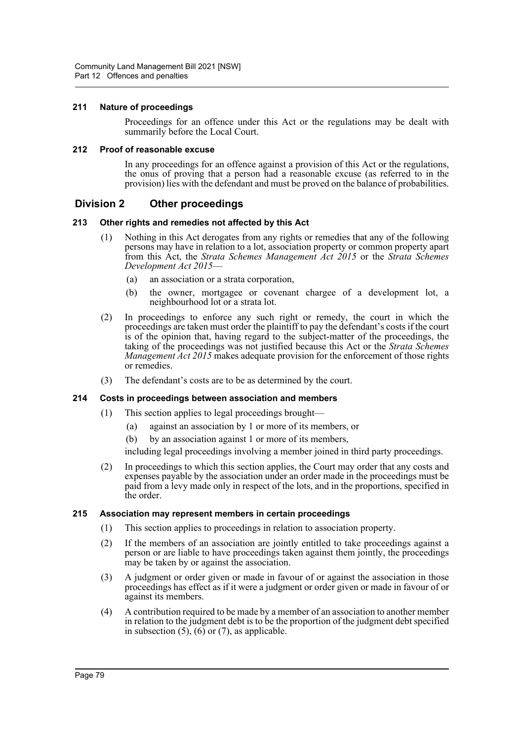#### 211 Nature of proceedings

Proceedings for an offence under this Act or the regulations may be dealt with summarily before the Local Court.

#### 212 Proof of reasonable excuse

In any proceedings for an offence against a provision of this Act or the regulations, the onus of proving that a person had a reasonable excuse (as referred to in the provision) lies with the defendant and must be proved on the balance of probabilities.

### Division 2 Other proceedings

#### 213 Other rights and remedies not affected by this Act

(1) Nothing in this Act derogates from any rights or remedies that any of the following persons may have in relation to a lot, association property or common property apart from this Act, the *Strata Schemes Management Act 2015* or the *Strata Schemes Development Act 2015*—

(a) an association or a strata corporation,

(b) the owner, mortgagee or covenant chargee of a development lot, a neighbourhood lot or a strata lot.

(2) In proceedings to enforce any such right or remedy, the court in which the proceedings are taken must order the plaintiff to pay the defendant's costs if the court is of the opinion that, having regard to the subject-matter of the proceedings, the taking of the proceedings was not justified because this Act or the *Strata Schemes Management Act 2015* makes adequate provision for the enforcement of those rights or remedies.

(3) The defendant's costs are to be as determined by the court.

#### 214 Costs in proceedings between association and members

(1) This section applies to legal proceedings brought—

(a) against an association by 1 or more of its members, or

(b) by an association against 1 or more of its members,

including legal proceedings involving a member joined in third party proceedings.

(2) In proceedings to which this section applies, the Court may order that any costs and expenses payable by the association under an order made in the proceedings must be paid from a levy made only in respect of the lots, and in the proportions, specified in the order.

#### 215 Association may represent members in certain proceedings

(1) This section applies to proceedings in relation to association property.

(2) If the members of an association are jointly entitled to take proceedings against a person or are liable to have proceedings taken against them jointly, the proceedings may be taken by or against the association.

(3) A judgment or order given or made in favour of or against the association in those proceedings has effect as if it were a judgment or order given or made in favour of or against its members.

(4) A contribution required to be made by a member of an association to another member in relation to the judgment debt is to be the proportion of the judgment debt specified in subsection (5), (6) or (7), as applicable.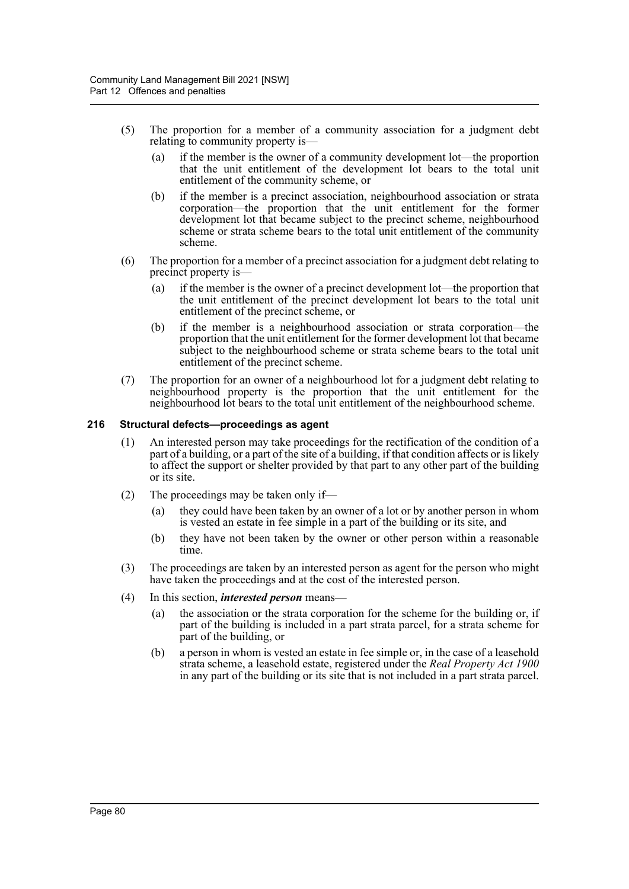(5) The proportion for a member of a community association for a judgment debt relating to community property is—

(a) if the member is the owner of a community development lot—the proportion that the unit entitlement of the development lot bears to the total unit entitlement of the community scheme, or

(b) if the member is a precinct association, neighbourhood association or strata corporation—the proportion that the unit entitlement for the former development lot that became subject to the precinct scheme, neighbourhood scheme or strata scheme bears to the total unit entitlement of the community scheme.

(6) The proportion for a member of a precinct association for a judgment debt relating to precinct property is—

(a) if the member is the owner of a precinct development lot—the proportion that the unit entitlement of the precinct development lot bears to the total unit entitlement of the precinct scheme, or

(b) if the member is a neighbourhood association or strata corporation—the proportion that the unit entitlement for the former development lot that became subject to the neighbourhood scheme or strata scheme bears to the total unit entitlement of the precinct scheme.

(7) The proportion for an owner of a neighbourhood lot for a judgment debt relating to neighbourhood property is the proportion that the unit entitlement for the neighbourhood lot bears to the total unit entitlement of the neighbourhood scheme.

### 216 Structural defects—proceedings as agent

(1) An interested person may take proceedings for the rectification of the condition of a part of a building, or a part of the site of a building, if that condition affects or is likely to affect the support or shelter provided by that part to any other part of the building or its site.

(2) The proceedings may be taken only if—

(a) they could have been taken by an owner of a lot or by another person in whom is vested an estate in fee simple in a part of the building or its site, and

(b) they have not been taken by the owner or other person within a reasonable time.

(3) The proceedings are taken by an interested person as agent for the person who might have taken the proceedings and at the cost of the interested person.

(4) In this section, ***interested person*** means—

(a) the association or the strata corporation for the scheme for the building or, if part of the building is included in a part strata parcel, for a strata scheme for part of the building, or

(b) a person in whom is vested an estate in fee simple or, in the case of a leasehold strata scheme, a leasehold estate, registered under the *Real Property Act 1900* in any part of the building or its site that is not included in a part strata parcel.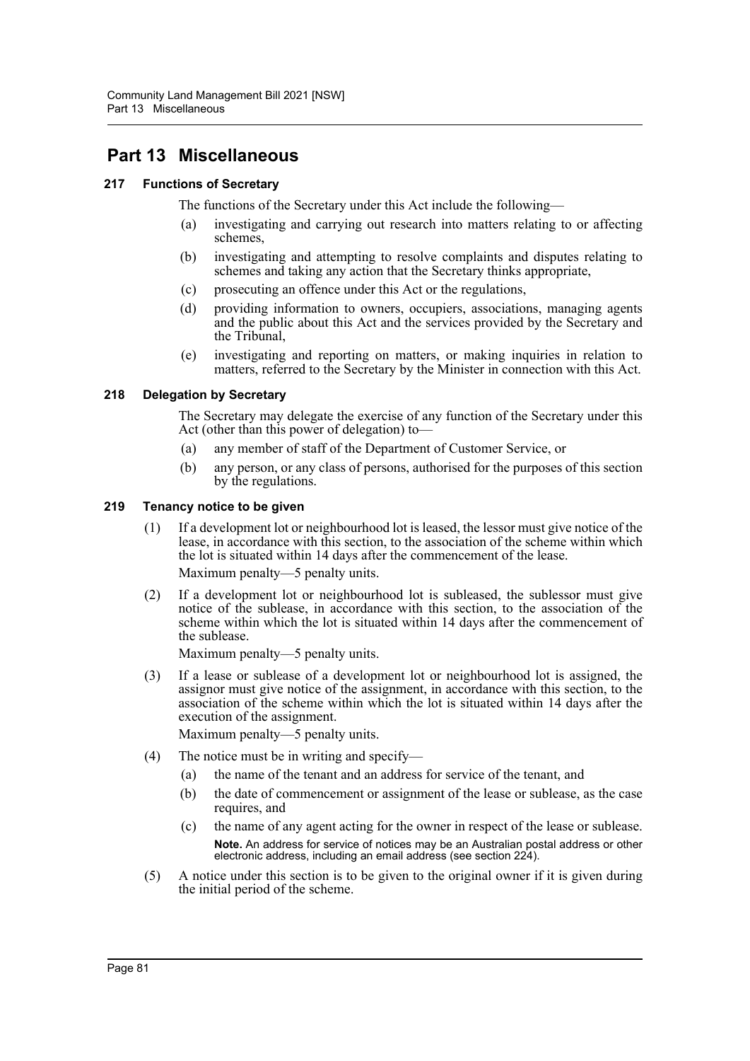# Part 13 Miscellaneous

### 217 Functions of Secretary

The functions of the Secretary under this Act include the following—

(a) investigating and carrying out research into matters relating to or affecting schemes,

(b) investigating and attempting to resolve complaints and disputes relating to schemes and taking any action that the Secretary thinks appropriate,

(c) prosecuting an offence under this Act or the regulations,

(d) providing information to owners, occupiers, associations, managing agents and the public about this Act and the services provided by the Secretary and the Tribunal,

(e) investigating and reporting on matters, or making inquiries in relation to matters, referred to the Secretary by the Minister in connection with this Act.

### 218 Delegation by Secretary

The Secretary may delegate the exercise of any function of the Secretary under this Act (other than this power of delegation) to—

(a) any member of staff of the Department of Customer Service, or

(b) any person, or any class of persons, authorised for the purposes of this section by the regulations.

### 219 Tenancy notice to be given

(1) If a development lot or neighbourhood lot is leased, the lessor must give notice of the lease, in accordance with this section, to the association of the scheme within which the lot is situated within 14 days after the commencement of the lease.

Maximum penalty—5 penalty units.

(2) If a development lot or neighbourhood lot is subleased, the sublessor must give notice of the sublease, in accordance with this section, to the association of the scheme within which the lot is situated within 14 days after the commencement of the sublease.

Maximum penalty—5 penalty units.

(3) If a lease or sublease of a development lot or neighbourhood lot is assigned, the assignor must give notice of the assignment, in accordance with this section, to the association of the scheme within which the lot is situated within 14 days after the execution of the assignment.

Maximum penalty—5 penalty units.

(4) The notice must be in writing and specify—

(a) the name of the tenant and an address for service of the tenant, and

(b) the date of commencement or assignment of the lease or sublease, as the case requires, and

(c) the name of any agent acting for the owner in respect of the lease or sublease.

**Note.** An address for service of notices may be an Australian postal address or other electronic address, including an email address (see section 224).

(5) A notice under this section is to be given to the original owner if it is given during the initial period of the scheme.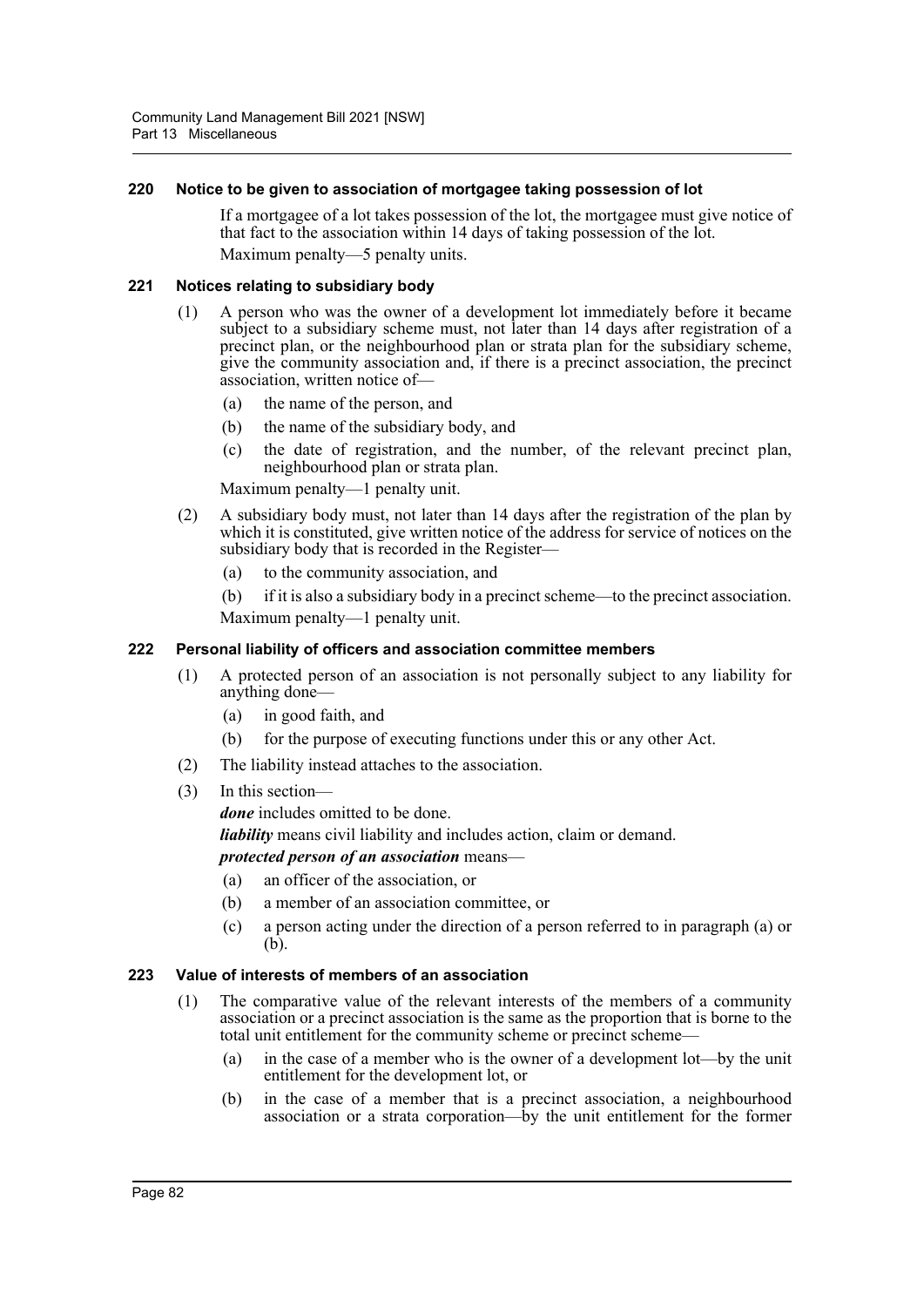### 220 Notice to be given to association of mortgagee taking possession of lot

If a mortgagee of a lot takes possession of the lot, the mortgagee must give notice of that fact to the association within 14 days of taking possession of the lot.

Maximum penalty—5 penalty units.

### 221 Notices relating to subsidiary body

(1) A person who was the owner of a development lot immediately before it became subject to a subsidiary scheme must, not later than 14 days after registration of a precinct plan, or the neighbourhood plan or strata plan for the subsidiary scheme, give the community association and, if there is a precinct association, the precinct association, written notice of—

- (a) the name of the person, and
- (b) the name of the subsidiary body, and
- (c) the date of registration, and the number, of the relevant precinct plan, neighbourhood plan or strata plan.

Maximum penalty—1 penalty unit.

(2) A subsidiary body must, not later than 14 days after the registration of the plan by which it is constituted, give written notice of the address for service of notices on the subsidiary body that is recorded in the Register—

- (a) to the community association, and
- (b) if it is also a subsidiary body in a precinct scheme—to the precinct association.

Maximum penalty—1 penalty unit.

### 222 Personal liability of officers and association committee members

(1) A protected person of an association is not personally subject to any liability for anything done—

- (a) in good faith, and
- (b) for the purpose of executing functions under this or any other Act.

(2) The liability instead attaches to the association.

(3) In this section—

***done*** includes omitted to be done.

***liability*** means civil liability and includes action, claim or demand.

***protected person of an association*** means—

- (a) an officer of the association, or
- (b) a member of an association committee, or
- (c) a person acting under the direction of a person referred to in paragraph (a) or (b).

### 223 Value of interests of members of an association

(1) The comparative value of the relevant interests of the members of a community association or a precinct association is the same as the proportion that is borne to the total unit entitlement for the community scheme or precinct scheme—

- (a) in the case of a member who is the owner of a development lot—by the unit entitlement for the development lot, or
- (b) in the case of a member that is a precinct association, a neighbourhood association or a strata corporation—by the unit entitlement for the former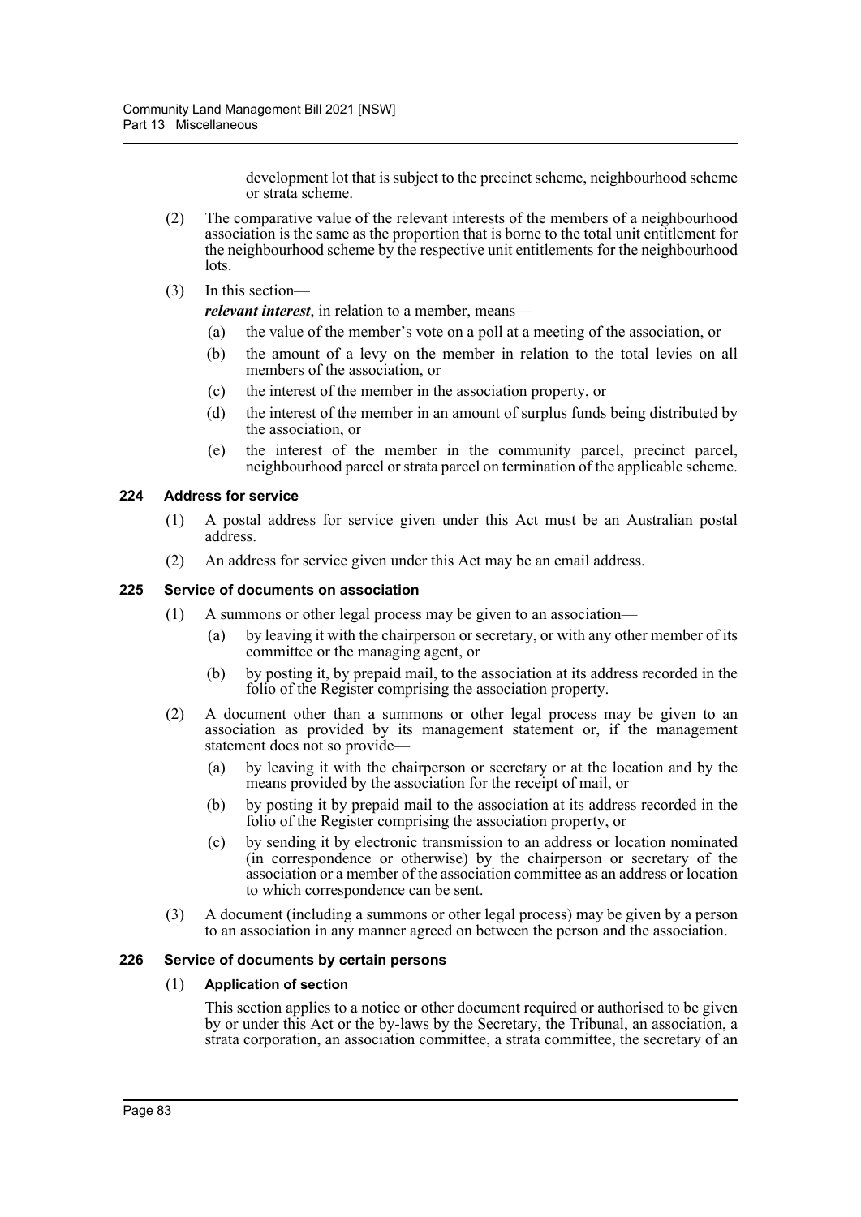development lot that is subject to the precinct scheme, neighbourhood scheme or strata scheme.

(2) The comparative value of the relevant interests of the members of a neighbourhood association is the same as the proportion that is borne to the total unit entitlement for the neighbourhood scheme by the respective unit entitlements for the neighbourhood lots.

(3) In this section—

***relevant interest***, in relation to a member, means—

(a) the value of the member's vote on a poll at a meeting of the association, or

(b) the amount of a levy on the member in relation to the total levies on all members of the association, or

(c) the interest of the member in the association property, or

(d) the interest of the member in an amount of surplus funds being distributed by the association, or

(e) the interest of the member in the community parcel, precinct parcel, neighbourhood parcel or strata parcel on termination of the applicable scheme.

### 224 Address for service

(1) A postal address for service given under this Act must be an Australian postal address.

(2) An address for service given under this Act may be an email address.

### 225 Service of documents on association

(1) A summons or other legal process may be given to an association—

(a) by leaving it with the chairperson or secretary, or with any other member of its committee or the managing agent, or

(b) by posting it, by prepaid mail, to the association at its address recorded in the folio of the Register comprising the association property.

(2) A document other than a summons or other legal process may be given to an association as provided by its management statement or, if the management statement does not so provide—

(a) by leaving it with the chairperson or secretary or at the location and by the means provided by the association for the receipt of mail, or

(b) by posting it by prepaid mail to the association at its address recorded in the folio of the Register comprising the association property, or

(c) by sending it by electronic transmission to an address or location nominated (in correspondence or otherwise) by the chairperson or secretary of the association or a member of the association committee as an address or location to which correspondence can be sent.

(3) A document (including a summons or other legal process) may be given by a person to an association in any manner agreed on between the person and the association.

### 226 Service of documents by certain persons

(1) **Application of section**

This section applies to a notice or other document required or authorised to be given by or under this Act or the by-laws by the Secretary, the Tribunal, an association, a strata corporation, an association committee, a strata committee, the secretary of an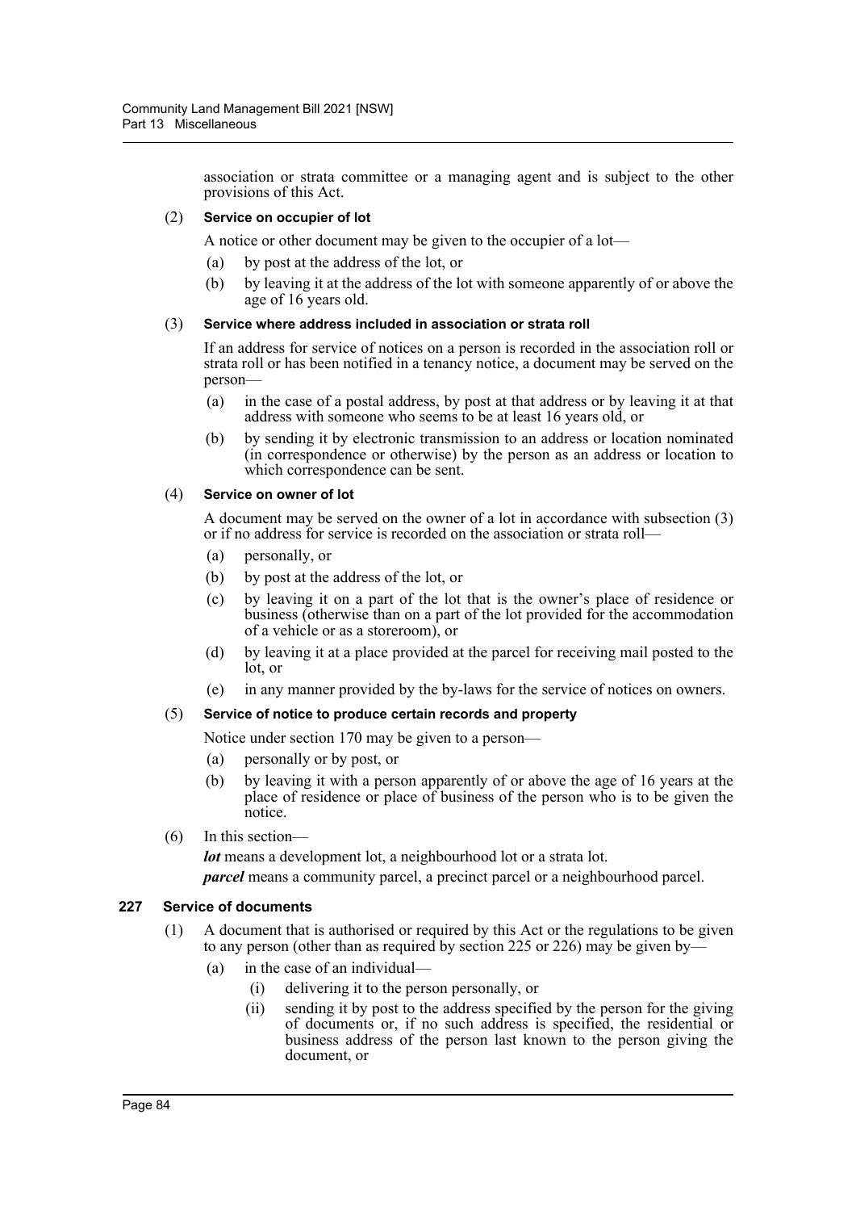association or strata committee or a managing agent and is subject to the other provisions of this Act.

(2) **Service on occupier of lot**

A notice or other document may be given to the occupier of a lot—

- (a) by post at the address of the lot, or
- (b) by leaving it at the address of the lot with someone apparently of or above the age of 16 years old.

(3) **Service where address included in association or strata roll**

If an address for service of notices on a person is recorded in the association roll or strata roll or has been notified in a tenancy notice, a document may be served on the person—

- (a) in the case of a postal address, by post at that address or by leaving it at that address with someone who seems to be at least 16 years old, or
- (b) by sending it by electronic transmission to an address or location nominated (in correspondence or otherwise) by the person as an address or location to which correspondence can be sent.

(4) **Service on owner of lot**

A document may be served on the owner of a lot in accordance with subsection (3) or if no address for service is recorded on the association or strata roll—

- (a) personally, or
- (b) by post at the address of the lot, or
- (c) by leaving it on a part of the lot that is the owner's place of residence or business (otherwise than on a part of the lot provided for the accommodation of a vehicle or as a storeroom), or
- (d) by leaving it at a place provided at the parcel for receiving mail posted to the lot, or
- (e) in any manner provided by the by-laws for the service of notices on owners.

(5) **Service of notice to produce certain records and property**

Notice under section 170 may be given to a person—

- (a) personally or by post, or
- (b) by leaving it with a person apparently of or above the age of 16 years at the place of residence or place of business of the person who is to be given the notice.

(6) In this section—

***lot*** means a development lot, a neighbourhood lot or a strata lot.

***parcel*** means a community parcel, a precinct parcel or a neighbourhood parcel.

### 227 Service of documents

(1) A document that is authorised or required by this Act or the regulations to be given to any person (other than as required by section 225 or 226) may be given by—

- (a) in the case of an individual—
  - (i) delivering it to the person personally, or
  - (ii) sending it by post to the address specified by the person for the giving of documents or, if no such address is specified, the residential or business address of the person last known to the person giving the document, or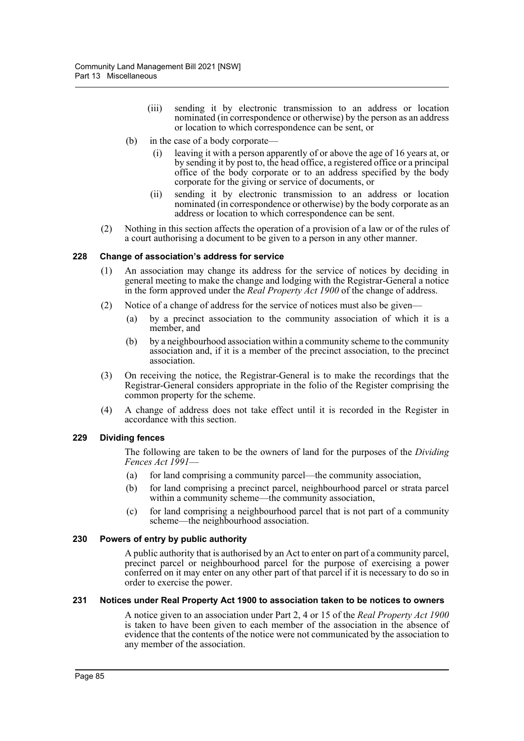- (iii) sending it by electronic transmission to an address or location nominated (in correspondence or otherwise) by the person as an address or location to which correspondence can be sent, or
- (b) in the case of a body corporate—
  - (i) leaving it with a person apparently of or above the age of 16 years at, or by sending it by post to, the head office, a registered office or a principal office of the body corporate or to an address specified by the body corporate for the giving or service of documents, or
  - (ii) sending it by electronic transmission to an address or location nominated (in correspondence or otherwise) by the body corporate as an address or location to which correspondence can be sent.

(2) Nothing in this section affects the operation of a provision of a law or of the rules of a court authorising a document to be given to a person in any other manner.

### 228 Change of association's address for service

(1) An association may change its address for the service of notices by deciding in general meeting to make the change and lodging with the Registrar-General a notice in the form approved under the *Real Property Act 1900* of the change of address.

(2) Notice of a change of address for the service of notices must also be given—

- (a) by a precinct association to the community association of which it is a member, and
- (b) by a neighbourhood association within a community scheme to the community association and, if it is a member of the precinct association, to the precinct association.

(3) On receiving the notice, the Registrar-General is to make the recordings that the Registrar-General considers appropriate in the folio of the Register comprising the common property for the scheme.

(4) A change of address does not take effect until it is recorded in the Register in accordance with this section.

### 229 Dividing fences

The following are taken to be the owners of land for the purposes of the *Dividing Fences Act 1991*—

- (a) for land comprising a community parcel—the community association,
- (b) for land comprising a precinct parcel, neighbourhood parcel or strata parcel within a community scheme—the community association,
- (c) for land comprising a neighbourhood parcel that is not part of a community scheme—the neighbourhood association.

### 230 Powers of entry by public authority

A public authority that is authorised by an Act to enter on part of a community parcel, precinct parcel or neighbourhood parcel for the purpose of exercising a power conferred on it may enter on any other part of that parcel if it is necessary to do so in order to exercise the power.

### 231 Notices under Real Property Act 1900 to association taken to be notices to owners

A notice given to an association under Part 2, 4 or 15 of the *Real Property Act 1900* is taken to have been given to each member of the association in the absence of evidence that the contents of the notice were not communicated by the association to any member of the association.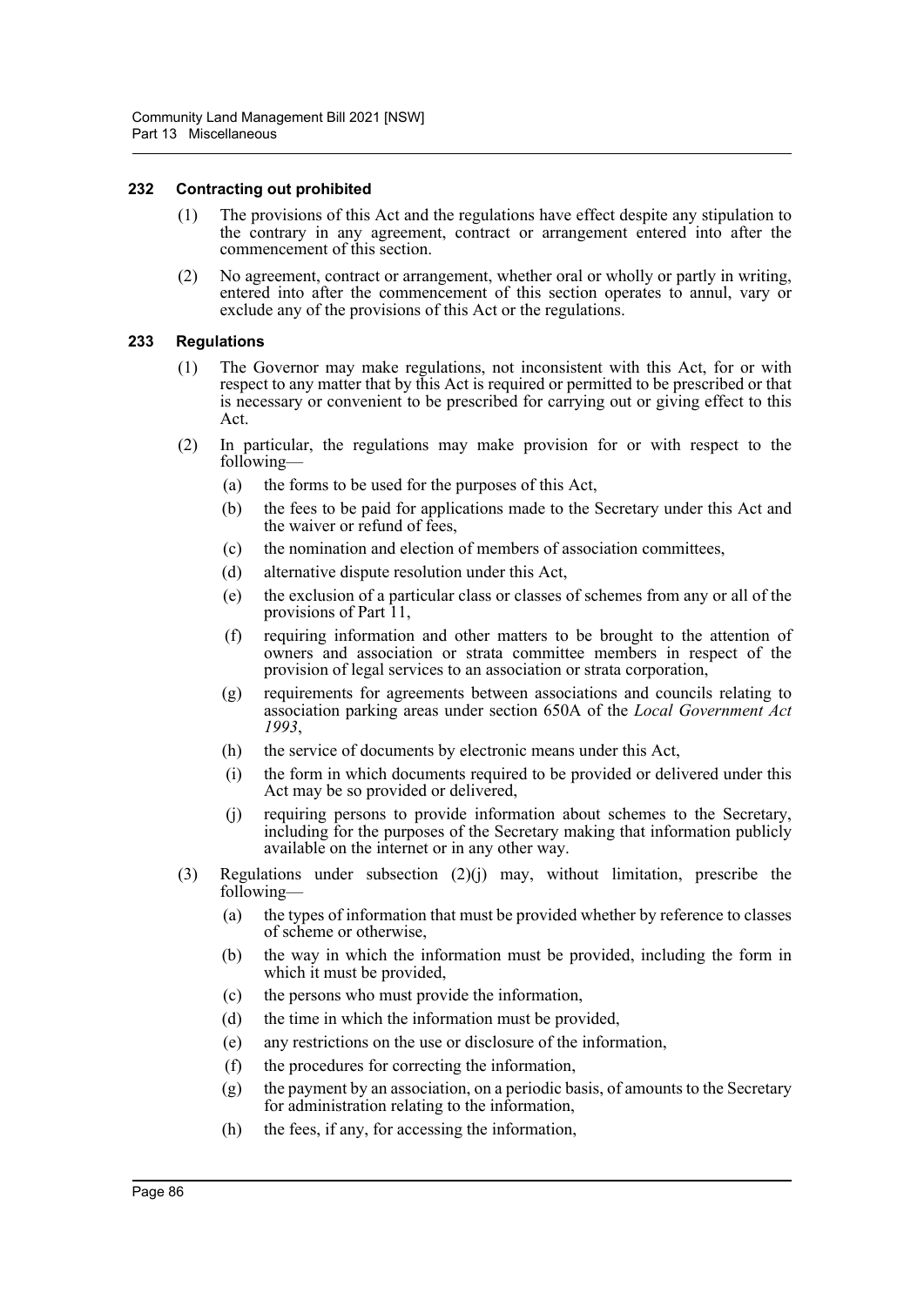#### 232 Contracting out prohibited

(1) The provisions of this Act and the regulations have effect despite any stipulation to the contrary in any agreement, contract or arrangement entered into after the commencement of this section.

(2) No agreement, contract or arrangement, whether oral or wholly or partly in writing, entered into after the commencement of this section operates to annul, vary or exclude any of the provisions of this Act or the regulations.

#### 233 Regulations

(1) The Governor may make regulations, not inconsistent with this Act, for or with respect to any matter that by this Act is required or permitted to be prescribed or that is necessary or convenient to be prescribed for carrying out or giving effect to this Act.

(2) In particular, the regulations may make provision for or with respect to the following—

- (a) the forms to be used for the purposes of this Act,
- (b) the fees to be paid for applications made to the Secretary under this Act and the waiver or refund of fees,
- (c) the nomination and election of members of association committees,
- (d) alternative dispute resolution under this Act,
- (e) the exclusion of a particular class or classes of schemes from any or all of the provisions of Part 11,
- (f) requiring information and other matters to be brought to the attention of owners and association or strata committee members in respect of the provision of legal services to an association or strata corporation,
- (g) requirements for agreements between associations and councils relating to association parking areas under section 650A of the *Local Government Act 1993*,
- (h) the service of documents by electronic means under this Act,
- (i) the form in which documents required to be provided or delivered under this Act may be so provided or delivered,
- (j) requiring persons to provide information about schemes to the Secretary, including for the purposes of the Secretary making that information publicly available on the internet or in any other way.

(3) Regulations under subsection (2)(j) may, without limitation, prescribe the following—

- (a) the types of information that must be provided whether by reference to classes of scheme or otherwise,
- (b) the way in which the information must be provided, including the form in which it must be provided,
- (c) the persons who must provide the information,
- (d) the time in which the information must be provided,
- (e) any restrictions on the use or disclosure of the information,
- (f) the procedures for correcting the information,
- (g) the payment by an association, on a periodic basis, of amounts to the Secretary for administration relating to the information,
- (h) the fees, if any, for accessing the information,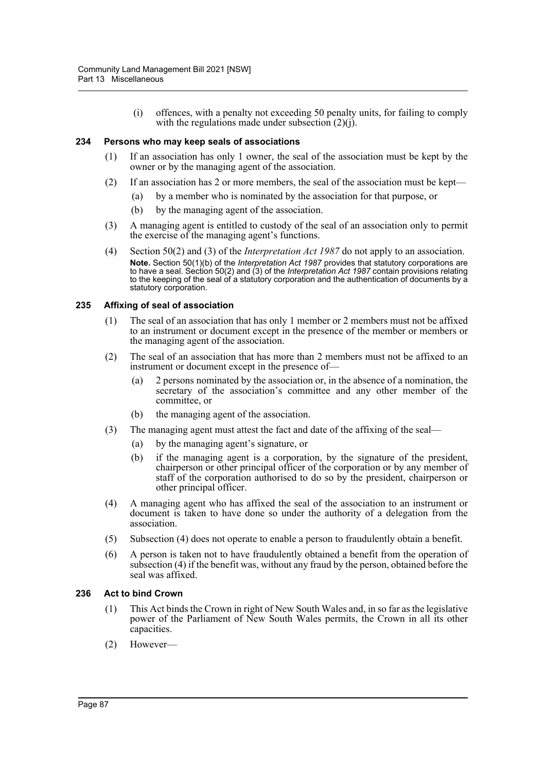(i) offences, with a penalty not exceeding 50 penalty units, for failing to comply with the regulations made under subsection (2)(j).

### 234 Persons who may keep seals of associations

(1) If an association has only 1 owner, the seal of the association must be kept by the owner or by the managing agent of the association.

(2) If an association has 2 or more members, the seal of the association must be kept—

(a) by a member who is nominated by the association for that purpose, or

(b) by the managing agent of the association.

(3) A managing agent is entitled to custody of the seal of an association only to permit the exercise of the managing agent's functions.

(4) Section 50(2) and (3) of the *Interpretation Act 1987* do not apply to an association.

**Note.** Section 50(1)(b) of the *Interpretation Act 1987* provides that statutory corporations are to have a seal. Section 50(2) and (3) of the *Interpretation Act 1987* contain provisions relating to the keeping of the seal of a statutory corporation and the authentication of documents by a statutory corporation.

### 235 Affixing of seal of association

(1) The seal of an association that has only 1 member or 2 members must not be affixed to an instrument or document except in the presence of the member or members or the managing agent of the association.

(2) The seal of an association that has more than 2 members must not be affixed to an instrument or document except in the presence of—

(a) 2 persons nominated by the association or, in the absence of a nomination, the secretary of the association's committee and any other member of the committee, or

(b) the managing agent of the association.

(3) The managing agent must attest the fact and date of the affixing of the seal—

(a) by the managing agent's signature, or

(b) if the managing agent is a corporation, by the signature of the president, chairperson or other principal officer of the corporation or by any member of staff of the corporation authorised to do so by the president, chairperson or other principal officer.

(4) A managing agent who has affixed the seal of the association to an instrument or document is taken to have done so under the authority of a delegation from the association.

(5) Subsection (4) does not operate to enable a person to fraudulently obtain a benefit.

(6) A person is taken not to have fraudulently obtained a benefit from the operation of subsection (4) if the benefit was, without any fraud by the person, obtained before the seal was affixed.

### 236 Act to bind Crown

(1) This Act binds the Crown in right of New South Wales and, in so far as the legislative power of the Parliament of New South Wales permits, the Crown in all its other capacities.

(2) However—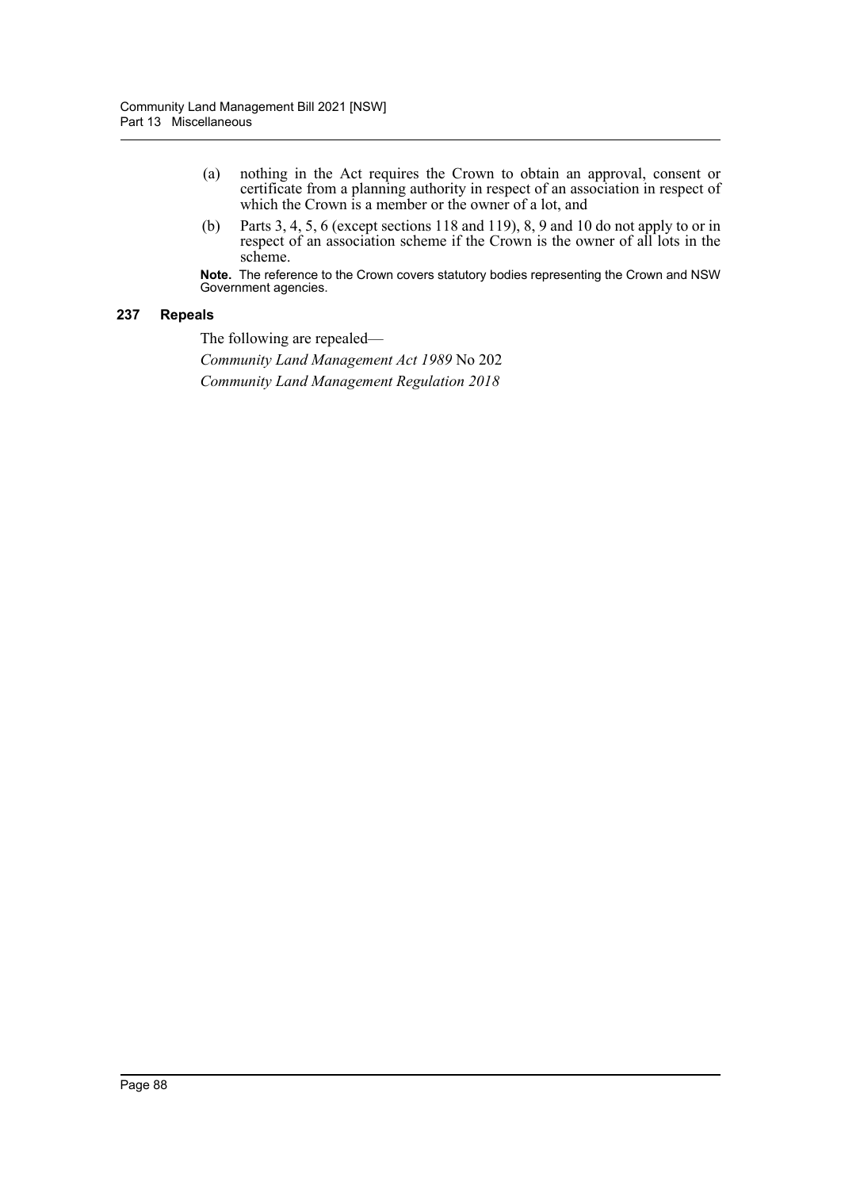(a) nothing in the Act requires the Crown to obtain an approval, consent or certificate from a planning authority in respect of an association in respect of which the Crown is a member or the owner of a lot, and

(b) Parts 3, 4, 5, 6 (except sections 118 and 119), 8, 9 and 10 do not apply to or in respect of an association scheme if the Crown is the owner of all lots in the scheme.

**Note.** The reference to the Crown covers statutory bodies representing the Crown and NSW Government agencies.

### 237 Repeals

The following are repealed—

*Community Land Management Act 1989* No 202

*Community Land Management Regulation 2018*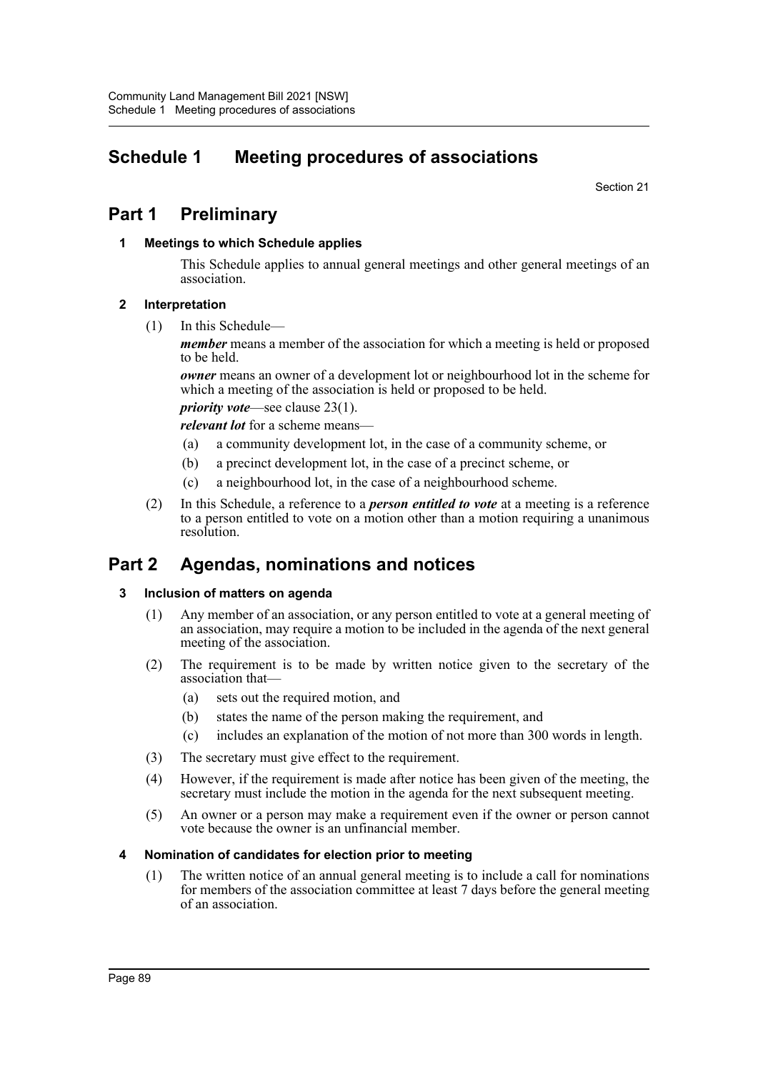# Schedule 1 Meeting procedures of associations

Section 21

## Part 1 Preliminary

### 1 Meetings to which Schedule applies

This Schedule applies to annual general meetings and other general meetings of an association.

### 2 Interpretation

(1) In this Schedule—

***member*** means a member of the association for which a meeting is held or proposed to be held.

***owner*** means an owner of a development lot or neighbourhood lot in the scheme for which a meeting of the association is held or proposed to be held.

***priority vote***—see clause 23(1).

***relevant lot*** for a scheme means—

- (a) a community development lot, in the case of a community scheme, or
- (b) a precinct development lot, in the case of a precinct scheme, or
- (c) a neighbourhood lot, in the case of a neighbourhood scheme.

(2) In this Schedule, a reference to a ***person entitled to vote*** at a meeting is a reference to a person entitled to vote on a motion other than a motion requiring a unanimous resolution.

## Part 2 Agendas, nominations and notices

### 3 Inclusion of matters on agenda

(1) Any member of an association, or any person entitled to vote at a general meeting of an association, may require a motion to be included in the agenda of the next general meeting of the association.

(2) The requirement is to be made by written notice given to the secretary of the association that—

- (a) sets out the required motion, and
- (b) states the name of the person making the requirement, and
- (c) includes an explanation of the motion of not more than 300 words in length.

(3) The secretary must give effect to the requirement.

(4) However, if the requirement is made after notice has been given of the meeting, the secretary must include the motion in the agenda for the next subsequent meeting.

(5) An owner or a person may make a requirement even if the owner or person cannot vote because the owner is an unfinancial member.

### 4 Nomination of candidates for election prior to meeting

(1) The written notice of an annual general meeting is to include a call for nominations for members of the association committee at least 7 days before the general meeting of an association.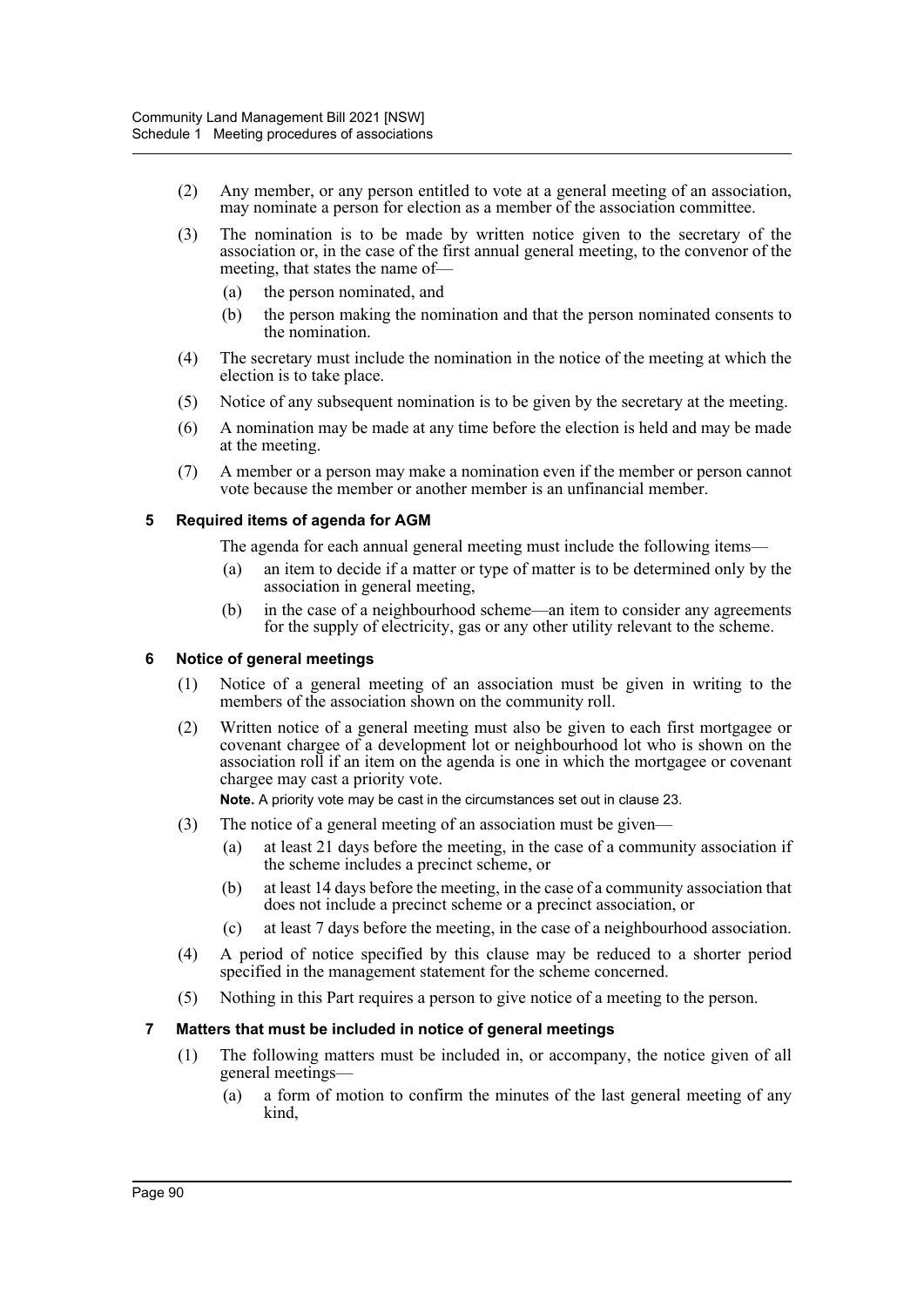(2) Any member, or any person entitled to vote at a general meeting of an association, may nominate a person for election as a member of the association committee.

(3) The nomination is to be made by written notice given to the secretary of the association or, in the case of the first annual general meeting, to the convenor of the meeting, that states the name of—

(a) the person nominated, and

(b) the person making the nomination and that the person nominated consents to the nomination.

(4) The secretary must include the nomination in the notice of the meeting at which the election is to take place.

(5) Notice of any subsequent nomination is to be given by the secretary at the meeting.

(6) A nomination may be made at any time before the election is held and may be made at the meeting.

(7) A member or a person may make a nomination even if the member or person cannot vote because the member or another member is an unfinancial member.

### 5 Required items of agenda for AGM

The agenda for each annual general meeting must include the following items—

(a) an item to decide if a matter or type of matter is to be determined only by the association in general meeting,

(b) in the case of a neighbourhood scheme—an item to consider any agreements for the supply of electricity, gas or any other utility relevant to the scheme.

### 6 Notice of general meetings

(1) Notice of a general meeting of an association must be given in writing to the members of the association shown on the community roll.

(2) Written notice of a general meeting must also be given to each first mortgagee or covenant chargee of a development lot or neighbourhood lot who is shown on the association roll if an item on the agenda is one in which the mortgagee or covenant chargee may cast a priority vote.

**Note.** A priority vote may be cast in the circumstances set out in clause 23.

(3) The notice of a general meeting of an association must be given—

(a) at least 21 days before the meeting, in the case of a community association if the scheme includes a precinct scheme, or

(b) at least 14 days before the meeting, in the case of a community association that does not include a precinct scheme or a precinct association, or

(c) at least 7 days before the meeting, in the case of a neighbourhood association.

(4) A period of notice specified by this clause may be reduced to a shorter period specified in the management statement for the scheme concerned.

(5) Nothing in this Part requires a person to give notice of a meeting to the person.

### 7 Matters that must be included in notice of general meetings

(1) The following matters must be included in, or accompany, the notice given of all general meetings—

(a) a form of motion to confirm the minutes of the last general meeting of any kind,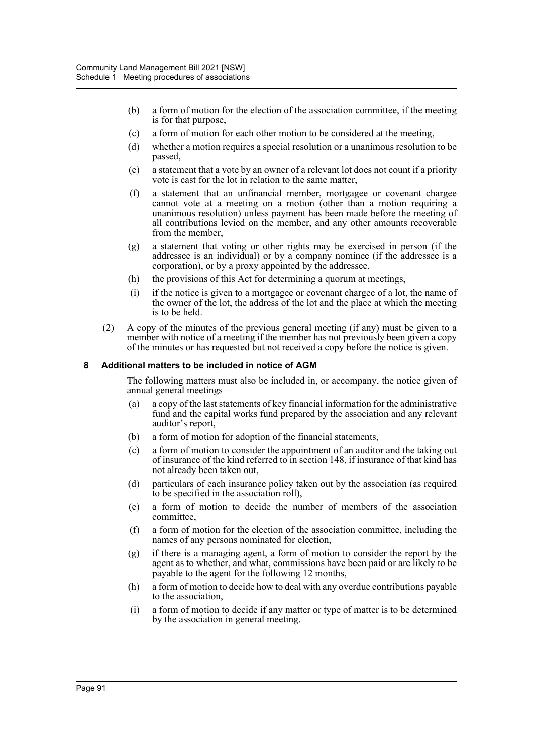(b) a form of motion for the election of the association committee, if the meeting is for that purpose,

(c) a form of motion for each other motion to be considered at the meeting,

(d) whether a motion requires a special resolution or a unanimous resolution to be passed,

(e) a statement that a vote by an owner of a relevant lot does not count if a priority vote is cast for the lot in relation to the same matter,

(f) a statement that an unfinancial member, mortgagee or covenant chargee cannot vote at a meeting on a motion (other than a motion requiring a unanimous resolution) unless payment has been made before the meeting of all contributions levied on the member, and any other amounts recoverable from the member,

(g) a statement that voting or other rights may be exercised in person (if the addressee is an individual) or by a company nominee (if the addressee is a corporation), or by a proxy appointed by the addressee,

(h) the provisions of this Act for determining a quorum at meetings,

(i) if the notice is given to a mortgagee or covenant chargee of a lot, the name of the owner of the lot, the address of the lot and the place at which the meeting is to be held.

(2) A copy of the minutes of the previous general meeting (if any) must be given to a member with notice of a meeting if the member has not previously been given a copy of the minutes or has requested but not received a copy before the notice is given.

### 8 Additional matters to be included in notice of AGM

The following matters must also be included in, or accompany, the notice given of annual general meetings—

(a) a copy of the last statements of key financial information for the administrative fund and the capital works fund prepared by the association and any relevant auditor's report,

(b) a form of motion for adoption of the financial statements,

(c) a form of motion to consider the appointment of an auditor and the taking out of insurance of the kind referred to in section 148, if insurance of that kind has not already been taken out,

(d) particulars of each insurance policy taken out by the association (as required to be specified in the association roll),

(e) a form of motion to decide the number of members of the association committee,

(f) a form of motion for the election of the association committee, including the names of any persons nominated for election,

(g) if there is a managing agent, a form of motion to consider the report by the agent as to whether, and what, commissions have been paid or are likely to be payable to the agent for the following 12 months,

(h) a form of motion to decide how to deal with any overdue contributions payable to the association,

(i) a form of motion to decide if any matter or type of matter is to be determined by the association in general meeting.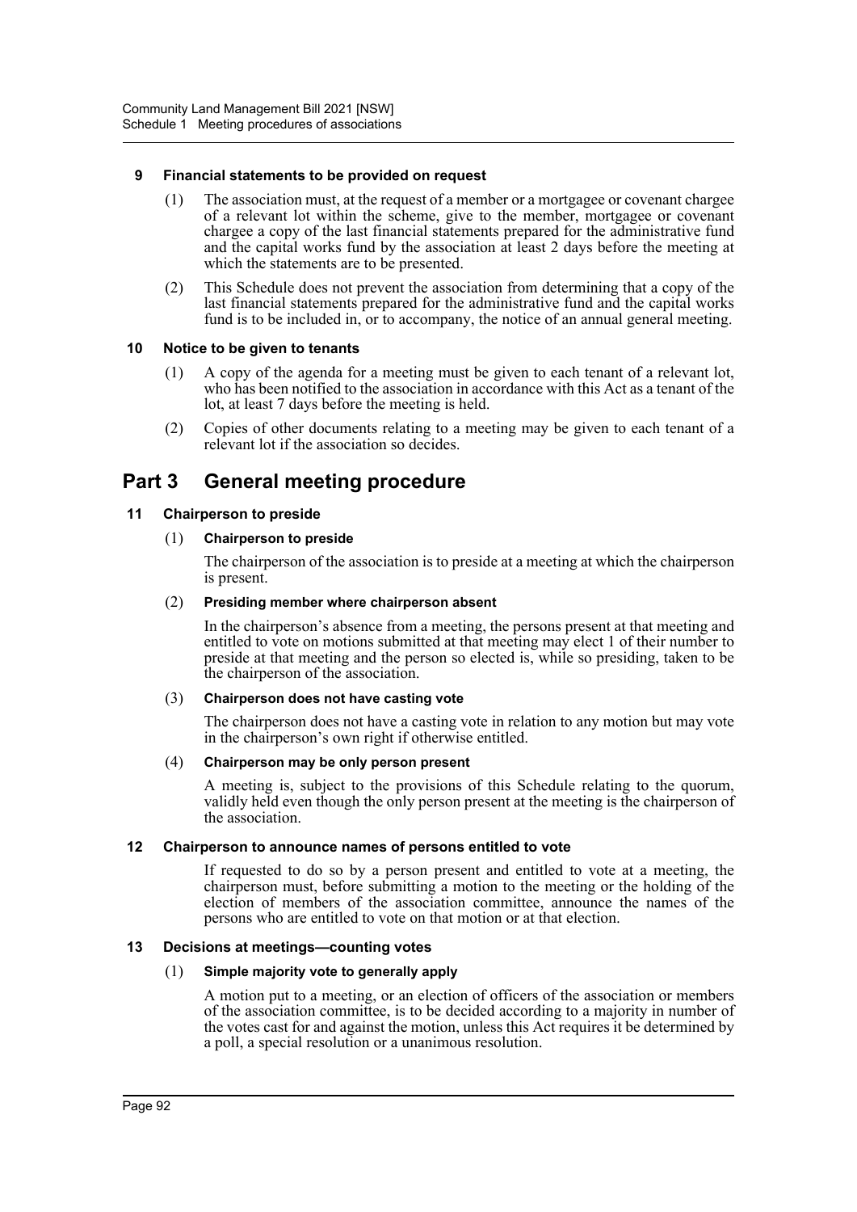**9 Financial statements to be provided on request**

(1) The association must, at the request of a member or a mortgagee or covenant chargee of a relevant lot within the scheme, give to the member, mortgagee or covenant chargee a copy of the last financial statements prepared for the administrative fund and the capital works fund by the association at least 2 days before the meeting at which the statements are to be presented.

(2) This Schedule does not prevent the association from determining that a copy of the last financial statements prepared for the administrative fund and the capital works fund is to be included in, or to accompany, the notice of an annual general meeting.

**10 Notice to be given to tenants**

(1) A copy of the agenda for a meeting must be given to each tenant of a relevant lot, who has been notified to the association in accordance with this Act as a tenant of the lot, at least 7 days before the meeting is held.

(2) Copies of other documents relating to a meeting may be given to each tenant of a relevant lot if the association so decides.

## Part 3 General meeting procedure

**11 Chairperson to preside**

(1) **Chairperson to preside**

The chairperson of the association is to preside at a meeting at which the chairperson is present.

(2) **Presiding member where chairperson absent**

In the chairperson's absence from a meeting, the persons present at that meeting and entitled to vote on motions submitted at that meeting may elect 1 of their number to preside at that meeting and the person so elected is, while so presiding, taken to be the chairperson of the association.

(3) **Chairperson does not have casting vote**

The chairperson does not have a casting vote in relation to any motion but may vote in the chairperson's own right if otherwise entitled.

(4) **Chairperson may be only person present**

A meeting is, subject to the provisions of this Schedule relating to the quorum, validly held even though the only person present at the meeting is the chairperson of the association.

**12 Chairperson to announce names of persons entitled to vote**

If requested to do so by a person present and entitled to vote at a meeting, the chairperson must, before submitting a motion to the meeting or the holding of the election of members of the association committee, announce the names of the persons who are entitled to vote on that motion or at that election.

**13 Decisions at meetings—counting votes**

(1) **Simple majority vote to generally apply**

A motion put to a meeting, or an election of officers of the association or members of the association committee, is to be decided according to a majority in number of the votes cast for and against the motion, unless this Act requires it be determined by a poll, a special resolution or a unanimous resolution.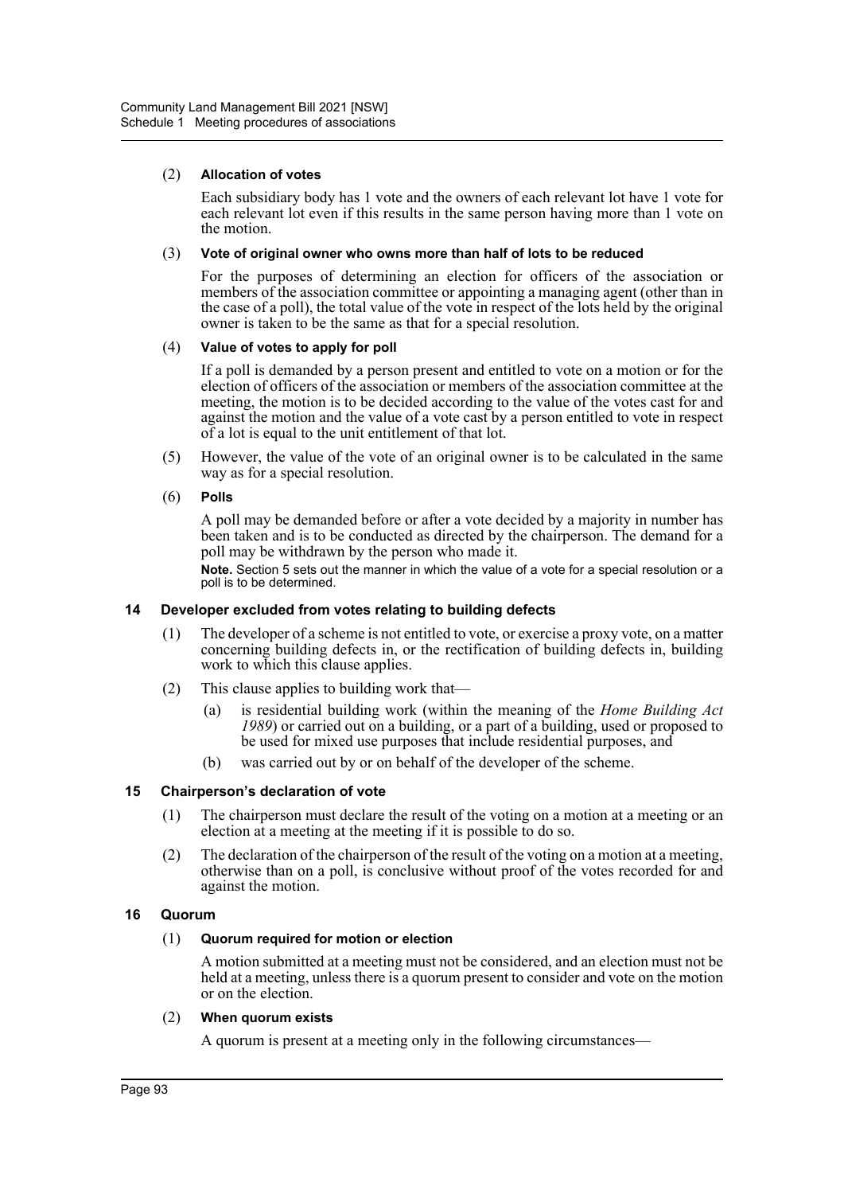(2) **Allocation of votes**

Each subsidiary body has 1 vote and the owners of each relevant lot have 1 vote for each relevant lot even if this results in the same person having more than 1 vote on the motion.

(3) **Vote of original owner who owns more than half of lots to be reduced**

For the purposes of determining an election for officers of the association or members of the association committee or appointing a managing agent (other than in the case of a poll), the total value of the vote in respect of the lots held by the original owner is taken to be the same as that for a special resolution.

(4) **Value of votes to apply for poll**

If a poll is demanded by a person present and entitled to vote on a motion or for the election of officers of the association or members of the association committee at the meeting, the motion is to be decided according to the value of the votes cast for and against the motion and the value of a vote cast by a person entitled to vote in respect of a lot is equal to the unit entitlement of that lot.

(5) However, the value of the vote of an original owner is to be calculated in the same way as for a special resolution.

(6) **Polls**

A poll may be demanded before or after a vote decided by a majority in number has been taken and is to be conducted as directed by the chairperson. The demand for a poll may be withdrawn by the person who made it.

**Note.** Section 5 sets out the manner in which the value of a vote for a special resolution or a poll is to be determined.

### 14 Developer excluded from votes relating to building defects

(1) The developer of a scheme is not entitled to vote, or exercise a proxy vote, on a matter concerning building defects in, or the rectification of building defects in, building work to which this clause applies.

(2) This clause applies to building work that—

(a) is residential building work (within the meaning of the *Home Building Act 1989*) or carried out on a building, or a part of a building, used or proposed to be used for mixed use purposes that include residential purposes, and

(b) was carried out by or on behalf of the developer of the scheme.

### 15 Chairperson's declaration of vote

(1) The chairperson must declare the result of the voting on a motion at a meeting or an election at a meeting at the meeting if it is possible to do so.

(2) The declaration of the chairperson of the result of the voting on a motion at a meeting, otherwise than on a poll, is conclusive without proof of the votes recorded for and against the motion.

### 16 Quorum

(1) **Quorum required for motion or election**

A motion submitted at a meeting must not be considered, and an election must not be held at a meeting, unless there is a quorum present to consider and vote on the motion or on the election.

(2) **When quorum exists**

A quorum is present at a meeting only in the following circumstances—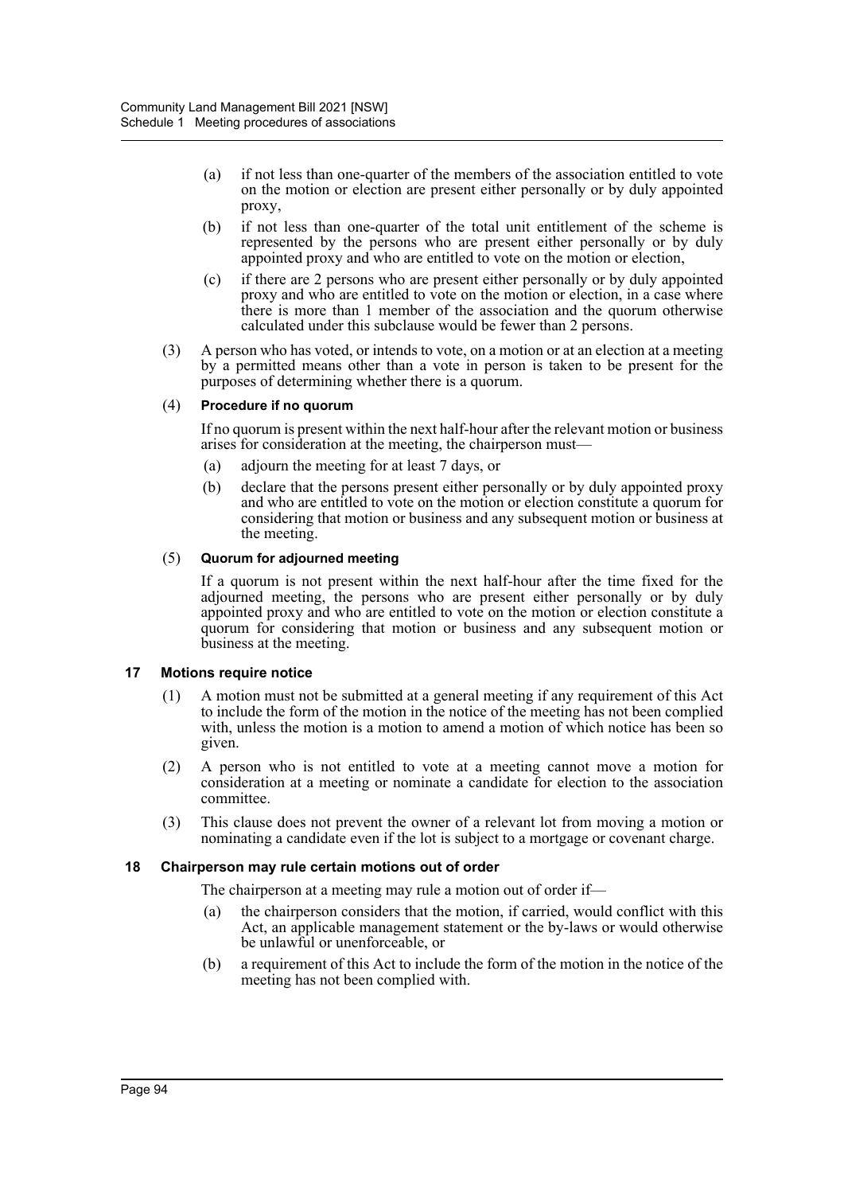(a) if not less than one-quarter of the members of the association entitled to vote on the motion or election are present either personally or by duly appointed proxy,

(b) if not less than one-quarter of the total unit entitlement of the scheme is represented by the persons who are present either personally or by duly appointed proxy and who are entitled to vote on the motion or election,

(c) if there are 2 persons who are present either personally or by duly appointed proxy and who are entitled to vote on the motion or election, in a case where there is more than 1 member of the association and the quorum otherwise calculated under this subclause would be fewer than 2 persons.

(3) A person who has voted, or intends to vote, on a motion or at an election at a meeting by a permitted means other than a vote in person is taken to be present for the purposes of determining whether there is a quorum.

(4) **Procedure if no quorum**

If no quorum is present within the next half-hour after the relevant motion or business arises for consideration at the meeting, the chairperson must—

(a) adjourn the meeting for at least 7 days, or

(b) declare that the persons present either personally or by duly appointed proxy and who are entitled to vote on the motion or election constitute a quorum for considering that motion or business and any subsequent motion or business at the meeting.

(5) **Quorum for adjourned meeting**

If a quorum is not present within the next half-hour after the time fixed for the adjourned meeting, the persons who are present either personally or by duly appointed proxy and who are entitled to vote on the motion or election constitute a quorum for considering that motion or business and any subsequent motion or business at the meeting.

### 17 Motions require notice

(1) A motion must not be submitted at a general meeting if any requirement of this Act to include the form of the motion in the notice of the meeting has not been complied with, unless the motion is a motion to amend a motion of which notice has been so given.

(2) A person who is not entitled to vote at a meeting cannot move a motion for consideration at a meeting or nominate a candidate for election to the association committee.

(3) This clause does not prevent the owner of a relevant lot from moving a motion or nominating a candidate even if the lot is subject to a mortgage or covenant charge.

### 18 Chairperson may rule certain motions out of order

The chairperson at a meeting may rule a motion out of order if—

(a) the chairperson considers that the motion, if carried, would conflict with this Act, an applicable management statement or the by-laws or would otherwise be unlawful or unenforceable, or

(b) a requirement of this Act to include the form of the motion in the notice of the meeting has not been complied with.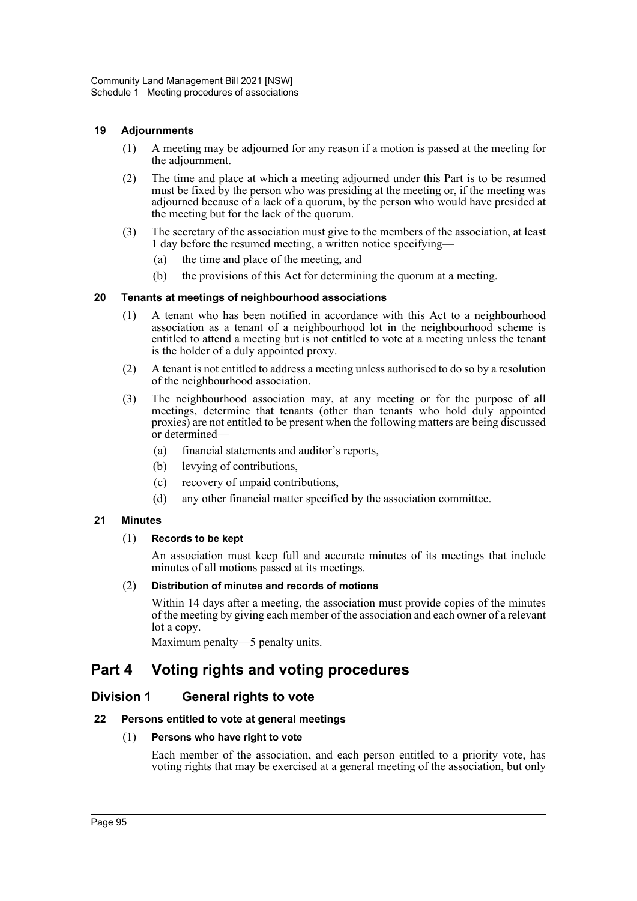### 19 Adjournments

(1) A meeting may be adjourned for any reason if a motion is passed at the meeting for the adjournment.

(2) The time and place at which a meeting adjourned under this Part is to be resumed must be fixed by the person who was presiding at the meeting or, if the meeting was adjourned because of a lack of a quorum, by the person who would have presided at the meeting but for the lack of the quorum.

(3) The secretary of the association must give to the members of the association, at least 1 day before the resumed meeting, a written notice specifying—

- (a) the time and place of the meeting, and
- (b) the provisions of this Act for determining the quorum at a meeting.

### 20 Tenants at meetings of neighbourhood associations

(1) A tenant who has been notified in accordance with this Act to a neighbourhood association as a tenant of a neighbourhood lot in the neighbourhood scheme is entitled to attend a meeting but is not entitled to vote at a meeting unless the tenant is the holder of a duly appointed proxy.

(2) A tenant is not entitled to address a meeting unless authorised to do so by a resolution of the neighbourhood association.

(3) The neighbourhood association may, at any meeting or for the purpose of all meetings, determine that tenants (other than tenants who hold duly appointed proxies) are not entitled to be present when the following matters are being discussed or determined—

- (a) financial statements and auditor's reports,
- (b) levying of contributions,
- (c) recovery of unpaid contributions,
- (d) any other financial matter specified by the association committee.

### 21 Minutes

(1) **Records to be kept**

An association must keep full and accurate minutes of its meetings that include minutes of all motions passed at its meetings.

(2) **Distribution of minutes and records of motions**

Within 14 days after a meeting, the association must provide copies of the minutes of the meeting by giving each member of the association and each owner of a relevant lot a copy.

Maximum penalty—5 penalty units.

# Part 4 Voting rights and voting procedures

## Division 1 General rights to vote

### 22 Persons entitled to vote at general meetings

(1) **Persons who have right to vote**

Each member of the association, and each person entitled to a priority vote, has voting rights that may be exercised at a general meeting of the association, but only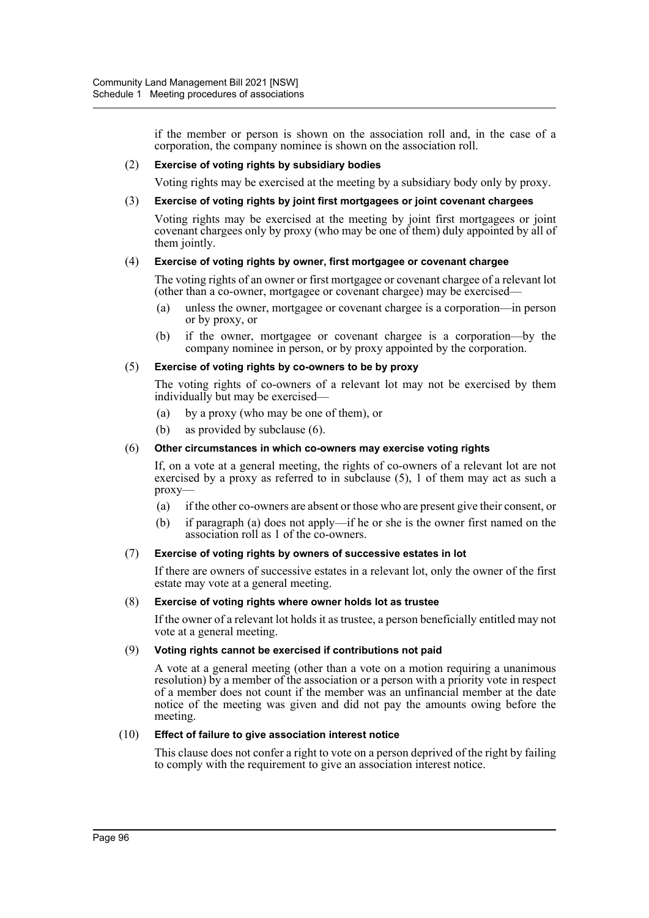if the member or person is shown on the association roll and, in the case of a corporation, the company nominee is shown on the association roll.

(2) **Exercise of voting rights by subsidiary bodies**

Voting rights may be exercised at the meeting by a subsidiary body only by proxy.

(3) **Exercise of voting rights by joint first mortgagees or joint covenant chargees**

Voting rights may be exercised at the meeting by joint first mortgagees or joint covenant chargees only by proxy (who may be one of them) duly appointed by all of them jointly.

(4) **Exercise of voting rights by owner, first mortgagee or covenant chargee**

The voting rights of an owner or first mortgagee or covenant chargee of a relevant lot (other than a co-owner, mortgagee or covenant chargee) may be exercised—

- (a) unless the owner, mortgagee or covenant chargee is a corporation—in person or by proxy, or
- (b) if the owner, mortgagee or covenant chargee is a corporation—by the company nominee in person, or by proxy appointed by the corporation.

(5) **Exercise of voting rights by co-owners to be by proxy**

The voting rights of co-owners of a relevant lot may not be exercised by them individually but may be exercised—

- (a) by a proxy (who may be one of them), or
- (b) as provided by subclause (6).

(6) **Other circumstances in which co-owners may exercise voting rights**

If, on a vote at a general meeting, the rights of co-owners of a relevant lot are not exercised by a proxy as referred to in subclause (5), 1 of them may act as such a proxy—

- (a) if the other co-owners are absent or those who are present give their consent, or
- (b) if paragraph (a) does not apply—if he or she is the owner first named on the association roll as 1 of the co-owners.

(7) **Exercise of voting rights by owners of successive estates in lot**

If there are owners of successive estates in a relevant lot, only the owner of the first estate may vote at a general meeting.

(8) **Exercise of voting rights where owner holds lot as trustee**

If the owner of a relevant lot holds it as trustee, a person beneficially entitled may not vote at a general meeting.

(9) **Voting rights cannot be exercised if contributions not paid**

A vote at a general meeting (other than a vote on a motion requiring a unanimous resolution) by a member of the association or a person with a priority vote in respect of a member does not count if the member was an unfinancial member at the date notice of the meeting was given and did not pay the amounts owing before the meeting.

(10) **Effect of failure to give association interest notice**

This clause does not confer a right to vote on a person deprived of the right by failing to comply with the requirement to give an association interest notice.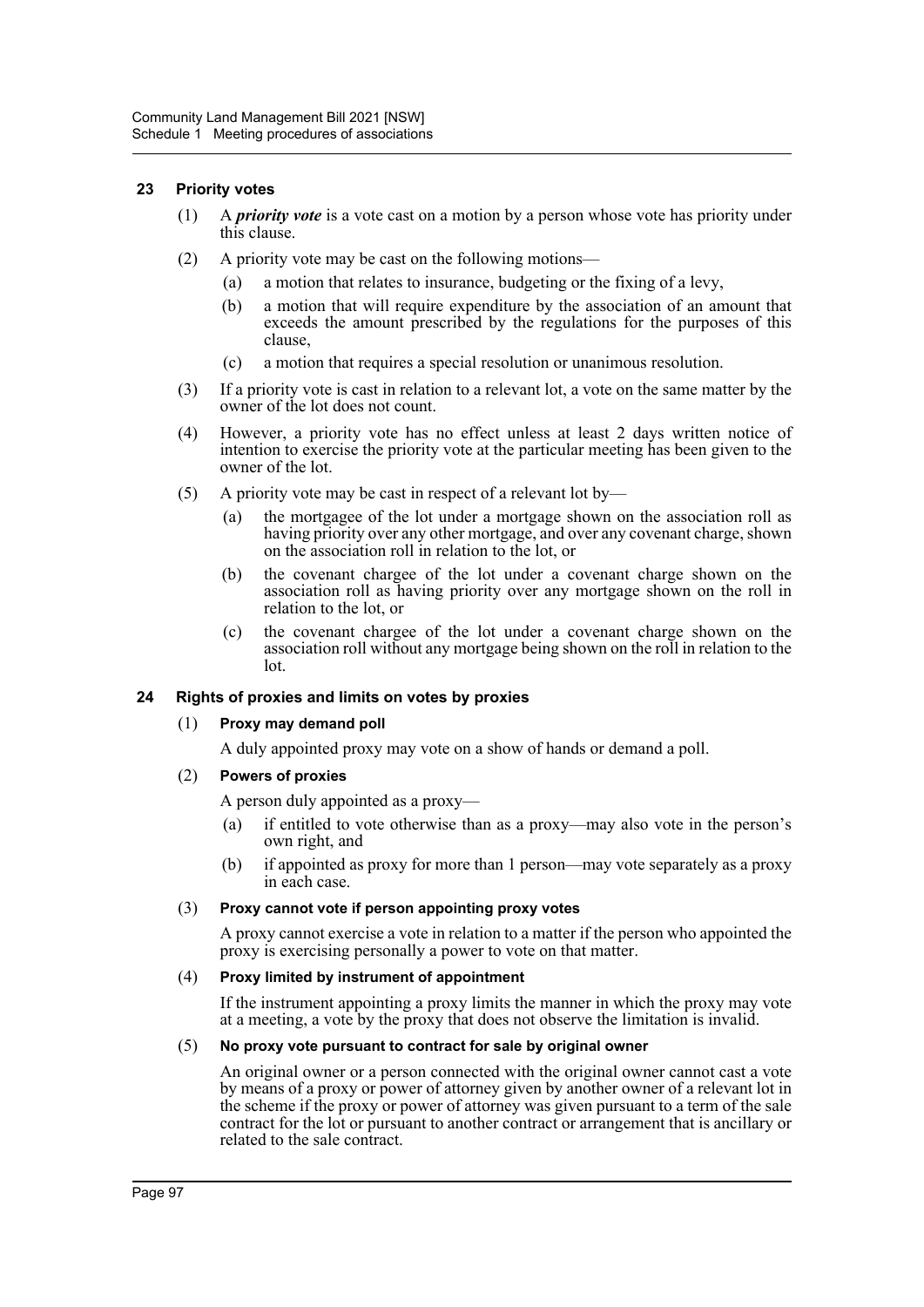### 23 Priority votes

(1) A ***priority vote*** is a vote cast on a motion by a person whose vote has priority under this clause.

(2) A priority vote may be cast on the following motions—

(a) a motion that relates to insurance, budgeting or the fixing of a levy,

(b) a motion that will require expenditure by the association of an amount that exceeds the amount prescribed by the regulations for the purposes of this clause,

(c) a motion that requires a special resolution or unanimous resolution.

(3) If a priority vote is cast in relation to a relevant lot, a vote on the same matter by the owner of the lot does not count.

(4) However, a priority vote has no effect unless at least 2 days written notice of intention to exercise the priority vote at the particular meeting has been given to the owner of the lot.

(5) A priority vote may be cast in respect of a relevant lot by—

(a) the mortgagee of the lot under a mortgage shown on the association roll as having priority over any other mortgage, and over any covenant charge, shown on the association roll in relation to the lot, or

(b) the covenant chargee of the lot under a covenant charge shown on the association roll as having priority over any mortgage shown on the roll in relation to the lot, or

(c) the covenant chargee of the lot under a covenant charge shown on the association roll without any mortgage being shown on the roll in relation to the lot.

### 24 Rights of proxies and limits on votes by proxies

(1) **Proxy may demand poll**

A duly appointed proxy may vote on a show of hands or demand a poll.

(2) **Powers of proxies**

A person duly appointed as a proxy—

(a) if entitled to vote otherwise than as a proxy—may also vote in the person's own right, and

(b) if appointed as proxy for more than 1 person—may vote separately as a proxy in each case.

(3) **Proxy cannot vote if person appointing proxy votes**

A proxy cannot exercise a vote in relation to a matter if the person who appointed the proxy is exercising personally a power to vote on that matter.

(4) **Proxy limited by instrument of appointment**

If the instrument appointing a proxy limits the manner in which the proxy may vote at a meeting, a vote by the proxy that does not observe the limitation is invalid.

(5) **No proxy vote pursuant to contract for sale by original owner**

An original owner or a person connected with the original owner cannot cast a vote by means of a proxy or power of attorney given by another owner of a relevant lot in the scheme if the proxy or power of attorney was given pursuant to a term of the sale contract for the lot or pursuant to another contract or arrangement that is ancillary or related to the sale contract.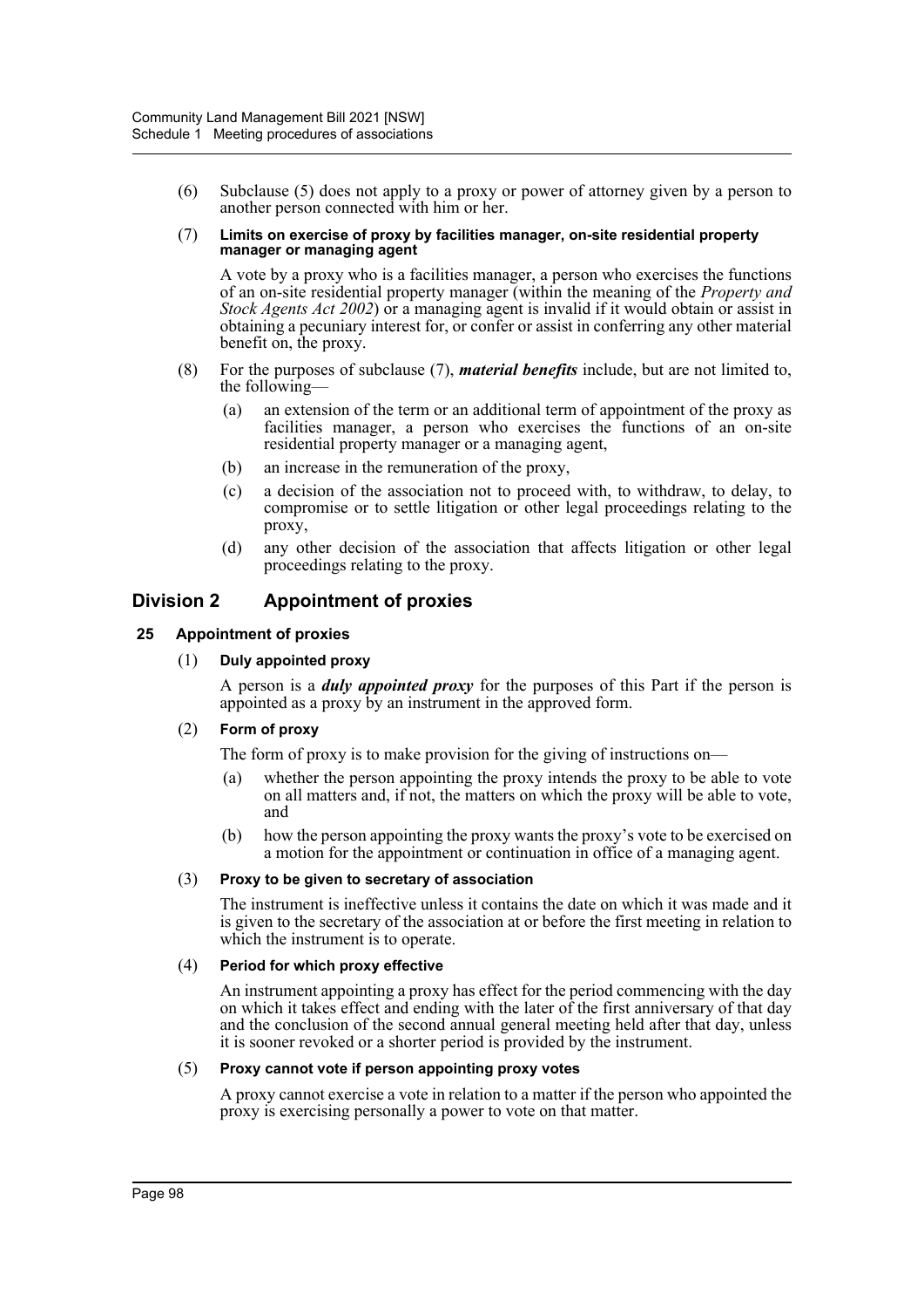(6) Subclause (5) does not apply to a proxy or power of attorney given by a person to another person connected with him or her.

(7) **Limits on exercise of proxy by facilities manager, on-site residential property manager or managing agent**

A vote by a proxy who is a facilities manager, a person who exercises the functions of an on-site residential property manager (within the meaning of the *Property and Stock Agents Act 2002*) or a managing agent is invalid if it would obtain or assist in obtaining a pecuniary interest for, or confer or assist in conferring any other material benefit on, the proxy.

(8) For the purposes of subclause (7), ***material benefits*** include, but are not limited to, the following—

(a) an extension of the term or an additional term of appointment of the proxy as facilities manager, a person who exercises the functions of an on-site residential property manager or a managing agent,

(b) an increase in the remuneration of the proxy,

(c) a decision of the association not to proceed with, to withdraw, to delay, to compromise or to settle litigation or other legal proceedings relating to the proxy,

(d) any other decision of the association that affects litigation or other legal proceedings relating to the proxy.

## Division 2 Appointment of proxies

### 25 Appointment of proxies

(1) **Duly appointed proxy**

A person is a ***duly appointed proxy*** for the purposes of this Part if the person is appointed as a proxy by an instrument in the approved form.

(2) **Form of proxy**

The form of proxy is to make provision for the giving of instructions on—

(a) whether the person appointing the proxy intends the proxy to be able to vote on all matters and, if not, the matters on which the proxy will be able to vote, and

(b) how the person appointing the proxy wants the proxy's vote to be exercised on a motion for the appointment or continuation in office of a managing agent.

(3) **Proxy to be given to secretary of association**

The instrument is ineffective unless it contains the date on which it was made and it is given to the secretary of the association at or before the first meeting in relation to which the instrument is to operate.

(4) **Period for which proxy effective**

An instrument appointing a proxy has effect for the period commencing with the day on which it takes effect and ending with the later of the first anniversary of that day and the conclusion of the second annual general meeting held after that day, unless it is sooner revoked or a shorter period is provided by the instrument.

(5) **Proxy cannot vote if person appointing proxy votes**

A proxy cannot exercise a vote in relation to a matter if the person who appointed the proxy is exercising personally a power to vote on that matter.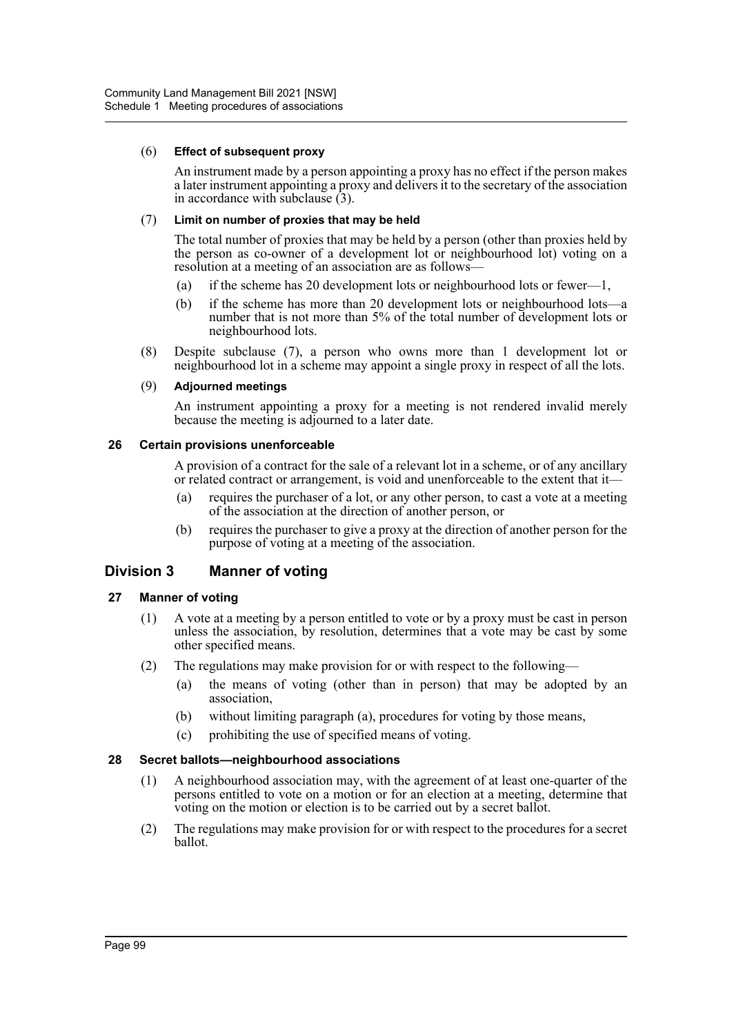(6) **Effect of subsequent proxy**

An instrument made by a person appointing a proxy has no effect if the person makes a later instrument appointing a proxy and delivers it to the secretary of the association in accordance with subclause (3).

(7) **Limit on number of proxies that may be held**

The total number of proxies that may be held by a person (other than proxies held by the person as co-owner of a development lot or neighbourhood lot) voting on a resolution at a meeting of an association are as follows—

- (a) if the scheme has 20 development lots or neighbourhood lots or fewer—1,
- (b) if the scheme has more than 20 development lots or neighbourhood lots—a number that is not more than 5% of the total number of development lots or neighbourhood lots.

(8) Despite subclause (7), a person who owns more than 1 development lot or neighbourhood lot in a scheme may appoint a single proxy in respect of all the lots.

(9) **Adjourned meetings**

An instrument appointing a proxy for a meeting is not rendered invalid merely because the meeting is adjourned to a later date.

### 26 Certain provisions unenforceable

A provision of a contract for the sale of a relevant lot in a scheme, or of any ancillary or related contract or arrangement, is void and unenforceable to the extent that it—

- (a) requires the purchaser of a lot, or any other person, to cast a vote at a meeting of the association at the direction of another person, or
- (b) requires the purchaser to give a proxy at the direction of another person for the purpose of voting at a meeting of the association.

## Division 3 Manner of voting

### 27 Manner of voting

(1) A vote at a meeting by a person entitled to vote or by a proxy must be cast in person unless the association, by resolution, determines that a vote may be cast by some other specified means.

(2) The regulations may make provision for or with respect to the following—

- (a) the means of voting (other than in person) that may be adopted by an association,
- (b) without limiting paragraph (a), procedures for voting by those means,
- (c) prohibiting the use of specified means of voting.

### 28 Secret ballots—neighbourhood associations

(1) A neighbourhood association may, with the agreement of at least one-quarter of the persons entitled to vote on a motion or for an election at a meeting, determine that voting on the motion or election is to be carried out by a secret ballot.

(2) The regulations may make provision for or with respect to the procedures for a secret ballot.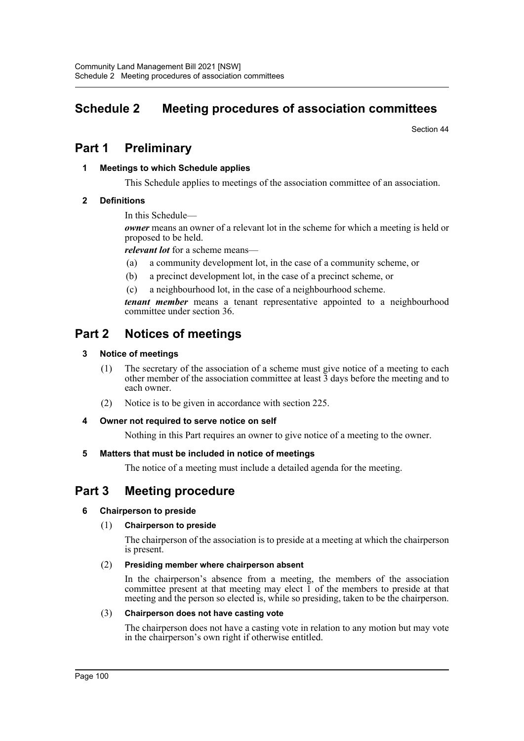# Schedule 2 Meeting procedures of association committees

Section 44

## Part 1 Preliminary

### 1 Meetings to which Schedule applies

This Schedule applies to meetings of the association committee of an association.

### 2 Definitions

In this Schedule—

***owner*** means an owner of a relevant lot in the scheme for which a meeting is held or proposed to be held.

***relevant lot*** for a scheme means—

(a) a community development lot, in the case of a community scheme, or

(b) a precinct development lot, in the case of a precinct scheme, or

(c) a neighbourhood lot, in the case of a neighbourhood scheme.

***tenant member*** means a tenant representative appointed to a neighbourhood committee under section 36.

## Part 2 Notices of meetings

### 3 Notice of meetings

(1) The secretary of the association of a scheme must give notice of a meeting to each other member of the association committee at least 3 days before the meeting and to each owner.

(2) Notice is to be given in accordance with section 225.

### 4 Owner not required to serve notice on self

Nothing in this Part requires an owner to give notice of a meeting to the owner.

### 5 Matters that must be included in notice of meetings

The notice of a meeting must include a detailed agenda for the meeting.

## Part 3 Meeting procedure

### 6 Chairperson to preside

(1) **Chairperson to preside**

The chairperson of the association is to preside at a meeting at which the chairperson is present.

(2) **Presiding member where chairperson absent**

In the chairperson's absence from a meeting, the members of the association committee present at that meeting may elect 1 of the members to preside at that meeting and the person so elected is, while so presiding, taken to be the chairperson.

(3) **Chairperson does not have casting vote**

The chairperson does not have a casting vote in relation to any motion but may vote in the chairperson's own right if otherwise entitled.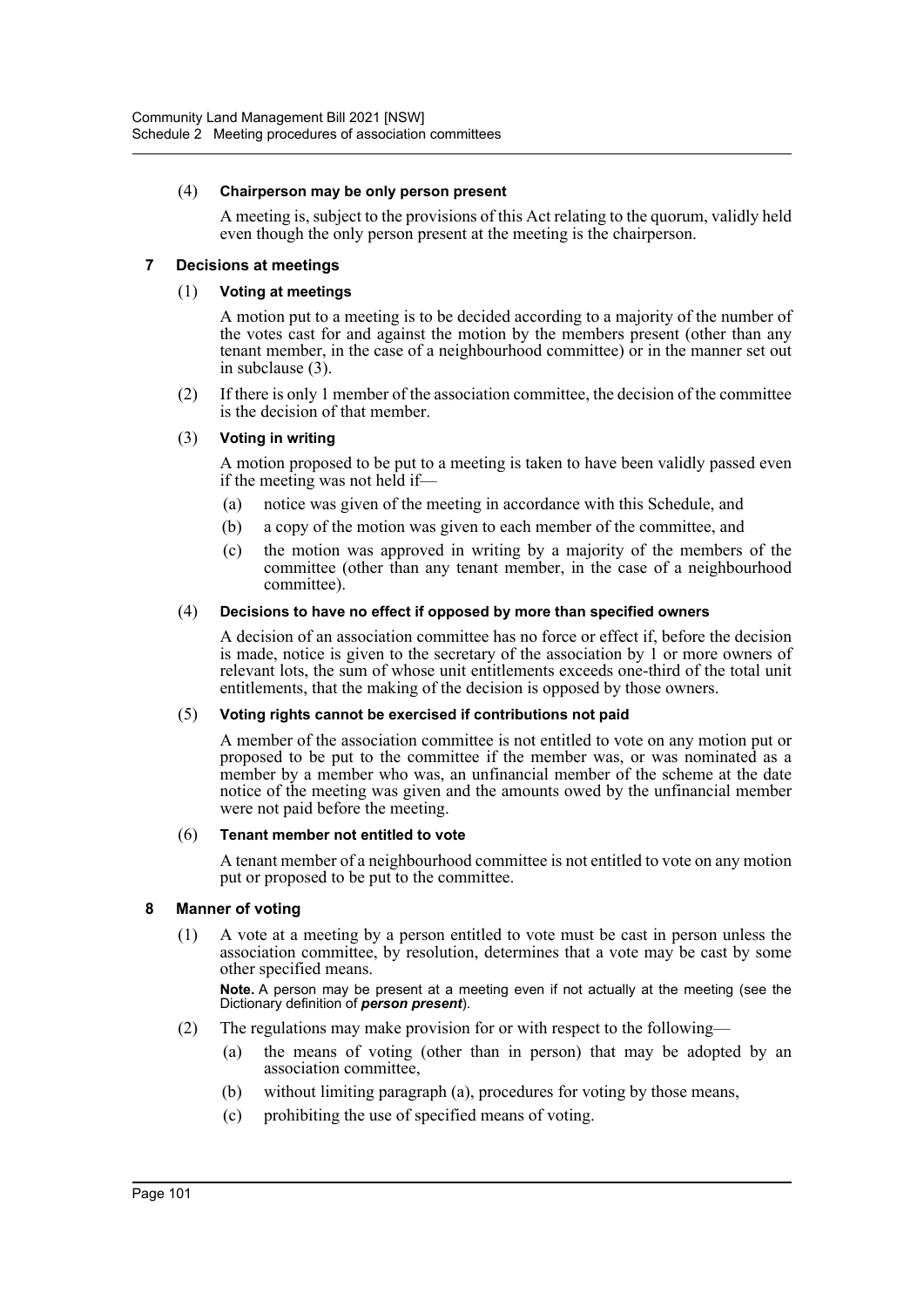(4) **Chairpersonmay be only person present**

A meeting is, subject to the provisions of this Act relating to the quorum, validly held even though the only person present at the meeting is the chairperson.

## 7 Decisions at meetings

(1) **Voting at meetings**

A motion put to a meeting is to be decided according to a majority of the number of the votes cast for and against the motion by the members present (other than any tenant member, in the case of a neighbourhood committee) or in the manner set out in subclause (3).

(2) If there is only 1 member of the association committee, the decision of the committee is the decision of that member.

(3) **Voting in writing**

A motion proposed to be put to a meeting is taken to have been validly passed even if the meeting was not held if—

- (a) notice was given of the meeting in accordance with this Schedule, and
- (b) a copy of the motion was given to each member of the committee, and
- (c) the motion was approved in writing by a majority of the members of the committee (other than any tenant member, in the case of a neighbourhood committee).

(4) **Decisions to have no effect if opposed by more than specified owners**

A decision of an association committee has no force or effect if, before the decision is made, notice is given to the secretary of the association by 1 or more owners of relevant lots, the sum of whose unit entitlements exceeds one-third of the total unit entitlements, that the making of the decision is opposed by those owners.

(5) **Voting rights cannot be exercised if contributions not paid**

A member of the association committee is not entitled to vote on any motion put or proposed to be put to the committee if the member was, or was nominated as a member by a member who was, an unfinancial member of the scheme at the date notice of the meeting was given and the amounts owed by the unfinancial member were not paid before the meeting.

(6) **Tenant member not entitled to vote**

A tenant member of a neighbourhood committee is not entitled to vote on any motion put or proposed to be put to the committee.

## 8 Manner of voting

(1) A vote at a meeting by a person entitled to vote must be cast in person unless the association committee, by resolution, determines that a vote may be cast by some other specified means.

**Note.** A person may be present at a meeting even if not actually at the meeting (see the Dictionary definition of ***person present***).

(2) The regulations may make provision for or with respect to the following—

- (a) the means of voting (other than in person) that may be adopted by an association committee,
- (b) without limiting paragraph (a), procedures for voting by those means,
- (c) prohibiting the use of specified means of voting.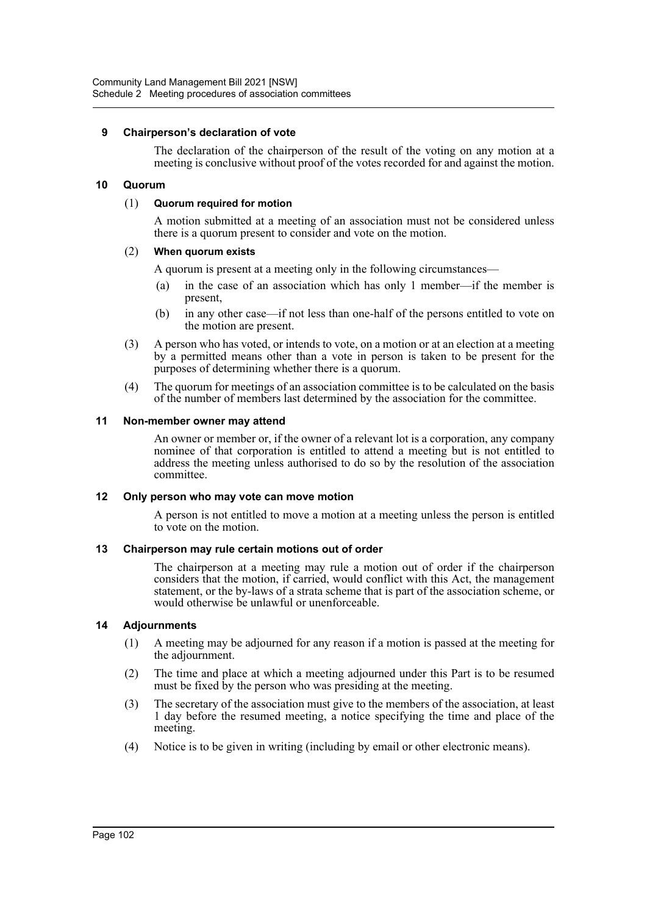### 9 Chairperson's declaration of vote

The declaration of the chairperson of the result of the voting on any motion at a meeting is conclusive without proof of the votes recorded for and against the motion.

### 10 Quorum

(1) **Quorum required for motion**

A motion submitted at a meeting of an association must not be considered unless there is a quorum present to consider and vote on the motion.

(2) **When quorum exists**

A quorum is present at a meeting only in the following circumstances—

- (a) in the case of an association which has only 1 member—if the member is present,
- (b) in any other case—if not less than one-half of the persons entitled to vote on the motion are present.

(3) A person who has voted, or intends to vote, on a motion or at an election at a meeting by a permitted means other than a vote in person is taken to be present for the purposes of determining whether there is a quorum.

(4) The quorum for meetings of an association committee is to be calculated on the basis of the number of members last determined by the association for the committee.

### 11 Non-member owner may attend

An owner or member or, if the owner of a relevant lot is a corporation, any company nominee of that corporation is entitled to attend a meeting but is not entitled to address the meeting unless authorised to do so by the resolution of the association committee.

### 12 Only person who may vote can move motion

A person is not entitled to move a motion at a meeting unless the person is entitled to vote on the motion.

### 13 Chairperson may rule certain motions out of order

The chairperson at a meeting may rule a motion out of order if the chairperson considers that the motion, if carried, would conflict with this Act, the management statement, or the by-laws of a strata scheme that is part of the association scheme, or would otherwise be unlawful or unenforceable.

### 14 Adjournments

(1) A meeting may be adjourned for any reason if a motion is passed at the meeting for the adjournment.

(2) The time and place at which a meeting adjourned under this Part is to be resumed must be fixed by the person who was presiding at the meeting.

(3) The secretary of the association must give to the members of the association, at least 1 day before the resumed meeting, a notice specifying the time and place of the meeting.

(4) Notice is to be given in writing (including by email or other electronic means).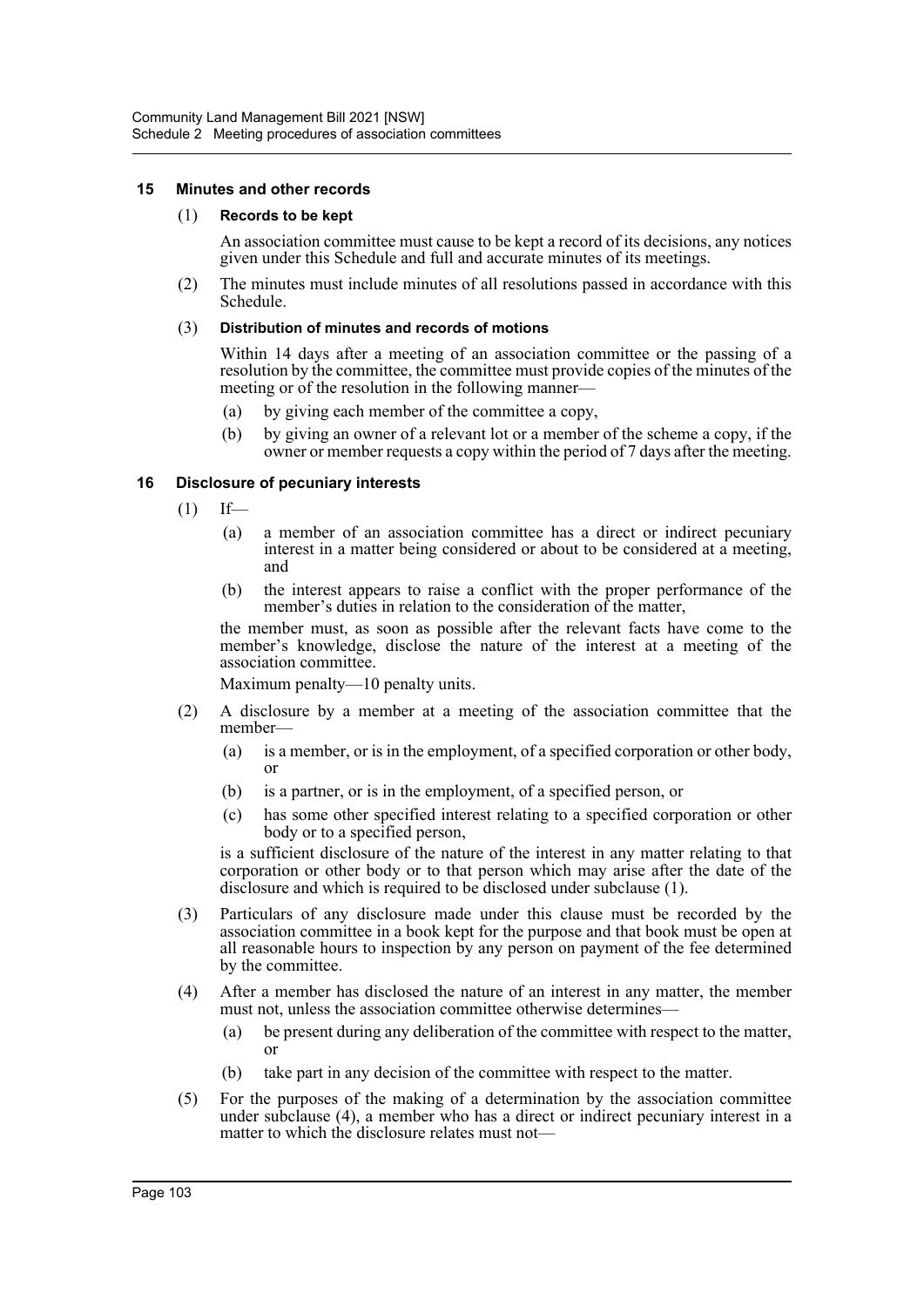### 15 Minutes and other records

(1) **Records to be kept**

An association committee must cause to be kept a record of its decisions, any notices given under this Schedule and full and accurate minutes of its meetings.

(2) The minutes must include minutes of all resolutions passed in accordance with this Schedule.

(3) **Distribution of minutes and records of motions**

Within 14 days after a meeting of an association committee or the passing of a resolution by the committee, the committee must provide copies of the minutes of the meeting or of the resolution in the following manner—

- (a) by giving each member of the committee a copy,
- (b) by giving an owner of a relevant lot or a member of the scheme a copy, if the owner or member requests a copy within the period of 7 days after the meeting.

### 16 Disclosure of pecuniary interests

(1) If—

- (a) a member of an association committee has a direct or indirect pecuniary interest in a matter being considered or about to be considered at a meeting, and
- (b) the interest appears to raise a conflict with the proper performance of the member's duties in relation to the consideration of the matter,

the member must, as soon as possible after the relevant facts have come to the member's knowledge, disclose the nature of the interest at a meeting of the association committee.

Maximum penalty—10 penalty units.

(2) A disclosure by a member at a meeting of the association committee that the member—

- (a) is a member, or is in the employment, of a specified corporation or other body, or
- (b) is a partner, or is in the employment, of a specified person, or
- (c) has some other specified interest relating to a specified corporation or other body or to a specified person,

is a sufficient disclosure of the nature of the interest in any matter relating to that corporation or other body or to that person which may arise after the date of the disclosure and which is required to be disclosed under subclause (1).

(3) Particulars of any disclosure made under this clause must be recorded by the association committee in a book kept for the purpose and that book must be open at all reasonable hours to inspection by any person on payment of the fee determined by the committee.

(4) After a member has disclosed the nature of an interest in any matter, the member must not, unless the association committee otherwise determines—

- (a) be present during any deliberation of the committee with respect to the matter, or
- (b) take part in any decision of the committee with respect to the matter.

(5) For the purposes of the making of a determination by the association committee under subclause (4), a member who has a direct or indirect pecuniary interest in a matter to which the disclosure relates must not—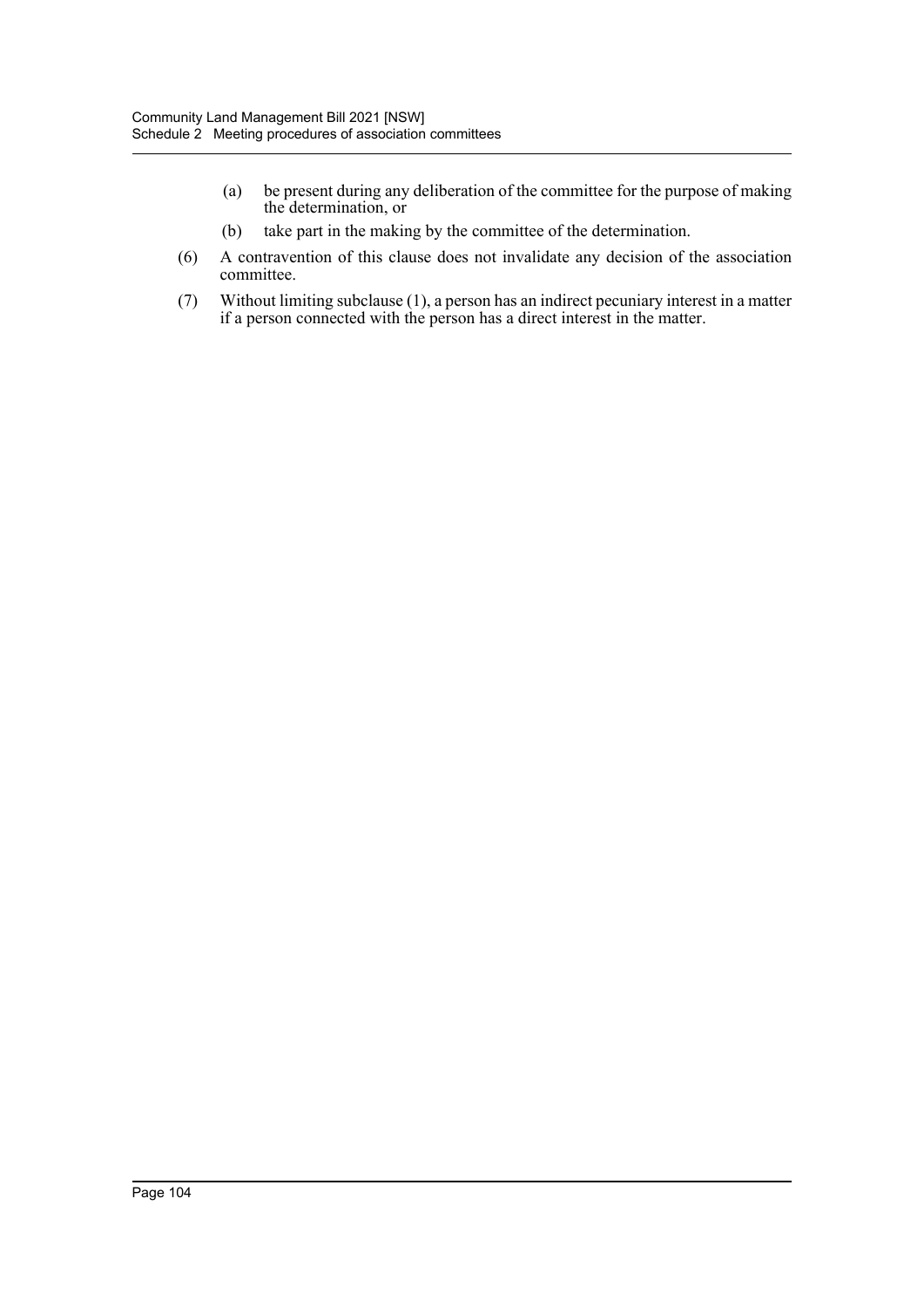(a) be present during any deliberation of the committee for the purpose of making the determination, or

(b) take part in the making by the committee of the determination.

(6) A contravention of this clause does not invalidate any decision of the association committee.

(7) Without limiting subclause (1), a person has an indirect pecuniary interest in a matter if a person connected with the person has a direct interest in the matter.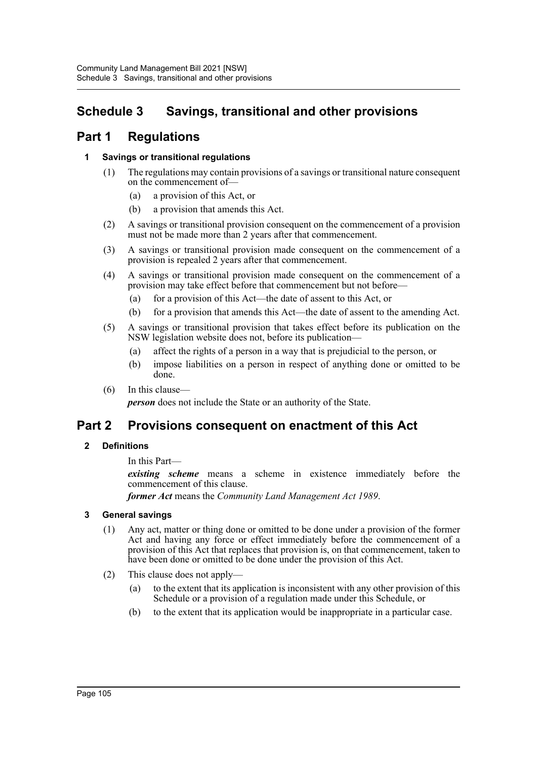# Schedule 3 Savings, transitional and other provisions

## Part 1 Regulations

### 1 Savings or transitional regulations

(1) The regulations may contain provisions of a savings or transitional nature consequent on the commencement of—

(a) a provision of this Act, or

(b) a provision that amends this Act.

(2) A savings or transitional provision consequent on the commencement of a provision must not be made more than 2 years after that commencement.

(3) A savings or transitional provision made consequent on the commencement of a provision is repealed 2 years after that commencement.

(4) A savings or transitional provision made consequent on the commencement of a provision may take effect before that commencement but not before—

(a) for a provision of this Act—the date of assent to this Act, or

(b) for a provision that amends this Act—the date of assent to the amending Act.

(5) A savings or transitional provision that takes effect before its publication on the NSW legislation website does not, before its publication—

(a) affect the rights of a person in a way that is prejudicial to the person, or

(b) impose liabilities on a person in respect of anything done or omitted to be done.

(6) In this clause—

***person*** does not include the State or an authority of the State.

## Part 2 Provisions consequent on enactment of this Act

### 2 Definitions

In this Part—

***existing scheme*** means a scheme in existence immediately before the commencement of this clause.

***former Act*** means the *Community Land Management Act 1989*.

### 3 General savings

(1) Any act, matter or thing done or omitted to be done under a provision of the former Act and having any force or effect immediately before the commencement of a provision of this Act that replaces that provision is, on that commencement, taken to have been done or omitted to be done under the provision of this Act.

(2) This clause does not apply—

(a) to the extent that its application is inconsistent with any other provision of this Schedule or a provision of a regulation made under this Schedule, or

(b) to the extent that its application would be inappropriate in a particular case.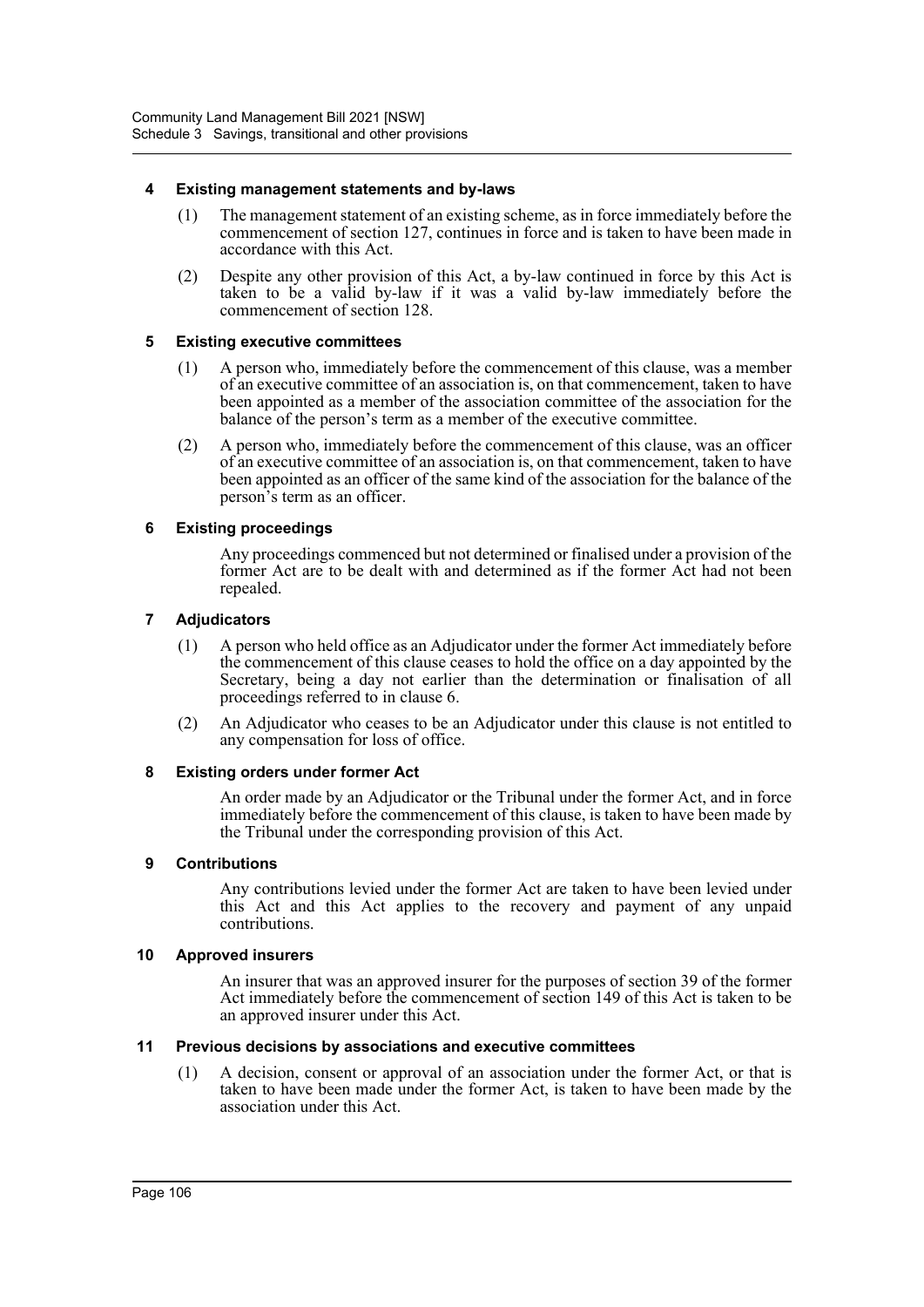#### 4 Existing management statements and by-laws

(1) The management statement of an existing scheme, as in force immediately before the commencement of section 127, continues in force and is taken to have been made in accordance with this Act.

(2) Despite any other provision of this Act, a by-law continued in force by this Act is taken to be a valid by-law if it was a valid by-law immediately before the commencement of section 128.

#### 5 Existing executive committees

(1) A person who, immediately before the commencement of this clause, was a member of an executive committee of an association is, on that commencement, taken to have been appointed as a member of the association committee of the association for the balance of the person's term as a member of the executive committee.

(2) A person who, immediately before the commencement of this clause, was an officer of an executive committee of an association is, on that commencement, taken to have been appointed as an officer of the same kind of the association for the balance of the person's term as an officer.

#### 6 Existing proceedings

Any proceedings commenced but not determined or finalised under a provision of the former Act are to be dealt with and determined as if the former Act had not been repealed.

#### 7 Adjudicators

(1) A person who held office as an Adjudicator under the former Act immediately before the commencement of this clause ceases to hold the office on a day appointed by the Secretary, being a day not earlier than the determination or finalisation of all proceedings referred to in clause 6.

(2) An Adjudicator who ceases to be an Adjudicator under this clause is not entitled to any compensation for loss of office.

#### 8 Existing orders under former Act

An order made by an Adjudicator or the Tribunal under the former Act, and in force immediately before the commencement of this clause, is taken to have been made by the Tribunal under the corresponding provision of this Act.

#### 9 Contributions

Any contributions levied under the former Act are taken to have been levied under this Act and this Act applies to the recovery and payment of any unpaid contributions.

#### 10 Approved insurers

An insurer that was an approved insurer for the purposes of section 39 of the former Act immediately before the commencement of section 149 of this Act is taken to be an approved insurer under this Act.

#### 11 Previous decisions by associations and executive committees

(1) A decision, consent or approval of an association under the former Act, or that is taken to have been made under the former Act, is taken to have been made by the association under this Act.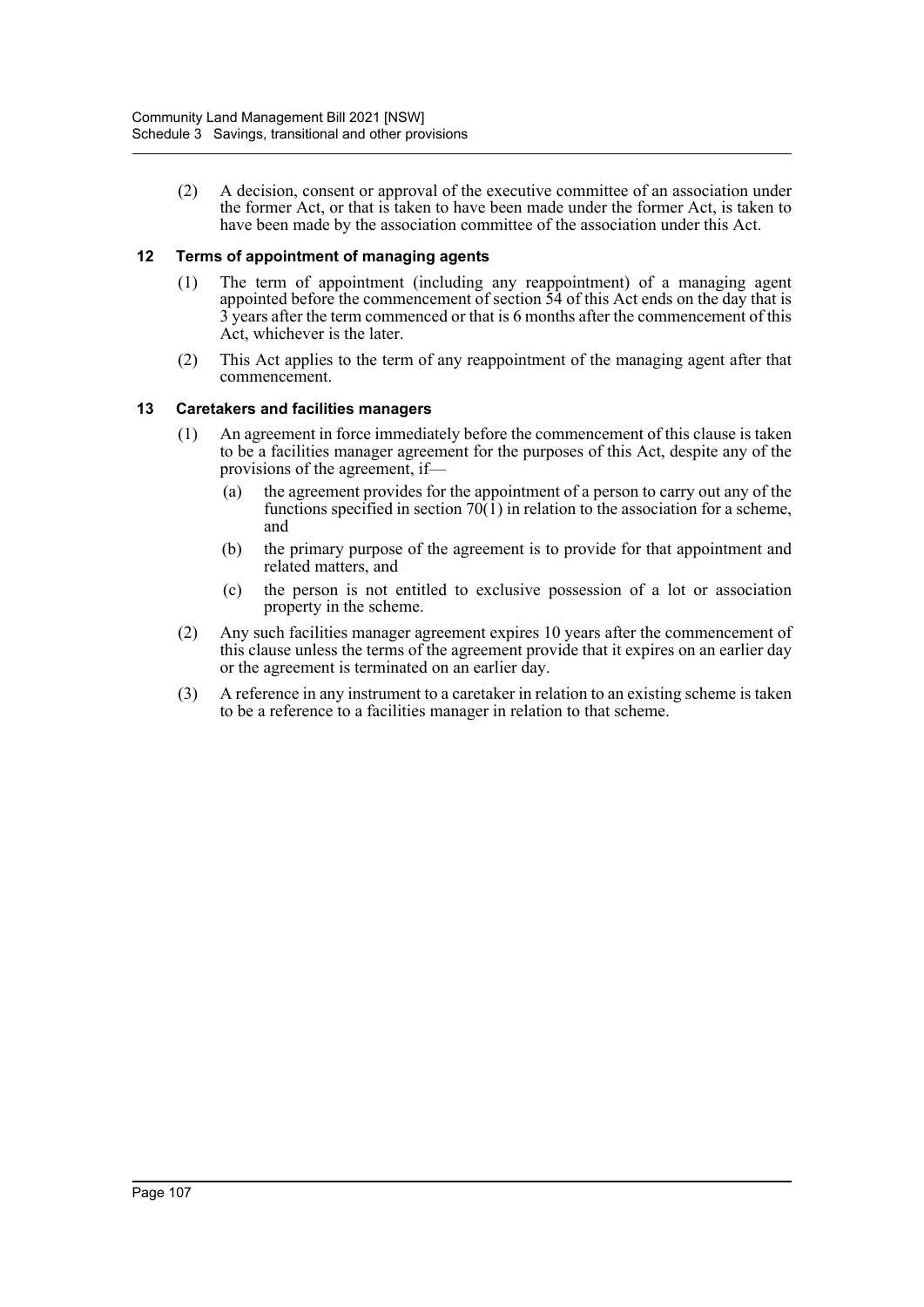(2) A decision, consent or approval of the executive committee of an association under the former Act, or that is taken to have been made under the former Act, is taken to have been made by the association committee of the association under this Act.

### 12 Terms of appointment of managing agents

(1) The term of appointment (including any reappointment) of a managing agent appointed before the commencement of section 54 of this Act ends on the day that is 3 years after the term commenced or that is 6 months after the commencement of this Act, whichever is the later.

(2) This Act applies to the term of any reappointment of the managing agent after that commencement.

### 13 Caretakers and facilities managers

(1) An agreement in force immediately before the commencement of this clause is taken to be a facilities manager agreement for the purposes of this Act, despite any of the provisions of the agreement, if—

(a) the agreement provides for the appointment of a person to carry out any of the functions specified in section 70(1) in relation to the association for a scheme, and

(b) the primary purpose of the agreement is to provide for that appointment and related matters, and

(c) the person is not entitled to exclusive possession of a lot or association property in the scheme.

(2) Any such facilities manager agreement expires 10 years after the commencement of this clause unless the terms of the agreement provide that it expires on an earlier day or the agreement is terminated on an earlier day.

(3) A reference in any instrument to a caretaker in relation to an existing scheme is taken to be a reference to a facilities manager in relation to that scheme.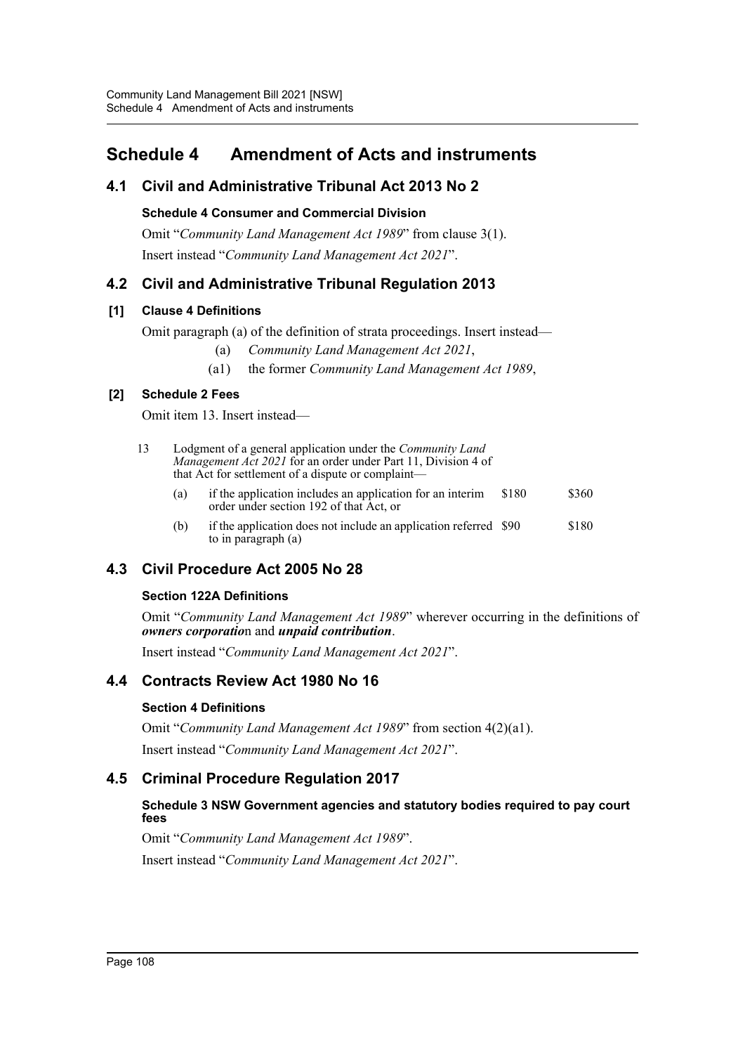# Schedule 4 Amendment of Acts and instruments

## 4.1 Civil and Administrative Tribunal Act 2013 No 2

### Schedule 4 Consumer and Commercial Division

Omit "*Community Land Management Act 1989*" from clause 3(1).

Insert instead "*Community Land Management Act 2021*".

## 4.2 Civil and Administrative Tribunal Regulation 2013

### [1] Clause 4 Definitions

Omit paragraph (a) of the definition of strata proceedings. Insert instead—

(a) *Community Land Management Act 2021*,

(a1) the former *Community Land Management Act 1989*,

### [2] Schedule 2 Fees

Omit item 13. Insert instead—

| | | | |
|---|---|---|---|
| 13 | Lodgment of a general application under the *Community Land Management Act 2021* for an order under Part 11, Division 4 of that Act for settlement of a dispute or complaint— | | |
| | (a) if the application includes an application for an interim order under section 192 of that Act, or | \$180 | \$360 |
| | (b) if the application does not include an application referred to in paragraph (a) | \$90 | \$180 |

## 4.3 Civil Procedure Act 2005 No 28

### Section 122A Definitions

Omit "*Community Land Management Act 1989*" wherever occurring in the definitions of ***owners corporation*** and ***unpaid contribution***.

Insert instead "*Community Land Management Act 2021*".

## 4.4 Contracts Review Act 1980 No 16

### Section 4 Definitions

Omit "*Community Land Management Act 1989*" from section 4(2)(a1).

Insert instead "*Community Land Management Act 2021*".

## 4.5 Criminal Procedure Regulation 2017

### Schedule 3 NSW Government agencies and statutory bodies required to pay court fees

Omit "*Community Land Management Act 1989*".

Insert instead "*Community Land Management Act 2021*".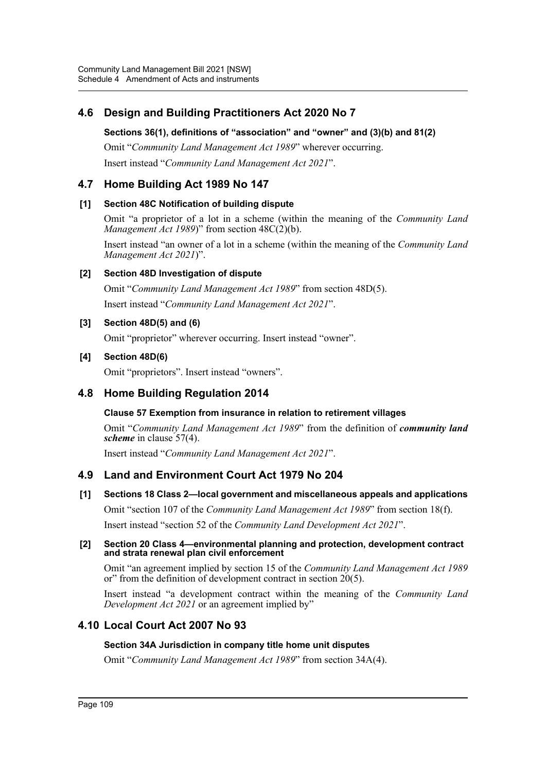## 4.6 Design and Building Practitioners Act 2020 No 7

#### Sections 36(1), definitions of "association" and "owner" and (3)(b) and 81(2)

Omit "*Community Land Management Act 1989*" wherever occurring.

Insert instead "*Community Land Management Act 2021*".

## 4.7 Home Building Act 1989 No 147

#### [1] Section 48C Notification of building dispute

Omit "a proprietor of a lot in a scheme (within the meaning of the *Community Land Management Act 1989*)" from section 48C(2)(b).

Insert instead "an owner of a lot in a scheme (within the meaning of the *Community Land Management Act 2021*)".

#### [2] Section 48D Investigation of dispute

Omit "*Community Land Management Act 1989*" from section 48D(5).

Insert instead "*Community Land Management Act 2021*".

#### [3] Section 48D(5) and (6)

Omit "proprietor" wherever occurring. Insert instead "owner".

#### [4] Section 48D(6)

Omit "proprietors". Insert instead "owners".

## 4.8 Home Building Regulation 2014

#### Clause 57 Exemption from insurance in relation to retirement villages

Omit "*Community Land Management Act 1989*" from the definition of ***community land scheme*** in clause 57(4).

Insert instead "*Community Land Management Act 2021*".

## 4.9 Land and Environment Court Act 1979 No 204

#### [1] Sections 18 Class 2—local government and miscellaneous appeals and applications

Omit "section 107 of the *Community Land Management Act 1989*" from section 18(f).

Insert instead "section 52 of the *Community Land Development Act 2021*".

#### [2] Section 20 Class 4—environmental planning and protection, development contract and strata renewal plan civil enforcement

Omit "an agreement implied by section 15 of the *Community Land Management Act 1989* or" from the definition of development contract in section 20(5).

Insert instead "a development contract within the meaning of the *Community Land Development Act 2021* or an agreement implied by"

## 4.10 Local Court Act 2007 No 93

#### Section 34A Jurisdiction in company title home unit disputes

Omit "*Community Land Management Act 1989*" from section 34A(4).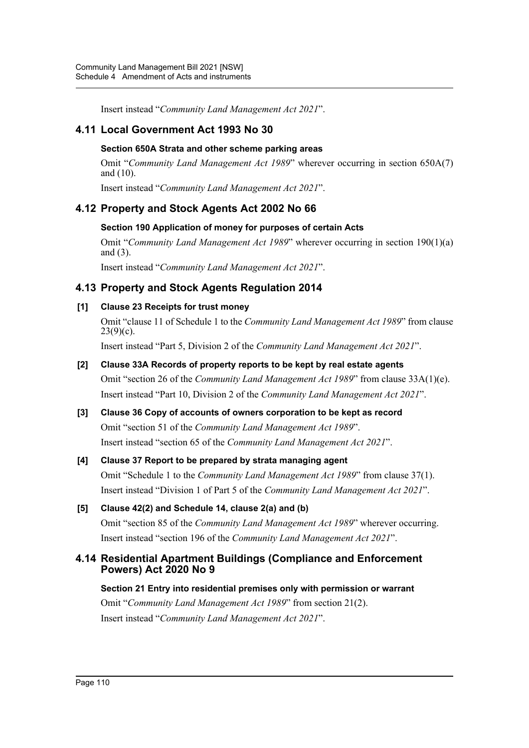Insert instead "*Community Land Management Act 2021*".

## 4.11 Local Government Act 1993 No 30

### Section 650A Strata and other scheme parking areas

Omit "*Community Land Management Act 1989*" wherever occurring in section 650A(7) and (10).

Insert instead "*Community Land Management Act 2021*".

## 4.12 Property and Stock Agents Act 2002 No 66

### Section 190 Application of money for purposes of certain Acts

Omit "*Community Land Management Act 1989*" wherever occurring in section 190(1)(a) and (3).

Insert instead "*Community Land Management Act 2021*".

## 4.13 Property and Stock Agents Regulation 2014

### [1] Clause 23 Receipts for trust money

Omit "clause 11 of Schedule 1 to the *Community Land Management Act 1989*" from clause 23(9)(c).

Insert instead "Part 5, Division 2 of the *Community Land Management Act 2021*".

### [2] Clause 33A Records of property reports to be kept by real estate agents

Omit "section 26 of the *Community Land Management Act 1989*" from clause 33A(1)(e).

Insert instead "Part 10, Division 2 of the *Community Land Management Act 2021*".

### [3] Clause 36 Copy of accounts of owners corporation to be kept as record

Omit "section 51 of the *Community Land Management Act 1989*".

Insert instead "section 65 of the *Community Land Management Act 2021*".

### [4] Clause 37 Report to be prepared by strata managing agent

Omit "Schedule 1 to the *Community Land Management Act 1989*" from clause 37(1).

Insert instead "Division 1 of Part 5 of the *Community Land Management Act 2021*".

### [5] Clause 42(2) and Schedule 14, clause 2(a) and (b)

Omit "section 85 of the *Community Land Management Act 1989*" wherever occurring.

Insert instead "section 196 of the *Community Land Management Act 2021*".

## 4.14 Residential Apartment Buildings (Compliance and Enforcement Powers) Act 2020 No 9

### Section 21 Entry into residential premises only with permission or warrant

Omit "*Community Land Management Act 1989*" from section 21(2).

Insert instead "*Community Land Management Act 2021*".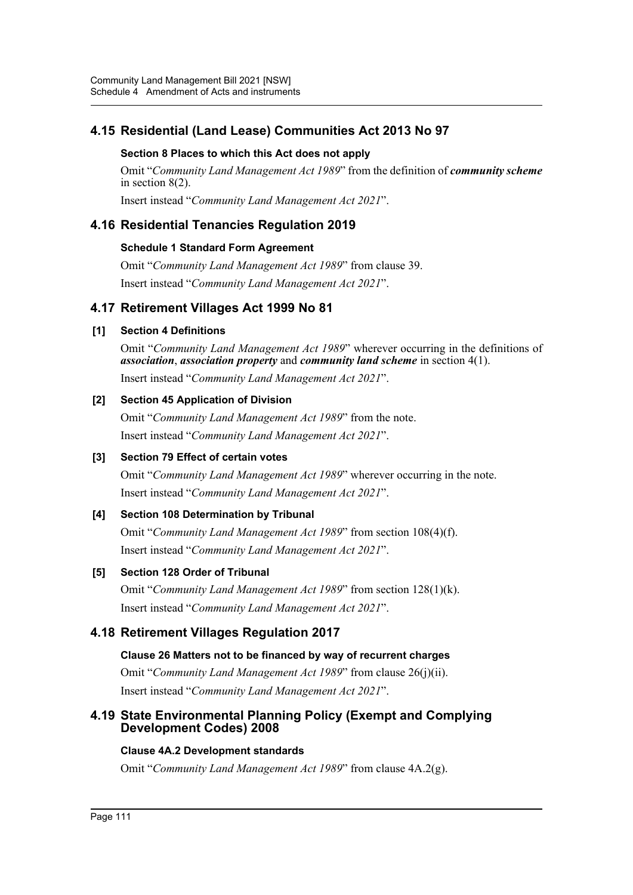## 4.15 Residential (Land Lease) Communities Act 2013 No 97

#### Section 8 Places to which this Act does not apply

Omit "*Community Land Management Act 1989*" from the definition of ***community scheme*** in section 8(2).

Insert instead "*Community Land Management Act 2021*".

## 4.16 Residential Tenancies Regulation 2019

#### Schedule 1 Standard Form Agreement

Omit "*Community Land Management Act 1989*" from clause 39.

Insert instead "*Community Land Management Act 2021*".

## 4.17 Retirement Villages Act 1999 No 81

#### [1] Section 4 Definitions

Omit "*Community Land Management Act 1989*" wherever occurring in the definitions of ***association***, ***association property*** and ***community land scheme*** in section 4(1).

Insert instead "*Community Land Management Act 2021*".

#### [2] Section 45 Application of Division

Omit "*Community Land Management Act 1989*" from the note.

Insert instead "*Community Land Management Act 2021*".

#### [3] Section 79 Effect of certain votes

Omit "*Community Land Management Act 1989*" wherever occurring in the note.

Insert instead "*Community Land Management Act 2021*".

#### [4] Section 108 Determination by Tribunal

Omit "*Community Land Management Act 1989*" from section 108(4)(f).

Insert instead "*Community Land Management Act 2021*".

#### [5] Section 128 Order of Tribunal

Omit "*Community Land Management Act 1989*" from section 128(1)(k).

Insert instead "*Community Land Management Act 2021*".

## 4.18 Retirement Villages Regulation 2017

#### Clause 26 Matters not to be financed by way of recurrent charges

Omit "*Community Land Management Act 1989*" from clause 26(j)(ii).

Insert instead "*Community Land Management Act 2021*".

## 4.19 State Environmental Planning Policy (Exempt and Complying Development Codes) 2008

#### Clause 4A.2 Development standards

Omit "*Community Land Management Act 1989*" from clause 4A.2(g).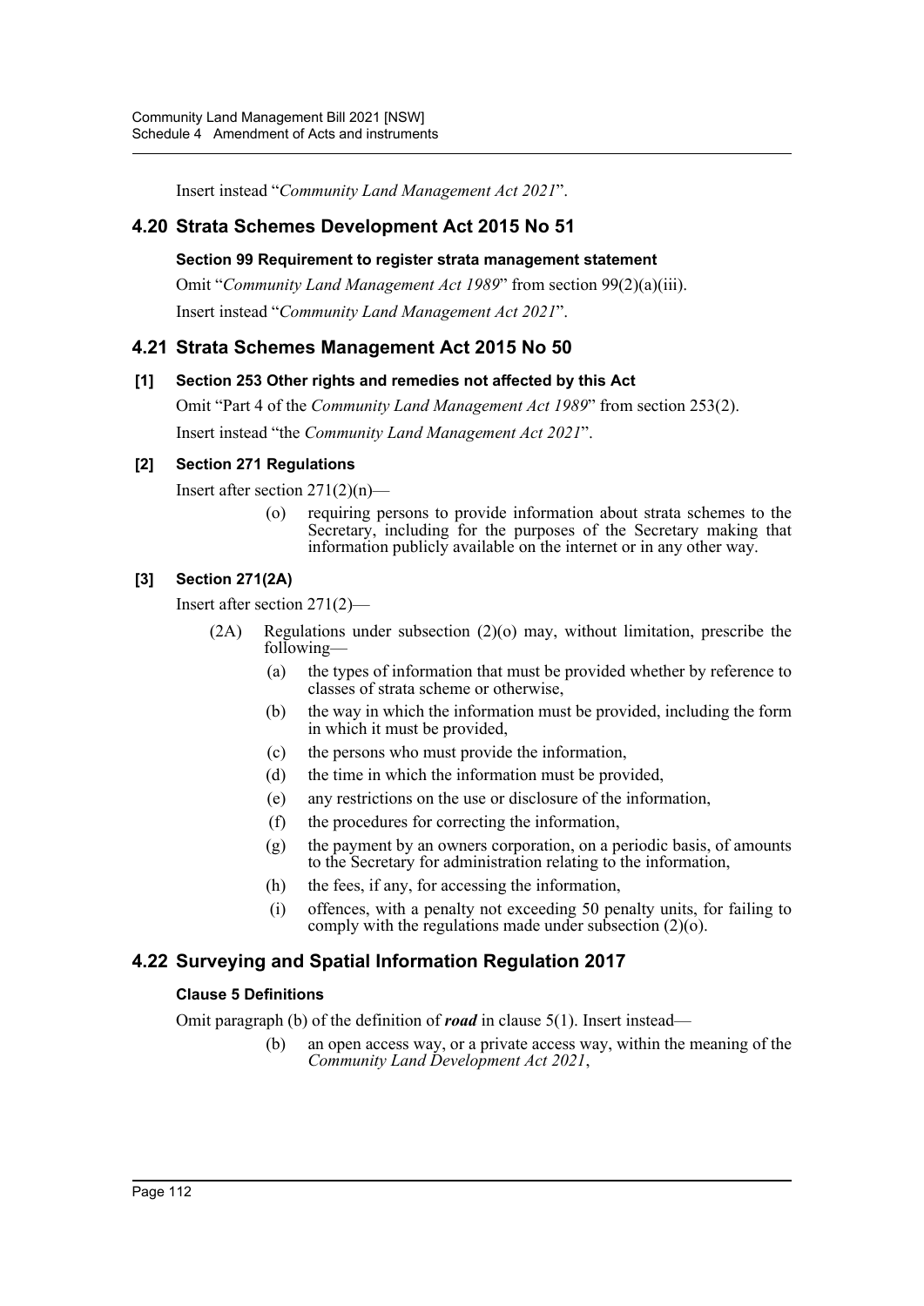Insert instead "*Community Land Management Act 2021*".

## 4.20 Strata Schemes Development Act 2015 No 51

### Section 99 Requirement to register strata management statement

Omit "*Community Land Management Act 1989*" from section 99(2)(a)(iii).

Insert instead "*Community Land Management Act 2021*".

## 4.21 Strata Schemes Management Act 2015 No 50

### [1] Section 253 Other rights and remedies not affected by this Act

Omit "Part 4 of the *Community Land Management Act 1989*" from section 253(2).

Insert instead "the *Community Land Management Act 2021*".

### [2] Section 271 Regulations

Insert after section 271(2)(n)—

(o) requiring persons to provide information about strata schemes to the Secretary, including for the purposes of the Secretary making that information publicly available on the internet or in any other way.

### [3] Section 271(2A)

Insert after section 271(2)—

(2A) Regulations under subsection (2)(o) may, without limitation, prescribe the following—

(a) the types of information that must be provided whether by reference to classes of strata scheme or otherwise,

(b) the way in which the information must be provided, including the form in which it must be provided,

(c) the persons who must provide the information,

(d) the time in which the information must be provided,

(e) any restrictions on the use or disclosure of the information,

(f) the procedures for correcting the information,

(g) the payment by an owners corporation, on a periodic basis, of amounts to the Secretary for administration relating to the information,

(h) the fees, if any, for accessing the information,

(i) offences, with a penalty not exceeding 50 penalty units, for failing to comply with the regulations made under subsection (2)(o).

## 4.22 Surveying and Spatial Information Regulation 2017

### Clause 5 Definitions

Omit paragraph (b) of the definition of ***road*** in clause 5(1). Insert instead—

(b) an open access way, or a private access way, within the meaning of the *Community Land Development Act 2021*,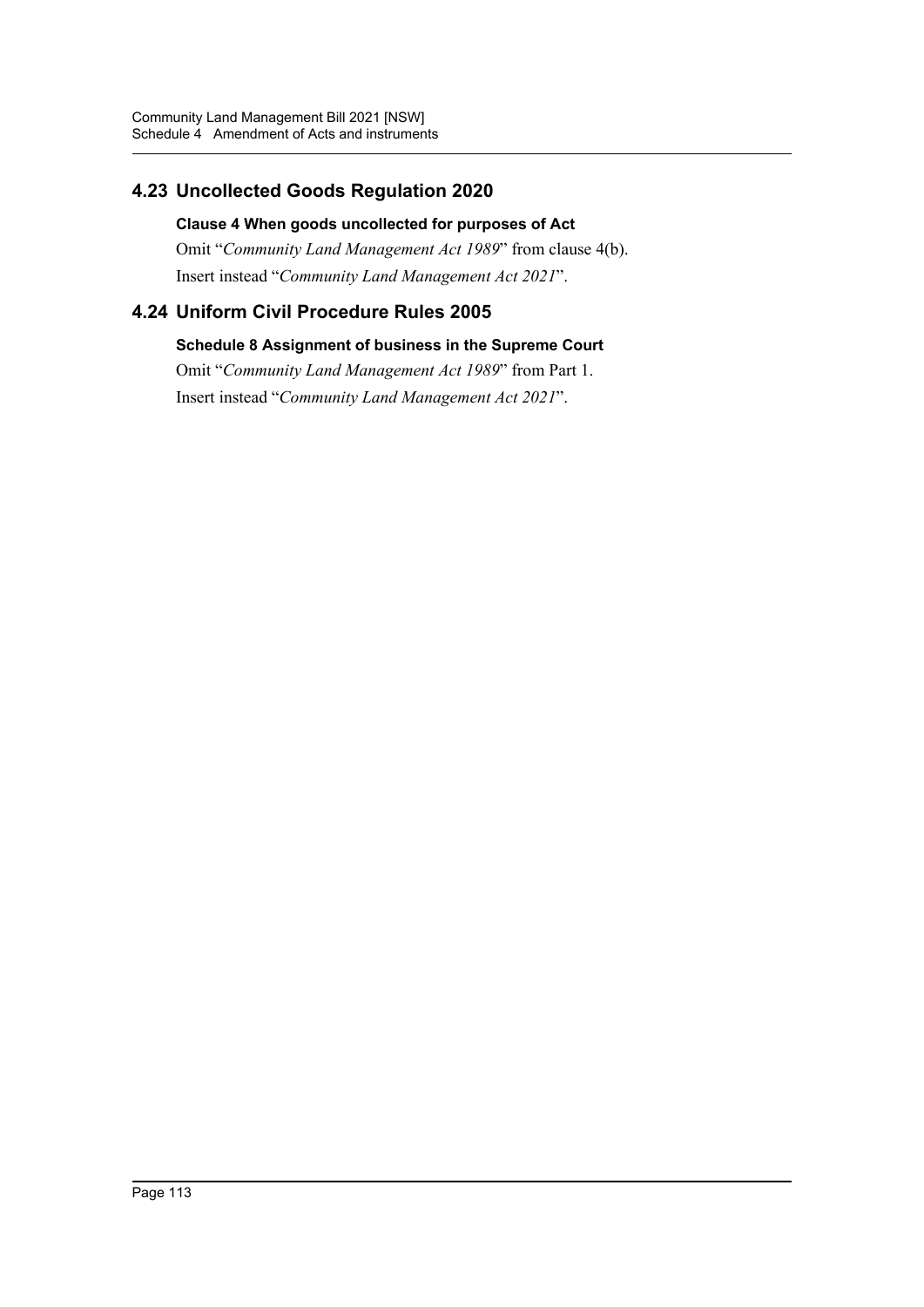## 4.23 Uncollected Goods Regulation 2020

### Clause 4 When goods uncollected for purposes of Act

Omit "*Community Land Management Act 1989*" from clause 4(b).

Insert instead "*Community Land Management Act 2021*".

## 4.24 Uniform Civil Procedure Rules 2005

### Schedule 8 Assignment of business in the Supreme Court

Omit "*Community Land Management Act 1989*" from Part 1.

Insert instead "*Community Land Management Act 2021*".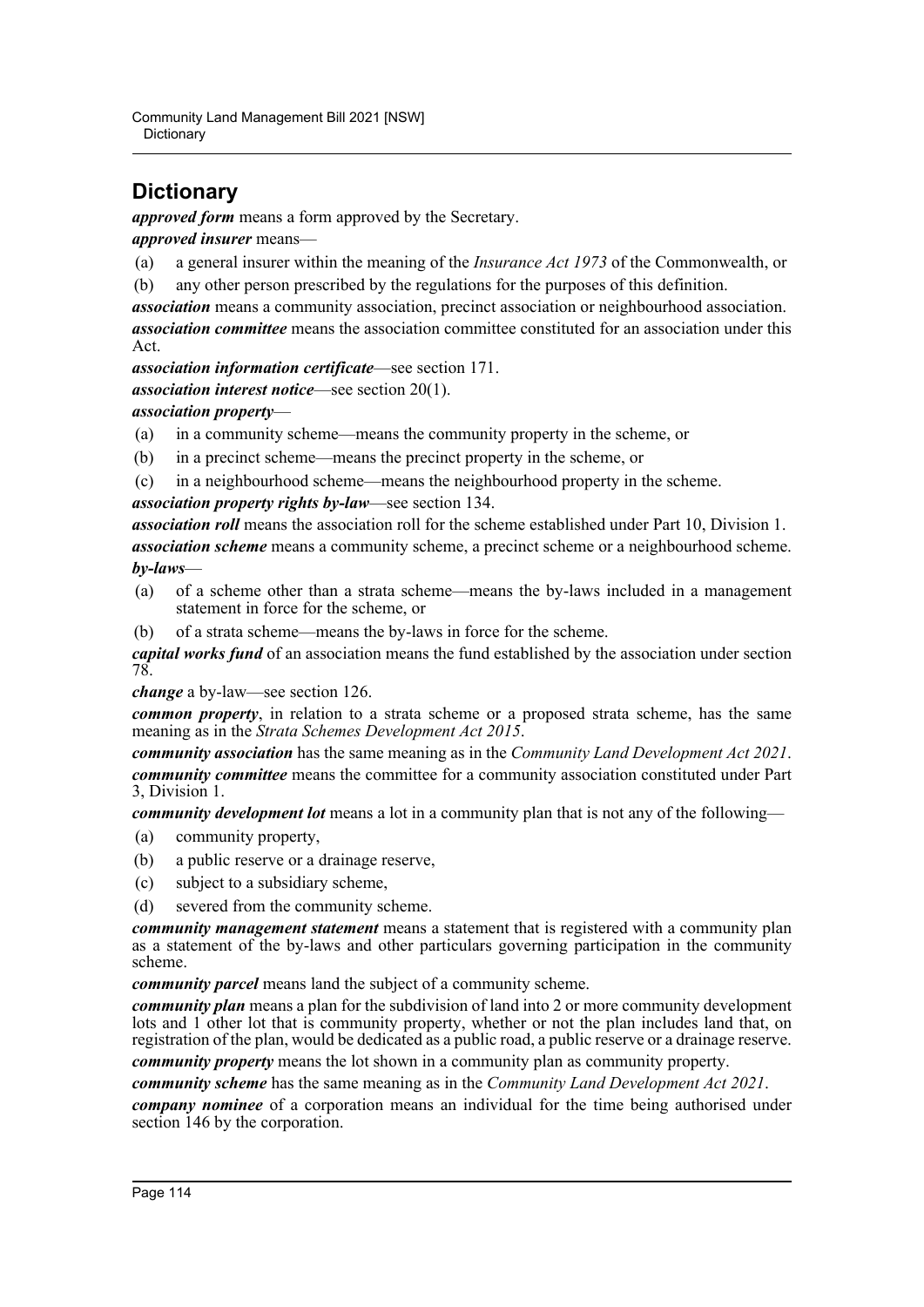# Dictionary

***approved form*** means a form approved by the Secretary.

***approved insurer*** means—

(a) a general insurer within the meaning of the *Insurance Act 1973* of the Commonwealth, or

(b) any other person prescribed by the regulations for the purposes of this definition.

***association*** means a community association, precinct association or neighbourhood association.

***association committee*** means the association committee constituted for an association under this Act.

***association information certificate***—see section 171.

***association interest notice***—see section 20(1).

***association property***—

(a) in a community scheme—means the community property in the scheme, or

(b) in a precinct scheme—means the precinct property in the scheme, or

(c) in a neighbourhood scheme—means the neighbourhood property in the scheme.

***association property rights by-law***—see section 134.

***association roll*** means the association roll for the scheme established under Part 10, Division 1.

***association scheme*** means a community scheme, a precinct scheme or a neighbourhood scheme.

***by-laws***—

(a) of a scheme other than a strata scheme—means the by-laws included in a management statement in force for the scheme, or

(b) of a strata scheme—means the by-laws in force for the scheme.

***capital works fund*** of an association means the fund established by the association under section 78.

***change*** a by-law—see section 126.

***common property***, in relation to a strata scheme or a proposed strata scheme, has the same meaning as in the *Strata Schemes Development Act 2015*.

***community association*** has the same meaning as in the *Community Land Development Act 2021*.

***community committee*** means the committee for a community association constituted under Part 3, Division 1.

***community development lot*** means a lot in a community plan that is not any of the following—

(a) community property,

(b) a public reserve or a drainage reserve,

(c) subject to a subsidiary scheme,

(d) severed from the community scheme.

***community management statement*** means a statement that is registered with a community plan as a statement of the by-laws and other particulars governing participation in the community scheme.

***community parcel*** means land the subject of a community scheme.

***community plan*** means a plan for the subdivision of land into 2 or more community development lots and 1 other lot that is community property, whether or not the plan includes land that, on registration of the plan, would be dedicated as a public road, a public reserve or a drainage reserve.

***community property*** means the lot shown in a community plan as community property.

***community scheme*** has the same meaning as in the *Community Land Development Act 2021*.

***company nominee*** of a corporation means an individual for the time being authorised under section 146 by the corporation.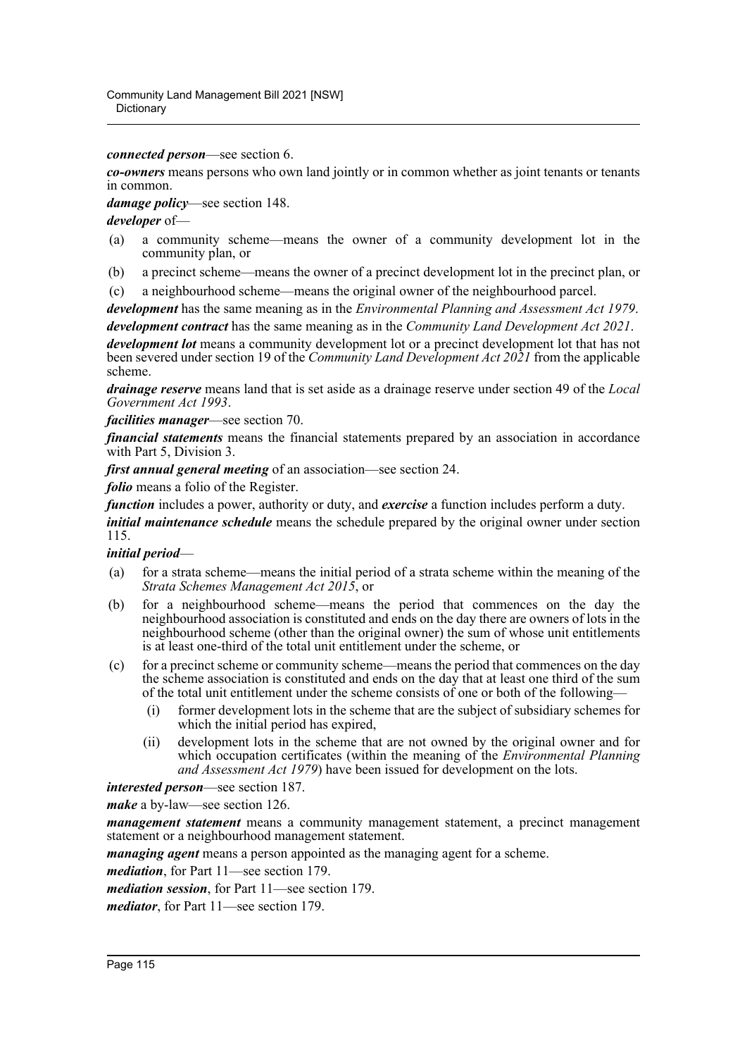***connected person***—see section 6.

***co-owners*** means persons who own land jointly or in common whether as joint tenants or tenants in common.

***damage policy***—see section 148.

***developer*** of—

- (a) a community scheme—means the owner of a community development lot in the community plan, or
- (b) a precinct scheme—means the owner of a precinct development lot in the precinct plan, or
- (c) a neighbourhood scheme—means the original owner of the neighbourhood parcel.

***development*** has the same meaning as in the *Environmental Planning and Assessment Act 1979*.

***development contract*** has the same meaning as in the *Community Land Development Act 2021*.

***development lot*** means a community development lot or a precinct development lot that has not been severed under section 19 of the *Community Land Development Act 2021* from the applicable scheme.

***drainage reserve*** means land that is set aside as a drainage reserve under section 49 of the *Local Government Act 1993*.

***facilities manager***—see section 70.

***financial statements*** means the financial statements prepared by an association in accordance with Part 5, Division 3.

***first annual general meeting*** of an association—see section 24.

***folio*** means a folio of the Register.

***function*** includes a power, authority or duty, and ***exercise*** a function includes perform a duty.

***initial maintenance schedule*** means the schedule prepared by the original owner under section 115.

***initial period***—

- (a) for a strata scheme—means the initial period of a strata scheme within the meaning of the *Strata Schemes Management Act 2015*, or
- (b) for a neighbourhood scheme—means the period that commences on the day the neighbourhood association is constituted and ends on the day there are owners of lots in the neighbourhood scheme (other than the original owner) the sum of whose unit entitlements is at least one-third of the total unit entitlement under the scheme, or
- (c) for a precinct scheme or community scheme—means the period that commences on the day the scheme association is constituted and ends on the day that at least one third of the sum of the total unit entitlement under the scheme consists of one or both of the following—
  - (i) former development lots in the scheme that are the subject of subsidiary schemes for which the initial period has expired,
  - (ii) development lots in the scheme that are not owned by the original owner and for which occupation certificates (within the meaning of the *Environmental Planning and Assessment Act 1979*) have been issued for development on the lots.

***interested person***—see section 187.

***make*** a by-law—see section 126.

***management statement*** means a community management statement, a precinct management statement or a neighbourhood management statement.

***managing agent*** means a person appointed as the managing agent for a scheme.

***mediation***, for Part 11—see section 179.

***mediation session***, for Part 11—see section 179.

***mediator***, for Part 11—see section 179.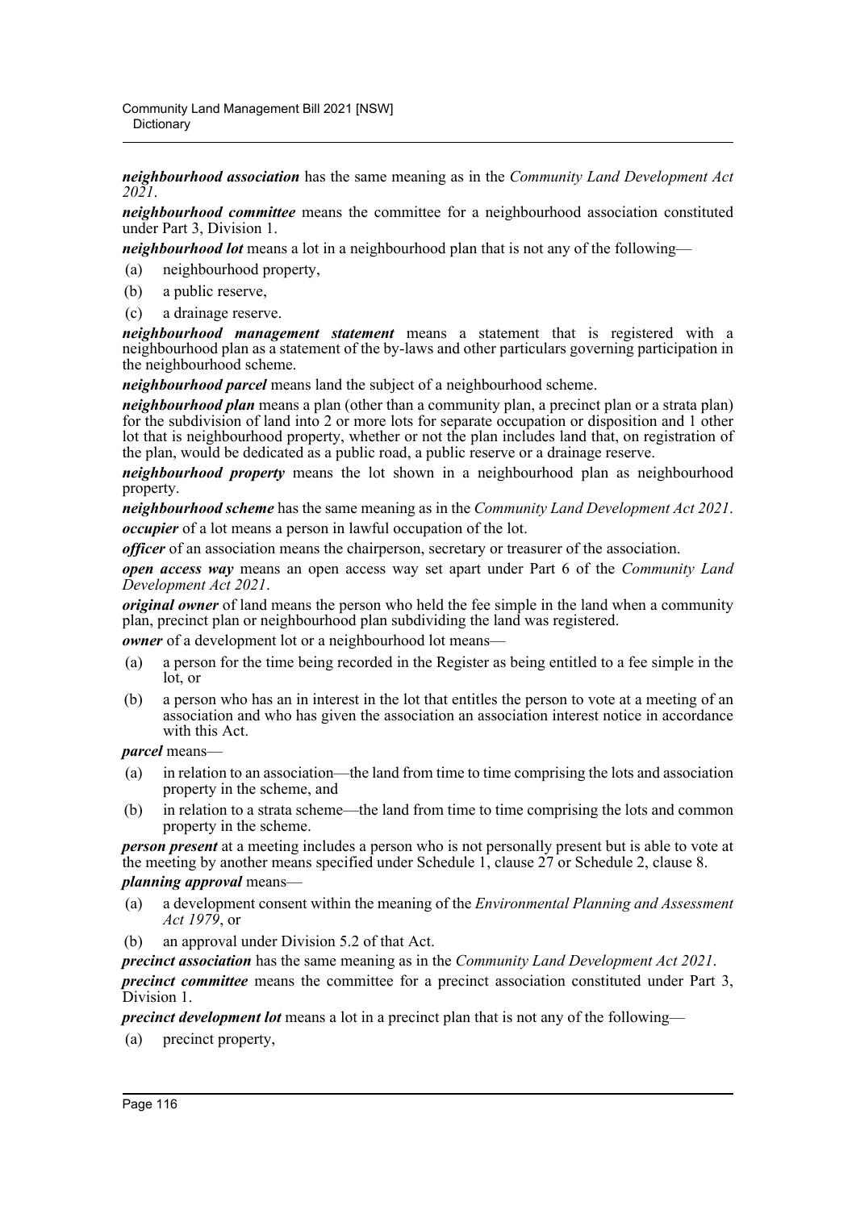***neighbourhood association*** has the same meaning as in the *Community Land Development Act 2021*.

***neighbourhood committee*** means the committee for a neighbourhood association constituted under Part 3, Division 1.

***neighbourhood lot*** means a lot in a neighbourhood plan that is not any of the following—

(a) neighbourhood property,

(b) a public reserve,

(c) a drainage reserve.

***neighbourhood management statement*** means a statement that is registered with a neighbourhood plan as a statement of the by-laws and other particulars governing participation in the neighbourhood scheme.

***neighbourhood parcel*** means land the subject of a neighbourhood scheme.

***neighbourhood plan*** means a plan (other than a community plan, a precinct plan or a strata plan) for the subdivision of land into 2 or more lots for separate occupation or disposition and 1 other lot that is neighbourhood property, whether or not the plan includes land that, on registration of the plan, would be dedicated as a public road, a public reserve or a drainage reserve.

***neighbourhood property*** means the lot shown in a neighbourhood plan as neighbourhood property.

***neighbourhood scheme*** has the same meaning as in the *Community Land Development Act 2021*.

***occupier*** of a lot means a person in lawful occupation of the lot.

***officer*** of an association means the chairperson, secretary or treasurer of the association.

***open access way*** means an open access way set apart under Part 6 of the *Community Land Development Act 2021*.

***original owner*** of land means the person who held the fee simple in the land when a community plan, precinct plan or neighbourhood plan subdividing the land was registered.

***owner*** of a development lot or a neighbourhood lot means—

(a) a person for the time being recorded in the Register as being entitled to a fee simple in the lot, or

(b) a person who has an in interest in the lot that entitles the person to vote at a meeting of an association and who has given the association an association interest notice in accordance with this Act.

***parcel*** means—

(a) in relation to an association—the land from time to time comprising the lots and association property in the scheme, and

(b) in relation to a strata scheme—the land from time to time comprising the lots and common property in the scheme.

***person present*** at a meeting includes a person who is not personally present but is able to vote at the meeting by another means specified under Schedule 1, clause 27 or Schedule 2, clause 8.

***planning approval*** means—

(a) a development consent within the meaning of the *Environmental Planning and Assessment Act 1979*, or

(b) an approval under Division 5.2 of that Act.

***precinct association*** has the same meaning as in the *Community Land Development Act 2021*.

***precinct committee*** means the committee for a precinct association constituted under Part 3, Division 1.

***precinct development lot*** means a lot in a precinct plan that is not any of the following—

(a) precinct property,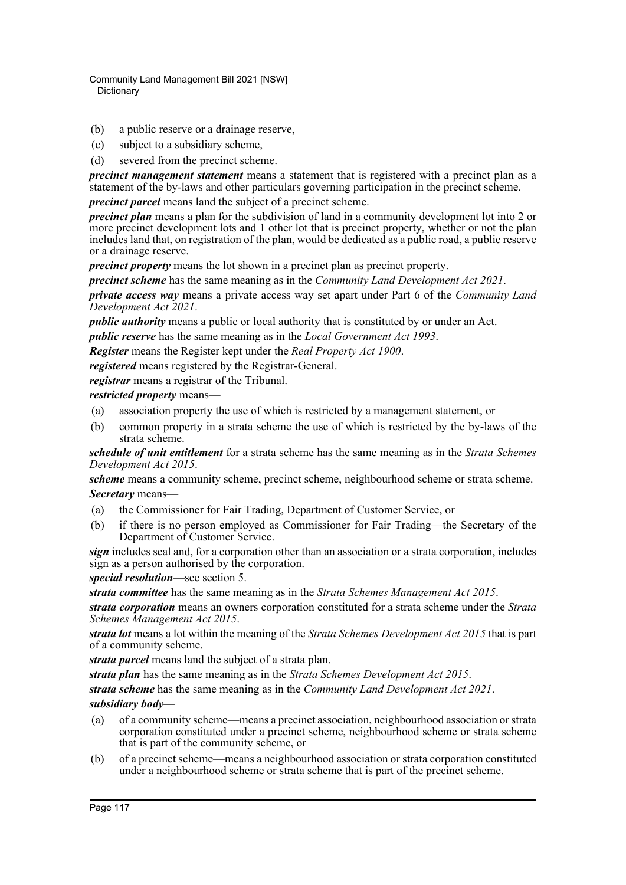(b) a public reserve or a drainage reserve,
(c) subject to a subsidiary scheme,
(d) severed from the precinct scheme.

***precinct management statement*** means a statement that is registered with a precinct plan as a statement of the by-laws and other particulars governing participation in the precinct scheme.

***precinct parcel*** means land the subject of a precinct scheme.

***precinct plan*** means a plan for the subdivision of land in a community development lot into 2 or more precinct development lots and 1 other lot that is precinct property, whether or not the plan includes land that, on registration of the plan, would be dedicated as a public road, a public reserve or a drainage reserve.

***precinct property*** means the lot shown in a precinct plan as precinct property.

***precinct scheme*** has the same meaning as in the *Community Land Development Act 2021*.

***private access way*** means a private access way set apart under Part 6 of the *Community Land Development Act 2021*.

***public authority*** means a public or local authority that is constituted by or under an Act.

***public reserve*** has the same meaning as in the *Local Government Act 1993*.

***Register*** means the Register kept under the *Real Property Act 1900*.

***registered*** means registered by the Registrar-General.

***registrar*** means a registrar of the Tribunal.

***restricted property*** means—

(a) association property the use of which is restricted by a management statement, or
(b) common property in a strata scheme the use of which is restricted by the by-laws of the strata scheme.

***schedule of unit entitlement*** for a strata scheme has the same meaning as in the *Strata Schemes Development Act 2015*.

***scheme*** means a community scheme, precinct scheme, neighbourhood scheme or strata scheme.

***Secretary*** means—

(a) the Commissioner for Fair Trading, Department of Customer Service, or
(b) if there is no person employed as Commissioner for Fair Trading—the Secretary of the Department of Customer Service.

***sign*** includes seal and, for a corporation other than an association or a strata corporation, includes sign as a person authorised by the corporation.

***special resolution***—see section 5.

***strata committee*** has the same meaning as in the *Strata Schemes Management Act 2015*.

***strata corporation*** means an owners corporation constituted for a strata scheme under the *Strata Schemes Management Act 2015*.

***strata lot*** means a lot within the meaning of the *Strata Schemes Development Act 2015* that is part of a community scheme.

***strata parcel*** means land the subject of a strata plan.

***strata plan*** has the same meaning as in the *Strata Schemes Development Act 2015*.

***strata scheme*** has the same meaning as in the *Community Land Development Act 2021*.

***subsidiary body***—

(a) of a community scheme—means a precinct association, neighbourhood association or strata corporation constituted under a precinct scheme, neighbourhood scheme or strata scheme that is part of the community scheme, or
(b) of a precinct scheme—means a neighbourhood association or strata corporation constituted under a neighbourhood scheme or strata scheme that is part of the precinct scheme.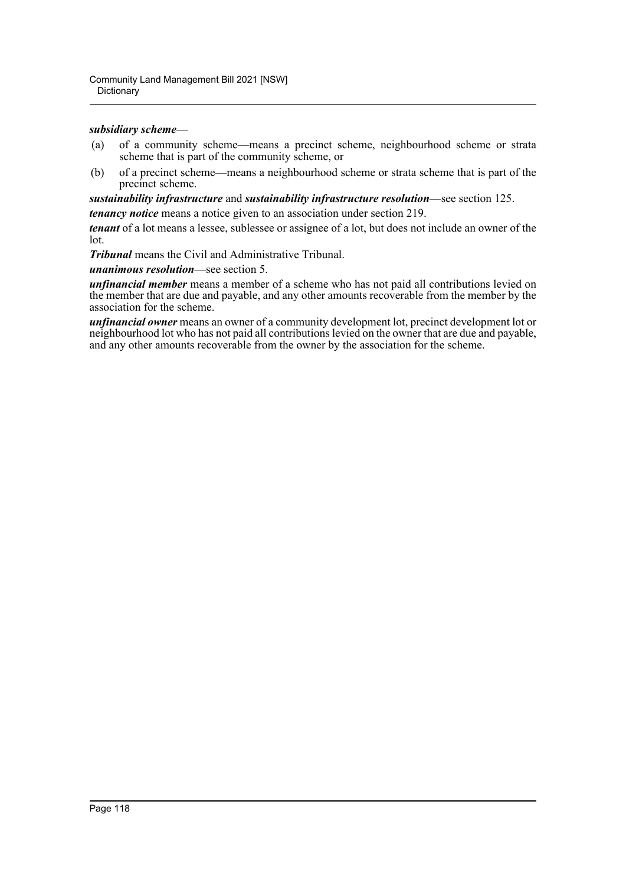***subsidiary scheme***—

(a) of a community scheme—means a precinct scheme, neighbourhood scheme or strata scheme that is part of the community scheme, or

(b) of a precinct scheme—means a neighbourhood scheme or strata scheme that is part of the precinct scheme.

***sustainability infrastructure*** and ***sustainability infrastructure resolution***—see section 125.

***tenancy notice*** means a notice given to an association under section 219.

***tenant*** of a lot means a lessee, sublessee or assignee of a lot, but does not include an owner of the lot.

***Tribunal*** means the Civil and Administrative Tribunal.

***unanimous resolution***—see section 5.

***unfinancial member*** means a member of a scheme who has not paid all contributions levied on the member that are due and payable, and any other amounts recoverable from the member by the association for the scheme.

***unfinancial owner*** means an owner of a community development lot, precinct development lot or neighbourhood lot who has not paid all contributions levied on the owner that are due and payable, and any other amounts recoverable from the owner by the association for the scheme.